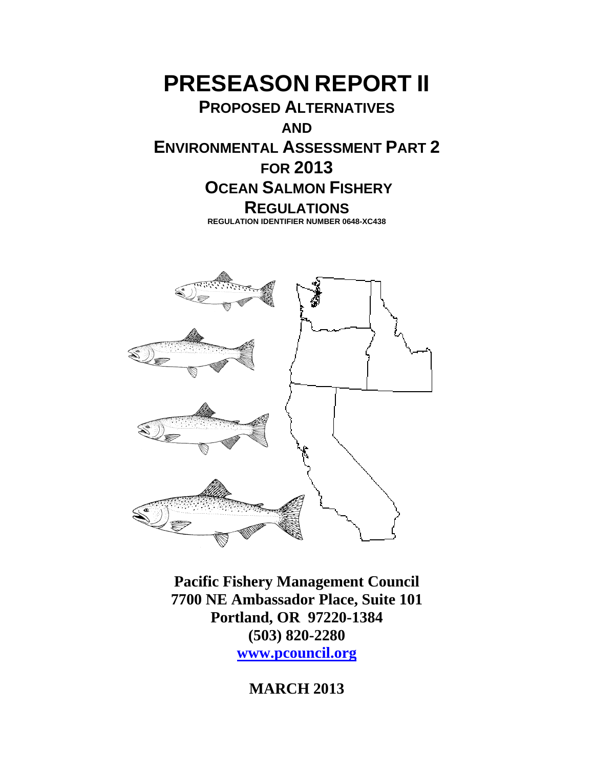# PRESEASON REPORT II

## PROPOSED ALTERNATIVES AND ENVIRONMENTAL ASSESSMENT PART 2 FOR 2013 OCEAN SALMON FISHERY REGULATIONS

**REGULATION IDENTIFIER NUMBER 0648-XC438**

**Pacific Fishery Management Council**
**7700 NE Ambassador Place, Suite 101**
**Portland, OR 97220-1384**
**(503) 820-2280**
**www.pcouncil.org**

**MARCH 2013**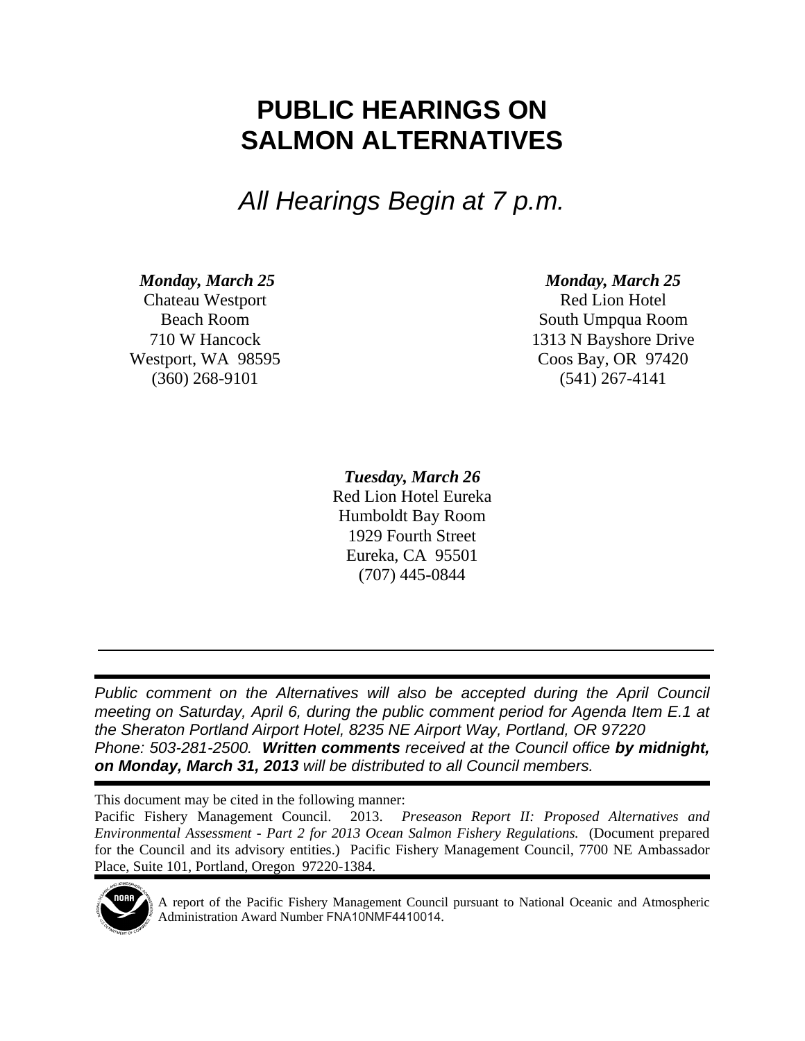# PUBLIC HEARINGS ON SALMON ALTERNATIVES

*All Hearings Begin at 7 p.m.*

***Monday, March 25***
Chateau Westport
Beach Room
710 W Hancock
Westport, WA 98595
(360) 268-9101

***Monday, March 25***
Red Lion Hotel
South Umpqua Room
1313 N Bayshore Drive
Coos Bay, OR 97420
(541) 267-4141

***Tuesday, March 26***
Red Lion Hotel Eureka
Humboldt Bay Room
1929 Fourth Street
Eureka, CA 95501
(707) 445-0844

---

*Public comment on the Alternatives will also be accepted during the April Council meeting on Saturday, April 6, during the public comment period for Agenda Item E.1 at the Sheraton Portland Airport Hotel, 8235 NE Airport Way, Portland, OR 97220 Phone: 503-281-2500.* ***Written comments*** *received at the Council office* ***by midnight, on Monday, March 31, 2013*** *will be distributed to all Council members.*

---

This document may be cited in the following manner:
Pacific Fishery Management Council. 2013. *Preseason Report II: Proposed Alternatives and Environmental Assessment - Part 2 for 2013 Ocean Salmon Fishery Regulations.* (Document prepared for the Council and its advisory entities.) Pacific Fishery Management Council, 7700 NE Ambassador Place, Suite 101, Portland, Oregon 97220-1384.

A report of the Pacific Fishery Management Council pursuant to National Oceanic and Atmospheric Administration Award Number FNA10NMF4410014.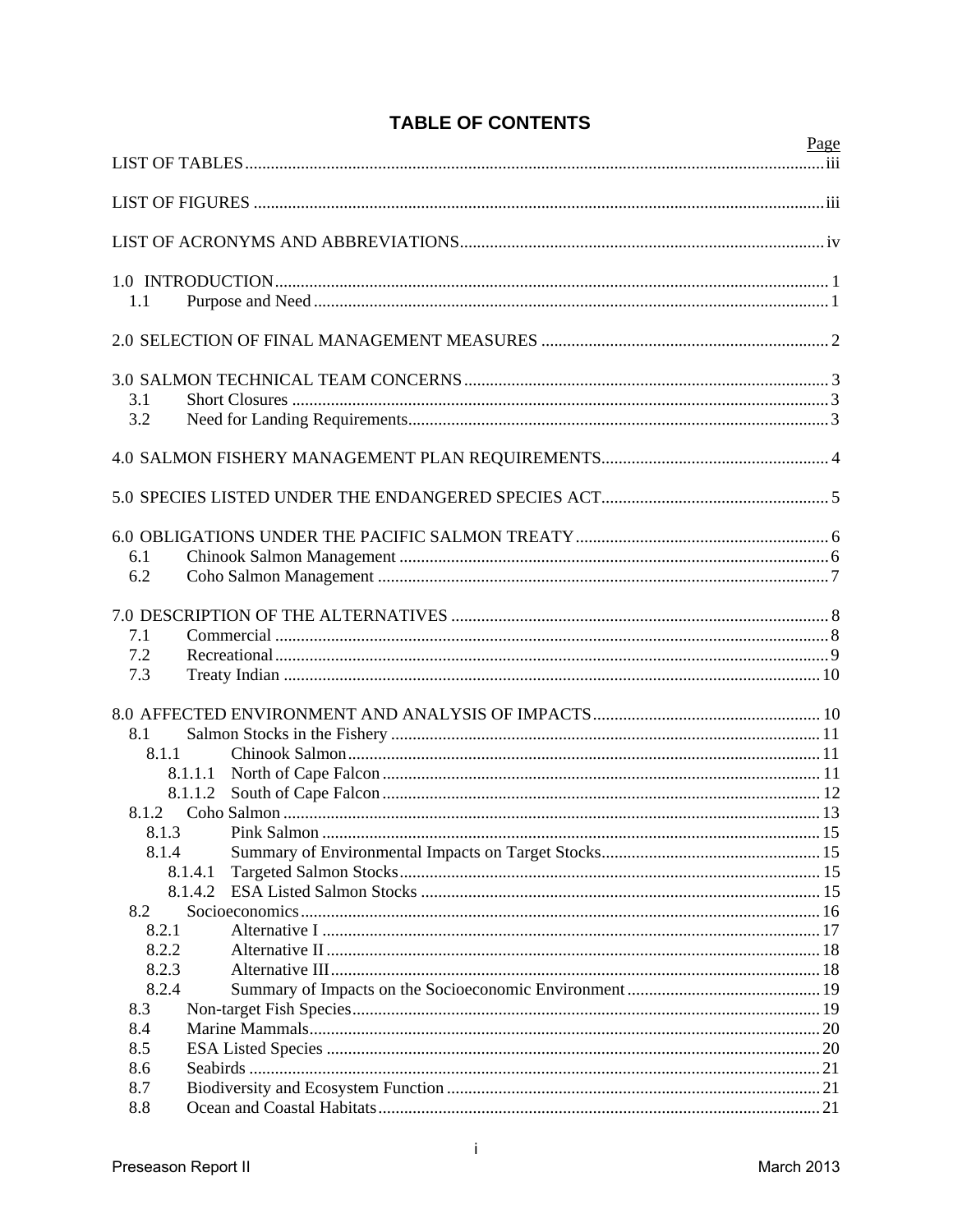# TABLE OF CONTENTS

| | Page |
|---|---|
| LIST OF TABLES | iii |
| LIST OF FIGURES | iii |
| LIST OF ACRONYMS AND ABBREVIATIONS | iv |
| 1.0 INTRODUCTION | 1 |
| 1.1 Purpose and Need | 1 |
| 2.0 SELECTION OF FINAL MANAGEMENT MEASURES | 2 |
| 3.0 SALMON TECHNICAL TEAM CONCERNS | 3 |
| 3.1 Short Closures | 3 |
| 3.2 Need for Landing Requirements | 3 |
| 4.0 SALMON FISHERY MANAGEMENT PLAN REQUIREMENTS | 4 |
| 5.0 SPECIES LISTED UNDER THE ENDANGERED SPECIES ACT | 5 |
| 6.0 OBLIGATIONS UNDER THE PACIFIC SALMON TREATY | 6 |
| 6.1 Chinook Salmon Management | 6 |
| 6.2 Coho Salmon Management | 7 |
| 7.0 DESCRIPTION OF THE ALTERNATIVES | 8 |
| 7.1 Commercial | 8 |
| 7.2 Recreational | 9 |
| 7.3 Treaty Indian | 10 |
| 8.0 AFFECTED ENVIRONMENT AND ANALYSIS OF IMPACTS | 10 |
| 8.1 Salmon Stocks in the Fishery | 11 |
| 8.1.1 Chinook Salmon | 11 |
| 8.1.1.1 North of Cape Falcon | 11 |
| 8.1.1.2 South of Cape Falcon | 12 |
| 8.1.2 Coho Salmon | 13 |
| 8.1.3 Pink Salmon | 15 |
| 8.1.4 Summary of Environmental Impacts on Target Stocks | 15 |
| 8.1.4.1 Targeted Salmon Stocks | 15 |
| 8.1.4.2 ESA Listed Salmon Stocks | 15 |
| 8.2 Socioeconomics | 16 |
| 8.2.1 Alternative I | 17 |
| 8.2.2 Alternative II | 18 |
| 8.2.3 Alternative III | 18 |
| 8.2.4 Summary of Impacts on the Socioeconomic Environment | 19 |
| 8.3 Non-target Fish Species | 19 |
| 8.4 Marine Mammals | 20 |
| 8.5 ESA Listed Species | 20 |
| 8.6 Seabirds | 21 |
| 8.7 Biodiversity and Ecosystem Function | 21 |
| 8.8 Ocean and Coastal Habitats | 21 |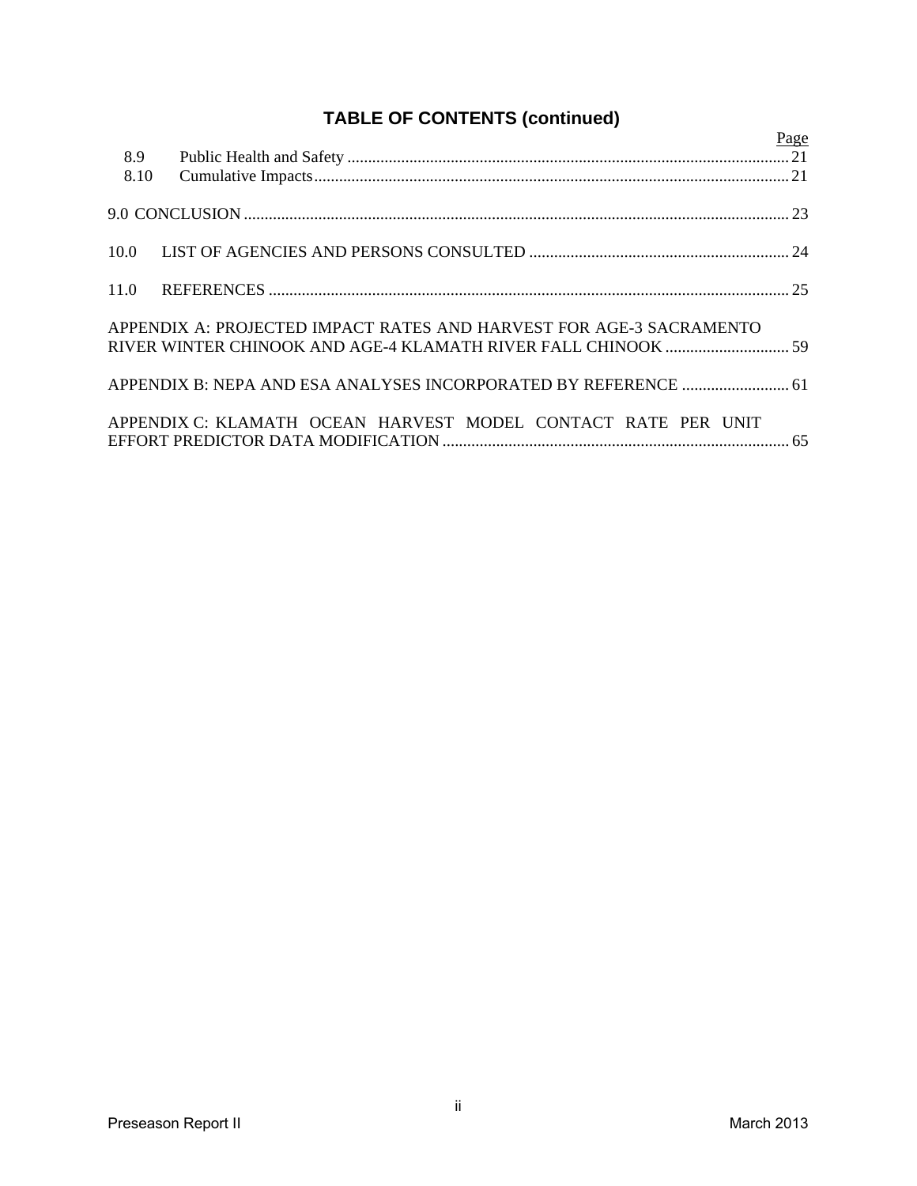## TABLE OF CONTENTS (continued)

| | | Page |
|---|---|---|
| 8.9 | Public Health and Safety | 21 |
| 8.10 | Cumulative Impacts | 21 |
| 9.0 | CONCLUSION | 23 |
| 10.0 | LIST OF AGENCIES AND PERSONS CONSULTED | 24 |
| 11.0 | REFERENCES | 25 |
| | APPENDIX A: PROJECTED IMPACT RATES AND HARVEST FOR AGE-3 SACRAMENTO RIVER WINTER CHINOOK AND AGE-4 KLAMATH RIVER FALL CHINOOK | 59 |
| | APPENDIX B: NEPA AND ESA ANALYSES INCORPORATED BY REFERENCE | 61 |
| | APPENDIX C: KLAMATH OCEAN HARVEST MODEL CONTACT RATE PER UNIT EFFORT PREDICTOR DATA MODIFICATION | 65 |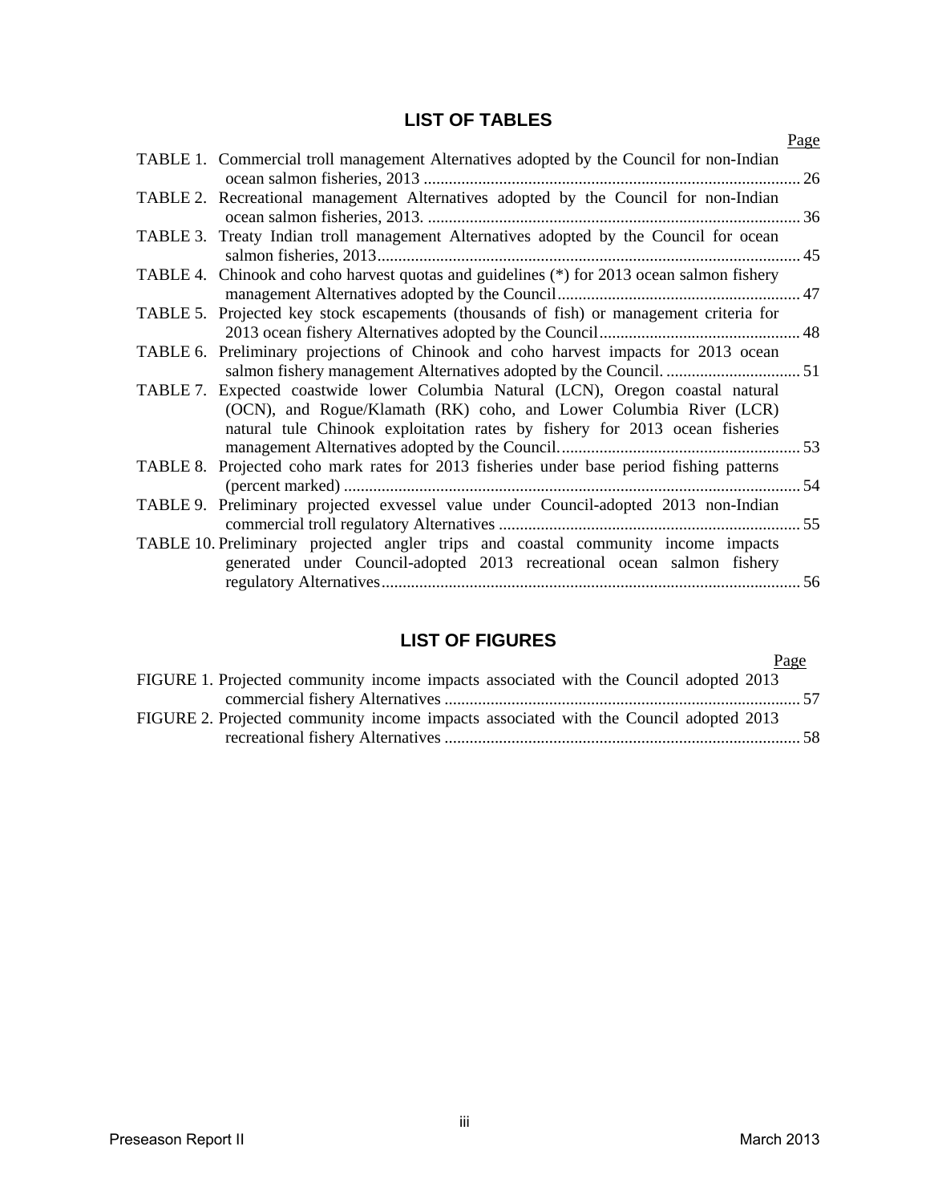## LIST OF TABLES

| | Page |
|---|---|
| TABLE 1. Commercial troll management Alternatives adopted by the Council for non-Indian ocean salmon fisheries, 2013 | 26 |
| TABLE 2. Recreational management Alternatives adopted by the Council for non-Indian ocean salmon fisheries, 2013. | 36 |
| TABLE 3. Treaty Indian troll management Alternatives adopted by the Council for ocean salmon fisheries, 2013 | 45 |
| TABLE 4. Chinook and coho harvest quotas and guidelines (*) for 2013 ocean salmon fishery management Alternatives adopted by the Council | 47 |
| TABLE 5. Projected key stock escapements (thousands of fish) or management criteria for 2013 ocean fishery Alternatives adopted by the Council | 48 |
| TABLE 6. Preliminary projections of Chinook and coho harvest impacts for 2013 ocean salmon fishery management Alternatives adopted by the Council. | 51 |
| TABLE 7. Expected coastwide lower Columbia Natural (LCN), Oregon coastal natural (OCN), and Rogue/Klamath (RK) coho, and Lower Columbia River (LCR) natural tule Chinook exploitation rates by fishery for 2013 ocean fisheries management Alternatives adopted by the Council. | 53 |
| TABLE 8. Projected coho mark rates for 2013 fisheries under base period fishing patterns (percent marked) | 54 |
| TABLE 9. Preliminary projected exvessel value under Council-adopted 2013 non-Indian commercial troll regulatory Alternatives | 55 |
| TABLE 10. Preliminary projected angler trips and coastal community income impacts generated under Council-adopted 2013 recreational ocean salmon fishery regulatory Alternatives | 56 |

## LIST OF FIGURES

| | Page |
|---|---|
| FIGURE 1. Projected community income impacts associated with the Council adopted 2013 commercial fishery Alternatives | 57 |
| FIGURE 2. Projected community income impacts associated with the Council adopted 2013 recreational fishery Alternatives | 58 |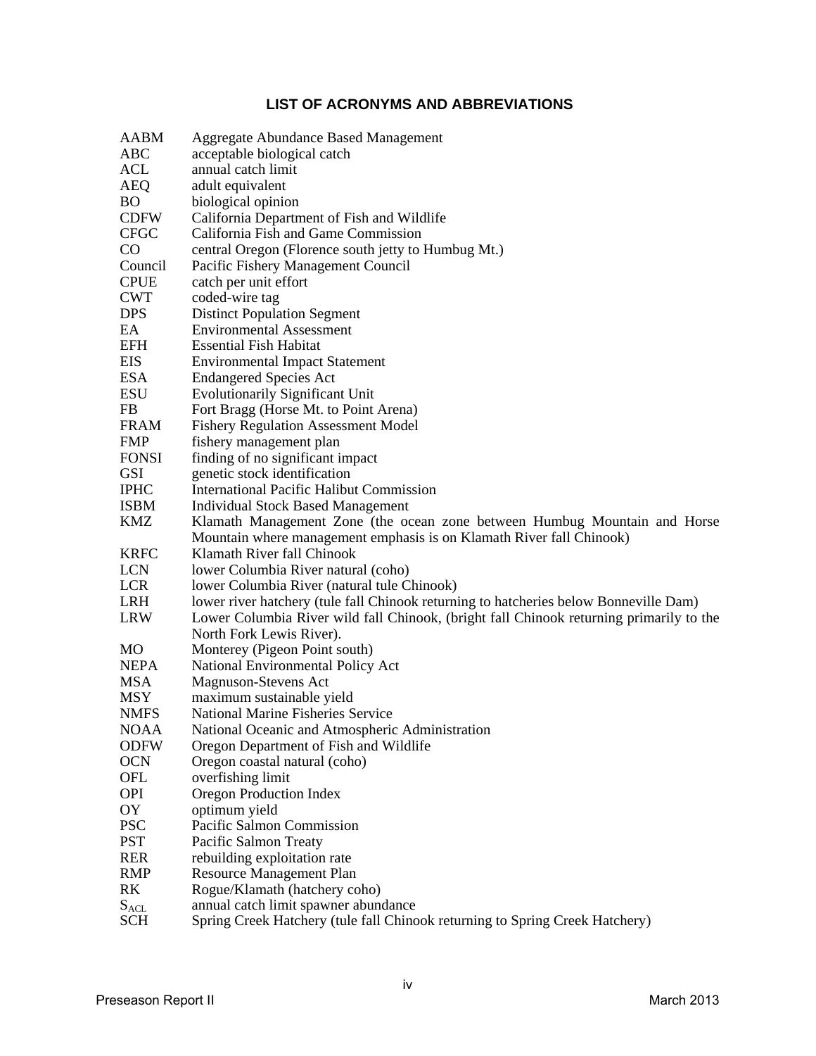## LIST OF ACRONYMS AND ABBREVIATIONS

| | |
|---|---|
| AABM | Aggregate Abundance Based Management |
| ABC | acceptable biological catch |
| ACL | annual catch limit |
| AEQ | adult equivalent |
| BO | biological opinion |
| CDFW | California Department of Fish and Wildlife |
| CFGC | California Fish and Game Commission |
| CO | central Oregon (Florence south jetty to Humbug Mt.) |
| Council | Pacific Fishery Management Council |
| CPUE | catch per unit effort |
| CWT | coded-wire tag |
| DPS | Distinct Population Segment |
| EA | Environmental Assessment |
| EFH | Essential Fish Habitat |
| EIS | Environmental Impact Statement |
| ESA | Endangered Species Act |
| ESU | Evolutionarily Significant Unit |
| FB | Fort Bragg (Horse Mt. to Point Arena) |
| FRAM | Fishery Regulation Assessment Model |
| FMP | fishery management plan |
| FONSI | finding of no significant impact |
| GSI | genetic stock identification |
| IPHC | International Pacific Halibut Commission |
| ISBM | Individual Stock Based Management |
| KMZ | Klamath Management Zone (the ocean zone between Humbug Mountain and Horse Mountain where management emphasis is on Klamath River fall Chinook) |
| KRFC | Klamath River fall Chinook |
| LCN | lower Columbia River natural (coho) |
| LCR | lower Columbia River (natural tule Chinook) |
| LRH | lower river hatchery (tule fall Chinook returning to hatcheries below Bonneville Dam) |
| LRW | Lower Columbia River wild fall Chinook, (bright fall Chinook returning primarily to the North Fork Lewis River). |
| MO | Monterey (Pigeon Point south) |
| NEPA | National Environmental Policy Act |
| MSA | Magnuson-Stevens Act |
| MSY | maximum sustainable yield |
| NMFS | National Marine Fisheries Service |
| NOAA | National Oceanic and Atmospheric Administration |
| ODFW | Oregon Department of Fish and Wildlife |
| OCN | Oregon coastal natural (coho) |
| OFL | overfishing limit |
| OPI | Oregon Production Index |
| OY | optimum yield |
| PSC | Pacific Salmon Commission |
| PST | Pacific Salmon Treaty |
| RER | rebuilding exploitation rate |
| RMP | Resource Management Plan |
| RK | Rogue/Klamath (hatchery coho) |
| $S_{ACL}$ | annual catch limit spawner abundance |
| SCH | Spring Creek Hatchery (tule fall Chinook returning to Spring Creek Hatchery) |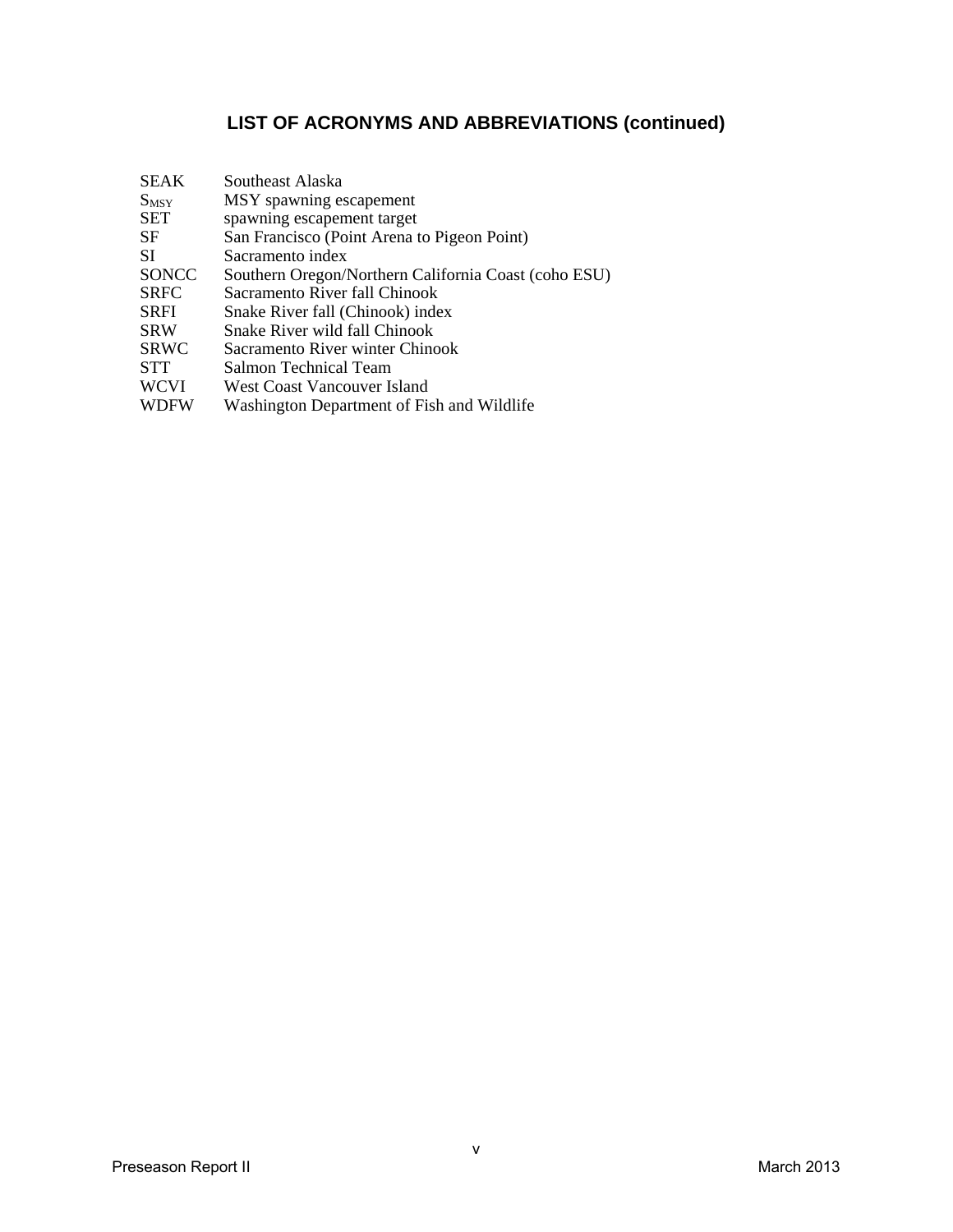## LIST OF ACRONYMS AND ABBREVIATIONS (continued)

| | |
|---|---|
| SEAK | Southeast Alaska |
| $S_{MSY}$ | MSY spawning escapement |
| SET | spawning escapement target |
| SF | San Francisco (Point Arena to Pigeon Point) |
| SI | Sacramento index |
| SONCC | Southern Oregon/Northern California Coast (coho ESU) |
| SRFC | Sacramento River fall Chinook |
| SRFI | Snake River fall (Chinook) index |
| SRW | Snake River wild fall Chinook |
| SRWC | Sacramento River winter Chinook |
| STT | Salmon Technical Team |
| WCVI | West Coast Vancouver Island |
| WDFW | Washington Department of Fish and Wildlife |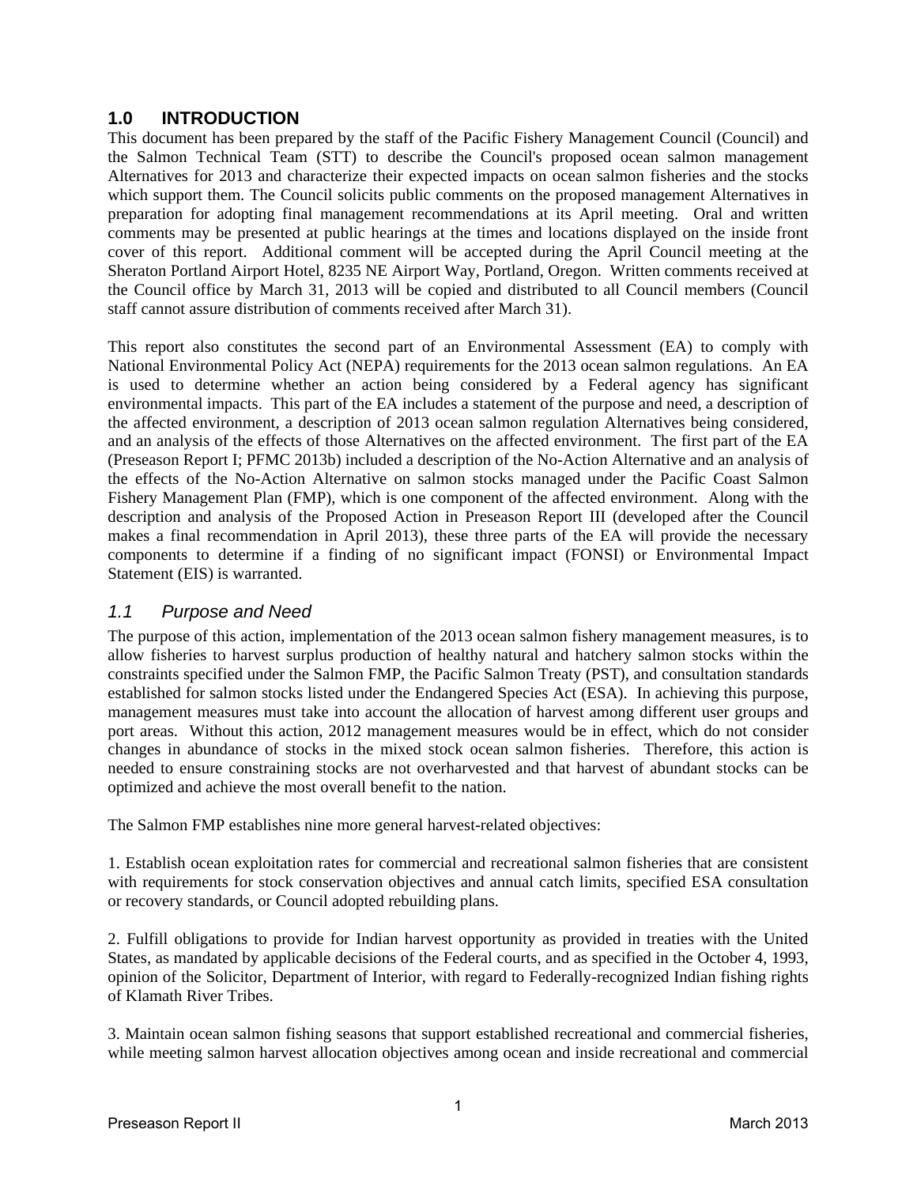## 1.0 INTRODUCTION

This document has been prepared by the staff of the Pacific Fishery Management Council (Council) and the Salmon Technical Team (STT) to describe the Council's proposed ocean salmon management Alternatives for 2013 and characterize their expected impacts on ocean salmon fisheries and the stocks which support them. The Council solicits public comments on the proposed management Alternatives in preparation for adopting final management recommendations at its April meeting. Oral and written comments may be presented at public hearings at the times and locations displayed on the inside front cover of this report. Additional comment will be accepted during the April Council meeting at the Sheraton Portland Airport Hotel, 8235 NE Airport Way, Portland, Oregon. Written comments received at the Council office by March 31, 2013 will be copied and distributed to all Council members (Council staff cannot assure distribution of comments received after March 31).

This report also constitutes the second part of an Environmental Assessment (EA) to comply with National Environmental Policy Act (NEPA) requirements for the 2013 ocean salmon regulations. An EA is used to determine whether an action being considered by a Federal agency has significant environmental impacts. This part of the EA includes a statement of the purpose and need, a description of the affected environment, a description of 2013 ocean salmon regulation Alternatives being considered, and an analysis of the effects of those Alternatives on the affected environment. The first part of the EA (Preseason Report I; PFMC 2013b) included a description of the No-Action Alternative and an analysis of the effects of the No-Action Alternative on salmon stocks managed under the Pacific Coast Salmon Fishery Management Plan (FMP), which is one component of the affected environment. Along with the description and analysis of the Proposed Action in Preseason Report III (developed after the Council makes a final recommendation in April 2013), these three parts of the EA will provide the necessary components to determine if a finding of no significant impact (FONSI) or Environmental Impact Statement (EIS) is warranted.

### *1.1 Purpose and Need*

The purpose of this action, implementation of the 2013 ocean salmon fishery management measures, is to allow fisheries to harvest surplus production of healthy natural and hatchery salmon stocks within the constraints specified under the Salmon FMP, the Pacific Salmon Treaty (PST), and consultation standards established for salmon stocks listed under the Endangered Species Act (ESA). In achieving this purpose, management measures must take into account the allocation of harvest among different user groups and port areas. Without this action, 2012 management measures would be in effect, which do not consider changes in abundance of stocks in the mixed stock ocean salmon fisheries. Therefore, this action is needed to ensure constraining stocks are not overharvested and that harvest of abundant stocks can be optimized and achieve the most overall benefit to the nation.

The Salmon FMP establishes nine more general harvest-related objectives:

1. Establish ocean exploitation rates for commercial and recreational salmon fisheries that are consistent with requirements for stock conservation objectives and annual catch limits, specified ESA consultation or recovery standards, or Council adopted rebuilding plans.

2. Fulfill obligations to provide for Indian harvest opportunity as provided in treaties with the United States, as mandated by applicable decisions of the Federal courts, and as specified in the October 4, 1993, opinion of the Solicitor, Department of Interior, with regard to Federally-recognized Indian fishing rights of Klamath River Tribes.

3. Maintain ocean salmon fishing seasons that support established recreational and commercial fisheries, while meeting salmon harvest allocation objectives among ocean and inside recreational and commercial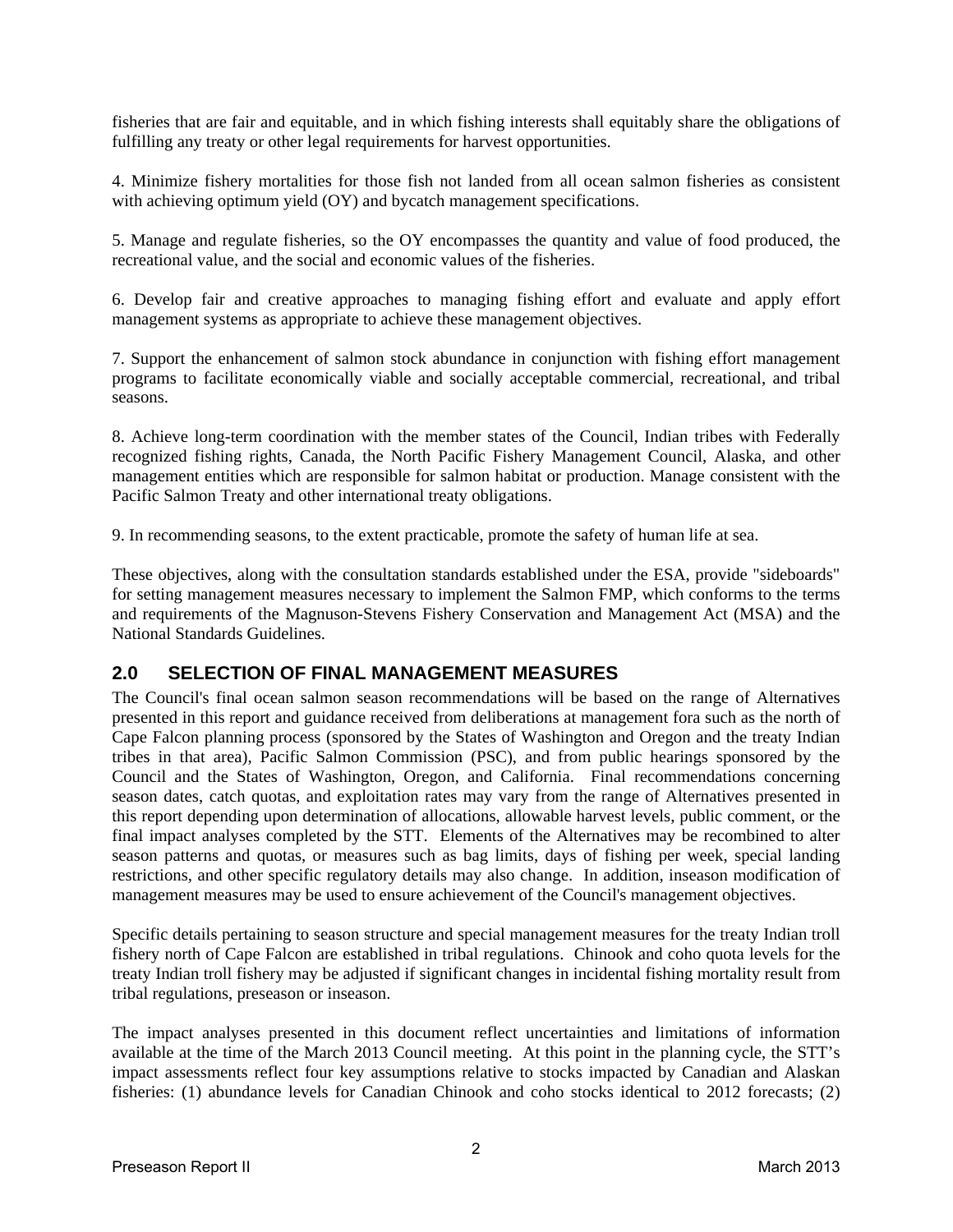fisheries that are fair and equitable, and in which fishing interests shall equitably share the obligations of fulfilling any treaty or other legal requirements for harvest opportunities.

4. Minimize fishery mortalities for those fish not landed from all ocean salmon fisheries as consistent with achieving optimum yield (OY) and bycatch management specifications.

5. Manage and regulate fisheries, so the OY encompasses the quantity and value of food produced, the recreational value, and the social and economic values of the fisheries.

6. Develop fair and creative approaches to managing fishing effort and evaluate and apply effort management systems as appropriate to achieve these management objectives.

7. Support the enhancement of salmon stock abundance in conjunction with fishing effort management programs to facilitate economically viable and socially acceptable commercial, recreational, and tribal seasons.

8. Achieve long-term coordination with the member states of the Council, Indian tribes with Federally recognized fishing rights, Canada, the North Pacific Fishery Management Council, Alaska, and other management entities which are responsible for salmon habitat or production. Manage consistent with the Pacific Salmon Treaty and other international treaty obligations.

9. In recommending seasons, to the extent practicable, promote the safety of human life at sea.

These objectives, along with the consultation standards established under the ESA, provide "sideboards" for setting management measures necessary to implement the Salmon FMP, which conforms to the terms and requirements of the Magnuson-Stevens Fishery Conservation and Management Act (MSA) and the National Standards Guidelines.

## 2.0 SELECTION OF FINAL MANAGEMENT MEASURES

The Council's final ocean salmon season recommendations will be based on the range of Alternatives presented in this report and guidance received from deliberations at management fora such as the north of Cape Falcon planning process (sponsored by the States of Washington and Oregon and the treaty Indian tribes in that area), Pacific Salmon Commission (PSC), and from public hearings sponsored by the Council and the States of Washington, Oregon, and California. Final recommendations concerning season dates, catch quotas, and exploitation rates may vary from the range of Alternatives presented in this report depending upon determination of allocations, allowable harvest levels, public comment, or the final impact analyses completed by the STT. Elements of the Alternatives may be recombined to alter season patterns and quotas, or measures such as bag limits, days of fishing per week, special landing restrictions, and other specific regulatory details may also change. In addition, inseason modification of management measures may be used to ensure achievement of the Council's management objectives.

Specific details pertaining to season structure and special management measures for the treaty Indian troll fishery north of Cape Falcon are established in tribal regulations. Chinook and coho quota levels for the treaty Indian troll fishery may be adjusted if significant changes in incidental fishing mortality result from tribal regulations, preseason or inseason.

The impact analyses presented in this document reflect uncertainties and limitations of information available at the time of the March 2013 Council meeting. At this point in the planning cycle, the STT's impact assessments reflect four key assumptions relative to stocks impacted by Canadian and Alaskan fisheries: (1) abundance levels for Canadian Chinook and coho stocks identical to 2012 forecasts; (2)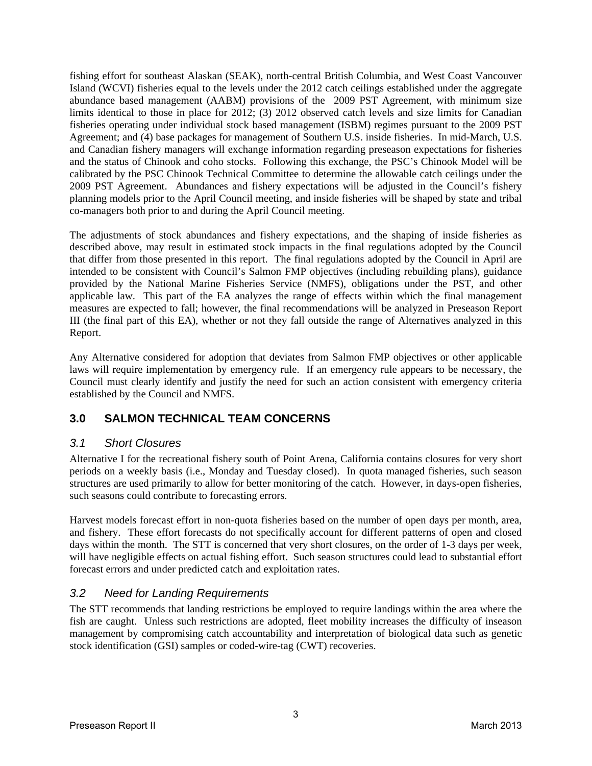fishing effort for southeast Alaskan (SEAK), north-central British Columbia, and West Coast Vancouver Island (WCVI) fisheries equal to the levels under the 2012 catch ceilings established under the aggregate abundance based management (AABM) provisions of the 2009 PST Agreement, with minimum size limits identical to those in place for 2012; (3) 2012 observed catch levels and size limits for Canadian fisheries operating under individual stock based management (ISBM) regimes pursuant to the 2009 PST Agreement; and (4) base packages for management of Southern U.S. inside fisheries. In mid-March, U.S. and Canadian fishery managers will exchange information regarding preseason expectations for fisheries and the status of Chinook and coho stocks. Following this exchange, the PSC's Chinook Model will be calibrated by the PSC Chinook Technical Committee to determine the allowable catch ceilings under the 2009 PST Agreement. Abundances and fishery expectations will be adjusted in the Council's fishery planning models prior to the April Council meeting, and inside fisheries will be shaped by state and tribal co-managers both prior to and during the April Council meeting.

The adjustments of stock abundances and fishery expectations, and the shaping of inside fisheries as described above, may result in estimated stock impacts in the final regulations adopted by the Council that differ from those presented in this report. The final regulations adopted by the Council in April are intended to be consistent with Council's Salmon FMP objectives (including rebuilding plans), guidance provided by the National Marine Fisheries Service (NMFS), obligations under the PST, and other applicable law. This part of the EA analyzes the range of effects within which the final management measures are expected to fall; however, the final recommendations will be analyzed in Preseason Report III (the final part of this EA), whether or not they fall outside the range of Alternatives analyzed in this Report.

Any Alternative considered for adoption that deviates from Salmon FMP objectives or other applicable laws will require implementation by emergency rule. If an emergency rule appears to be necessary, the Council must clearly identify and justify the need for such an action consistent with emergency criteria established by the Council and NMFS.

## 3.0 SALMON TECHNICAL TEAM CONCERNS

### *3.1 Short Closures*

Alternative I for the recreational fishery south of Point Arena, California contains closures for very short periods on a weekly basis (i.e., Monday and Tuesday closed). In quota managed fisheries, such season structures are used primarily to allow for better monitoring of the catch. However, in days-open fisheries, such seasons could contribute to forecasting errors.

Harvest models forecast effort in non-quota fisheries based on the number of open days per month, area, and fishery. These effort forecasts do not specifically account for different patterns of open and closed days within the month. The STT is concerned that very short closures, on the order of 1-3 days per week, will have negligible effects on actual fishing effort. Such season structures could lead to substantial effort forecast errors and under predicted catch and exploitation rates.

### *3.2 Need for Landing Requirements*

The STT recommends that landing restrictions be employed to require landings within the area where the fish are caught. Unless such restrictions are adopted, fleet mobility increases the difficulty of inseason management by compromising catch accountability and interpretation of biological data such as genetic stock identification (GSI) samples or coded-wire-tag (CWT) recoveries.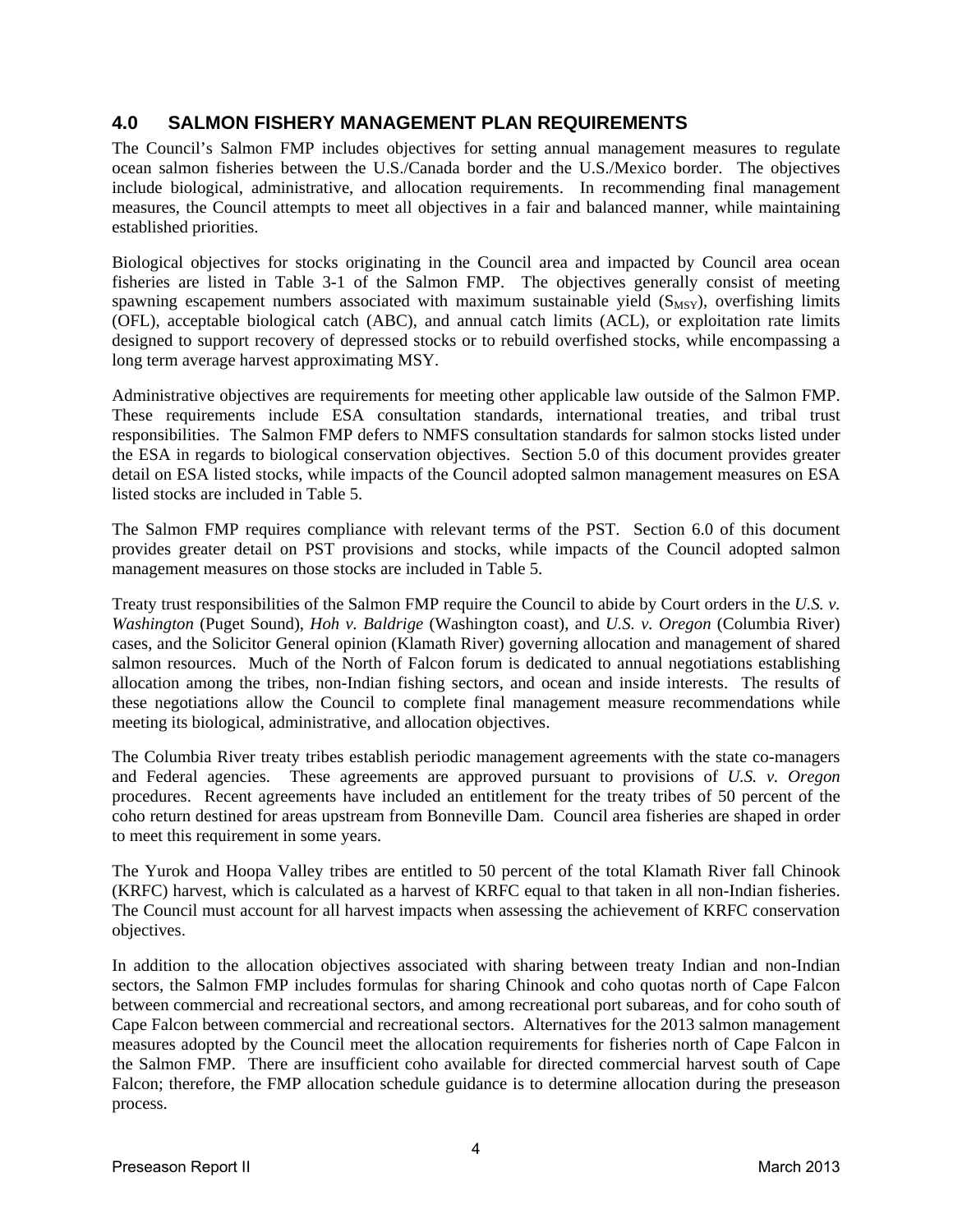## 4.0 SALMON FISHERY MANAGEMENT PLAN REQUIREMENTS

The Council's Salmon FMP includes objectives for setting annual management measures to regulate ocean salmon fisheries between the U.S./Canada border and the U.S./Mexico border. The objectives include biological, administrative, and allocation requirements. In recommending final management measures, the Council attempts to meet all objectives in a fair and balanced manner, while maintaining established priorities.

Biological objectives for stocks originating in the Council area and impacted by Council area ocean fisheries are listed in Table 3-1 of the Salmon FMP. The objectives generally consist of meeting spawning escapement numbers associated with maximum sustainable yield ($S_{MSY}$), overfishing limits (OFL), acceptable biological catch (ABC), and annual catch limits (ACL), or exploitation rate limits designed to support recovery of depressed stocks or to rebuild overfished stocks, while encompassing a long term average harvest approximating MSY.

Administrative objectives are requirements for meeting other applicable law outside of the Salmon FMP. These requirements include ESA consultation standards, international treaties, and tribal trust responsibilities. The Salmon FMP defers to NMFS consultation standards for salmon stocks listed under the ESA in regards to biological conservation objectives. Section 5.0 of this document provides greater detail on ESA listed stocks, while impacts of the Council adopted salmon management measures on ESA listed stocks are included in Table 5.

The Salmon FMP requires compliance with relevant terms of the PST. Section 6.0 of this document provides greater detail on PST provisions and stocks, while impacts of the Council adopted salmon management measures on those stocks are included in Table 5.

Treaty trust responsibilities of the Salmon FMP require the Council to abide by Court orders in the *U.S. v. Washington* (Puget Sound), *Hoh v. Baldrige* (Washington coast), and *U.S. v. Oregon* (Columbia River) cases, and the Solicitor General opinion (Klamath River) governing allocation and management of shared salmon resources. Much of the North of Falcon forum is dedicated to annual negotiations establishing allocation among the tribes, non-Indian fishing sectors, and ocean and inside interests. The results of these negotiations allow the Council to complete final management measure recommendations while meeting its biological, administrative, and allocation objectives.

The Columbia River treaty tribes establish periodic management agreements with the state co-managers and Federal agencies. These agreements are approved pursuant to provisions of *U.S. v. Oregon* procedures. Recent agreements have included an entitlement for the treaty tribes of 50 percent of the coho return destined for areas upstream from Bonneville Dam. Council area fisheries are shaped in order to meet this requirement in some years.

The Yurok and Hoopa Valley tribes are entitled to 50 percent of the total Klamath River fall Chinook (KRFC) harvest, which is calculated as a harvest of KRFC equal to that taken in all non-Indian fisheries. The Council must account for all harvest impacts when assessing the achievement of KRFC conservation objectives.

In addition to the allocation objectives associated with sharing between treaty Indian and non-Indian sectors, the Salmon FMP includes formulas for sharing Chinook and coho quotas north of Cape Falcon between commercial and recreational sectors, and among recreational port subareas, and for coho south of Cape Falcon between commercial and recreational sectors. Alternatives for the 2013 salmon management measures adopted by the Council meet the allocation requirements for fisheries north of Cape Falcon in the Salmon FMP. There are insufficient coho available for directed commercial harvest south of Cape Falcon; therefore, the FMP allocation schedule guidance is to determine allocation during the preseason process.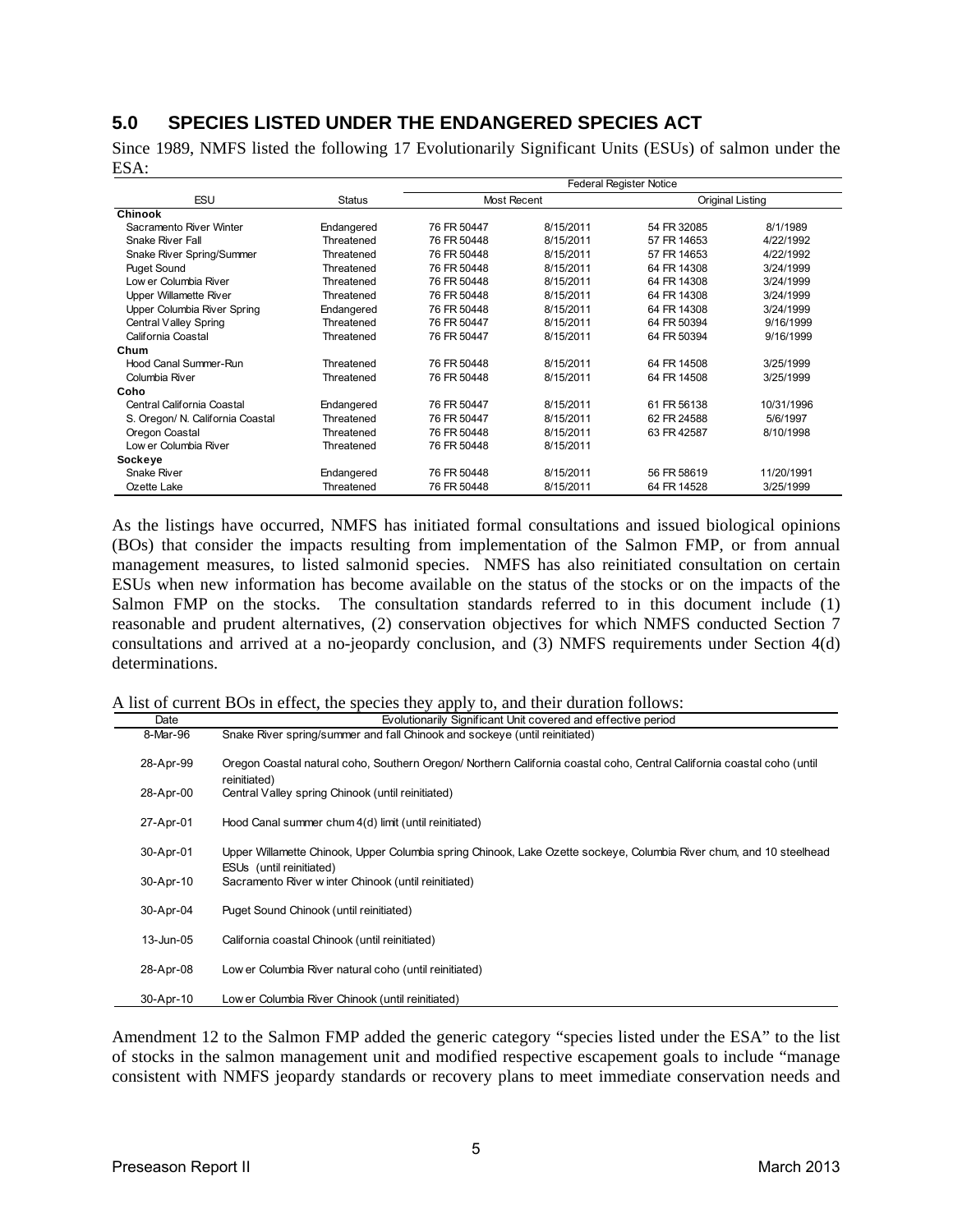## 5.0 SPECIES LISTED UNDER THE ENDANGERED SPECIES ACT

Since 1989, NMFS listed the following 17 Evolutionarily Significant Units (ESUs) of salmon under the ESA:

| ESU | Status | Federal Register Notice | | | |
|---|---|---|---|---|---|
| | | Most Recent | | Original Listing | |
| **Chinook** | | | | | |
| Sacramento River Winter | Endangered | 76 FR 50447 | 8/15/2011 | 54 FR 32085 | 8/1/1989 |
| Snake River Fall | Threatened | 76 FR 50448 | 8/15/2011 | 57 FR 14653 | 4/22/1992 |
| Snake River Spring/Summer | Threatened | 76 FR 50448 | 8/15/2011 | 57 FR 14653 | 4/22/1992 |
| Puget Sound | Threatened | 76 FR 50448 | 8/15/2011 | 64 FR 14308 | 3/24/1999 |
| Lower Columbia River | Threatened | 76 FR 50448 | 8/15/2011 | 64 FR 14308 | 3/24/1999 |
| Upper Willamette River | Threatened | 76 FR 50448 | 8/15/2011 | 64 FR 14308 | 3/24/1999 |
| Upper Columbia River Spring | Endangered | 76 FR 50448 | 8/15/2011 | 64 FR 14308 | 3/24/1999 |
| Central Valley Spring | Threatened | 76 FR 50447 | 8/15/2011 | 64 FR 50394 | 9/16/1999 |
| California Coastal | Threatened | 76 FR 50447 | 8/15/2011 | 64 FR 50394 | 9/16/1999 |
| **Chum** | | | | | |
| Hood Canal Summer-Run | Threatened | 76 FR 50448 | 8/15/2011 | 64 FR 14508 | 3/25/1999 |
| Columbia River | Threatened | 76 FR 50448 | 8/15/2011 | 64 FR 14508 | 3/25/1999 |
| **Coho** | | | | | |
| Central California Coastal | Endangered | 76 FR 50447 | 8/15/2011 | 61 FR 56138 | 10/31/1996 |
| S. Oregon/ N. California Coastal | Threatened | 76 FR 50447 | 8/15/2011 | 62 FR 24588 | 5/6/1997 |
| Oregon Coastal | Threatened | 76 FR 50448 | 8/15/2011 | 63 FR 42587 | 8/10/1998 |
| Lower Columbia River | Threatened | 76 FR 50448 | 8/15/2011 | | |
| **Sockeye** | | | | | |
| Snake River | Endangered | 76 FR 50448 | 8/15/2011 | 56 FR 58619 | 11/20/1991 |
| Ozette Lake | Threatened | 76 FR 50448 | 8/15/2011 | 64 FR 14528 | 3/25/1999 |

As the listings have occurred, NMFS has initiated formal consultations and issued biological opinions (BOs) that consider the impacts resulting from implementation of the Salmon FMP, or from annual management measures, to listed salmonid species. NMFS has also reinitiated consultation on certain ESUs when new information has become available on the status of the stocks or on the impacts of the Salmon FMP on the stocks. The consultation standards referred to in this document include (1) reasonable and prudent alternatives, (2) conservation objectives for which NMFS conducted Section 7 consultations and arrived at a no-jeopardy conclusion, and (3) NMFS requirements under Section 4(d) determinations.

A list of current BOs in effect, the species they apply to, and their duration follows:

| Date | Evolutionarily Significant Unit covered and effective period |
|---|---|
| 8-Mar-96 | Snake River spring/summer and fall Chinook and sockeye (until reinitiated) |
| 28-Apr-99 | Oregon Coastal natural coho, Southern Oregon/ Northern California coastal coho, Central California coastal coho (until reinitiated) |
| 28-Apr-00 | Central Valley spring Chinook (until reinitiated) |
| 27-Apr-01 | Hood Canal summer chum 4(d) limit (until reinitiated) |
| 30-Apr-01 | Upper Willamette Chinook, Upper Columbia spring Chinook, Lake Ozette sockeye, Columbia River chum, and 10 steelhead ESUs (until reinitiated) |
| 30-Apr-10 | Sacramento River winter Chinook (until reinitiated) |
| 30-Apr-04 | Puget Sound Chinook (until reinitiated) |
| 13-Jun-05 | California coastal Chinook (until reinitiated) |
| 28-Apr-08 | Lower Columbia River natural coho (until reinitiated) |
| 30-Apr-10 | Lower Columbia River Chinook (until reinitiated) |

Amendment 12 to the Salmon FMP added the generic category "species listed under the ESA" to the list of stocks in the salmon management unit and modified respective escapement goals to include "manage consistent with NMFS jeopardy standards or recovery plans to meet immediate conservation needs and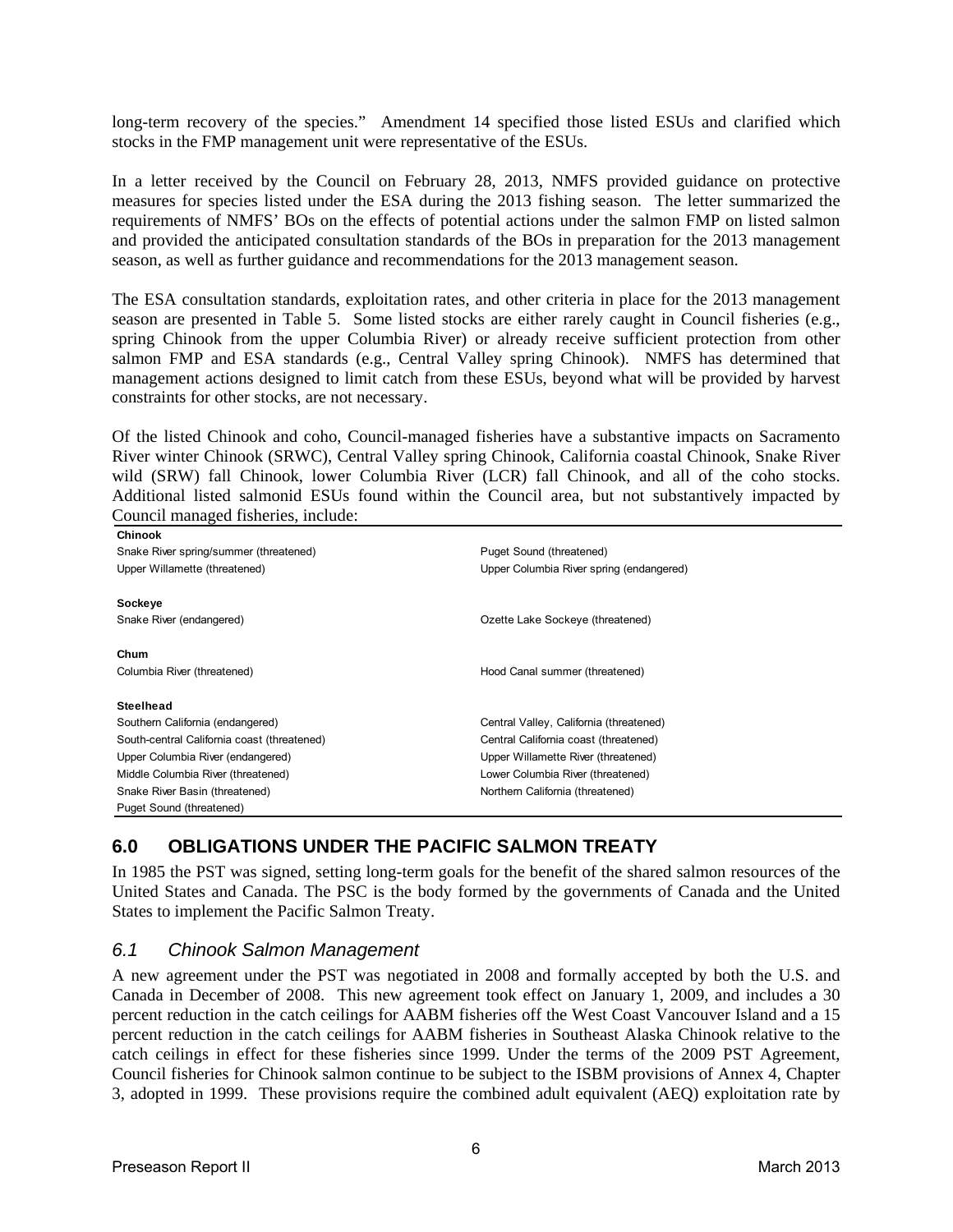long-term recovery of the species." Amendment 14 specified those listed ESUs and clarified which stocks in the FMP management unit were representative of the ESUs.

In a letter received by the Council on February 28, 2013, NMFS provided guidance on protective measures for species listed under the ESA during the 2013 fishing season. The letter summarized the requirements of NMFS' BOs on the effects of potential actions under the salmon FMP on listed salmon and provided the anticipated consultation standards of the BOs in preparation for the 2013 management season, as well as further guidance and recommendations for the 2013 management season.

The ESA consultation standards, exploitation rates, and other criteria in place for the 2013 management season are presented in Table 5. Some listed stocks are either rarely caught in Council fisheries (e.g., spring Chinook from the upper Columbia River) or already receive sufficient protection from other salmon FMP and ESA standards (e.g., Central Valley spring Chinook). NMFS has determined that management actions designed to limit catch from these ESUs, beyond what will be provided by harvest constraints for other stocks, are not necessary.

Of the listed Chinook and coho, Council-managed fisheries have a substantive impacts on Sacramento River winter Chinook (SRWC), Central Valley spring Chinook, California coastal Chinook, Snake River wild (SRW) fall Chinook, lower Columbia River (LCR) fall Chinook, and all of the coho stocks. Additional listed salmonid ESUs found within the Council area, but not substantively impacted by Council managed fisheries, include:

| | |
|---|---|
| **Chinook** | |
| Snake River spring/summer (threatened) | Puget Sound (threatened) |
| Upper Willamette (threatened) | Upper Columbia River spring (endangered) |
| **Sockeye** | |
| Snake River (endangered) | Ozette Lake Sockeye (threatened) |
| **Chum** | |
| Columbia River (threatened) | Hood Canal summer (threatened) |
| **Steelhead** | |
| Southern California (endangered) | Central Valley, California (threatened) |
| South-central California coast (threatened) | Central California coast (threatened) |
| Upper Columbia River (endangered) | Upper Willamette River (threatened) |
| Middle Columbia River (threatened) | Lower Columbia River (threatened) |
| Snake River Basin (threatened) | Northern California (threatened) |
| Puget Sound (threatened) | |

## 6.0 OBLIGATIONS UNDER THE PACIFIC SALMON TREATY

In 1985 the PST was signed, setting long-term goals for the benefit of the shared salmon resources of the United States and Canada. The PSC is the body formed by the governments of Canada and the United States to implement the Pacific Salmon Treaty.

### *6.1 Chinook Salmon Management*

A new agreement under the PST was negotiated in 2008 and formally accepted by both the U.S. and Canada in December of 2008. This new agreement took effect on January 1, 2009, and includes a 30 percent reduction in the catch ceilings for AABM fisheries off the West Coast Vancouver Island and a 15 percent reduction in the catch ceilings for AABM fisheries in Southeast Alaska Chinook relative to the catch ceilings in effect for these fisheries since 1999. Under the terms of the 2009 PST Agreement, Council fisheries for Chinook salmon continue to be subject to the ISBM provisions of Annex 4, Chapter 3, adopted in 1999. These provisions require the combined adult equivalent (AEQ) exploitation rate by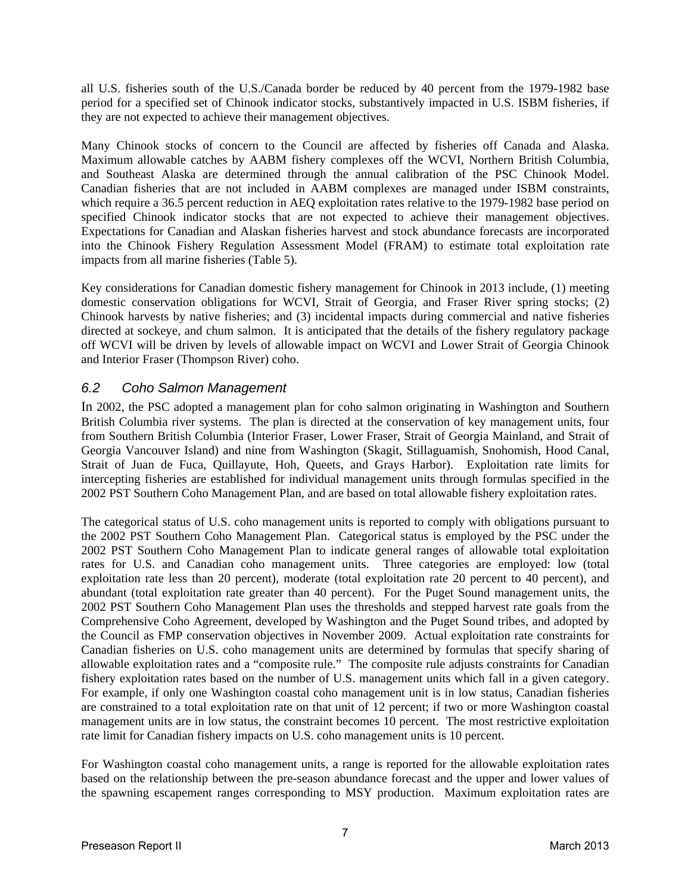all U.S. fisheries south of the U.S./Canada border be reduced by 40 percent from the 1979-1982 base period for a specified set of Chinook indicator stocks, substantively impacted in U.S. ISBM fisheries, if they are not expected to achieve their management objectives.

Many Chinook stocks of concern to the Council are affected by fisheries off Canada and Alaska. Maximum allowable catches by AABM fishery complexes off the WCVI, Northern British Columbia, and Southeast Alaska are determined through the annual calibration of the PSC Chinook Model. Canadian fisheries that are not included in AABM complexes are managed under ISBM constraints, which require a 36.5 percent reduction in AEQ exploitation rates relative to the 1979-1982 base period on specified Chinook indicator stocks that are not expected to achieve their management objectives. Expectations for Canadian and Alaskan fisheries harvest and stock abundance forecasts are incorporated into the Chinook Fishery Regulation Assessment Model (FRAM) to estimate total exploitation rate impacts from all marine fisheries (Table 5).

Key considerations for Canadian domestic fishery management for Chinook in 2013 include, (1) meeting domestic conservation obligations for WCVI, Strait of Georgia, and Fraser River spring stocks; (2) Chinook harvests by native fisheries; and (3) incidental impacts during commercial and native fisheries directed at sockeye, and chum salmon. It is anticipated that the details of the fishery regulatory package off WCVI will be driven by levels of allowable impact on WCVI and Lower Strait of Georgia Chinook and Interior Fraser (Thompson River) coho.

## *6.2 Coho Salmon Management*

In 2002, the PSC adopted a management plan for coho salmon originating in Washington and Southern British Columbia river systems. The plan is directed at the conservation of key management units, four from Southern British Columbia (Interior Fraser, Lower Fraser, Strait of Georgia Mainland, and Strait of Georgia Vancouver Island) and nine from Washington (Skagit, Stillaguamish, Snohomish, Hood Canal, Strait of Juan de Fuca, Quillayute, Hoh, Queets, and Grays Harbor). Exploitation rate limits for intercepting fisheries are established for individual management units through formulas specified in the 2002 PST Southern Coho Management Plan, and are based on total allowable fishery exploitation rates.

The categorical status of U.S. coho management units is reported to comply with obligations pursuant to the 2002 PST Southern Coho Management Plan. Categorical status is employed by the PSC under the 2002 PST Southern Coho Management Plan to indicate general ranges of allowable total exploitation rates for U.S. and Canadian coho management units. Three categories are employed: low (total exploitation rate less than 20 percent), moderate (total exploitation rate 20 percent to 40 percent), and abundant (total exploitation rate greater than 40 percent). For the Puget Sound management units, the 2002 PST Southern Coho Management Plan uses the thresholds and stepped harvest rate goals from the Comprehensive Coho Agreement, developed by Washington and the Puget Sound tribes, and adopted by the Council as FMP conservation objectives in November 2009. Actual exploitation rate constraints for Canadian fisheries on U.S. coho management units are determined by formulas that specify sharing of allowable exploitation rates and a "composite rule." The composite rule adjusts constraints for Canadian fishery exploitation rates based on the number of U.S. management units which fall in a given category. For example, if only one Washington coastal coho management unit is in low status, Canadian fisheries are constrained to a total exploitation rate on that unit of 12 percent; if two or more Washington coastal management units are in low status, the constraint becomes 10 percent. The most restrictive exploitation rate limit for Canadian fishery impacts on U.S. coho management units is 10 percent.

For Washington coastal coho management units, a range is reported for the allowable exploitation rates based on the relationship between the pre-season abundance forecast and the upper and lower values of the spawning escapement ranges corresponding to MSY production. Maximum exploitation rates are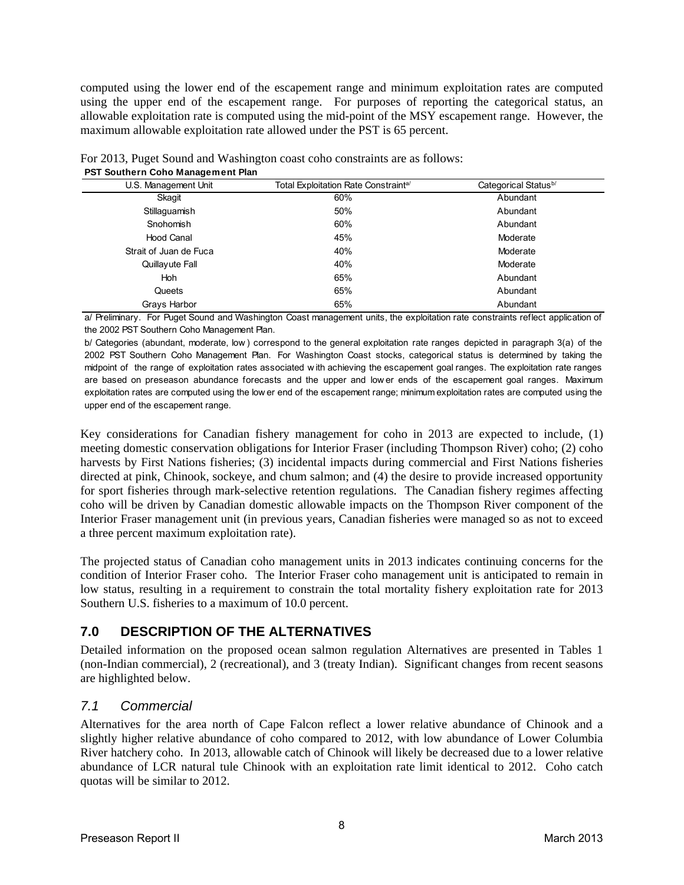computed using the lower end of the escapement range and minimum exploitation rates are computed using the upper end of the escapement range. For purposes of reporting the categorical status, an allowable exploitation rate is computed using the mid-point of the MSY escapement range. However, the maximum allowable exploitation rate allowed under the PST is 65 percent.

For 2013, Puget Sound and Washington coast coho constraints are as follows:

**PST Southern Coho Management Plan**

| U.S. Management Unit | Total Exploitation Rate Constraint[a/] | Categorical Status[b/] |
|---|---|---|
| Skagit | 60% | Abundant |
| Stillaguamish | 50% | Abundant |
| Snohomish | 60% | Abundant |
| Hood Canal | 45% | Moderate |
| Strait of Juan de Fuca | 40% | Moderate |
| Quillayute Fall | 40% | Moderate |
| Hoh | 65% | Abundant |
| Queets | 65% | Abundant |
| Grays Harbor | 65% | Abundant |

a/ Preliminary. For Puget Sound and Washington Coast management units, the exploitation rate constraints reflect application of the 2002 PST Southern Coho Management Plan.

b/ Categories (abundant, moderate, low) correspond to the general exploitation rate ranges depicted in paragraph 3(a) of the 2002 PST Southern Coho Management Plan. For Washington Coast stocks, categorical status is determined by taking the midpoint of the range of exploitation rates associated with achieving the escapement goal ranges. The exploitation rate ranges are based on preseason abundance forecasts and the upper and lower ends of the escapement goal ranges. Maximum exploitation rates are computed using the lower end of the escapement range; minimum exploitation rates are computed using the upper end of the escapement range.

Key considerations for Canadian fishery management for coho in 2013 are expected to include, (1) meeting domestic conservation obligations for Interior Fraser (including Thompson River) coho; (2) coho harvests by First Nations fisheries; (3) incidental impacts during commercial and First Nations fisheries directed at pink, Chinook, sockeye, and chum salmon; and (4) the desire to provide increased opportunity for sport fisheries through mark-selective retention regulations. The Canadian fishery regimes affecting coho will be driven by Canadian domestic allowable impacts on the Thompson River component of the Interior Fraser management unit (in previous years, Canadian fisheries were managed so as not to exceed a three percent maximum exploitation rate).

The projected status of Canadian coho management units in 2013 indicates continuing concerns for the condition of Interior Fraser coho. The Interior Fraser coho management unit is anticipated to remain in low status, resulting in a requirement to constrain the total mortality fishery exploitation rate for 2013 Southern U.S. fisheries to a maximum of 10.0 percent.

## 7.0 DESCRIPTION OF THE ALTERNATIVES

Detailed information on the proposed ocean salmon regulation Alternatives are presented in Tables 1 (non-Indian commercial), 2 (recreational), and 3 (treaty Indian). Significant changes from recent seasons are highlighted below.

### *7.1 Commercial*

Alternatives for the area north of Cape Falcon reflect a lower relative abundance of Chinook and a slightly higher relative abundance of coho compared to 2012, with low abundance of Lower Columbia River hatchery coho. In 2013, allowable catch of Chinook will likely be decreased due to a lower relative abundance of LCR natural tule Chinook with an exploitation rate limit identical to 2012. Coho catch quotas will be similar to 2012.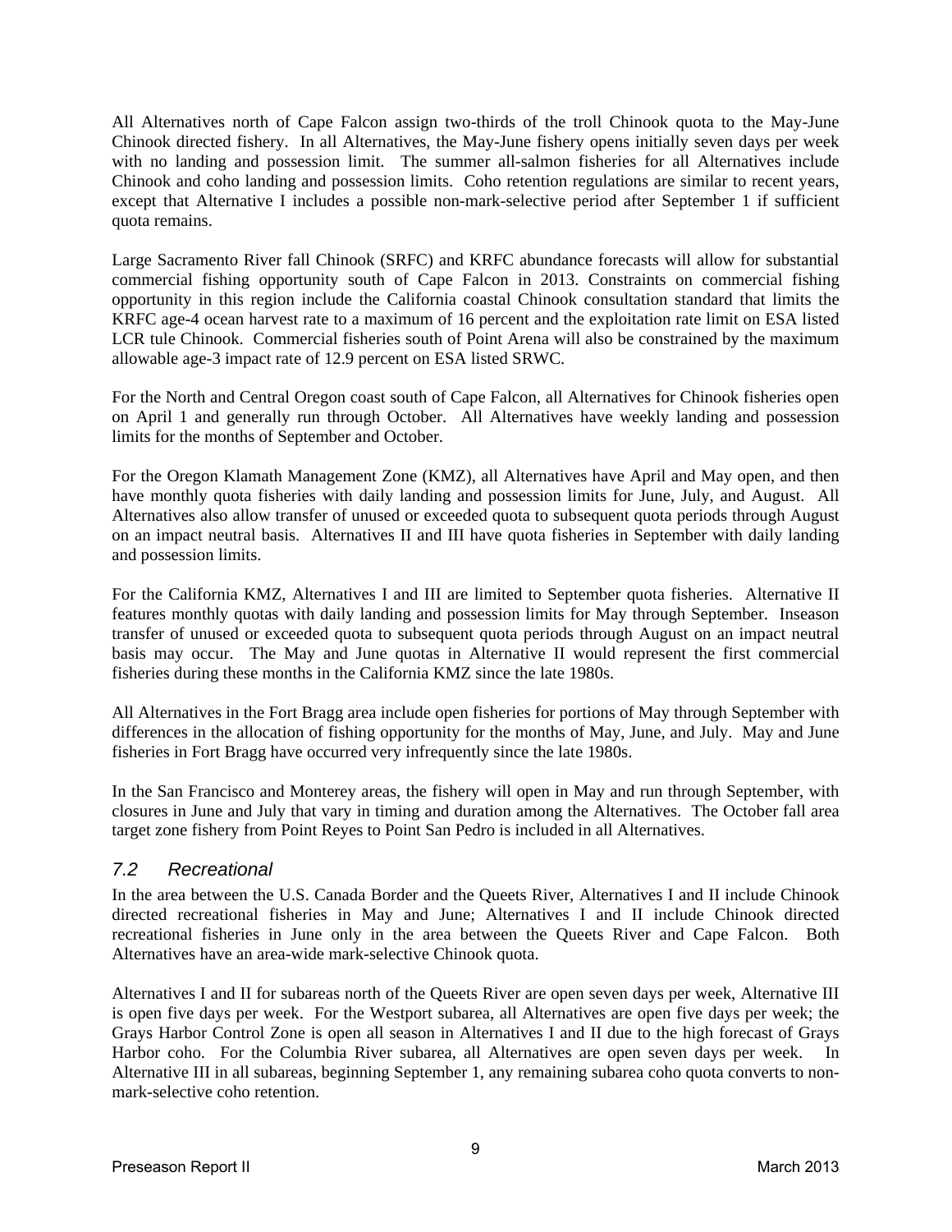All Alternatives north of Cape Falcon assign two-thirds of the troll Chinook quota to the May-June Chinook directed fishery. In all Alternatives, the May-June fishery opens initially seven days per week with no landing and possession limit. The summer all-salmon fisheries for all Alternatives include Chinook and coho landing and possession limits. Coho retention regulations are similar to recent years, except that Alternative I includes a possible non-mark-selective period after September 1 if sufficient quota remains.

Large Sacramento River fall Chinook (SRFC) and KRFC abundance forecasts will allow for substantial commercial fishing opportunity south of Cape Falcon in 2013. Constraints on commercial fishing opportunity in this region include the California coastal Chinook consultation standard that limits the KRFC age-4 ocean harvest rate to a maximum of 16 percent and the exploitation rate limit on ESA listed LCR tule Chinook. Commercial fisheries south of Point Arena will also be constrained by the maximum allowable age-3 impact rate of 12.9 percent on ESA listed SRWC.

For the North and Central Oregon coast south of Cape Falcon, all Alternatives for Chinook fisheries open on April 1 and generally run through October. All Alternatives have weekly landing and possession limits for the months of September and October.

For the Oregon Klamath Management Zone (KMZ), all Alternatives have April and May open, and then have monthly quota fisheries with daily landing and possession limits for June, July, and August. All Alternatives also allow transfer of unused or exceeded quota to subsequent quota periods through August on an impact neutral basis. Alternatives II and III have quota fisheries in September with daily landing and possession limits.

For the California KMZ, Alternatives I and III are limited to September quota fisheries. Alternative II features monthly quotas with daily landing and possession limits for May through September. Inseason transfer of unused or exceeded quota to subsequent quota periods through August on an impact neutral basis may occur. The May and June quotas in Alternative II would represent the first commercial fisheries during these months in the California KMZ since the late 1980s.

All Alternatives in the Fort Bragg area include open fisheries for portions of May through September with differences in the allocation of fishing opportunity for the months of May, June, and July. May and June fisheries in Fort Bragg have occurred very infrequently since the late 1980s.

In the San Francisco and Monterey areas, the fishery will open in May and run through September, with closures in June and July that vary in timing and duration among the Alternatives. The October fall area target zone fishery from Point Reyes to Point San Pedro is included in all Alternatives.

## *7.2 Recreational*

In the area between the U.S. Canada Border and the Queets River, Alternatives I and II include Chinook directed recreational fisheries in May and June; Alternatives I and II include Chinook directed recreational fisheries in June only in the area between the Queets River and Cape Falcon. Both Alternatives have an area-wide mark-selective Chinook quota.

Alternatives I and II for subareas north of the Queets River are open seven days per week, Alternative III is open five days per week. For the Westport subarea, all Alternatives are open five days per week; the Grays Harbor Control Zone is open all season in Alternatives I and II due to the high forecast of Grays Harbor coho. For the Columbia River subarea, all Alternatives are open seven days per week. In Alternative III in all subareas, beginning September 1, any remaining subarea coho quota converts to non-mark-selective coho retention.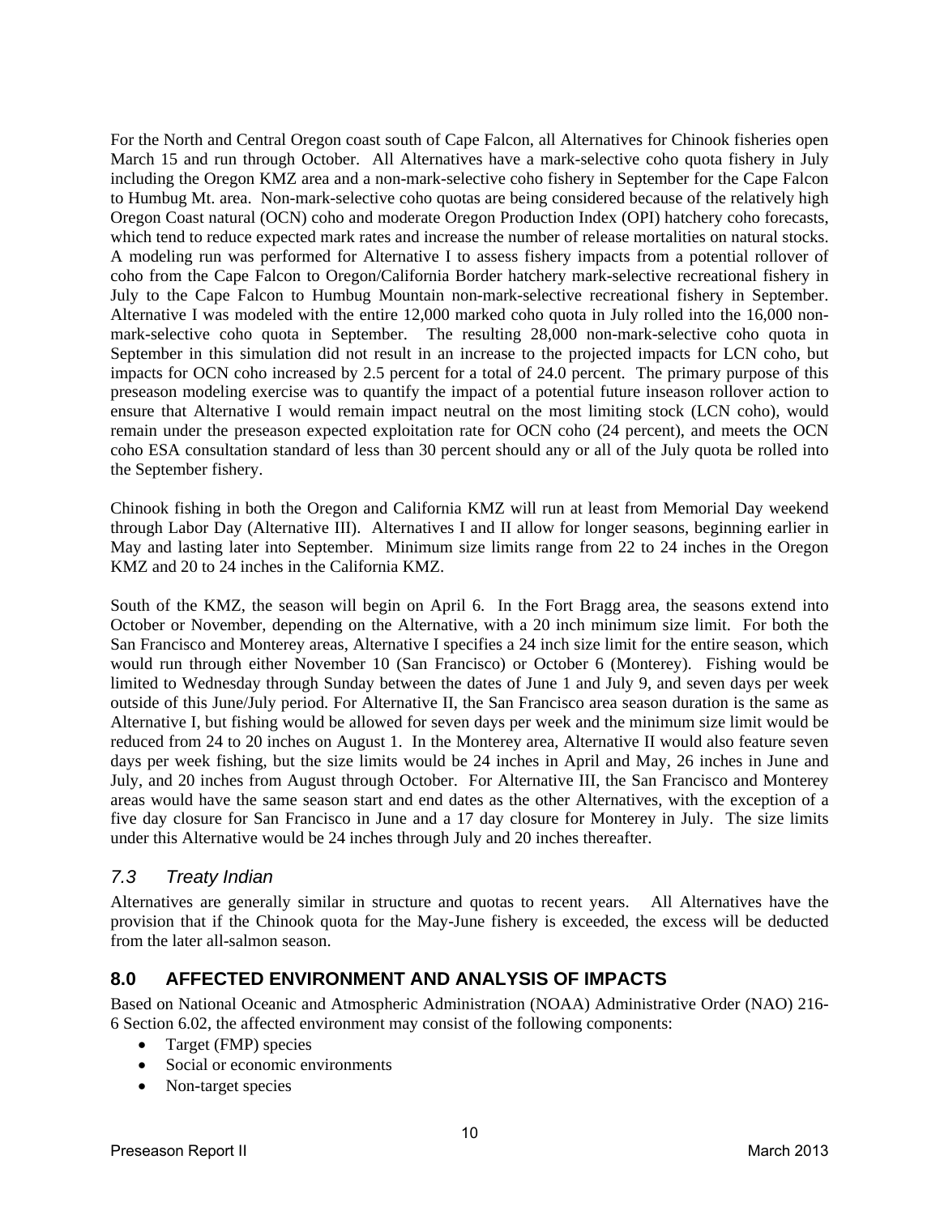For the North and Central Oregon coast south of Cape Falcon, all Alternatives for Chinook fisheries open March 15 and run through October. All Alternatives have a mark-selective coho quota fishery in July including the Oregon KMZ area and a non-mark-selective coho fishery in September for the Cape Falcon to Humbug Mt. area. Non-mark-selective coho quotas are being considered because of the relatively high Oregon Coast natural (OCN) coho and moderate Oregon Production Index (OPI) hatchery coho forecasts, which tend to reduce expected mark rates and increase the number of release mortalities on natural stocks. A modeling run was performed for Alternative I to assess fishery impacts from a potential rollover of coho from the Cape Falcon to Oregon/California Border hatchery mark-selective recreational fishery in July to the Cape Falcon to Humbug Mountain non-mark-selective recreational fishery in September. Alternative I was modeled with the entire 12,000 marked coho quota in July rolled into the 16,000 non-mark-selective coho quota in September. The resulting 28,000 non-mark-selective coho quota in September in this simulation did not result in an increase to the projected impacts for LCN coho, but impacts for OCN coho increased by 2.5 percent for a total of 24.0 percent. The primary purpose of this preseason modeling exercise was to quantify the impact of a potential future inseason rollover action to ensure that Alternative I would remain impact neutral on the most limiting stock (LCN coho), would remain under the preseason expected exploitation rate for OCN coho (24 percent), and meets the OCN coho ESA consultation standard of less than 30 percent should any or all of the July quota be rolled into the September fishery.

Chinook fishing in both the Oregon and California KMZ will run at least from Memorial Day weekend through Labor Day (Alternative III). Alternatives I and II allow for longer seasons, beginning earlier in May and lasting later into September. Minimum size limits range from 22 to 24 inches in the Oregon KMZ and 20 to 24 inches in the California KMZ.

South of the KMZ, the season will begin on April 6. In the Fort Bragg area, the seasons extend into October or November, depending on the Alternative, with a 20 inch minimum size limit. For both the San Francisco and Monterey areas, Alternative I specifies a 24 inch size limit for the entire season, which would run through either November 10 (San Francisco) or October 6 (Monterey). Fishing would be limited to Wednesday through Sunday between the dates of June 1 and July 9, and seven days per week outside of this June/July period. For Alternative II, the San Francisco area season duration is the same as Alternative I, but fishing would be allowed for seven days per week and the minimum size limit would be reduced from 24 to 20 inches on August 1. In the Monterey area, Alternative II would also feature seven days per week fishing, but the size limits would be 24 inches in April and May, 26 inches in June and July, and 20 inches from August through October. For Alternative III, the San Francisco and Monterey areas would have the same season start and end dates as the other Alternatives, with the exception of a five day closure for San Francisco in June and a 17 day closure for Monterey in July. The size limits under this Alternative would be 24 inches through July and 20 inches thereafter.

### *7.3 Treaty Indian*

Alternatives are generally similar in structure and quotas to recent years. All Alternatives have the provision that if the Chinook quota for the May-June fishery is exceeded, the excess will be deducted from the later all-salmon season.

## 8.0 AFFECTED ENVIRONMENT AND ANALYSIS OF IMPACTS

Based on National Oceanic and Atmospheric Administration (NOAA) Administrative Order (NAO) 216-6 Section 6.02, the affected environment may consist of the following components:

- Target (FMP) species
- Social or economic environments
- Non-target species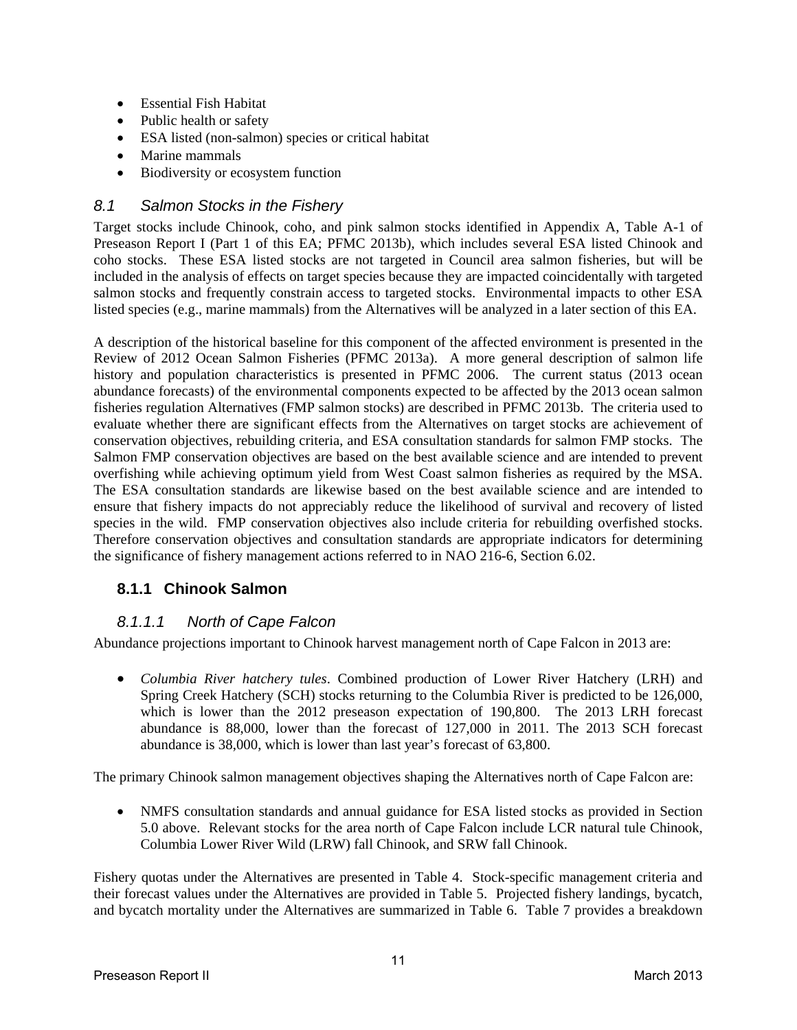- Essential Fish Habitat
- Public health or safety
- ESA listed (non-salmon) species or critical habitat
- Marine mammals
- Biodiversity or ecosystem function

## *8.1 Salmon Stocks in the Fishery*

Target stocks include Chinook, coho, and pink salmon stocks identified in Appendix A, Table A-1 of Preseason Report I (Part 1 of this EA; PFMC 2013b), which includes several ESA listed Chinook and coho stocks. These ESA listed stocks are not targeted in Council area salmon fisheries, but will be included in the analysis of effects on target species because they are impacted coincidentally with targeted salmon stocks and frequently constrain access to targeted stocks. Environmental impacts to other ESA listed species (e.g., marine mammals) from the Alternatives will be analyzed in a later section of this EA.

A description of the historical baseline for this component of the affected environment is presented in the Review of 2012 Ocean Salmon Fisheries (PFMC 2013a). A more general description of salmon life history and population characteristics is presented in PFMC 2006. The current status (2013 ocean abundance forecasts) of the environmental components expected to be affected by the 2013 ocean salmon fisheries regulation Alternatives (FMP salmon stocks) are described in PFMC 2013b. The criteria used to evaluate whether there are significant effects from the Alternatives on target stocks are achievement of conservation objectives, rebuilding criteria, and ESA consultation standards for salmon FMP stocks. The Salmon FMP conservation objectives are based on the best available science and are intended to prevent overfishing while achieving optimum yield from West Coast salmon fisheries as required by the MSA. The ESA consultation standards are likewise based on the best available science and are intended to ensure that fishery impacts do not appreciably reduce the likelihood of survival and recovery of listed species in the wild. FMP conservation objectives also include criteria for rebuilding overfished stocks. Therefore conservation objectives and consultation standards are appropriate indicators for determining the significance of fishery management actions referred to in NAO 216-6, Section 6.02.

### 8.1.1 Chinook Salmon

#### *8.1.1.1 North of Cape Falcon*

Abundance projections important to Chinook harvest management north of Cape Falcon in 2013 are:

- *Columbia River hatchery tules*. Combined production of Lower River Hatchery (LRH) and Spring Creek Hatchery (SCH) stocks returning to the Columbia River is predicted to be 126,000, which is lower than the 2012 preseason expectation of 190,800. The 2013 LRH forecast abundance is 88,000, lower than the forecast of 127,000 in 2011. The 2013 SCH forecast abundance is 38,000, which is lower than last year's forecast of 63,800.

The primary Chinook salmon management objectives shaping the Alternatives north of Cape Falcon are:

- NMFS consultation standards and annual guidance for ESA listed stocks as provided in Section 5.0 above. Relevant stocks for the area north of Cape Falcon include LCR natural tule Chinook, Columbia Lower River Wild (LRW) fall Chinook, and SRW fall Chinook.

Fishery quotas under the Alternatives are presented in Table 4. Stock-specific management criteria and their forecast values under the Alternatives are provided in Table 5. Projected fishery landings, bycatch, and bycatch mortality under the Alternatives are summarized in Table 6. Table 7 provides a breakdown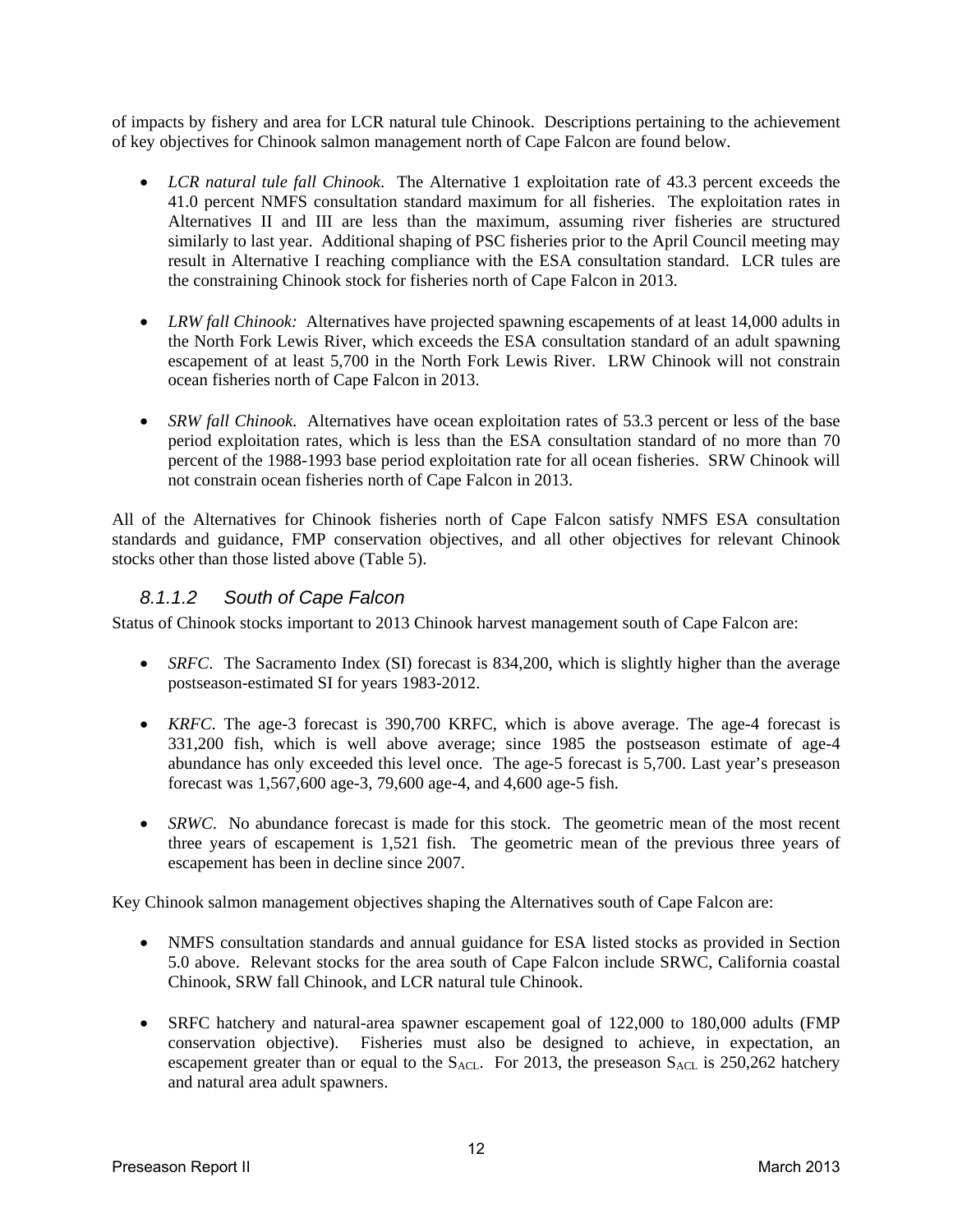of impacts by fishery and area for LCR natural tule Chinook. Descriptions pertaining to the achievement of key objectives for Chinook salmon management north of Cape Falcon are found below.

- *LCR natural tule fall Chinook*. The Alternative 1 exploitation rate of 43.3 percent exceeds the 41.0 percent NMFS consultation standard maximum for all fisheries. The exploitation rates in Alternatives II and III are less than the maximum, assuming river fisheries are structured similarly to last year. Additional shaping of PSC fisheries prior to the April Council meeting may result in Alternative I reaching compliance with the ESA consultation standard. LCR tules are the constraining Chinook stock for fisheries north of Cape Falcon in 2013.

- *LRW fall Chinook:* Alternatives have projected spawning escapements of at least 14,000 adults in the North Fork Lewis River, which exceeds the ESA consultation standard of an adult spawning escapement of at least 5,700 in the North Fork Lewis River. LRW Chinook will not constrain ocean fisheries north of Cape Falcon in 2013.

- *SRW fall Chinook*. Alternatives have ocean exploitation rates of 53.3 percent or less of the base period exploitation rates, which is less than the ESA consultation standard of no more than 70 percent of the 1988-1993 base period exploitation rate for all ocean fisheries. SRW Chinook will not constrain ocean fisheries north of Cape Falcon in 2013.

All of the Alternatives for Chinook fisheries north of Cape Falcon satisfy NMFS ESA consultation standards and guidance, FMP conservation objectives, and all other objectives for relevant Chinook stocks other than those listed above (Table 5).

#### *8.1.1.2 South of Cape Falcon*

Status of Chinook stocks important to 2013 Chinook harvest management south of Cape Falcon are:

- *SRFC*. The Sacramento Index (SI) forecast is 834,200, which is slightly higher than the average postseason-estimated SI for years 1983-2012.

- *KRFC*. The age-3 forecast is 390,700 KRFC, which is above average. The age-4 forecast is 331,200 fish, which is well above average; since 1985 the postseason estimate of age-4 abundance has only exceeded this level once. The age-5 forecast is 5,700. Last year's preseason forecast was 1,567,600 age-3, 79,600 age-4, and 4,600 age-5 fish.

- *SRWC*. No abundance forecast is made for this stock. The geometric mean of the most recent three years of escapement is 1,521 fish. The geometric mean of the previous three years of escapement has been in decline since 2007.

Key Chinook salmon management objectives shaping the Alternatives south of Cape Falcon are:

- NMFS consultation standards and annual guidance for ESA listed stocks as provided in Section 5.0 above. Relevant stocks for the area south of Cape Falcon include SRWC, California coastal Chinook, SRW fall Chinook, and LCR natural tule Chinook.

- SRFC hatchery and natural-area spawner escapement goal of 122,000 to 180,000 adults (FMP conservation objective). Fisheries must also be designed to achieve, in expectation, an escapement greater than or equal to the $S_{ACL}$. For 2013, the preseason $S_{ACL}$ is 250,262 hatchery and natural area adult spawners.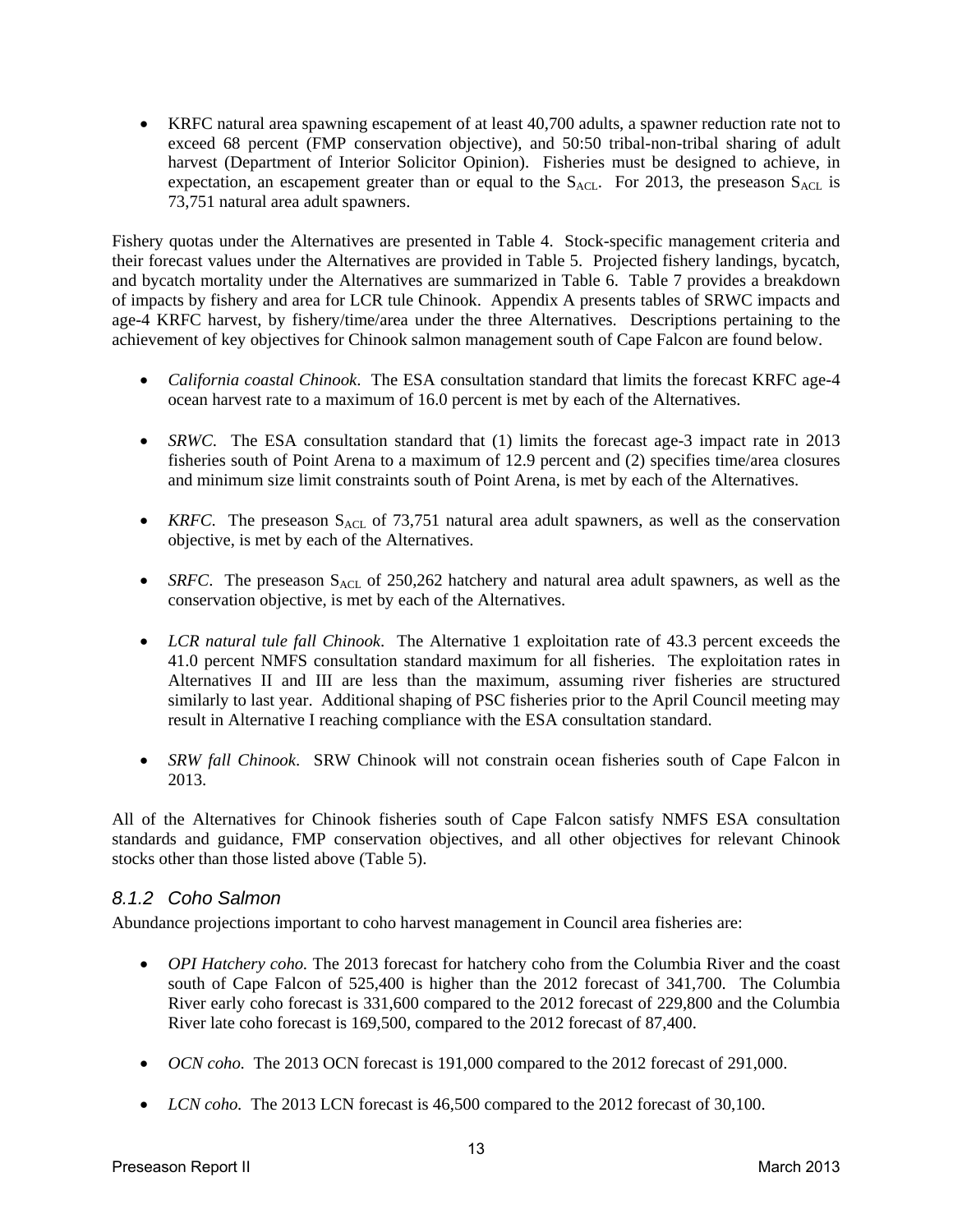- KRFC natural area spawning escapement of at least 40,700 adults, a spawner reduction rate not to exceed 68 percent (FMP conservation objective), and 50:50 tribal-non-tribal sharing of adult harvest (Department of Interior Solicitor Opinion). Fisheries must be designed to achieve, in expectation, an escapement greater than or equal to the $S_{ACL}$. For 2013, the preseason $S_{ACL}$ is 73,751 natural area adult spawners.

Fishery quotas under the Alternatives are presented in Table 4. Stock-specific management criteria and their forecast values under the Alternatives are provided in Table 5. Projected fishery landings, bycatch, and bycatch mortality under the Alternatives are summarized in Table 6. Table 7 provides a breakdown of impacts by fishery and area for LCR tule Chinook. Appendix A presents tables of SRWC impacts and age-4 KRFC harvest, by fishery/time/area under the three Alternatives. Descriptions pertaining to the achievement of key objectives for Chinook salmon management south of Cape Falcon are found below.

- *California coastal Chinook*. The ESA consultation standard that limits the forecast KRFC age-4 ocean harvest rate to a maximum of 16.0 percent is met by each of the Alternatives.
- *SRWC*. The ESA consultation standard that (1) limits the forecast age-3 impact rate in 2013 fisheries south of Point Arena to a maximum of 12.9 percent and (2) specifies time/area closures and minimum size limit constraints south of Point Arena, is met by each of the Alternatives.
- *KRFC*. The preseason $S_{ACL}$ of 73,751 natural area adult spawners, as well as the conservation objective, is met by each of the Alternatives.
- *SRFC*. The preseason $S_{ACL}$ of 250,262 hatchery and natural area adult spawners, as well as the conservation objective, is met by each of the Alternatives.
- *LCR natural tule fall Chinook*. The Alternative 1 exploitation rate of 43.3 percent exceeds the 41.0 percent NMFS consultation standard maximum for all fisheries. The exploitation rates in Alternatives II and III are less than the maximum, assuming river fisheries are structured similarly to last year. Additional shaping of PSC fisheries prior to the April Council meeting may result in Alternative I reaching compliance with the ESA consultation standard.
- *SRW fall Chinook*. SRW Chinook will not constrain ocean fisheries south of Cape Falcon in 2013.

All of the Alternatives for Chinook fisheries south of Cape Falcon satisfy NMFS ESA consultation standards and guidance, FMP conservation objectives, and all other objectives for relevant Chinook stocks other than those listed above (Table 5).

### *8.1.2 Coho Salmon*

Abundance projections important to coho harvest management in Council area fisheries are:

- *OPI Hatchery coho.* The 2013 forecast for hatchery coho from the Columbia River and the coast south of Cape Falcon of 525,400 is higher than the 2012 forecast of 341,700. The Columbia River early coho forecast is 331,600 compared to the 2012 forecast of 229,800 and the Columbia River late coho forecast is 169,500, compared to the 2012 forecast of 87,400.
- *OCN coho.* The 2013 OCN forecast is 191,000 compared to the 2012 forecast of 291,000.
- *LCN coho.* The 2013 LCN forecast is 46,500 compared to the 2012 forecast of 30,100.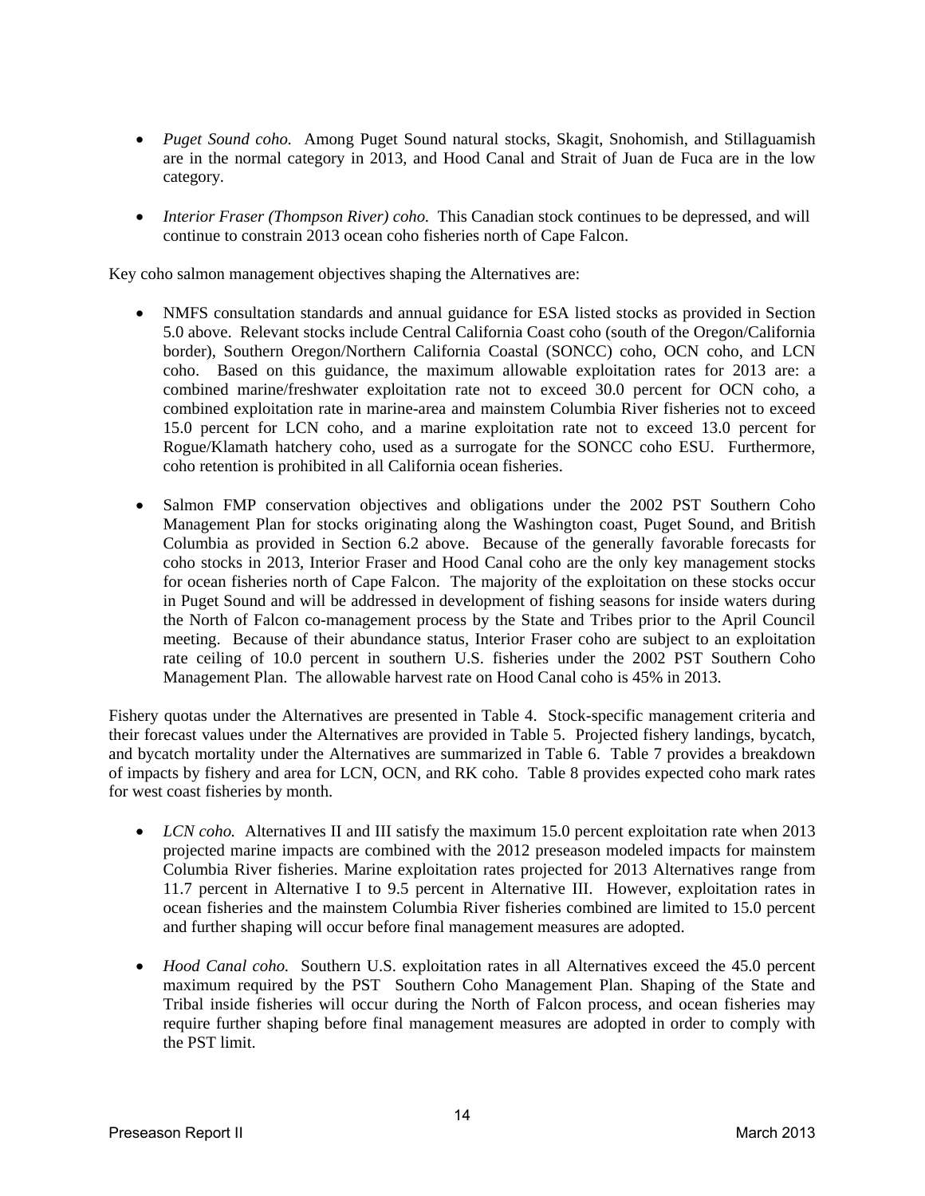- *Puget Sound coho.* Among Puget Sound natural stocks, Skagit, Snohomish, and Stillaguamish are in the normal category in 2013, and Hood Canal and Strait of Juan de Fuca are in the low category.

- *Interior Fraser (Thompson River) coho.* This Canadian stock continues to be depressed, and will continue to constrain 2013 ocean coho fisheries north of Cape Falcon.

Key coho salmon management objectives shaping the Alternatives are:

- NMFS consultation standards and annual guidance for ESA listed stocks as provided in Section 5.0 above. Relevant stocks include Central California Coast coho (south of the Oregon/California border), Southern Oregon/Northern California Coastal (SONCC) coho, OCN coho, and LCN coho. Based on this guidance, the maximum allowable exploitation rates for 2013 are: a combined marine/freshwater exploitation rate not to exceed 30.0 percent for OCN coho, a combined exploitation rate in marine-area and mainstem Columbia River fisheries not to exceed 15.0 percent for LCN coho, and a marine exploitation rate not to exceed 13.0 percent for Rogue/Klamath hatchery coho, used as a surrogate for the SONCC coho ESU. Furthermore, coho retention is prohibited in all California ocean fisheries.

- Salmon FMP conservation objectives and obligations under the 2002 PST Southern Coho Management Plan for stocks originating along the Washington coast, Puget Sound, and British Columbia as provided in Section 6.2 above. Because of the generally favorable forecasts for coho stocks in 2013, Interior Fraser and Hood Canal coho are the only key management stocks for ocean fisheries north of Cape Falcon. The majority of the exploitation on these stocks occur in Puget Sound and will be addressed in development of fishing seasons for inside waters during the North of Falcon co-management process by the State and Tribes prior to the April Council meeting. Because of their abundance status, Interior Fraser coho are subject to an exploitation rate ceiling of 10.0 percent in southern U.S. fisheries under the 2002 PST Southern Coho Management Plan. The allowable harvest rate on Hood Canal coho is 45% in 2013.

Fishery quotas under the Alternatives are presented in Table 4. Stock-specific management criteria and their forecast values under the Alternatives are provided in Table 5. Projected fishery landings, bycatch, and bycatch mortality under the Alternatives are summarized in Table 6. Table 7 provides a breakdown of impacts by fishery and area for LCN, OCN, and RK coho. Table 8 provides expected coho mark rates for west coast fisheries by month.

- *LCN coho.* Alternatives II and III satisfy the maximum 15.0 percent exploitation rate when 2013 projected marine impacts are combined with the 2012 preseason modeled impacts for mainstem Columbia River fisheries. Marine exploitation rates projected for 2013 Alternatives range from 11.7 percent in Alternative I to 9.5 percent in Alternative III. However, exploitation rates in ocean fisheries and the mainstem Columbia River fisheries combined are limited to 15.0 percent and further shaping will occur before final management measures are adopted.

- *Hood Canal coho.* Southern U.S. exploitation rates in all Alternatives exceed the 45.0 percent maximum required by the PST Southern Coho Management Plan. Shaping of the State and Tribal inside fisheries will occur during the North of Falcon process, and ocean fisheries may require further shaping before final management measures are adopted in order to comply with the PST limit.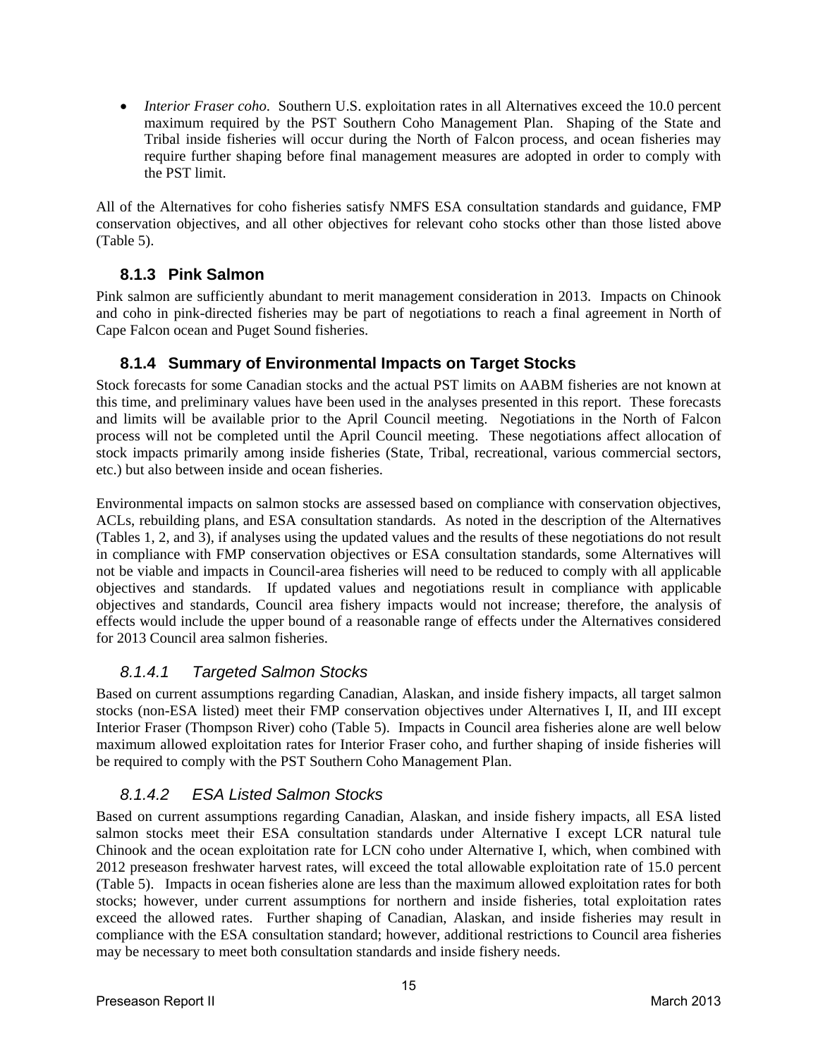- *Interior Fraser coho*. Southern U.S. exploitation rates in all Alternatives exceed the 10.0 percent maximum required by the PST Southern Coho Management Plan. Shaping of the State and Tribal inside fisheries will occur during the North of Falcon process, and ocean fisheries may require further shaping before final management measures are adopted in order to comply with the PST limit.

All of the Alternatives for coho fisheries satisfy NMFS ESA consultation standards and guidance, FMP conservation objectives, and all other objectives for relevant coho stocks other than those listed above (Table 5).

### 8.1.3 Pink Salmon

Pink salmon are sufficiently abundant to merit management consideration in 2013. Impacts on Chinook and coho in pink-directed fisheries may be part of negotiations to reach a final agreement in North of Cape Falcon ocean and Puget Sound fisheries.

### 8.1.4 Summary of Environmental Impacts on Target Stocks

Stock forecasts for some Canadian stocks and the actual PST limits on AABM fisheries are not known at this time, and preliminary values have been used in the analyses presented in this report. These forecasts and limits will be available prior to the April Council meeting. Negotiations in the North of Falcon process will not be completed until the April Council meeting. These negotiations affect allocation of stock impacts primarily among inside fisheries (State, Tribal, recreational, various commercial sectors, etc.) but also between inside and ocean fisheries.

Environmental impacts on salmon stocks are assessed based on compliance with conservation objectives, ACLs, rebuilding plans, and ESA consultation standards. As noted in the description of the Alternatives (Tables 1, 2, and 3), if analyses using the updated values and the results of these negotiations do not result in compliance with FMP conservation objectives or ESA consultation standards, some Alternatives will not be viable and impacts in Council-area fisheries will need to be reduced to comply with all applicable objectives and standards. If updated values and negotiations result in compliance with applicable objectives and standards, Council area fishery impacts would not increase; therefore, the analysis of effects would include the upper bound of a reasonable range of effects under the Alternatives considered for 2013 Council area salmon fisheries.

#### *8.1.4.1 Targeted Salmon Stocks*

Based on current assumptions regarding Canadian, Alaskan, and inside fishery impacts, all target salmon stocks (non-ESA listed) meet their FMP conservation objectives under Alternatives I, II, and III except Interior Fraser (Thompson River) coho (Table 5). Impacts in Council area fisheries alone are well below maximum allowed exploitation rates for Interior Fraser coho, and further shaping of inside fisheries will be required to comply with the PST Southern Coho Management Plan.

#### *8.1.4.2 ESA Listed Salmon Stocks*

Based on current assumptions regarding Canadian, Alaskan, and inside fishery impacts, all ESA listed salmon stocks meet their ESA consultation standards under Alternative I except LCR natural tule Chinook and the ocean exploitation rate for LCN coho under Alternative I, which, when combined with 2012 preseason freshwater harvest rates, will exceed the total allowable exploitation rate of 15.0 percent (Table 5). Impacts in ocean fisheries alone are less than the maximum allowed exploitation rates for both stocks; however, under current assumptions for northern and inside fisheries, total exploitation rates exceed the allowed rates. Further shaping of Canadian, Alaskan, and inside fisheries may result in compliance with the ESA consultation standard; however, additional restrictions to Council area fisheries may be necessary to meet both consultation standards and inside fishery needs.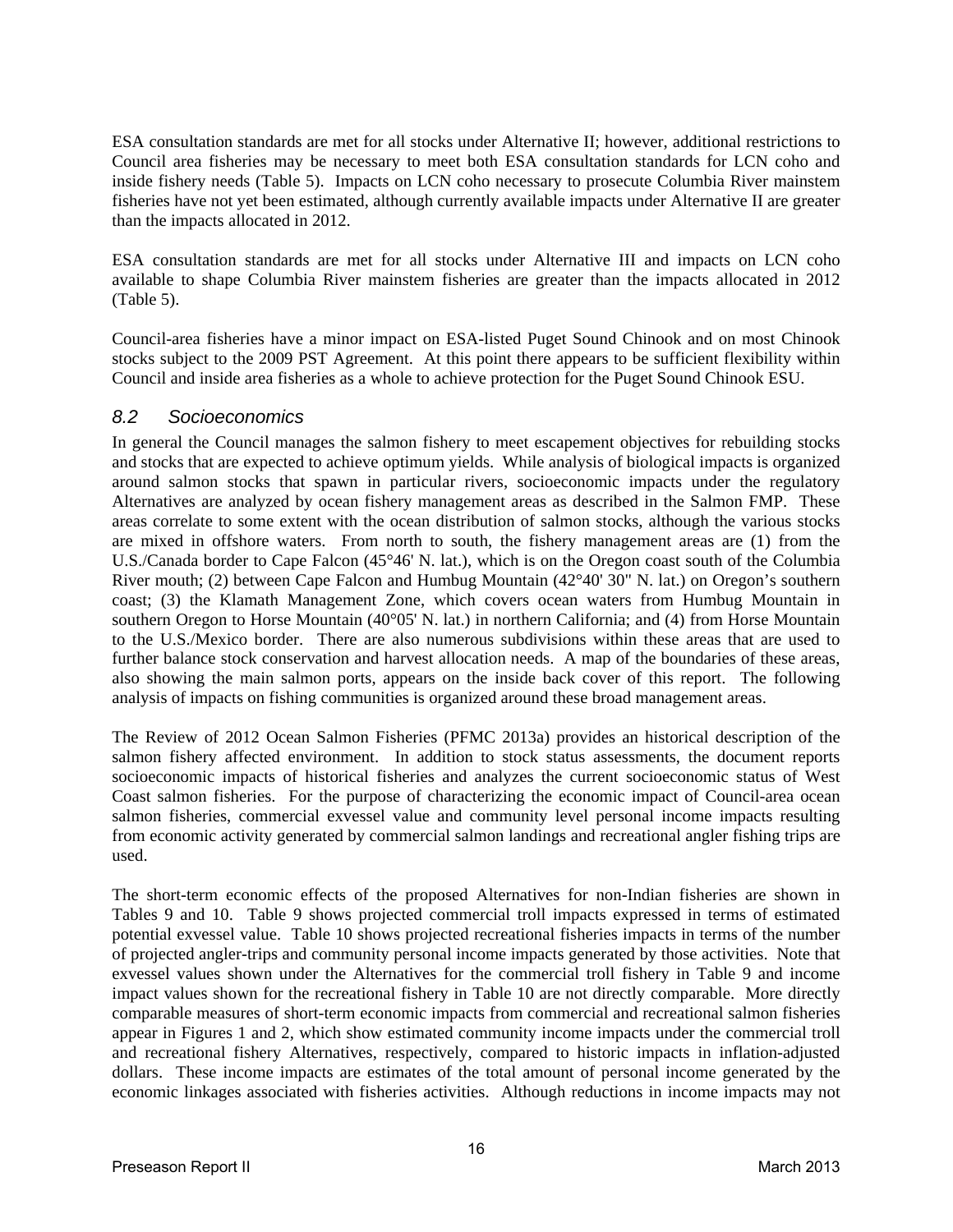ESA consultation standards are met for all stocks under Alternative II; however, additional restrictions to Council area fisheries may be necessary to meet both ESA consultation standards for LCN coho and inside fishery needs (Table 5). Impacts on LCN coho necessary to prosecute Columbia River mainstem fisheries have not yet been estimated, although currently available impacts under Alternative II are greater than the impacts allocated in 2012.

ESA consultation standards are met for all stocks under Alternative III and impacts on LCN coho available to shape Columbia River mainstem fisheries are greater than the impacts allocated in 2012 (Table 5).

Council-area fisheries have a minor impact on ESA-listed Puget Sound Chinook and on most Chinook stocks subject to the 2009 PST Agreement. At this point there appears to be sufficient flexibility within Council and inside area fisheries as a whole to achieve protection for the Puget Sound Chinook ESU.

## *8.2 Socioeconomics*

In general the Council manages the salmon fishery to meet escapement objectives for rebuilding stocks and stocks that are expected to achieve optimum yields. While analysis of biological impacts is organized around salmon stocks that spawn in particular rivers, socioeconomic impacts under the regulatory Alternatives are analyzed by ocean fishery management areas as described in the Salmon FMP. These areas correlate to some extent with the ocean distribution of salmon stocks, although the various stocks are mixed in offshore waters. From north to south, the fishery management areas are (1) from the U.S./Canada border to Cape Falcon (45°46' N. lat.), which is on the Oregon coast south of the Columbia River mouth; (2) between Cape Falcon and Humbug Mountain (42°40' 30" N. lat.) on Oregon's southern coast; (3) the Klamath Management Zone, which covers ocean waters from Humbug Mountain in southern Oregon to Horse Mountain (40°05' N. lat.) in northern California; and (4) from Horse Mountain to the U.S./Mexico border. There are also numerous subdivisions within these areas that are used to further balance stock conservation and harvest allocation needs. A map of the boundaries of these areas, also showing the main salmon ports, appears on the inside back cover of this report. The following analysis of impacts on fishing communities is organized around these broad management areas.

The Review of 2012 Ocean Salmon Fisheries (PFMC 2013a) provides an historical description of the salmon fishery affected environment. In addition to stock status assessments, the document reports socioeconomic impacts of historical fisheries and analyzes the current socioeconomic status of West Coast salmon fisheries. For the purpose of characterizing the economic impact of Council-area ocean salmon fisheries, commercial exvessel value and community level personal income impacts resulting from economic activity generated by commercial salmon landings and recreational angler fishing trips are used.

The short-term economic effects of the proposed Alternatives for non-Indian fisheries are shown in Tables 9 and 10. Table 9 shows projected commercial troll impacts expressed in terms of estimated potential exvessel value. Table 10 shows projected recreational fisheries impacts in terms of the number of projected angler-trips and community personal income impacts generated by those activities. Note that exvessel values shown under the Alternatives for the commercial troll fishery in Table 9 and income impact values shown for the recreational fishery in Table 10 are not directly comparable. More directly comparable measures of short-term economic impacts from commercial and recreational salmon fisheries appear in Figures 1 and 2, which show estimated community income impacts under the commercial troll and recreational fishery Alternatives, respectively, compared to historic impacts in inflation-adjusted dollars. These income impacts are estimates of the total amount of personal income generated by the economic linkages associated with fisheries activities. Although reductions in income impacts may not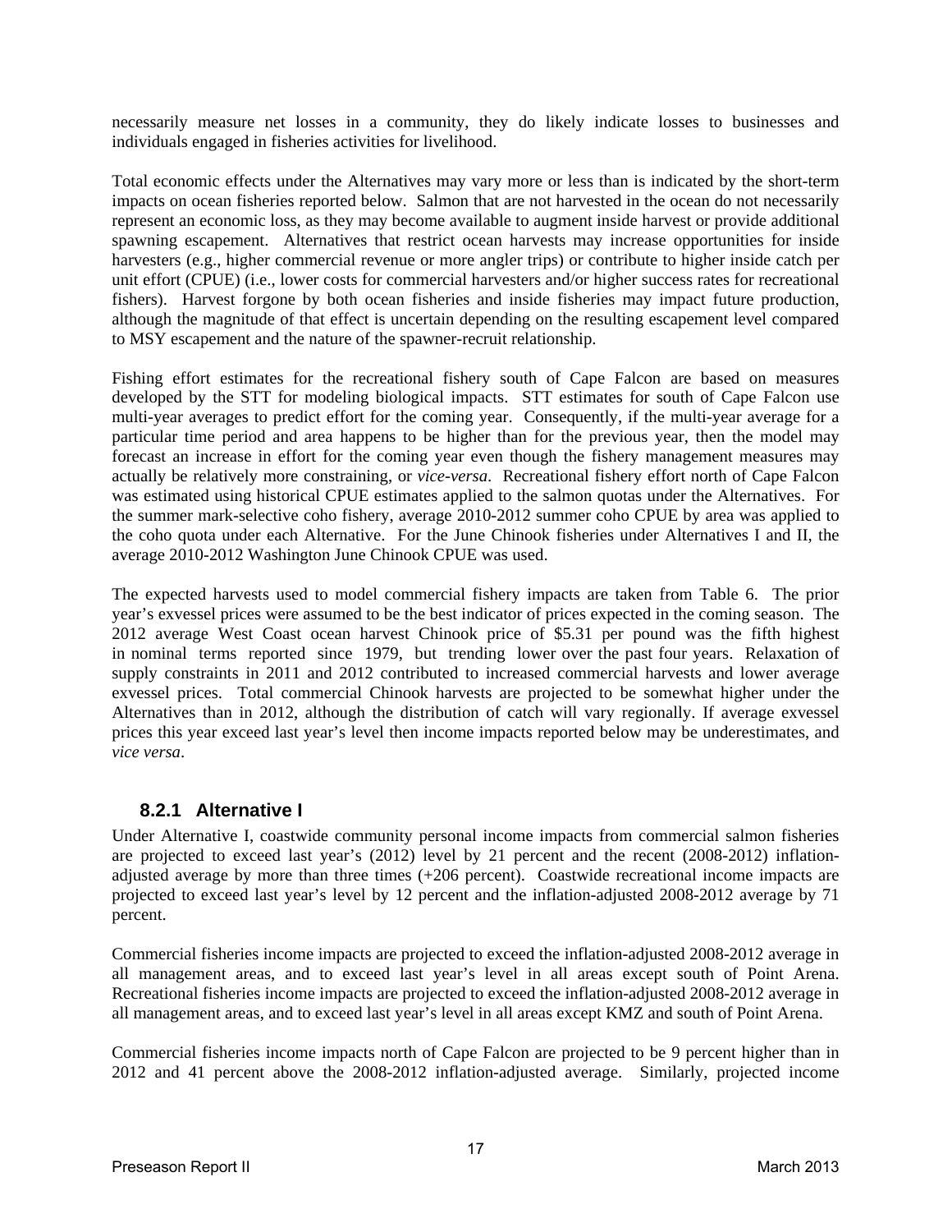necessarily measure net losses in a community, they do likely indicate losses to businesses and individuals engaged in fisheries activities for livelihood.

Total economic effects under the Alternatives may vary more or less than is indicated by the short-term impacts on ocean fisheries reported below. Salmon that are not harvested in the ocean do not necessarily represent an economic loss, as they may become available to augment inside harvest or provide additional spawning escapement. Alternatives that restrict ocean harvests may increase opportunities for inside harvesters (e.g., higher commercial revenue or more angler trips) or contribute to higher inside catch per unit effort (CPUE) (i.e., lower costs for commercial harvesters and/or higher success rates for recreational fishers). Harvest forgone by both ocean fisheries and inside fisheries may impact future production, although the magnitude of that effect is uncertain depending on the resulting escapement level compared to MSY escapement and the nature of the spawner-recruit relationship.

Fishing effort estimates for the recreational fishery south of Cape Falcon are based on measures developed by the STT for modeling biological impacts. STT estimates for south of Cape Falcon use multi-year averages to predict effort for the coming year. Consequently, if the multi-year average for a particular time period and area happens to be higher than for the previous year, then the model may forecast an increase in effort for the coming year even though the fishery management measures may actually be relatively more constraining, or *vice-versa*. Recreational fishery effort north of Cape Falcon was estimated using historical CPUE estimates applied to the salmon quotas under the Alternatives. For the summer mark-selective coho fishery, average 2010-2012 summer coho CPUE by area was applied to the coho quota under each Alternative. For the June Chinook fisheries under Alternatives I and II, the average 2010-2012 Washington June Chinook CPUE was used.

The expected harvests used to model commercial fishery impacts are taken from Table 6. The prior year's exvessel prices were assumed to be the best indicator of prices expected in the coming season. The 2012 average West Coast ocean harvest Chinook price of $5.31 per pound was the fifth highest in nominal terms reported since 1979, but trending lower over the past four years. Relaxation of supply constraints in 2011 and 2012 contributed to increased commercial harvests and lower average exvessel prices. Total commercial Chinook harvests are projected to be somewhat higher under the Alternatives than in 2012, although the distribution of catch will vary regionally. If average exvessel prices this year exceed last year's level then income impacts reported below may be underestimates, and *vice versa*.

### 8.2.1 Alternative I

Under Alternative I, coastwide community personal income impacts from commercial salmon fisheries are projected to exceed last year's (2012) level by 21 percent and the recent (2008-2012) inflation-adjusted average by more than three times (+206 percent). Coastwide recreational income impacts are projected to exceed last year's level by 12 percent and the inflation-adjusted 2008-2012 average by 71 percent.

Commercial fisheries income impacts are projected to exceed the inflation-adjusted 2008-2012 average in all management areas, and to exceed last year's level in all areas except south of Point Arena. Recreational fisheries income impacts are projected to exceed the inflation-adjusted 2008-2012 average in all management areas, and to exceed last year's level in all areas except KMZ and south of Point Arena.

Commercial fisheries income impacts north of Cape Falcon are projected to be 9 percent higher than in 2012 and 41 percent above the 2008-2012 inflation-adjusted average. Similarly, projected income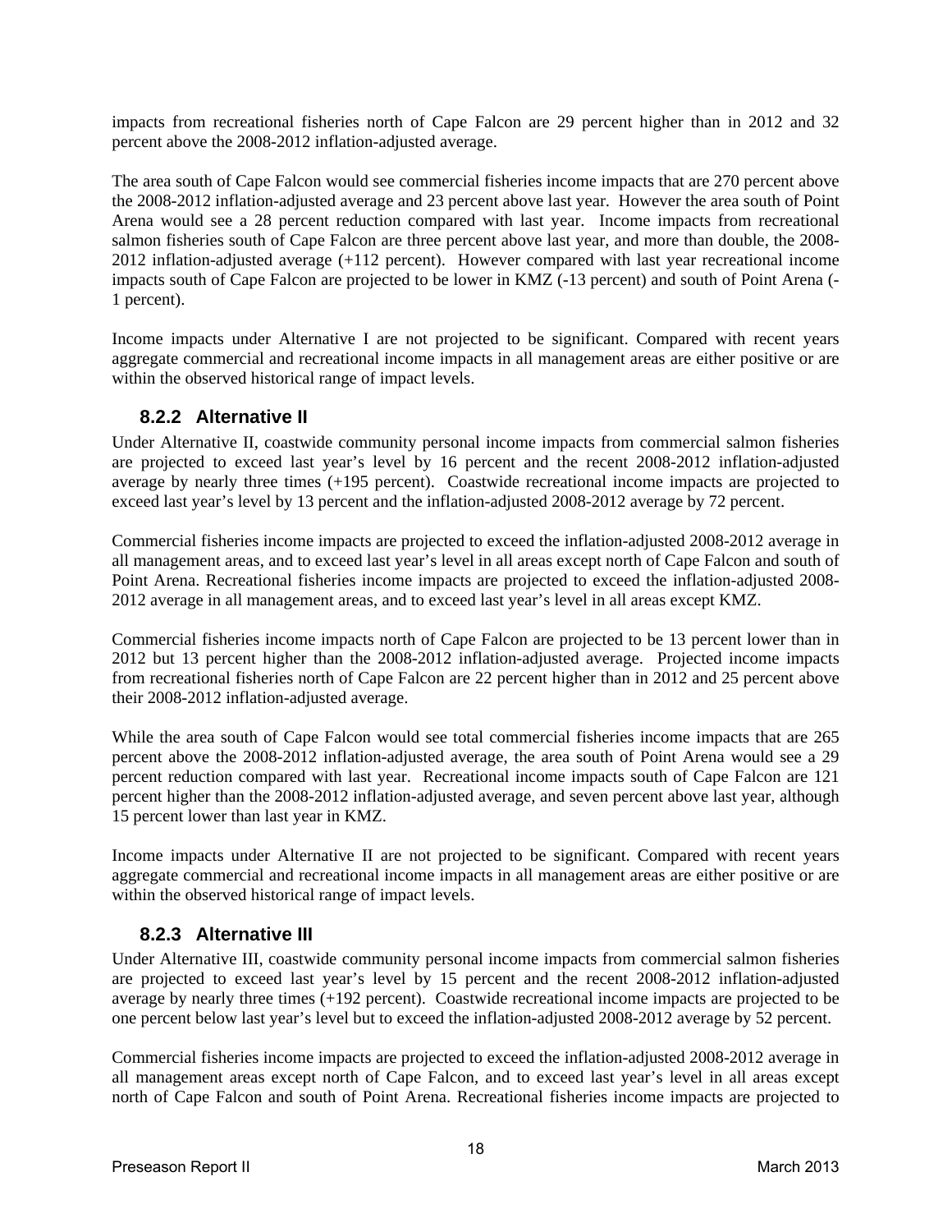impacts from recreational fisheries north of Cape Falcon are 29 percent higher than in 2012 and 32 percent above the 2008-2012 inflation-adjusted average.

The area south of Cape Falcon would see commercial fisheries income impacts that are 270 percent above the 2008-2012 inflation-adjusted average and 23 percent above last year. However the area south of Point Arena would see a 28 percent reduction compared with last year. Income impacts from recreational salmon fisheries south of Cape Falcon are three percent above last year, and more than double, the 2008-2012 inflation-adjusted average (+112 percent). However compared with last year recreational income impacts south of Cape Falcon are projected to be lower in KMZ (-13 percent) and south of Point Arena (-1 percent).

Income impacts under Alternative I are not projected to be significant. Compared with recent years aggregate commercial and recreational income impacts in all management areas are either positive or are within the observed historical range of impact levels.

### 8.2.2 Alternative II

Under Alternative II, coastwide community personal income impacts from commercial salmon fisheries are projected to exceed last year's level by 16 percent and the recent 2008-2012 inflation-adjusted average by nearly three times (+195 percent). Coastwide recreational income impacts are projected to exceed last year's level by 13 percent and the inflation-adjusted 2008-2012 average by 72 percent.

Commercial fisheries income impacts are projected to exceed the inflation-adjusted 2008-2012 average in all management areas, and to exceed last year's level in all areas except north of Cape Falcon and south of Point Arena. Recreational fisheries income impacts are projected to exceed the inflation-adjusted 2008-2012 average in all management areas, and to exceed last year's level in all areas except KMZ.

Commercial fisheries income impacts north of Cape Falcon are projected to be 13 percent lower than in 2012 but 13 percent higher than the 2008-2012 inflation-adjusted average. Projected income impacts from recreational fisheries north of Cape Falcon are 22 percent higher than in 2012 and 25 percent above their 2008-2012 inflation-adjusted average.

While the area south of Cape Falcon would see total commercial fisheries income impacts that are 265 percent above the 2008-2012 inflation-adjusted average, the area south of Point Arena would see a 29 percent reduction compared with last year. Recreational income impacts south of Cape Falcon are 121 percent higher than the 2008-2012 inflation-adjusted average, and seven percent above last year, although 15 percent lower than last year in KMZ.

Income impacts under Alternative II are not projected to be significant. Compared with recent years aggregate commercial and recreational income impacts in all management areas are either positive or are within the observed historical range of impact levels.

### 8.2.3 Alternative III

Under Alternative III, coastwide community personal income impacts from commercial salmon fisheries are projected to exceed last year's level by 15 percent and the recent 2008-2012 inflation-adjusted average by nearly three times (+192 percent). Coastwide recreational income impacts are projected to be one percent below last year's level but to exceed the inflation-adjusted 2008-2012 average by 52 percent.

Commercial fisheries income impacts are projected to exceed the inflation-adjusted 2008-2012 average in all management areas except north of Cape Falcon, and to exceed last year's level in all areas except north of Cape Falcon and south of Point Arena. Recreational fisheries income impacts are projected to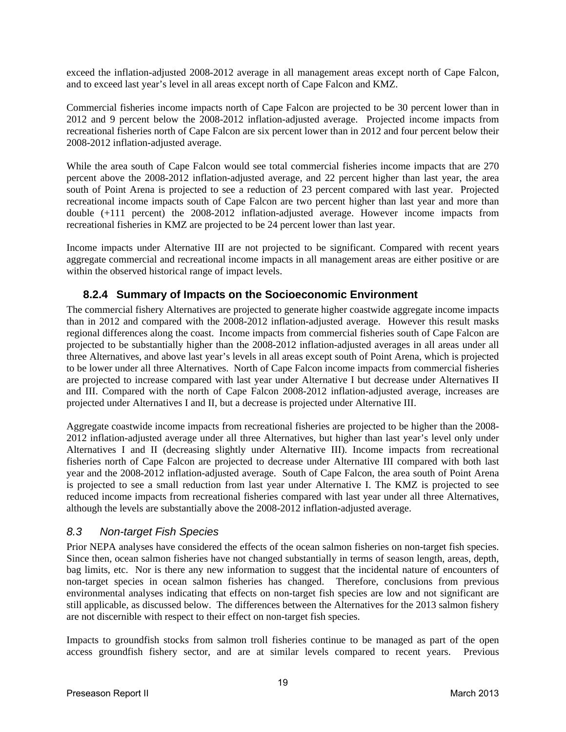exceed the inflation-adjusted 2008-2012 average in all management areas except north of Cape Falcon, and to exceed last year's level in all areas except north of Cape Falcon and KMZ.

Commercial fisheries income impacts north of Cape Falcon are projected to be 30 percent lower than in 2012 and 9 percent below the 2008-2012 inflation-adjusted average. Projected income impacts from recreational fisheries north of Cape Falcon are six percent lower than in 2012 and four percent below their 2008-2012 inflation-adjusted average.

While the area south of Cape Falcon would see total commercial fisheries income impacts that are 270 percent above the 2008-2012 inflation-adjusted average, and 22 percent higher than last year, the area south of Point Arena is projected to see a reduction of 23 percent compared with last year. Projected recreational income impacts south of Cape Falcon are two percent higher than last year and more than double (+111 percent) the 2008-2012 inflation-adjusted average. However income impacts from recreational fisheries in KMZ are projected to be 24 percent lower than last year.

Income impacts under Alternative III are not projected to be significant. Compared with recent years aggregate commercial and recreational income impacts in all management areas are either positive or are within the observed historical range of impact levels.

### 8.2.4 Summary of Impacts on the Socioeconomic Environment

The commercial fishery Alternatives are projected to generate higher coastwide aggregate income impacts than in 2012 and compared with the 2008-2012 inflation-adjusted average. However this result masks regional differences along the coast. Income impacts from commercial fisheries south of Cape Falcon are projected to be substantially higher than the 2008-2012 inflation-adjusted averages in all areas under all three Alternatives, and above last year's levels in all areas except south of Point Arena, which is projected to be lower under all three Alternatives. North of Cape Falcon income impacts from commercial fisheries are projected to increase compared with last year under Alternative I but decrease under Alternatives II and III. Compared with the north of Cape Falcon 2008-2012 inflation-adjusted average, increases are projected under Alternatives I and II, but a decrease is projected under Alternative III.

Aggregate coastwide income impacts from recreational fisheries are projected to be higher than the 2008-2012 inflation-adjusted average under all three Alternatives, but higher than last year's level only under Alternatives I and II (decreasing slightly under Alternative III). Income impacts from recreational fisheries north of Cape Falcon are projected to decrease under Alternative III compared with both last year and the 2008-2012 inflation-adjusted average. South of Cape Falcon, the area south of Point Arena is projected to see a small reduction from last year under Alternative I. The KMZ is projected to see reduced income impacts from recreational fisheries compared with last year under all three Alternatives, although the levels are substantially above the 2008-2012 inflation-adjusted average.

## *8.3 Non-target Fish Species*

Prior NEPA analyses have considered the effects of the ocean salmon fisheries on non-target fish species. Since then, ocean salmon fisheries have not changed substantially in terms of season length, areas, depth, bag limits, etc. Nor is there any new information to suggest that the incidental nature of encounters of non-target species in ocean salmon fisheries has changed. Therefore, conclusions from previous environmental analyses indicating that effects on non-target fish species are low and not significant are still applicable, as discussed below. The differences between the Alternatives for the 2013 salmon fishery are not discernible with respect to their effect on non-target fish species.

Impacts to groundfish stocks from salmon troll fisheries continue to be managed as part of the open access groundfish fishery sector, and are at similar levels compared to recent years. Previous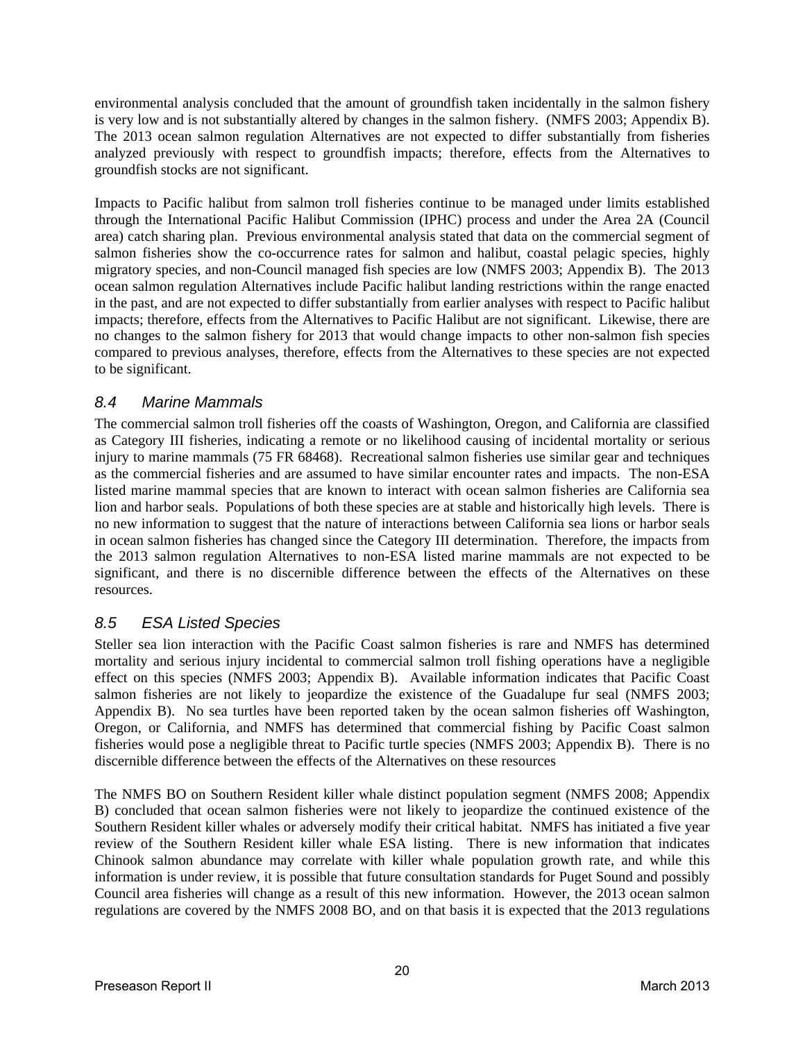environmental analysis concluded that the amount of groundfish taken incidentally in the salmon fishery is very low and is not substantially altered by changes in the salmon fishery. (NMFS 2003; Appendix B). The 2013 ocean salmon regulation Alternatives are not expected to differ substantially from fisheries analyzed previously with respect to groundfish impacts; therefore, effects from the Alternatives to groundfish stocks are not significant.

Impacts to Pacific halibut from salmon troll fisheries continue to be managed under limits established through the International Pacific Halibut Commission (IPHC) process and under the Area 2A (Council area) catch sharing plan. Previous environmental analysis stated that data on the commercial segment of salmon fisheries show the co-occurrence rates for salmon and halibut, coastal pelagic species, highly migratory species, and non-Council managed fish species are low (NMFS 2003; Appendix B). The 2013 ocean salmon regulation Alternatives include Pacific halibut landing restrictions within the range enacted in the past, and are not expected to differ substantially from earlier analyses with respect to Pacific halibut impacts; therefore, effects from the Alternatives to Pacific Halibut are not significant. Likewise, there are no changes to the salmon fishery for 2013 that would change impacts to other non-salmon fish species compared to previous analyses, therefore, effects from the Alternatives to these species are not expected to be significant.

## *8.4 Marine Mammals*

The commercial salmon troll fisheries off the coasts of Washington, Oregon, and California are classified as Category III fisheries, indicating a remote or no likelihood causing of incidental mortality or serious injury to marine mammals (75 FR 68468). Recreational salmon fisheries use similar gear and techniques as the commercial fisheries and are assumed to have similar encounter rates and impacts. The non-ESA listed marine mammal species that are known to interact with ocean salmon fisheries are California sea lion and harbor seals. Populations of both these species are at stable and historically high levels. There is no new information to suggest that the nature of interactions between California sea lions or harbor seals in ocean salmon fisheries has changed since the Category III determination. Therefore, the impacts from the 2013 salmon regulation Alternatives to non-ESA listed marine mammals are not expected to be significant, and there is no discernible difference between the effects of the Alternatives on these resources.

## *8.5 ESA Listed Species*

Steller sea lion interaction with the Pacific Coast salmon fisheries is rare and NMFS has determined mortality and serious injury incidental to commercial salmon troll fishing operations have a negligible effect on this species (NMFS 2003; Appendix B). Available information indicates that Pacific Coast salmon fisheries are not likely to jeopardize the existence of the Guadalupe fur seal (NMFS 2003; Appendix B). No sea turtles have been reported taken by the ocean salmon fisheries off Washington, Oregon, or California, and NMFS has determined that commercial fishing by Pacific Coast salmon fisheries would pose a negligible threat to Pacific turtle species (NMFS 2003; Appendix B). There is no discernible difference between the effects of the Alternatives on these resources

The NMFS BO on Southern Resident killer whale distinct population segment (NMFS 2008; Appendix B) concluded that ocean salmon fisheries were not likely to jeopardize the continued existence of the Southern Resident killer whales or adversely modify their critical habitat. NMFS has initiated a five year review of the Southern Resident killer whale ESA listing. There is new information that indicates Chinook salmon abundance may correlate with killer whale population growth rate, and while this information is under review, it is possible that future consultation standards for Puget Sound and possibly Council area fisheries will change as a result of this new information. However, the 2013 ocean salmon regulations are covered by the NMFS 2008 BO, and on that basis it is expected that the 2013 regulations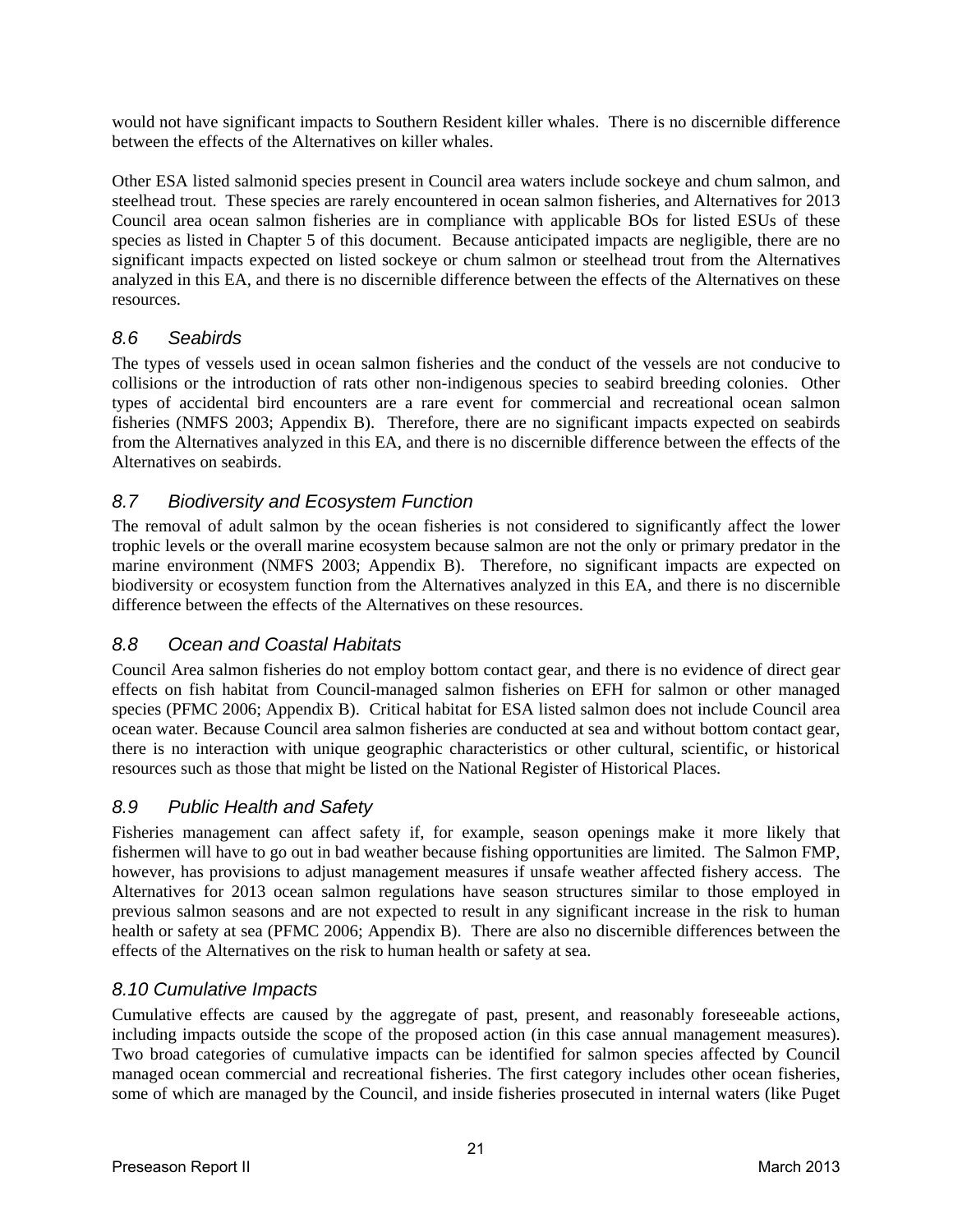would not have significant impacts to Southern Resident killer whales. There is no discernible difference between the effects of the Alternatives on killer whales.

Other ESA listed salmonid species present in Council area waters include sockeye and chum salmon, and steelhead trout. These species are rarely encountered in ocean salmon fisheries, and Alternatives for 2013 Council area ocean salmon fisheries are in compliance with applicable BOs for listed ESUs of these species as listed in Chapter 5 of this document. Because anticipated impacts are negligible, there are no significant impacts expected on listed sockeye or chum salmon or steelhead trout from the Alternatives analyzed in this EA, and there is no discernible difference between the effects of the Alternatives on these resources.

## *8.6 Seabirds*

The types of vessels used in ocean salmon fisheries and the conduct of the vessels are not conducive to collisions or the introduction of rats other non-indigenous species to seabird breeding colonies. Other types of accidental bird encounters are a rare event for commercial and recreational ocean salmon fisheries (NMFS 2003; Appendix B). Therefore, there are no significant impacts expected on seabirds from the Alternatives analyzed in this EA, and there is no discernible difference between the effects of the Alternatives on seabirds.

## *8.7 Biodiversity and Ecosystem Function*

The removal of adult salmon by the ocean fisheries is not considered to significantly affect the lower trophic levels or the overall marine ecosystem because salmon are not the only or primary predator in the marine environment (NMFS 2003; Appendix B). Therefore, no significant impacts are expected on biodiversity or ecosystem function from the Alternatives analyzed in this EA, and there is no discernible difference between the effects of the Alternatives on these resources.

## *8.8 Ocean and Coastal Habitats*

Council Area salmon fisheries do not employ bottom contact gear, and there is no evidence of direct gear effects on fish habitat from Council-managed salmon fisheries on EFH for salmon or other managed species (PFMC 2006; Appendix B). Critical habitat for ESA listed salmon does not include Council area ocean water. Because Council area salmon fisheries are conducted at sea and without bottom contact gear, there is no interaction with unique geographic characteristics or other cultural, scientific, or historical resources such as those that might be listed on the National Register of Historical Places.

## *8.9 Public Health and Safety*

Fisheries management can affect safety if, for example, season openings make it more likely that fishermen will have to go out in bad weather because fishing opportunities are limited. The Salmon FMP, however, has provisions to adjust management measures if unsafe weather affected fishery access. The Alternatives for 2013 ocean salmon regulations have season structures similar to those employed in previous salmon seasons and are not expected to result in any significant increase in the risk to human health or safety at sea (PFMC 2006; Appendix B). There are also no discernible differences between the effects of the Alternatives on the risk to human health or safety at sea.

## *8.10 Cumulative Impacts*

Cumulative effects are caused by the aggregate of past, present, and reasonably foreseeable actions, including impacts outside the scope of the proposed action (in this case annual management measures). Two broad categories of cumulative impacts can be identified for salmon species affected by Council managed ocean commercial and recreational fisheries. The first category includes other ocean fisheries, some of which are managed by the Council, and inside fisheries prosecuted in internal waters (like Puget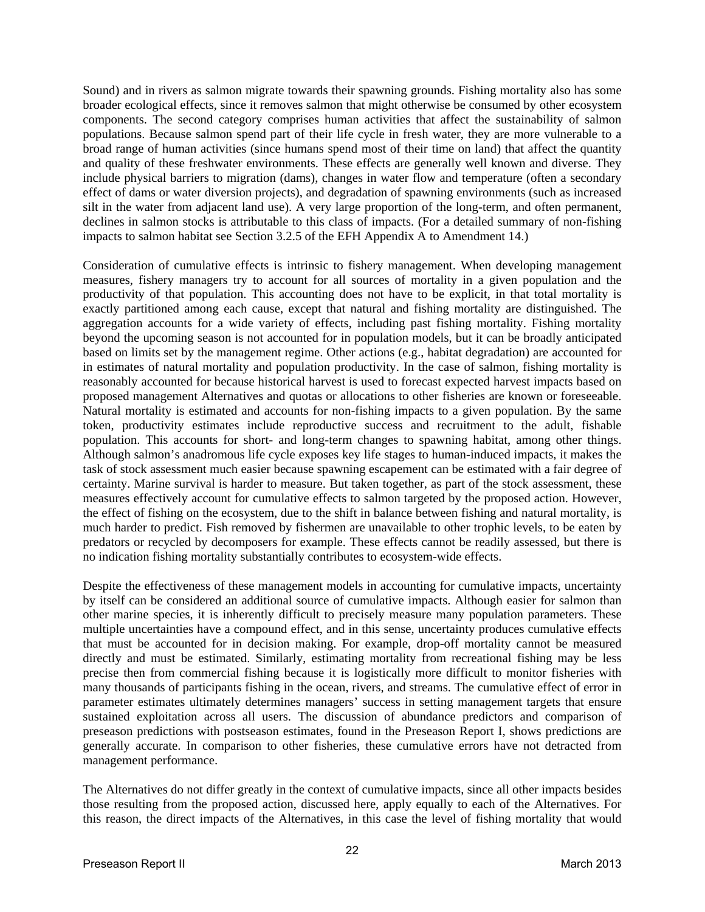Sound) and in rivers as salmon migrate towards their spawning grounds. Fishing mortality also has some broader ecological effects, since it removes salmon that might otherwise be consumed by other ecosystem components. The second category comprises human activities that affect the sustainability of salmon populations. Because salmon spend part of their life cycle in fresh water, they are more vulnerable to a broad range of human activities (since humans spend most of their time on land) that affect the quantity and quality of these freshwater environments. These effects are generally well known and diverse. They include physical barriers to migration (dams), changes in water flow and temperature (often a secondary effect of dams or water diversion projects), and degradation of spawning environments (such as increased silt in the water from adjacent land use). A very large proportion of the long-term, and often permanent, declines in salmon stocks is attributable to this class of impacts. (For a detailed summary of non-fishing impacts to salmon habitat see Section 3.2.5 of the EFH Appendix A to Amendment 14.)

Consideration of cumulative effects is intrinsic to fishery management. When developing management measures, fishery managers try to account for all sources of mortality in a given population and the productivity of that population. This accounting does not have to be explicit, in that total mortality is exactly partitioned among each cause, except that natural and fishing mortality are distinguished. The aggregation accounts for a wide variety of effects, including past fishing mortality. Fishing mortality beyond the upcoming season is not accounted for in population models, but it can be broadly anticipated based on limits set by the management regime. Other actions (e.g., habitat degradation) are accounted for in estimates of natural mortality and population productivity. In the case of salmon, fishing mortality is reasonably accounted for because historical harvest is used to forecast expected harvest impacts based on proposed management Alternatives and quotas or allocations to other fisheries are known or foreseeable. Natural mortality is estimated and accounts for non-fishing impacts to a given population. By the same token, productivity estimates include reproductive success and recruitment to the adult, fishable population. This accounts for short- and long-term changes to spawning habitat, among other things. Although salmon's anadromous life cycle exposes key life stages to human-induced impacts, it makes the task of stock assessment much easier because spawning escapement can be estimated with a fair degree of certainty. Marine survival is harder to measure. But taken together, as part of the stock assessment, these measures effectively account for cumulative effects to salmon targeted by the proposed action. However, the effect of fishing on the ecosystem, due to the shift in balance between fishing and natural mortality, is much harder to predict. Fish removed by fishermen are unavailable to other trophic levels, to be eaten by predators or recycled by decomposers for example. These effects cannot be readily assessed, but there is no indication fishing mortality substantially contributes to ecosystem-wide effects.

Despite the effectiveness of these management models in accounting for cumulative impacts, uncertainty by itself can be considered an additional source of cumulative impacts. Although easier for salmon than other marine species, it is inherently difficult to precisely measure many population parameters. These multiple uncertainties have a compound effect, and in this sense, uncertainty produces cumulative effects that must be accounted for in decision making. For example, drop-off mortality cannot be measured directly and must be estimated. Similarly, estimating mortality from recreational fishing may be less precise then from commercial fishing because it is logistically more difficult to monitor fisheries with many thousands of participants fishing in the ocean, rivers, and streams. The cumulative effect of error in parameter estimates ultimately determines managers' success in setting management targets that ensure sustained exploitation across all users. The discussion of abundance predictors and comparison of preseason predictions with postseason estimates, found in the Preseason Report I, shows predictions are generally accurate. In comparison to other fisheries, these cumulative errors have not detracted from management performance.

The Alternatives do not differ greatly in the context of cumulative impacts, since all other impacts besides those resulting from the proposed action, discussed here, apply equally to each of the Alternatives. For this reason, the direct impacts of the Alternatives, in this case the level of fishing mortality that would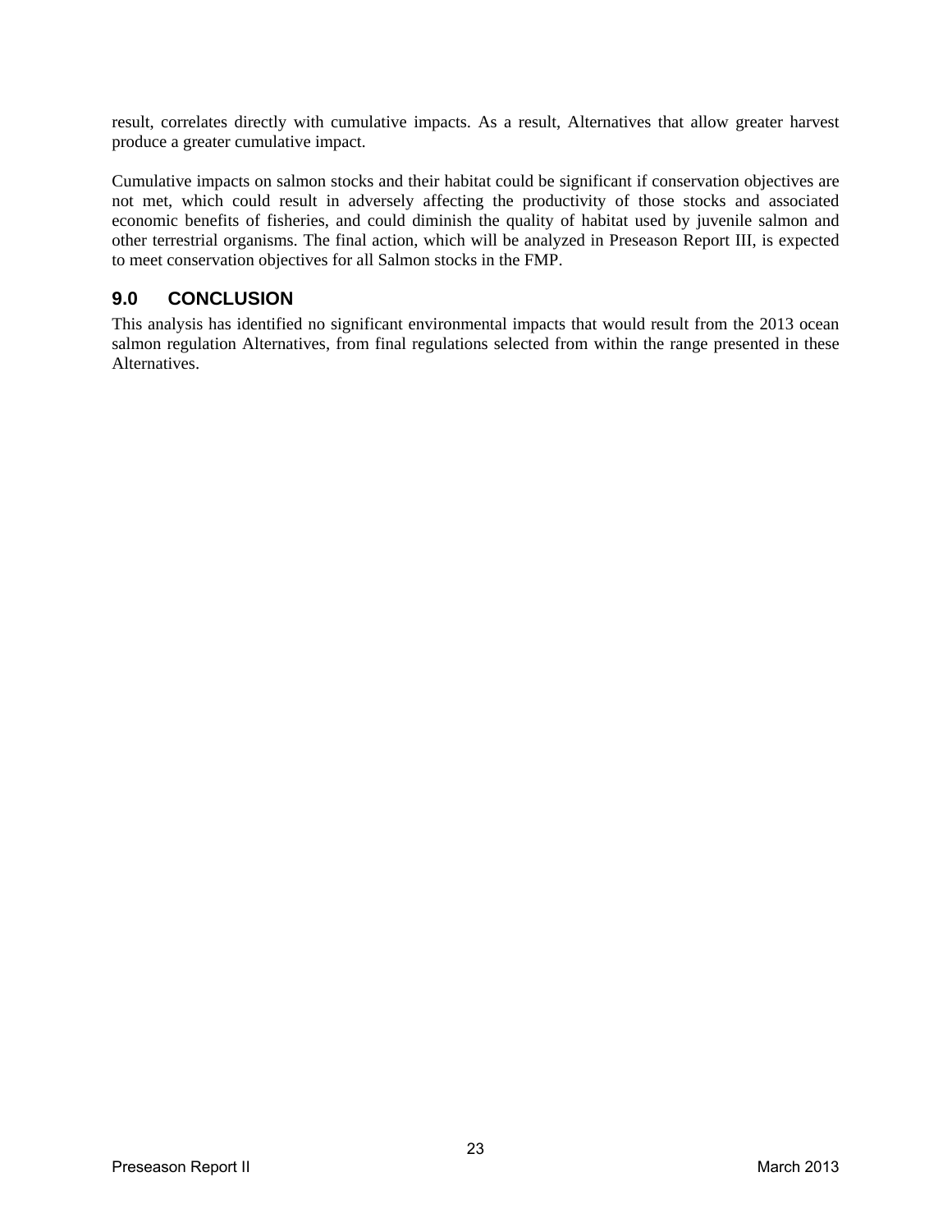result, correlates directly with cumulative impacts. As a result, Alternatives that allow greater harvest produce a greater cumulative impact.

Cumulative impacts on salmon stocks and their habitat could be significant if conservation objectives are not met, which could result in adversely affecting the productivity of those stocks and associated economic benefits of fisheries, and could diminish the quality of habitat used by juvenile salmon and other terrestrial organisms. The final action, which will be analyzed in Preseason Report III, is expected to meet conservation objectives for all Salmon stocks in the FMP.

## 9.0 CONCLUSION

This analysis has identified no significant environmental impacts that would result from the 2013 ocean salmon regulation Alternatives, from final regulations selected from within the range presented in these Alternatives.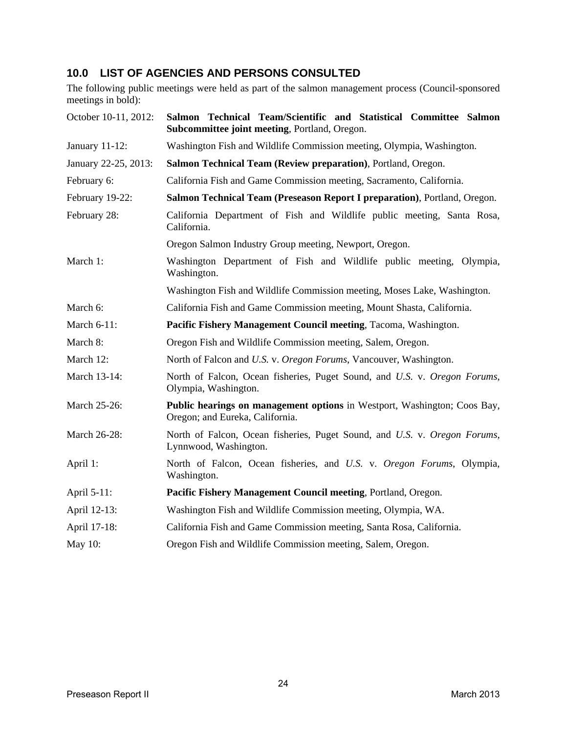## 10.0 LIST OF AGENCIES AND PERSONS CONSULTED

The following public meetings were held as part of the salmon management process (Council-sponsored meetings in bold):

| | |
|---|---|
| October 10-11, 2012: | **Salmon Technical Team/Scientific and Statistical Committee Salmon Subcommittee joint meeting**, Portland, Oregon. |
| January 11-12: | Washington Fish and Wildlife Commission meeting, Olympia, Washington. |
| January 22-25, 2013: | **Salmon Technical Team (Review preparation)**, Portland, Oregon. |
| February 6: | California Fish and Game Commission meeting, Sacramento, California. |
| February 19-22: | **Salmon Technical Team (Preseason Report I preparation)**, Portland, Oregon. |
| February 28: | California Department of Fish and Wildlife public meeting, Santa Rosa, California. |
| | Oregon Salmon Industry Group meeting, Newport, Oregon. |
| March 1: | Washington Department of Fish and Wildlife public meeting, Olympia, Washington. |
| | Washington Fish and Wildlife Commission meeting, Moses Lake, Washington. |
| March 6: | California Fish and Game Commission meeting, Mount Shasta, California. |
| March 6-11: | **Pacific Fishery Management Council meeting**, Tacoma, Washington. |
| March 8: | Oregon Fish and Wildlife Commission meeting, Salem, Oregon. |
| March 12: | North of Falcon and *U.S.* v. *Oregon Forums*, Vancouver, Washington. |
| March 13-14: | North of Falcon, Ocean fisheries, Puget Sound, and *U.S.* v. *Oregon Forums*, Olympia, Washington. |
| March 25-26: | **Public hearings on management options** in Westport, Washington; Coos Bay, Oregon; and Eureka, California. |
| March 26-28: | North of Falcon, Ocean fisheries, Puget Sound, and *U.S.* v. *Oregon Forums*, Lynnwood, Washington. |
| April 1: | North of Falcon, Ocean fisheries, and *U.S.* v. *Oregon Forums*, Olympia, Washington. |
| April 5-11: | **Pacific Fishery Management Council meeting**, Portland, Oregon. |
| April 12-13: | Washington Fish and Wildlife Commission meeting, Olympia, WA. |
| April 17-18: | California Fish and Game Commission meeting, Santa Rosa, California. |
| May 10: | Oregon Fish and Wildlife Commission meeting, Salem, Oregon. |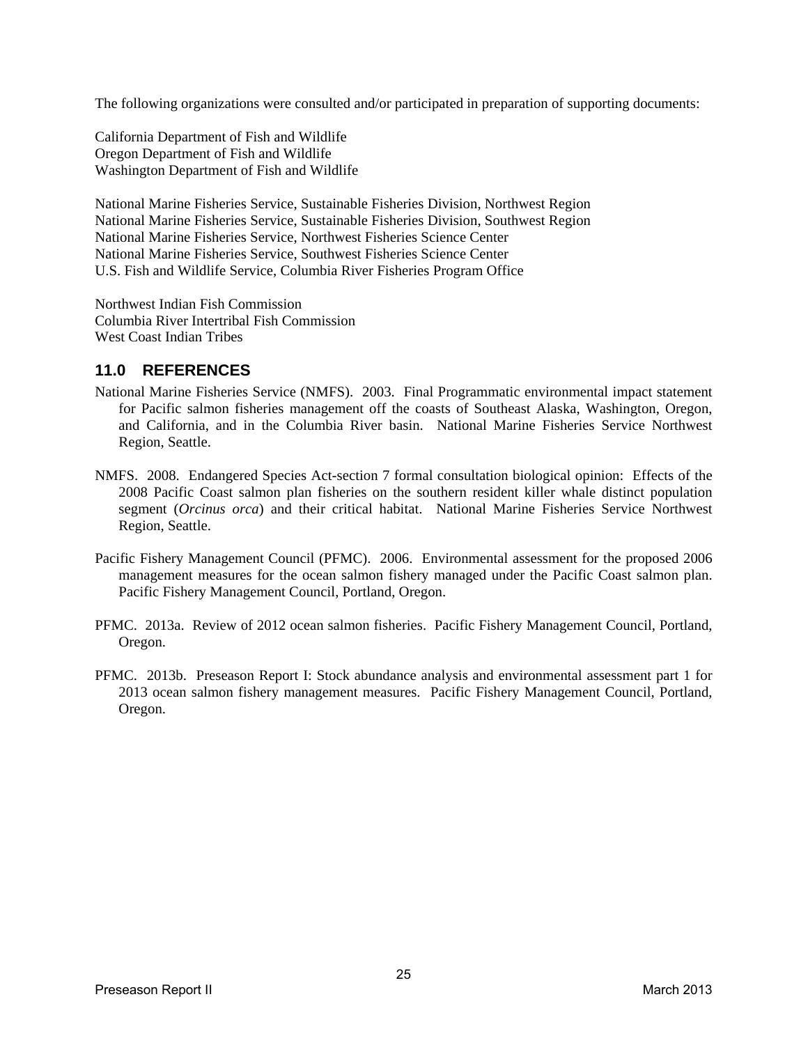The following organizations were consulted and/or participated in preparation of supporting documents:

California Department of Fish and Wildlife
Oregon Department of Fish and Wildlife
Washington Department of Fish and Wildlife

National Marine Fisheries Service, Sustainable Fisheries Division, Northwest Region
National Marine Fisheries Service, Sustainable Fisheries Division, Southwest Region
National Marine Fisheries Service, Northwest Fisheries Science Center
National Marine Fisheries Service, Southwest Fisheries Science Center
U.S. Fish and Wildlife Service, Columbia River Fisheries Program Office

Northwest Indian Fish Commission
Columbia River Intertribal Fish Commission
West Coast Indian Tribes

## 11.0 REFERENCES

National Marine Fisheries Service (NMFS). 2003. Final Programmatic environmental impact statement for Pacific salmon fisheries management off the coasts of Southeast Alaska, Washington, Oregon, and California, and in the Columbia River basin. National Marine Fisheries Service Northwest Region, Seattle.

NMFS. 2008. Endangered Species Act-section 7 formal consultation biological opinion: Effects of the 2008 Pacific Coast salmon plan fisheries on the southern resident killer whale distinct population segment (*Orcinus orca*) and their critical habitat. National Marine Fisheries Service Northwest Region, Seattle.

Pacific Fishery Management Council (PFMC). 2006. Environmental assessment for the proposed 2006 management measures for the ocean salmon fishery managed under the Pacific Coast salmon plan. Pacific Fishery Management Council, Portland, Oregon.

PFMC. 2013a. Review of 2012 ocean salmon fisheries. Pacific Fishery Management Council, Portland, Oregon.

PFMC. 2013b. Preseason Report I: Stock abundance analysis and environmental assessment part 1 for 2013 ocean salmon fishery management measures. Pacific Fishery Management Council, Portland, Oregon.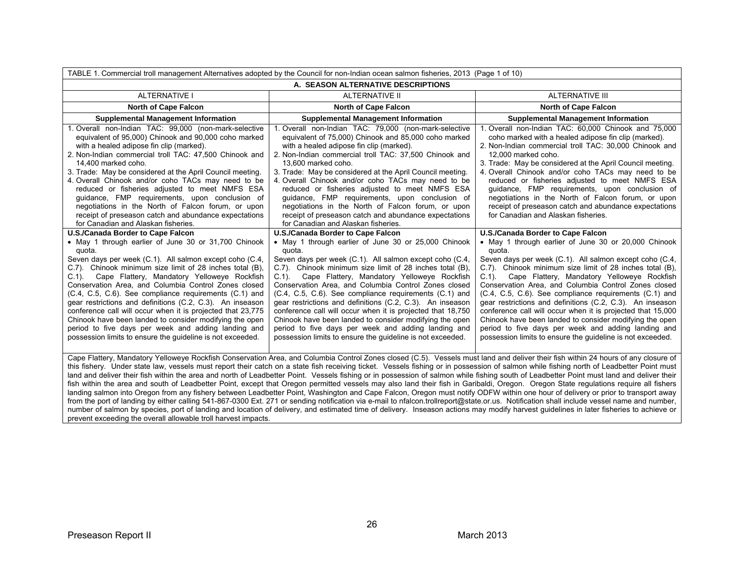TABLE 1. Commercial troll management Alternatives adopted by the Council for non-Indian ocean salmon fisheries, 2013 (Page 1 of 10)

| A. SEASON ALTERNATIVE DESCRIPTIONS | | |
|---|---|---|
| **ALTERNATIVE I** | **ALTERNATIVE II** | **ALTERNATIVE III** |
| **North of Cape Falcon** | **North of Cape Falcon** | **North of Cape Falcon** |
| **Supplemental Management Information** | **Supplemental Management Information** | **Supplemental Management Information** |
| 1. Overall non-Indian TAC: 99,000 (non-mark-selective equivalent of 95,000) Chinook and 90,000 coho marked with a healed adipose fin clip (marked).<br>2. Non-Indian commercial troll TAC: 47,500 Chinook and 14,400 marked coho.<br>3. Trade: May be considered at the April Council meeting.<br>4. Overall Chinook and/or coho TACs may need to be reduced or fisheries adjusted to meet NMFS ESA guidance, FMP requirements, upon conclusion of negotiations in the North of Falcon forum, or upon receipt of preseason catch and abundance expectations for Canadian and Alaskan fisheries. | 1. Overall non-Indian TAC: 79,000 (non-mark-selective equivalent of 75,000) Chinook and 85,000 coho marked with a healed adipose fin clip (marked).<br>2. Non-Indian commercial troll TAC: 37,500 Chinook and 13,600 marked coho.<br>3. Trade: May be considered at the April Council meeting.<br>4. Overall Chinook and/or coho TACs may need to be reduced or fisheries adjusted to meet NMFS ESA guidance, FMP requirements, upon conclusion of negotiations in the North of Falcon forum, or upon receipt of preseason catch and abundance expectations for Canadian and Alaskan fisheries. | 1. Overall non-Indian TAC: 60,000 Chinook and 75,000 coho marked with a healed adipose fin clip (marked).<br>2. Non-Indian commercial troll TAC: 30,000 Chinook and 12,000 marked coho.<br>3. Trade: May be considered at the April Council meeting.<br>4. Overall Chinook and/or coho TACs may need to be reduced or fisheries adjusted to meet NMFS ESA guidance, FMP requirements, upon conclusion of negotiations in the North of Falcon forum, or upon receipt of preseason catch and abundance expectations for Canadian and Alaskan fisheries. |
| **U.S./Canada Border to Cape Falcon**<br>• May 1 through earlier of June 30 or 31,700 Chinook quota.<br>Seven days per week (C.1). All salmon except coho (C.4, C.7). Chinook minimum size limit of 28 inches total (B), C.1). Cape Flattery, Mandatory Yelloweye Rockfish Conservation Area, and Columbia Control Zones closed (C.4, C.5, C.6). See compliance requirements (C.1) and gear restrictions and definitions (C.2, C.3). An inseason conference call will occur when it is projected that 23,775 Chinook have been landed to consider modifying the open period to five days per week and adding landing and possession limits to ensure the guideline is not exceeded. | **U.S./Canada Border to Cape Falcon**<br>• May 1 through earlier of June 30 or 25,000 Chinook quota.<br>Seven days per week (C.1). All salmon except coho (C.4, C.7). Chinook minimum size limit of 28 inches total (B), C.1). Cape Flattery, Mandatory Yelloweye Rockfish Conservation Area, and Columbia Control Zones closed (C.4, C.5, C.6). See compliance requirements (C.1) and gear restrictions and definitions (C.2, C.3). An inseason conference call will occur when it is projected that 18,750 Chinook have been landed to consider modifying the open period to five days per week and adding landing and possession limits to ensure the guideline is not exceeded. | **U.S./Canada Border to Cape Falcon**<br>• May 1 through earlier of June 30 or 20,000 Chinook quota.<br>Seven days per week (C.1). All salmon except coho (C.4, C.7). Chinook minimum size limit of 28 inches total (B), C.1). Cape Flattery, Mandatory Yelloweye Rockfish Conservation Area, and Columbia Control Zones closed (C.4, C.5, C.6). See compliance requirements (C.1) and gear restrictions and definitions (C.2, C.3). An inseason conference call will occur when it is projected that 15,000 Chinook have been landed to consider modifying the open period to five days per week and adding landing and possession limits to ensure the guideline is not exceeded. |
| Cape Flattery, Mandatory Yelloweye Rockfish Conservation Area, and Columbia Control Zones closed (C.5). Vessels must land and deliver their fish within 24 hours of any closure of this fishery. Under state law, vessels must report their catch on a state fish receiving ticket. Vessels fishing or in possession of salmon while fishing north of Leadbetter Point must land and deliver their fish within the area and north of Leadbetter Point. Vessels fishing or in possession of salmon while fishing south of Leadbetter Point must land and deliver their fish within the area and south of Leadbetter Point, except that Oregon permitted vessels may also land their fish in Garibaldi, Oregon. Oregon State regulations require all fishers landing salmon into Oregon from any fishery between Leadbetter Point, Washington and Cape Falcon, Oregon must notify ODFW within one hour of delivery or prior to transport away from the port of landing by either calling 541-867-0300 Ext. 271 or sending notification via e-mail to nfalcon.trollreport@state.or.us. Notification shall include vessel name and number, number of salmon by species, port of landing and location of delivery, and estimated time of delivery. Inseason actions may modify harvest guidelines in later fisheries to achieve or prevent exceeding the overall allowable troll harvest impacts. | | |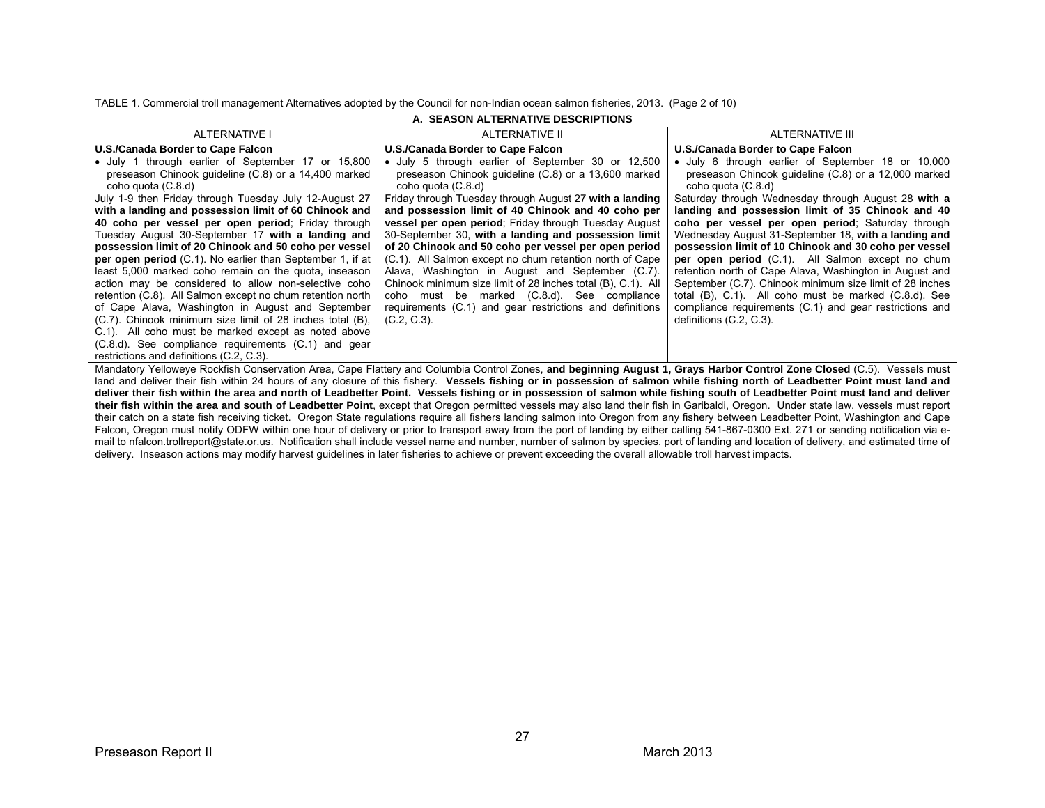TABLE 1. Commercial troll management Alternatives adopted by the Council for non-Indian ocean salmon fisheries, 2013. (Page 2 of 10)

| A. SEASON ALTERNATIVE DESCRIPTIONS | | |
|---|---|---|
| ALTERNATIVE I | ALTERNATIVE II | ALTERNATIVE III |
| **U.S./Canada Border to Cape Falcon**<br>• July 1 through earlier of September 17 or 15,800 preseason Chinook guideline (C.8) or a 14,400 marked coho quota (C.8.d)<br>July 1-9 then Friday through Tuesday July 12-August 27 **with a landing and possession limit of 60 Chinook and 40 coho per vessel per open period**; Friday through Tuesday August 30-September 17 **with a landing and possession limit of 20 Chinook and 50 coho per vessel per open period** (C.1). No earlier than September 1, if at least 5,000 marked coho remain on the quota, inseason action may be considered to allow non-selective coho retention (C.8). All Salmon except no chum retention north of Cape Alava, Washington in August and September (C.7). Chinook minimum size limit of 28 inches total (B), C.1). All coho must be marked except as noted above (C.8.d). See compliance requirements (C.1) and gear restrictions and definitions (C.2, C.3). | **U.S./Canada Border to Cape Falcon**<br>• July 5 through earlier of September 30 or 12,500 preseason Chinook guideline (C.8) or a 13,600 marked coho quota (C.8.d)<br>Friday through Tuesday through August 27 **with a landing and possession limit of 40 Chinook and 40 coho per vessel per open period**; Friday through Tuesday August 30-September 30, **with a landing and possession limit of 20 Chinook and 50 coho per vessel per open period** (C.1). All Salmon except no chum retention north of Cape Alava, Washington in August and September (C.7). Chinook minimum size limit of 28 inches total (B), C.1). All coho must be marked (C.8.d). See compliance requirements (C.1) and gear restrictions and definitions (C.2, C.3). | **U.S./Canada Border to Cape Falcon**<br>• July 6 through earlier of September 18 or 10,000 preseason Chinook guideline (C.8) or a 12,000 marked coho quota (C.8.d)<br>Saturday through Wednesday through August 28 **with a landing and possession limit of 35 Chinook and 40 coho per vessel per open period**; Saturday through Wednesday August 31-September 18, **with a landing and possession limit of 10 Chinook and 30 coho per vessel per open period** (C.1). All Salmon except no chum retention north of Cape Alava, Washington in August and September (C.7). Chinook minimum size limit of 28 inches total (B), C.1). All coho must be marked (C.8.d). See compliance requirements (C.1) and gear restrictions and definitions (C.2, C.3). |
| Mandatory Yelloweye Rockfish Conservation Area, Cape Flattery and Columbia Control Zones, **and beginning August 1, Grays Harbor Control Zone Closed** (C.5). Vessels must land and deliver their fish within 24 hours of any closure of this fishery. **Vessels fishing or in possession of salmon while fishing north of Leadbetter Point must land and deliver their fish within the area and north of Leadbetter Point. Vessels fishing or in possession of salmon while fishing south of Leadbetter Point must land and deliver their fish within the area and south of Leadbetter Point**, except that Oregon permitted vessels may also land their fish in Garibaldi, Oregon. Under state law, vessels must report their catch on a state fish receiving ticket. Oregon State regulations require all fishers landing salmon into Oregon from any fishery between Leadbetter Point, Washington and Cape Falcon, Oregon must notify ODFW within one hour of delivery or prior to transport away from the port of landing by either calling 541-867-0300 Ext. 271 or sending notification via e-mail to nfalcon.trollreport@state.or.us. Notification shall include vessel name and number, number of salmon by species, port of landing and location of delivery, and estimated time of delivery. Inseason actions may modify harvest guidelines in later fisheries to achieve or prevent exceeding the overall allowable troll harvest impacts. | | |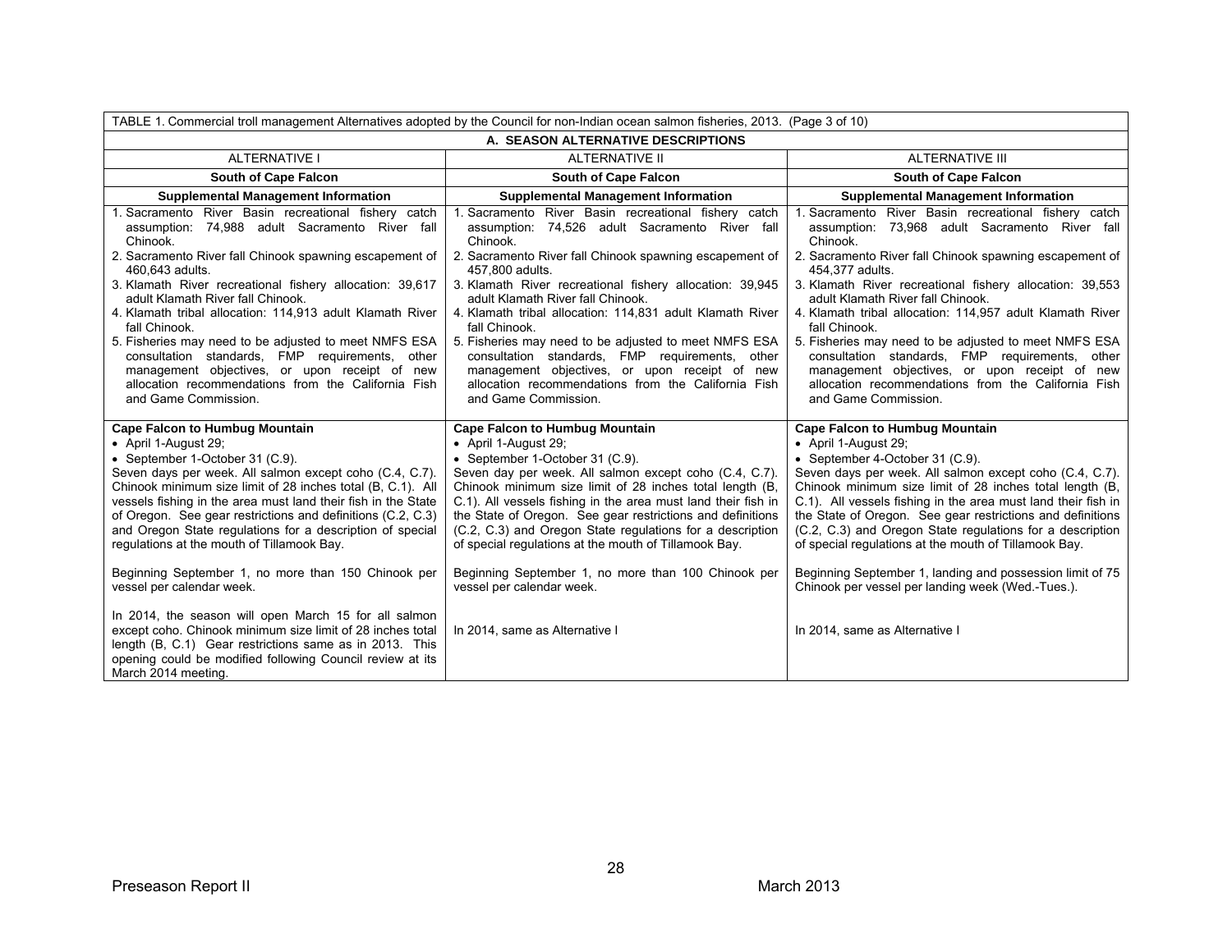| TABLE 1. Commercial troll management Alternatives adopted by the Council for non-Indian ocean salmon fisheries, 2013. (Page 3 of 10) | | |
|---|---|---|
| **A. SEASON ALTERNATIVE DESCRIPTIONS** | | |
| ALTERNATIVE I | ALTERNATIVE II | ALTERNATIVE III |
| **South of Cape Falcon** | **South of Cape Falcon** | **South of Cape Falcon** |
| **Supplemental Management Information** | **Supplemental Management Information** | **Supplemental Management Information** |
| 1. Sacramento River Basin recreational fishery catch assumption: 74,988 adult Sacramento River fall Chinook.<br>2. Sacramento River fall Chinook spawning escapement of 460,643 adults.<br>3. Klamath River recreational fishery allocation: 39,617 adult Klamath River fall Chinook.<br>4. Klamath tribal allocation: 114,913 adult Klamath River fall Chinook.<br>5. Fisheries may need to be adjusted to meet NMFS ESA consultation standards, FMP requirements, other management objectives, or upon receipt of new allocation recommendations from the California Fish and Game Commission. | 1. Sacramento River Basin recreational fishery catch assumption: 74,526 adult Sacramento River fall Chinook.<br>2. Sacramento River fall Chinook spawning escapement of 457,800 adults.<br>3. Klamath River recreational fishery allocation: 39,945 adult Klamath River fall Chinook.<br>4. Klamath tribal allocation: 114,831 adult Klamath River fall Chinook.<br>5. Fisheries may need to be adjusted to meet NMFS ESA consultation standards, FMP requirements, other management objectives, or upon receipt of new allocation recommendations from the California Fish and Game Commission. | 1. Sacramento River Basin recreational fishery catch assumption: 73,968 adult Sacramento River fall Chinook.<br>2. Sacramento River fall Chinook spawning escapement of 454,377 adults.<br>3. Klamath River recreational fishery allocation: 39,553 adult Klamath River fall Chinook.<br>4. Klamath tribal allocation: 114,957 adult Klamath River fall Chinook.<br>5. Fisheries may need to be adjusted to meet NMFS ESA consultation standards, FMP requirements, other management objectives, or upon receipt of new allocation recommendations from the California Fish and Game Commission. |
| **Cape Falcon to Humbug Mountain**<br>• April 1-August 29;<br>• September 1-October 31 (C.9).<br>Seven days per week. All salmon except coho (C.4, C.7). Chinook minimum size limit of 28 inches total (B, C.1). All vessels fishing in the area must land their fish in the State of Oregon. See gear restrictions and definitions (C.2, C.3) and Oregon State regulations for a description of special regulations at the mouth of Tillamook Bay.<br><br>Beginning September 1, no more than 150 Chinook per vessel per calendar week.<br><br>In 2014, the season will open March 15 for all salmon except coho. Chinook minimum size limit of 28 inches total length (B, C.1) Gear restrictions same as in 2013. This opening could be modified following Council review at its March 2014 meeting. | **Cape Falcon to Humbug Mountain**<br>• April 1-August 29;<br>• September 1-October 31 (C.9).<br>Seven day per week. All salmon except coho (C.4, C.7). Chinook minimum size limit of 28 inches total length (B, C.1). All vessels fishing in the area must land their fish in the State of Oregon. See gear restrictions and definitions (C.2, C.3) and Oregon State regulations for a description of special regulations at the mouth of Tillamook Bay.<br><br>Beginning September 1, no more than 100 Chinook per vessel per calendar week.<br><br>In 2014, same as Alternative I | **Cape Falcon to Humbug Mountain**<br>• April 1-August 29;<br>• September 4-October 31 (C.9).<br>Seven days per week. All salmon except coho (C.4, C.7). Chinook minimum size limit of 28 inches total length (B, C.1). All vessels fishing in the area must land their fish in the State of Oregon. See gear restrictions and definitions (C.2, C.3) and Oregon State regulations for a description of special regulations at the mouth of Tillamook Bay.<br><br>Beginning September 1, landing and possession limit of 75 Chinook per vessel per landing week (Wed.-Tues.).<br><br>In 2014, same as Alternative I |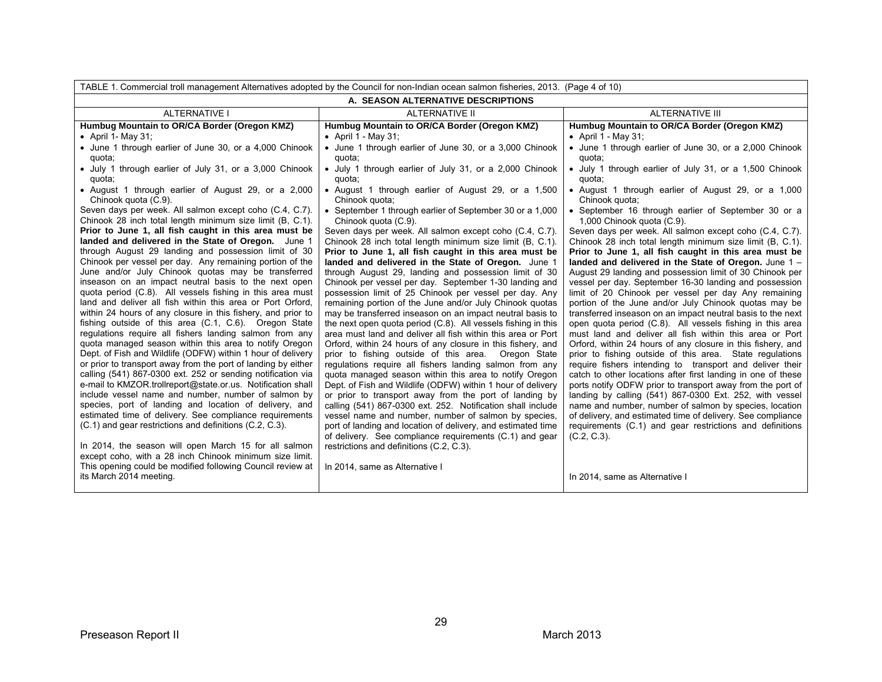| TABLE 1. Commercial troll management Alternatives adopted by the Council for non-Indian ocean salmon fisheries, 2013. (Page 4 of 10) | | |
|---|---|---|
| **A. SEASON ALTERNATIVE DESCRIPTIONS** | | |
| ALTERNATIVE I | ALTERNATIVE II | ALTERNATIVE III |
| **Humbug Mountain to OR/CA Border (Oregon KMZ)**<br>• April 1- May 31;<br>• June 1 through earlier of June 30, or a 4,000 Chinook quota;<br>• July 1 through earlier of July 31, or a 3,000 Chinook quota;<br>• August 1 through earlier of August 29, or a 2,000 Chinook quota (C.9).<br>Seven days per week. All salmon except coho (C.4, C.7). Chinook 28 inch total length minimum size limit (B, C.1). **Prior to June 1, all fish caught in this area must be landed and delivered in the State of Oregon.** June 1 through August 29 landing and possession limit of 30 Chinook per vessel per day. Any remaining portion of the June and/or July Chinook quotas may be transferred inseason on an impact neutral basis to the next open quota period (C.8). All vessels fishing in this area must land and deliver all fish within this area or Port Orford, within 24 hours of any closure in this fishery, and prior to fishing outside of this area (C.1, C.6). Oregon State regulations require all fishers landing salmon from any quota managed season within this area to notify Oregon Dept. of Fish and Wildlife (ODFW) within 1 hour of delivery or prior to transport away from the port of landing by either calling (541) 867-0300 ext. 252 or sending notification via e-mail to KMZOR.trollreport@state.or.us. Notification shall include vessel name and number, number of salmon by species, port of landing and location of delivery, and estimated time of delivery. See compliance requirements (C.1) and gear restrictions and definitions (C.2, C.3).<br><br>In 2014, the season will open March 15 for all salmon except coho, with a 28 inch Chinook minimum size limit. This opening could be modified following Council review at its March 2014 meeting. | **Humbug Mountain to OR/CA Border (Oregon KMZ)**<br>• April 1 - May 31;<br>• June 1 through earlier of June 30, or a 3,000 Chinook quota;<br>• July 1 through earlier of July 31, or a 2,000 Chinook quota;<br>• August 1 through earlier of August 29, or a 1,500 Chinook quota;<br>• September 1 through earlier of September 30 or a 1,000 Chinook quota (C.9).<br>Seven days per week. All salmon except coho (C.4, C.7). Chinook 28 inch total length minimum size limit (B, C.1). **Prior to June 1, all fish caught in this area must be landed and delivered in the State of Oregon.** June 1 through August 29, landing and possession limit of 30 Chinook per vessel per day. September 1-30 landing and possession limit of 25 Chinook per vessel per day. Any remaining portion of the June and/or July Chinook quotas may be transferred inseason on an impact neutral basis to the next open quota period (C.8). All vessels fishing in this area must land and deliver all fish within this area or Port Orford, within 24 hours of any closure in this fishery, and prior to fishing outside of this area. Oregon State regulations require all fishers landing salmon from any quota managed season within this area to notify Oregon Dept. of Fish and Wildlife (ODFW) within 1 hour of delivery or prior to transport away from the port of landing by calling (541) 867-0300 ext. 252. Notification shall include vessel name and number, number of salmon by species, port of landing and location of delivery, and estimated time of delivery. See compliance requirements (C.1) and gear restrictions and definitions (C.2, C.3).<br><br>In 2014, same as Alternative I | **Humbug Mountain to OR/CA Border (Oregon KMZ)**<br>• April 1 - May 31;<br>• June 1 through earlier of June 30, or a 2,000 Chinook quota;<br>• July 1 through earlier of July 31, or a 1,500 Chinook quota;<br>• August 1 through earlier of August 29, or a 1,000 Chinook quota;<br>• September 16 through earlier of September 30 or a 1,000 Chinook quota (C.9).<br>Seven days per week. All salmon except coho (C.4, C.7). Chinook 28 inch total length minimum size limit (B, C.1). **Prior to June 1, all fish caught in this area must be landed and delivered in the State of Oregon.** June 1 – August 29 landing and possession limit of 30 Chinook per vessel per day. September 16-30 landing and possession limit of 20 Chinook per vessel per day Any remaining portion of the June and/or July Chinook quotas may be transferred inseason on an impact neutral basis to the next open quota period (C.8). All vessels fishing in this area must land and deliver all fish within this area or Port Orford, within 24 hours of any closure in this fishery, and prior to fishing outside of this area. State regulations require fishers intending to transport and deliver their catch to other locations after first landing in one of these ports notify ODFW prior to transport away from the port of landing by calling (541) 867-0300 Ext. 252, with vessel name and number, number of salmon by species, location of delivery, and estimated time of delivery. See compliance requirements (C.1) and gear restrictions and definitions (C.2, C.3).<br><br>In 2014, same as Alternative I |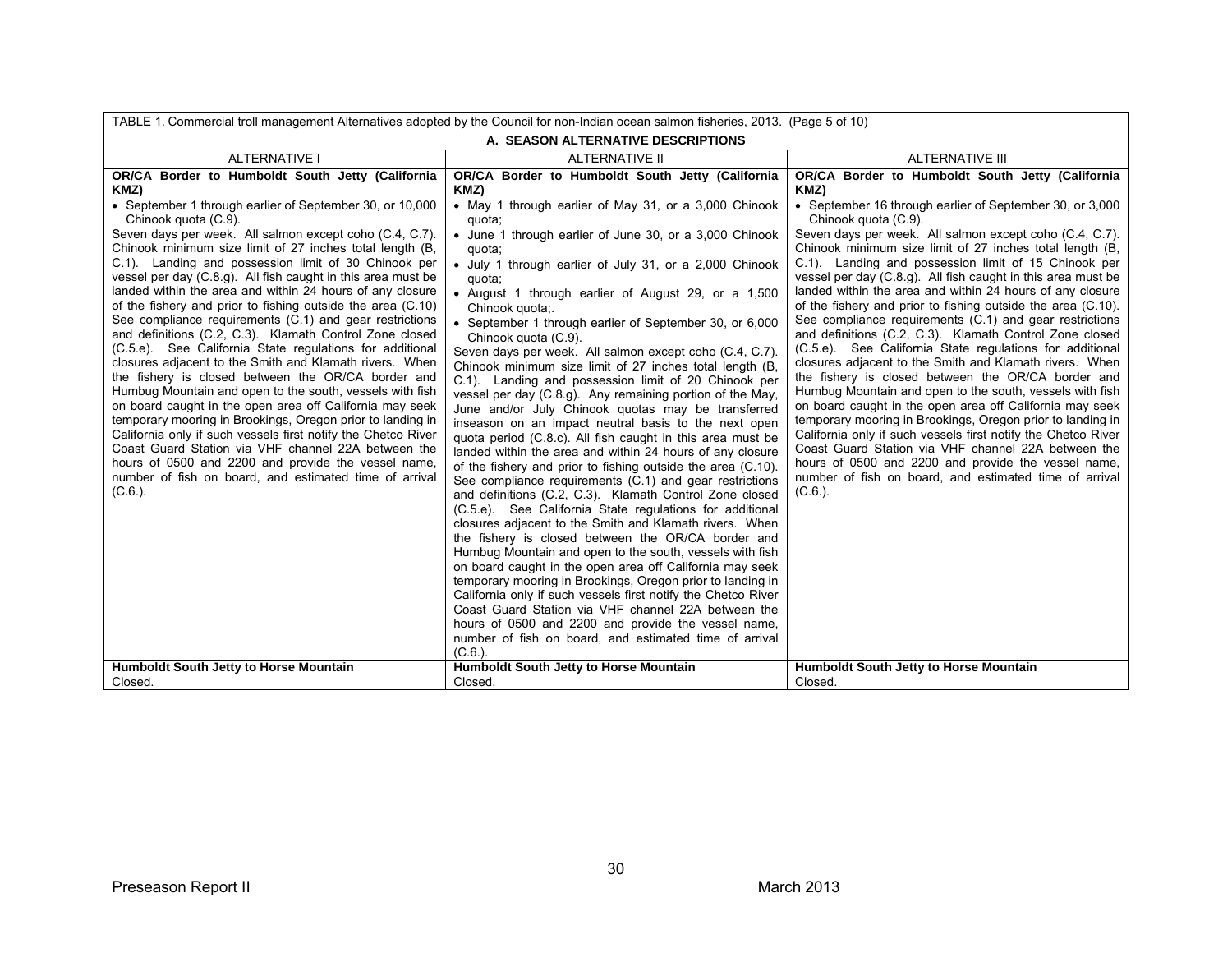TABLE 1. Commercial troll management Alternatives adopted by the Council for non-Indian ocean salmon fisheries, 2013. (Page 5 of 10)

| A. SEASON ALTERNATIVE DESCRIPTIONS | | |
|---|---|---|
| ALTERNATIVE I | ALTERNATIVE II | ALTERNATIVE III |
| **OR/CA Border to Humboldt South Jetty (California KMZ)**<br>• September 1 through earlier of September 30, or 10,000 Chinook quota (C.9).<br>Seven days per week. All salmon except coho (C.4, C.7). Chinook minimum size limit of 27 inches total length (B, C.1). Landing and possession limit of 30 Chinook per vessel per day (C.8.g). All fish caught in this area must be landed within the area and within 24 hours of any closure of the fishery and prior to fishing outside the area (C.10) See compliance requirements (C.1) and gear restrictions and definitions (C.2, C.3). Klamath Control Zone closed (C.5.e). See California State regulations for additional closures adjacent to the Smith and Klamath rivers. When the fishery is closed between the OR/CA border and Humbug Mountain and open to the south, vessels with fish on board caught in the open area off California may seek temporary mooring in Brookings, Oregon prior to landing in California only if such vessels first notify the Chetco River Coast Guard Station via VHF channel 22A between the hours of 0500 and 2200 and provide the vessel name, number of fish on board, and estimated time of arrival (C.6.). | **OR/CA Border to Humboldt South Jetty (California KMZ)**<br>• May 1 through earlier of May 31, or a 3,000 Chinook quota;<br>• June 1 through earlier of June 30, or a 3,000 Chinook quota;<br>• July 1 through earlier of July 31, or a 2,000 Chinook quota;<br>• August 1 through earlier of August 29, or a 1,500 Chinook quota;.<br>• September 1 through earlier of September 30, or 6,000 Chinook quota (C.9).<br>Seven days per week. All salmon except coho (C.4, C.7). Chinook minimum size limit of 27 inches total length (B, C.1). Landing and possession limit of 20 Chinook per vessel per day (C.8.g). Any remaining portion of the May, June and/or July Chinook quotas may be transferred inseason on an impact neutral basis to the next open quota period (C.8.c). All fish caught in this area must be landed within the area and within 24 hours of any closure of the fishery and prior to fishing outside the area (C.10). See compliance requirements (C.1) and gear restrictions and definitions (C.2, C.3). Klamath Control Zone closed (C.5.e). See California State regulations for additional closures adjacent to the Smith and Klamath rivers. When the fishery is closed between the OR/CA border and Humbug Mountain and open to the south, vessels with fish on board caught in the open area off California may seek temporary mooring in Brookings, Oregon prior to landing in California only if such vessels first notify the Chetco River Coast Guard Station via VHF channel 22A between the hours of 0500 and 2200 and provide the vessel name, number of fish on board, and estimated time of arrival (C.6.). | **OR/CA Border to Humboldt South Jetty (California KMZ)**<br>• September 16 through earlier of September 30, or 3,000 Chinook quota (C.9).<br>Seven days per week. All salmon except coho (C.4, C.7). Chinook minimum size limit of 27 inches total length (B, C.1). Landing and possession limit of 15 Chinook per vessel per day (C.8.g). All fish caught in this area must be landed within the area and within 24 hours of any closure of the fishery and prior to fishing outside the area (C.10). See compliance requirements (C.1) and gear restrictions and definitions (C.2, C.3). Klamath Control Zone closed (C.5.e). See California State regulations for additional closures adjacent to the Smith and Klamath rivers. When the fishery is closed between the OR/CA border and Humbug Mountain and open to the south, vessels with fish on board caught in the open area off California may seek temporary mooring in Brookings, Oregon prior to landing in California only if such vessels first notify the Chetco River Coast Guard Station via VHF channel 22A between the hours of 0500 and 2200 and provide the vessel name, number of fish on board, and estimated time of arrival (C.6.). |
| **Humboldt South Jetty to Horse Mountain**<br>Closed. | **Humboldt South Jetty to Horse Mountain**<br>Closed. | **Humboldt South Jetty to Horse Mountain**<br>Closed. |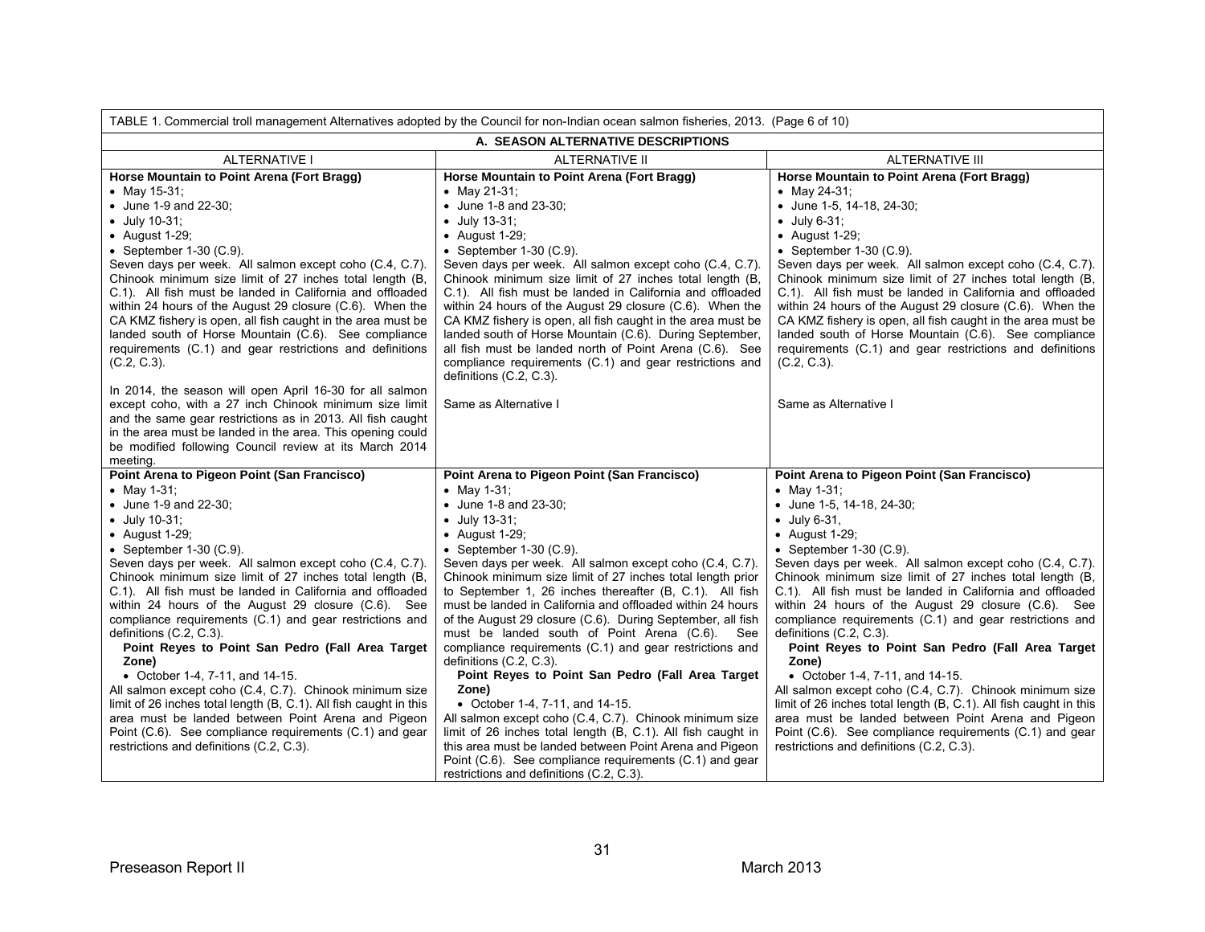| TABLE 1. Commercial troll management Alternatives adopted by the Council for non-Indian ocean salmon fisheries, 2013. (Page 6 of 10) | | |
|---|---|---|
| **A. SEASON ALTERNATIVE DESCRIPTIONS** | | |
| ALTERNATIVE I | ALTERNATIVE II | ALTERNATIVE III |
| **Horse Mountain to Point Arena (Fort Bragg)**<br>• May 15-31;<br>• June 1-9 and 22-30;<br>• July 10-31;<br>• August 1-29;<br>• September 1-30 (C.9).<br>Seven days per week. All salmon except coho (C.4, C.7). Chinook minimum size limit of 27 inches total length (B, C.1). All fish must be landed in California and offloaded within 24 hours of the August 29 closure (C.6). When the CA KMZ fishery is open, all fish caught in the area must be landed south of Horse Mountain (C.6). See compliance requirements (C.1) and gear restrictions and definitions (C.2, C.3). | **Horse Mountain to Point Arena (Fort Bragg)**<br>• May 21-31;<br>• June 1-8 and 23-30;<br>• July 13-31;<br>• August 1-29;<br>• September 1-30 (C.9).<br>Seven days per week. All salmon except coho (C.4, C.7). Chinook minimum size limit of 27 inches total length (B, C.1). All fish must be landed in California and offloaded within 24 hours of the August 29 closure (C.6). When the CA KMZ fishery is open, all fish caught in the area must be landed south of Horse Mountain (C.6). During September, all fish must be landed north of Point Arena (C.6). See compliance requirements (C.1) and gear restrictions and definitions (C.2, C.3). | **Horse Mountain to Point Arena (Fort Bragg)**<br>• May 24-31;<br>• June 1-5, 14-18, 24-30;<br>• July 6-31;<br>• August 1-29;<br>• September 1-30 (C.9).<br>Seven days per week. All salmon except coho (C.4, C.7). Chinook minimum size limit of 27 inches total length (B, C.1). All fish must be landed in California and offloaded within 24 hours of the August 29 closure (C.6). When the CA KMZ fishery is open, all fish caught in the area must be landed south of Horse Mountain (C.6). See compliance requirements (C.1) and gear restrictions and definitions (C.2, C.3). |
| In 2014, the season will open April 16-30 for all salmon except coho, with a 27 inch Chinook minimum size limit and the same gear restrictions as in 2013. All fish caught in the area must be landed in the area. This opening could be modified following Council review at its March 2014 meeting. | Same as Alternative I | Same as Alternative I |
| **Point Arena to Pigeon Point (San Francisco)**<br>• May 1-31;<br>• June 1-9 and 22-30;<br>• July 10-31;<br>• August 1-29;<br>• September 1-30 (C.9).<br>Seven days per week. All salmon except coho (C.4, C.7). Chinook minimum size limit of 27 inches total length (B, C.1). All fish must be landed in California and offloaded within 24 hours of the August 29 closure (C.6). See compliance requirements (C.1) and gear restrictions and definitions (C.2, C.3).<br>**Point Reyes to Point San Pedro (Fall Area Target Zone)**<br>• October 1-4, 7-11, and 14-15.<br>All salmon except coho (C.4, C.7). Chinook minimum size limit of 26 inches total length (B, C.1). All fish caught in this area must be landed between Point Arena and Pigeon Point (C.6). See compliance requirements (C.1) and gear restrictions and definitions (C.2, C.3). | **Point Arena to Pigeon Point (San Francisco)**<br>• May 1-31;<br>• June 1-8 and 23-30;<br>• July 13-31;<br>• August 1-29;<br>• September 1-30 (C.9).<br>Seven days per week. All salmon except coho (C.4, C.7). Chinook minimum size limit of 27 inches total length prior to September 1, 26 inches thereafter (B, C.1). All fish must be landed in California and offloaded within 24 hours of the August 29 closure (C.6). During September, all fish must be landed south of Point Arena (C.6). See compliance requirements (C.1) and gear restrictions and definitions (C.2, C.3).<br>**Point Reyes to Point San Pedro (Fall Area Target Zone)**<br>• October 1-4, 7-11, and 14-15.<br>All salmon except coho (C.4, C.7). Chinook minimum size limit of 26 inches total length (B, C.1). All fish caught in this area must be landed between Point Arena and Pigeon Point (C.6). See compliance requirements (C.1) and gear restrictions and definitions (C.2, C.3). | **Point Arena to Pigeon Point (San Francisco)**<br>• May 1-31;<br>• June 1-5, 14-18, 24-30;<br>• July 6-31,<br>• August 1-29;<br>• September 1-30 (C.9).<br>Seven days per week. All salmon except coho (C.4, C.7). Chinook minimum size limit of 27 inches total length (B, C.1). All fish must be landed in California and offloaded within 24 hours of the August 29 closure (C.6). See compliance requirements (C.1) and gear restrictions and definitions (C.2, C.3).<br>**Point Reyes to Point San Pedro (Fall Area Target Zone)**<br>• October 1-4, 7-11, and 14-15.<br>All salmon except coho (C.4, C.7). Chinook minimum size limit of 26 inches total length (B, C.1). All fish caught in this area must be landed between Point Arena and Pigeon Point (C.6). See compliance requirements (C.1) and gear restrictions and definitions (C.2, C.3). |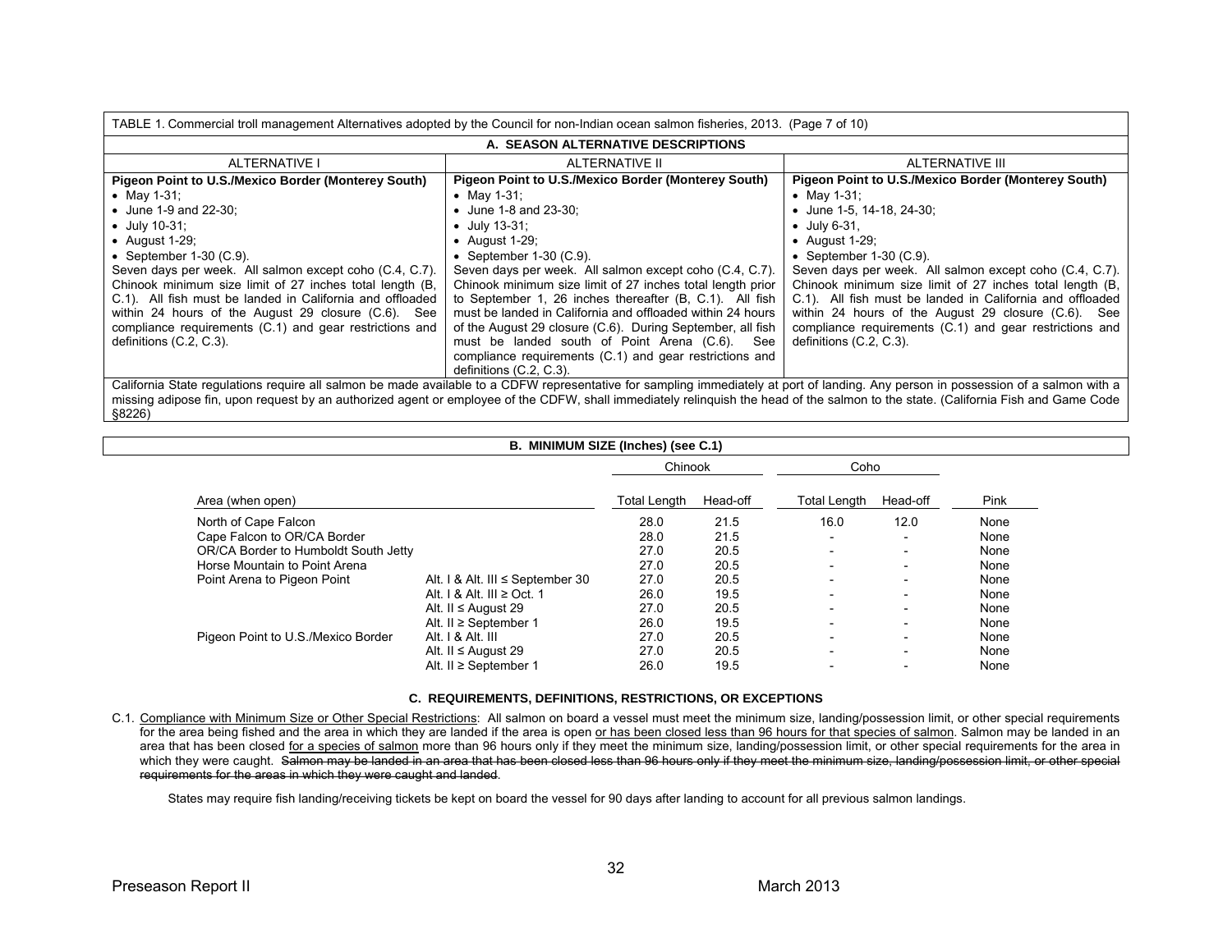TABLE 1. Commercial troll management Alternatives adopted by the Council for non-Indian ocean salmon fisheries, 2013. (Page 7 of 10)

**A. SEASON ALTERNATIVE DESCRIPTIONS**

| ALTERNATIVE I | ALTERNATIVE II | ALTERNATIVE III |
|---|---|---|
| **Pigeon Point to U.S./Mexico Border (Monterey South)**<br>• May 1-31;<br>• June 1-9 and 22-30;<br>• July 10-31;<br>• August 1-29;<br>• September 1-30 (C.9).<br>Seven days per week. All salmon except coho (C.4, C.7). Chinook minimum size limit of 27 inches total length (B, C.1). All fish must be landed in California and offloaded within 24 hours of the August 29 closure (C.6). See compliance requirements (C.1) and gear restrictions and definitions (C.2, C.3). | **Pigeon Point to U.S./Mexico Border (Monterey South)**<br>• May 1-31;<br>• June 1-8 and 23-30;<br>• July 13-31;<br>• August 1-29;<br>• September 1-30 (C.9).<br>Seven days per week. All salmon except coho (C.4, C.7). Chinook minimum size limit of 27 inches total length prior to September 1, 26 inches thereafter (B, C.1). All fish must be landed in California and offloaded within 24 hours of the August 29 closure (C.6). During September, all fish must be landed south of Point Arena (C.6). See compliance requirements (C.1) and gear restrictions and definitions (C.2, C.3). | **Pigeon Point to U.S./Mexico Border (Monterey South)**<br>• May 1-31;<br>• June 1-5, 14-18, 24-30;<br>• July 6-31,<br>• August 1-29;<br>• September 1-30 (C.9).<br>Seven days per week. All salmon except coho (C.4, C.7). Chinook minimum size limit of 27 inches total length (B, C.1). All fish must be landed in California and offloaded within 24 hours of the August 29 closure (C.6). See compliance requirements (C.1) and gear restrictions and definitions (C.2, C.3). |

California State regulations require all salmon be made available to a CDFW representative for sampling immediately at port of landing. Any person in possession of a salmon with a missing adipose fin, upon request by an authorized agent or employee of the CDFW, shall immediately relinquish the head of the salmon to the state. (California Fish and Game Code §8226)

**B. MINIMUM SIZE (Inches) (see C.1)**

| Area (when open) | | Chinook Total Length | Chinook Head-off | Coho Total Length | Coho Head-off | Pink |
|---|---|---|---|---|---|---|
| North of Cape Falcon | | 28.0 | 21.5 | 16.0 | 12.0 | None |
| Cape Falcon to OR/CA Border | | 28.0 | 21.5 | - | - | None |
| OR/CA Border to Humboldt South Jetty | | 27.0 | 20.5 | - | - | None |
| Horse Mountain to Point Arena | | 27.0 | 20.5 | - | - | None |
| Point Arena to Pigeon Point | Alt. I & Alt. III ≤ September 30 | 27.0 | 20.5 | - | - | None |
| | Alt. I & Alt. III ≥ Oct. 1 | 26.0 | 19.5 | - | - | None |
| | Alt. II ≤ August 29 | 27.0 | 20.5 | - | - | None |
| | Alt. II ≥ September 1 | 26.0 | 19.5 | - | - | None |
| Pigeon Point to U.S./Mexico Border | Alt. I & Alt. III | 27.0 | 20.5 | - | - | None |
| | Alt. II ≤ August 29 | 27.0 | 20.5 | - | - | None |
| | Alt. II ≥ September 1 | 26.0 | 19.5 | - | - | None |

**C. REQUIREMENTS, DEFINITIONS, RESTRICTIONS, OR EXCEPTIONS**

C.1. Compliance with Minimum Size or Other Special Restrictions: All salmon on board a vessel must meet the minimum size, landing/possession limit, or other special requirements for the area being fished and the area in which they are landed if the area is open or has been closed less than 96 hours for that species of salmon. Salmon may be landed in an area that has been closed for a species of salmon more than 96 hours only if they meet the minimum size, landing/possession limit, or other special requirements for the area in which they were caught. ~~Salmon may be landed in an area that has been closed less than 96 hours only if they meet the minimum size, landing/possession limit, or other special requirements for the areas in which they were caught and landed~~.

States may require fish landing/receiving tickets be kept on board the vessel for 90 days after landing to account for all previous salmon landings.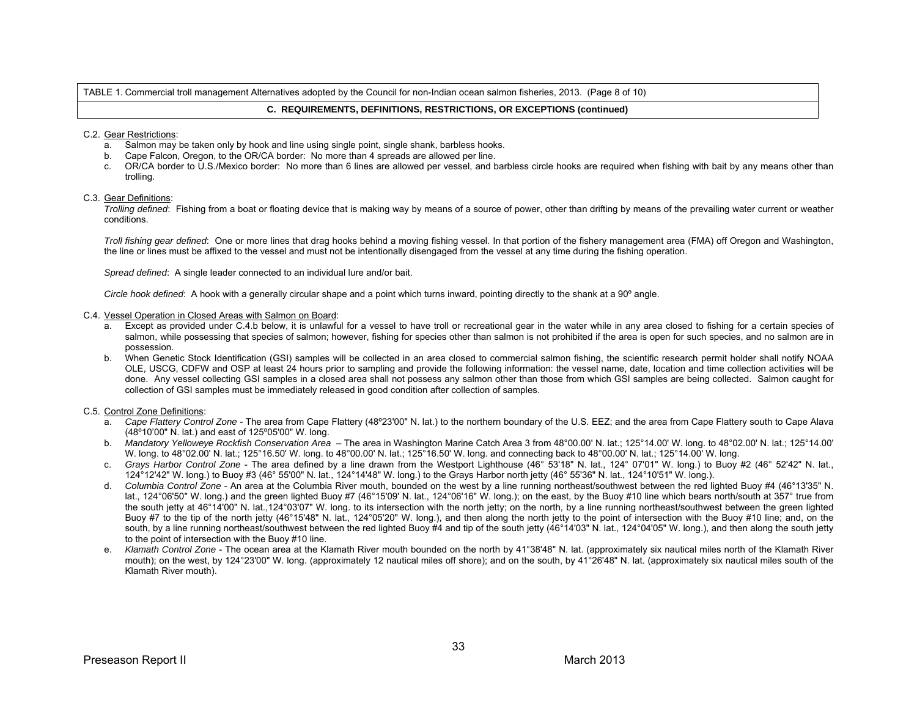TABLE 1. Commercial troll management Alternatives adopted by the Council for non-Indian ocean salmon fisheries, 2013. (Page 8 of 10)

**C. REQUIREMENTS, DEFINITIONS, RESTRICTIONS, OR EXCEPTIONS (continued)**

C.2. Gear Restrictions:

a. Salmon may be taken only by hook and line using single point, single shank, barbless hooks.
b. Cape Falcon, Oregon, to the OR/CA border: No more than 4 spreads are allowed per line.
c. OR/CA border to U.S./Mexico border: No more than 6 lines are allowed per vessel, and barbless circle hooks are required when fishing with bait by any means other than trolling.

C.3. Gear Definitions:

*Trolling defined*: Fishing from a boat or floating device that is making way by means of a source of power, other than drifting by means of the prevailing water current or weather conditions.

*Troll fishing gear defined*: One or more lines that drag hooks behind a moving fishing vessel. In that portion of the fishery management area (FMA) off Oregon and Washington, the line or lines must be affixed to the vessel and must not be intentionally disengaged from the vessel at any time during the fishing operation.

*Spread defined*: A single leader connected to an individual lure and/or bait.

*Circle hook defined*: A hook with a generally circular shape and a point which turns inward, pointing directly to the shank at a 90º angle.

C.4. Vessel Operation in Closed Areas with Salmon on Board:

a. Except as provided under C.4.b below, it is unlawful for a vessel to have troll or recreational gear in the water while in any area closed to fishing for a certain species of salmon, while possessing that species of salmon; however, fishing for species other than salmon is not prohibited if the area is open for such species, and no salmon are in possession.
b. When Genetic Stock Identification (GSI) samples will be collected in an area closed to commercial salmon fishing, the scientific research permit holder shall notify NOAA OLE, USCG, CDFW and OSP at least 24 hours prior to sampling and provide the following information: the vessel name, date, location and time collection activities will be done. Any vessel collecting GSI samples in a closed area shall not possess any salmon other than those from which GSI samples are being collected. Salmon caught for collection of GSI samples must be immediately released in good condition after collection of samples.

C.5. Control Zone Definitions:

a. *Cape Flattery Control Zone* - The area from Cape Flattery (48º23'00" N. lat.) to the northern boundary of the U.S. EEZ; and the area from Cape Flattery south to Cape Alava (48º10'00" N. lat.) and east of 125º05'00" W. long.
b. *Mandatory Yelloweye Rockfish Conservation Area* – The area in Washington Marine Catch Area 3 from 48°00.00' N. lat.; 125°14.00' W. long. to 48°02.00' N. lat.; 125°14.00' W. long. to 48°02.00' N. lat.; 125°16.50' W. long. to 48°00.00' N. lat.; 125°16.50' W. long. and connecting back to 48°00.00' N. lat.; 125°14.00' W. long.
c. *Grays Harbor Control Zone* - The area defined by a line drawn from the Westport Lighthouse (46° 53'18" N. lat., 124° 07'01" W. long.) to Buoy #2 (46° 52'42" N. lat., 124°12'42" W. long.) to Buoy #3 (46° 55'00" N. lat., 124°14'48" W. long.) to the Grays Harbor north jetty (46° 55'36" N. lat., 124°10'51" W. long.).
d. *Columbia Control Zone* - An area at the Columbia River mouth, bounded on the west by a line running northeast/southwest between the red lighted Buoy #4 (46°13'35" N. lat., 124°06'50" W. long.) and the green lighted Buoy #7 (46°15'09' N. lat., 124°06'16" W. long.); on the east, by the Buoy #10 line which bears north/south at 357° true from the south jetty at 46°14'00" N. lat.,124°03'07" W. long. to its intersection with the north jetty; on the north, by a line running northeast/southwest between the green lighted Buoy #7 to the tip of the north jetty (46°15'48" N. lat., 124°05'20" W. long.), and then along the north jetty to the point of intersection with the Buoy #10 line; and, on the south, by a line running northeast/southwest between the red lighted Buoy #4 and tip of the south jetty (46°14'03" N. lat., 124°04'05" W. long.), and then along the south jetty to the point of intersection with the Buoy #10 line.
e. *Klamath Control Zone* - The ocean area at the Klamath River mouth bounded on the north by 41°38'48" N. lat. (approximately six nautical miles north of the Klamath River mouth); on the west, by 124°23'00" W. long. (approximately 12 nautical miles off shore); and on the south, by 41°26'48" N. lat. (approximately six nautical miles south of the Klamath River mouth).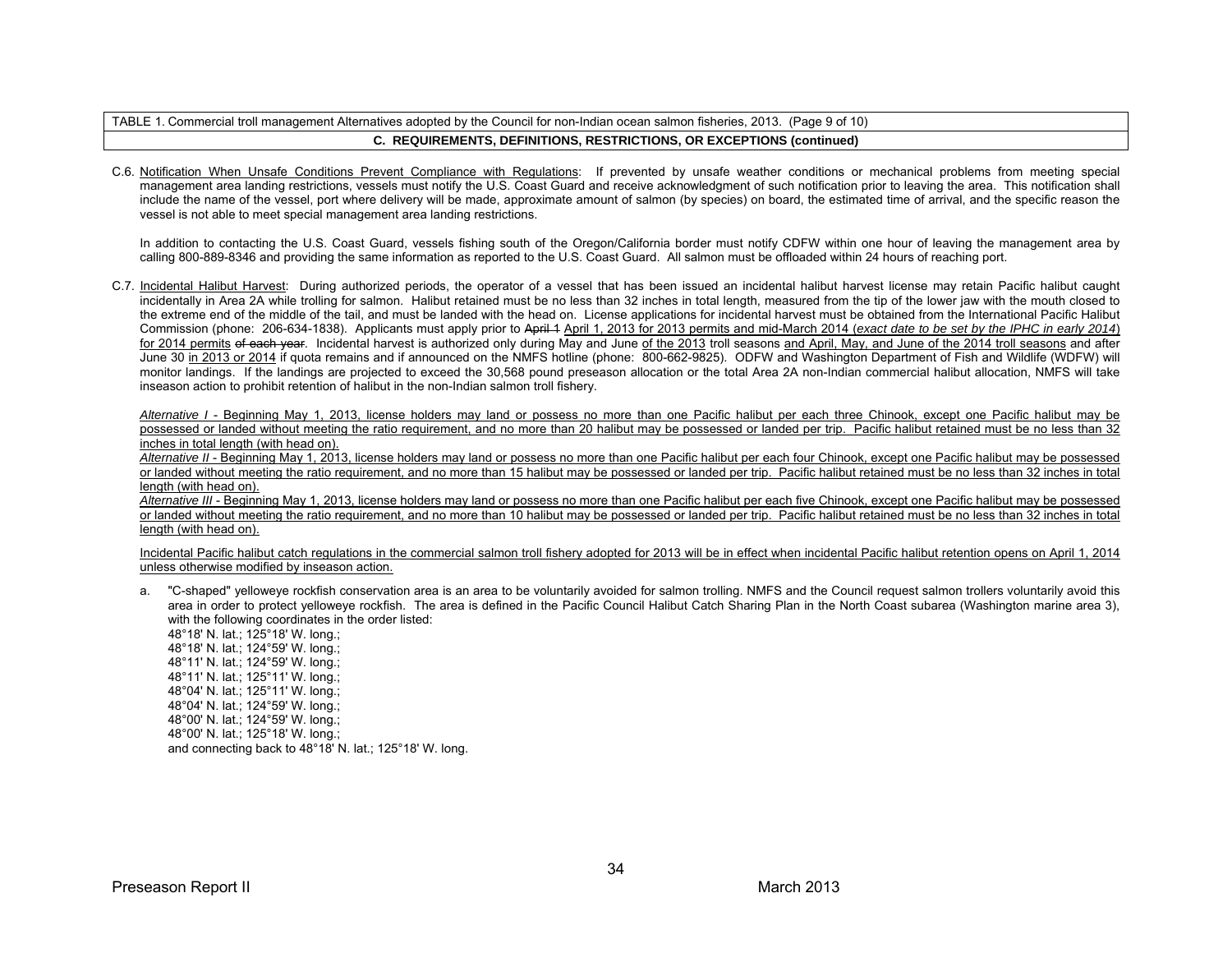TABLE 1. Commercial troll management Alternatives adopted by the Council for non-Indian ocean salmon fisheries, 2013. (Page 9 of 10)

**C. REQUIREMENTS, DEFINITIONS, RESTRICTIONS, OR EXCEPTIONS (continued)**

C.6. Notification When Unsafe Conditions Prevent Compliance with Regulations: If prevented by unsafe weather conditions or mechanical problems from meeting special management area landing restrictions, vessels must notify the U.S. Coast Guard and receive acknowledgment of such notification prior to leaving the area. This notification shall include the name of the vessel, port where delivery will be made, approximate amount of salmon (by species) on board, the estimated time of arrival, and the specific reason the vessel is not able to meet special management area landing restrictions.

In addition to contacting the U.S. Coast Guard, vessels fishing south of the Oregon/California border must notify CDFW within one hour of leaving the management area by calling 800-889-8346 and providing the same information as reported to the U.S. Coast Guard. All salmon must be offloaded within 24 hours of reaching port.

C.7. Incidental Halibut Harvest: During authorized periods, the operator of a vessel that has been issued an incidental halibut harvest license may retain Pacific halibut caught incidentally in Area 2A while trolling for salmon. Halibut retained must be no less than 32 inches in total length, measured from the tip of the lower jaw with the mouth closed to the extreme end of the middle of the tail, and must be landed with the head on. License applications for incidental harvest must be obtained from the International Pacific Halibut Commission (phone: 206-634-1838). Applicants must apply prior to ~~April 1~~ April 1, 2013 for 2013 permits and mid-March 2014 (*exact date to be set by the IPHC in early 2014*) for 2014 permits ~~of each year~~. Incidental harvest is authorized only during May and June of the 2013 troll seasons and April, May, and June of the 2014 troll seasons and after June 30 in 2013 or 2014 if quota remains and if announced on the NMFS hotline (phone: 800-662-9825). ODFW and Washington Department of Fish and Wildlife (WDFW) will monitor landings. If the landings are projected to exceed the 30,568 pound preseason allocation or the total Area 2A non-Indian commercial halibut allocation, NMFS will take inseason action to prohibit retention of halibut in the non-Indian salmon troll fishery.

*Alternative I* - Beginning May 1, 2013, license holders may land or possess no more than one Pacific halibut per each three Chinook, except one Pacific halibut may be possessed or landed without meeting the ratio requirement, and no more than 20 halibut may be possessed or landed per trip. Pacific halibut retained must be no less than 32 inches in total length (with head on).
*Alternative II* - Beginning May 1, 2013, license holders may land or possess no more than one Pacific halibut per each four Chinook, except one Pacific halibut may be possessed or landed without meeting the ratio requirement, and no more than 15 halibut may be possessed or landed per trip. Pacific halibut retained must be no less than 32 inches in total length (with head on).
*Alternative III* - Beginning May 1, 2013, license holders may land or possess no more than one Pacific halibut per each five Chinook, except one Pacific halibut may be possessed or landed without meeting the ratio requirement, and no more than 10 halibut may be possessed or landed per trip. Pacific halibut retained must be no less than 32 inches in total length (with head on).

Incidental Pacific halibut catch regulations in the commercial salmon troll fishery adopted for 2013 will be in effect when incidental Pacific halibut retention opens on April 1, 2014 unless otherwise modified by inseason action.

a. "C-shaped" yelloweye rockfish conservation area is an area to be voluntarily avoided for salmon trolling. NMFS and the Council request salmon trollers voluntarily avoid this area in order to protect yelloweye rockfish. The area is defined in the Pacific Council Halibut Catch Sharing Plan in the North Coast subarea (Washington marine area 3), with the following coordinates in the order listed:
48°18' N. lat.; 125°18' W. long.;
48°18' N. lat.; 124°59' W. long.;
48°11' N. lat.; 124°59' W. long.;
48°11' N. lat.; 125°11' W. long.;
48°04' N. lat.; 125°11' W. long.;
48°04' N. lat.; 124°59' W. long.;
48°00' N. lat.; 124°59' W. long.;
48°00' N. lat.; 125°18' W. long.;
and connecting back to 48°18' N. lat.; 125°18' W. long.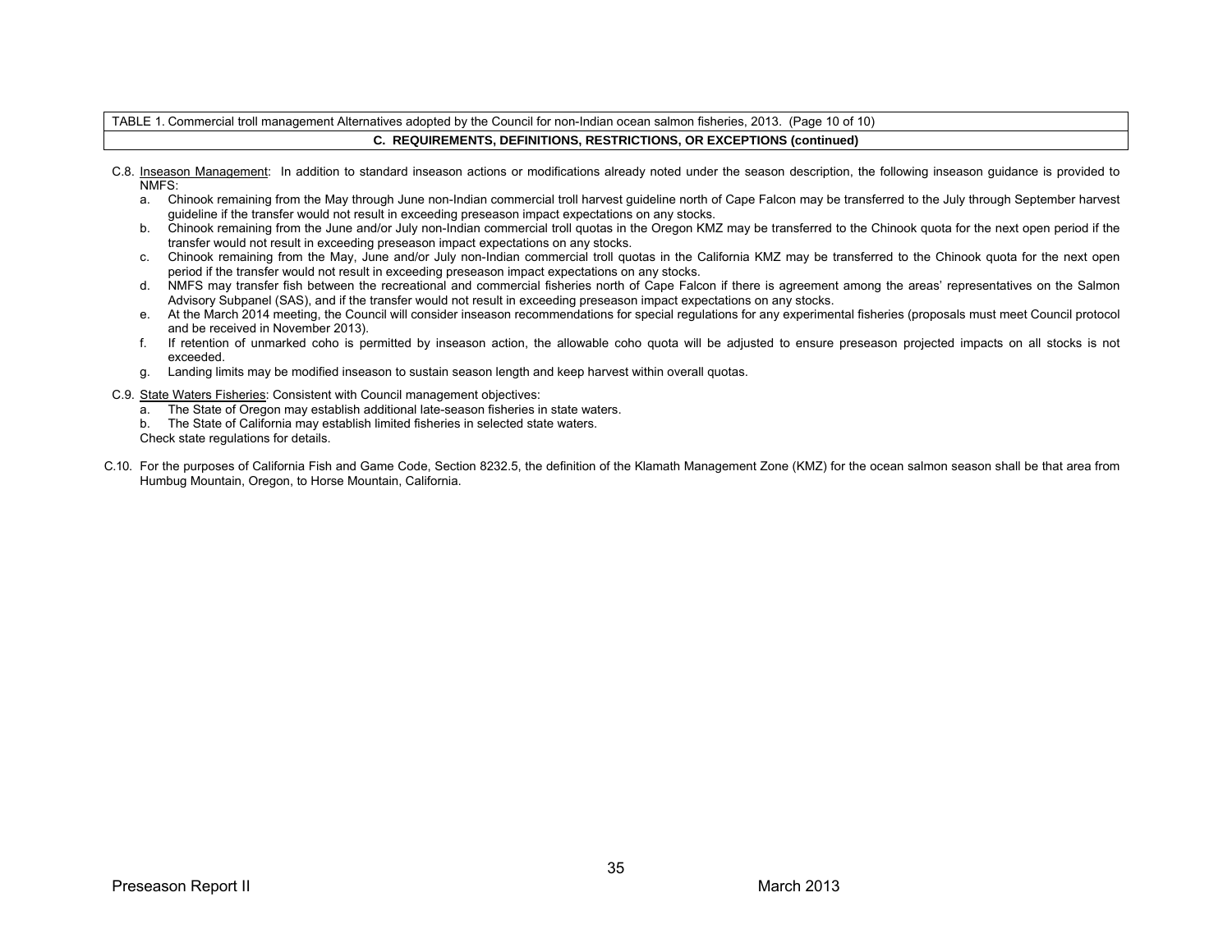TABLE 1. Commercial troll management Alternatives adopted by the Council for non-Indian ocean salmon fisheries, 2013. (Page 10 of 10)

**C. REQUIREMENTS, DEFINITIONS, RESTRICTIONS, OR EXCEPTIONS (continued)**

C.8. Inseason Management: In addition to standard inseason actions or modifications already noted under the season description, the following inseason guidance is provided to NMFS:

a. Chinook remaining from the May through June non-Indian commercial troll harvest guideline north of Cape Falcon may be transferred to the July through September harvest guideline if the transfer would not result in exceeding preseason impact expectations on any stocks.

b. Chinook remaining from the June and/or July non-Indian commercial troll quotas in the Oregon KMZ may be transferred to the Chinook quota for the next open period if the transfer would not result in exceeding preseason impact expectations on any stocks.

c. Chinook remaining from the May, June and/or July non-Indian commercial troll quotas in the California KMZ may be transferred to the Chinook quota for the next open period if the transfer would not result in exceeding preseason impact expectations on any stocks.

d. NMFS may transfer fish between the recreational and commercial fisheries north of Cape Falcon if there is agreement among the areas' representatives on the Salmon Advisory Subpanel (SAS), and if the transfer would not result in exceeding preseason impact expectations on any stocks.

e. At the March 2014 meeting, the Council will consider inseason recommendations for special regulations for any experimental fisheries (proposals must meet Council protocol and be received in November 2013).

f. If retention of unmarked coho is permitted by inseason action, the allowable coho quota will be adjusted to ensure preseason projected impacts on all stocks is not exceeded.

g. Landing limits may be modified inseason to sustain season length and keep harvest within overall quotas.

C.9. State Waters Fisheries: Consistent with Council management objectives:

a. The State of Oregon may establish additional late-season fisheries in state waters.

b. The State of California may establish limited fisheries in selected state waters.

Check state regulations for details.

C.10. For the purposes of California Fish and Game Code, Section 8232.5, the definition of the Klamath Management Zone (KMZ) for the ocean salmon season shall be that area from Humbug Mountain, Oregon, to Horse Mountain, California.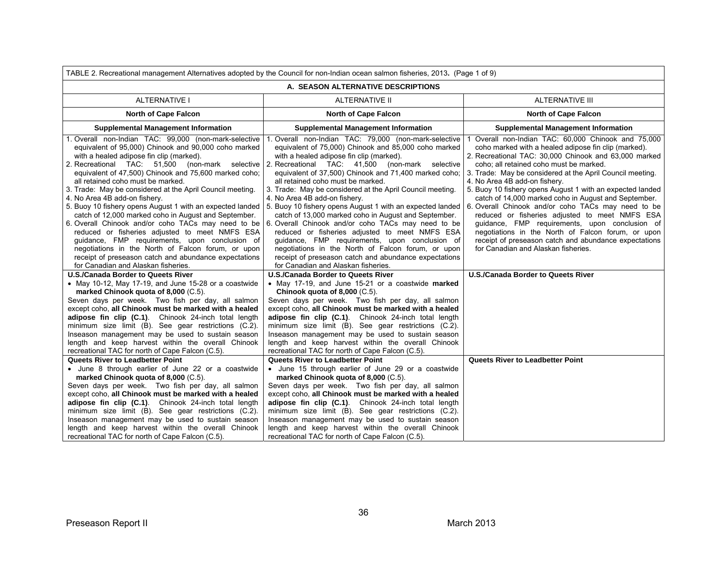TABLE 2. Recreational management Alternatives adopted by the Council for non-Indian ocean salmon fisheries, 2013. (Page 1 of 9)

| A. SEASON ALTERNATIVE DESCRIPTIONS | | |
|---|---|---|
| ALTERNATIVE I | ALTERNATIVE II | ALTERNATIVE III |
| **North of Cape Falcon** | **North of Cape Falcon** | **North of Cape Falcon** |
| **Supplemental Management Information** | **Supplemental Management Information** | **Supplemental Management Information** |
| 1. Overall non-Indian TAC: 99,000 (non-mark-selective equivalent of 95,000) Chinook and 90,000 coho marked with a healed adipose fin clip (marked).<br>2. Recreational TAC: 51,500 (non-mark selective equivalent of 47,500) Chinook and 75,600 marked coho; all retained coho must be marked.<br>3. Trade: May be considered at the April Council meeting.<br>4. No Area 4B add-on fishery.<br>5. Buoy 10 fishery opens August 1 with an expected landed catch of 12,000 marked coho in August and September.<br>6. Overall Chinook and/or coho TACs may need to be reduced or fisheries adjusted to meet NMFS ESA guidance, FMP requirements, upon conclusion of negotiations in the North of Falcon forum, or upon receipt of preseason catch and abundance expectations for Canadian and Alaskan fisheries. | 1. Overall non-Indian TAC: 79,000 (non-mark-selective equivalent of 75,000) Chinook and 85,000 coho marked with a healed adipose fin clip (marked).<br>2. Recreational TAC: 41,500 (non-mark selective equivalent of 37,500) Chinook and 71,400 marked coho; all retained coho must be marked.<br>3. Trade: May be considered at the April Council meeting.<br>4. No Area 4B add-on fishery.<br>5. Buoy 10 fishery opens August 1 with an expected landed catch of 13,000 marked coho in August and September.<br>6. Overall Chinook and/or coho TACs may need to be reduced or fisheries adjusted to meet NMFS ESA guidance, FMP requirements, upon conclusion of negotiations in the North of Falcon forum, or upon receipt of preseason catch and abundance expectations for Canadian and Alaskan fisheries. | 1 Overall non-Indian TAC: 60,000 Chinook and 75,000 coho marked with a healed adipose fin clip (marked).<br>2. Recreational TAC: 30,000 Chinook and 63,000 marked coho; all retained coho must be marked.<br>3. Trade: May be considered at the April Council meeting.<br>4. No Area 4B add-on fishery.<br>5. Buoy 10 fishery opens August 1 with an expected landed catch of 14,000 marked coho in August and September.<br>6. Overall Chinook and/or coho TACs may need to be reduced or fisheries adjusted to meet NMFS ESA guidance, FMP requirements, upon conclusion of negotiations in the North of Falcon forum, or upon receipt of preseason catch and abundance expectations for Canadian and Alaskan fisheries. |
| **U.S./Canada Border to Queets River**<br>• May 10-12, May 17-19, and June 15-28 or a coastwide **marked Chinook quota of 8,000** (C.5).<br>Seven days per week. Two fish per day, all salmon except coho, **all Chinook must be marked with a healed adipose fin clip (C.1)**. Chinook 24-inch total length minimum size limit (B). See gear restrictions (C.2). Inseason management may be used to sustain season length and keep harvest within the overall Chinook recreational TAC for north of Cape Falcon (C.5). | **U.S./Canada Border to Queets River**<br>• May 17-19, and June 15-21 or a coastwide **marked Chinook quota of 8,000** (C.5).<br>Seven days per week. Two fish per day, all salmon except coho, **all Chinook must be marked with a healed adipose fin clip (C.1)**. Chinook 24-inch total length minimum size limit (B). See gear restrictions (C.2). Inseason management may be used to sustain season length and keep harvest within the overall Chinook recreational TAC for north of Cape Falcon (C.5). | **U.S./Canada Border to Queets River** |
| **Queets River to Leadbetter Point**<br>• June 8 through earlier of June 22 or a coastwide **marked Chinook quota of 8,000** (C.5).<br>Seven days per week. Two fish per day, all salmon except coho, **all Chinook must be marked with a healed adipose fin clip (C.1)**. Chinook 24-inch total length minimum size limit (B). See gear restrictions (C.2). Inseason management may be used to sustain season length and keep harvest within the overall Chinook recreational TAC for north of Cape Falcon (C.5). | **Queets River to Leadbetter Point**<br>• June 15 through earlier of June 29 or a coastwide **marked Chinook quota of 8,000** (C.5).<br>Seven days per week. Two fish per day, all salmon except coho, **all Chinook must be marked with a healed adipose fin clip (C.1)**. Chinook 24-inch total length minimum size limit (B). See gear restrictions (C.2). Inseason management may be used to sustain season length and keep harvest within the overall Chinook recreational TAC for north of Cape Falcon (C.5). | **Queets River to Leadbetter Point** |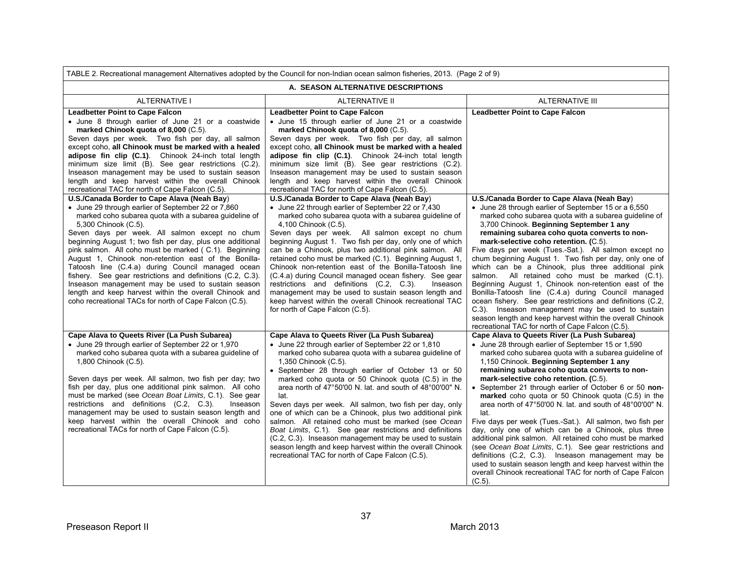TABLE 2. Recreational management Alternatives adopted by the Council for non-Indian ocean salmon fisheries, 2013. (Page 2 of 9)

**A. SEASON ALTERNATIVE DESCRIPTIONS**

| ALTERNATIVE I | ALTERNATIVE II | ALTERNATIVE III |
|---|---|---|
| **Leadbetter Point to Cape Falcon**<br>• June 8 through earlier of June 21 or a coastwide **marked Chinook quota of 8,000** (C.5).<br>Seven days per week. Two fish per day, all salmon except coho, **all Chinook must be marked with a healed adipose fin clip (C.1)**. Chinook 24-inch total length minimum size limit (B). See gear restrictions (C.2). Inseason management may be used to sustain season length and keep harvest within the overall Chinook recreational TAC for north of Cape Falcon (C.5). | **Leadbetter Point to Cape Falcon**<br>• June 15 through earlier of June 21 or a coastwide **marked Chinook quota of 8,000** (C.5).<br>Seven days per week. Two fish per day, all salmon except coho, **all Chinook must be marked with a healed adipose fin clip (C.1)**. Chinook 24-inch total length minimum size limit (B). See gear restrictions (C.2). Inseason management may be used to sustain season length and keep harvest within the overall Chinook recreational TAC for north of Cape Falcon (C.5). | **Leadbetter Point to Cape Falcon** |
| **U.S./Canada Border to Cape Alava (Neah Bay)**<br>• June 29 through earlier of September 22 or 7,860 marked coho subarea quota with a subarea guideline of 5,300 Chinook (C.5).<br>Seven days per week. All salmon except no chum beginning August 1; two fish per day, plus one additional pink salmon. All coho must be marked ( C.1). Beginning August 1, Chinook non-retention east of the Bonilla-Tatoosh line (C.4.a) during Council managed ocean fishery. See gear restrictions and definitions (C.2, C.3). Inseason management may be used to sustain season length and keep harvest within the overall Chinook and coho recreational TACs for north of Cape Falcon (C.5). | **U.S./Canada Border to Cape Alava (Neah Bay)**<br>• June 22 through earlier of September 22 or 7,430 marked coho subarea quota with a subarea guideline of 4,100 Chinook (C.5).<br>Seven days per week. All salmon except no chum beginning August 1. Two fish per day, only one of which can be a Chinook, plus two additional pink salmon. All retained coho must be marked (C.1). Beginning August 1, Chinook non-retention east of the Bonilla-Tatoosh line (C.4.a) during Council managed ocean fishery. See gear restrictions and definitions (C.2, C.3). Inseason management may be used to sustain season length and keep harvest within the overall Chinook recreational TAC for north of Cape Falcon (C.5). | **U.S./Canada Border to Cape Alava (Neah Bay)**<br>• June 28 through earlier of September 15 or a 6,550 marked coho subarea quota with a subarea guideline of 3,700 Chinook. **Beginning September 1 any remaining subarea coho quota converts to non-mark-selective coho retention. (**C.5).<br>Five days per week (Tues.-Sat.). All salmon except no chum beginning August 1. Two fish per day, only one of which can be a Chinook, plus three additional pink salmon. All retained coho must be marked (C.1). Beginning August 1, Chinook non-retention east of the Bonilla-Tatoosh line (C.4.a) during Council managed ocean fishery. See gear restrictions and definitions (C.2, C.3). Inseason management may be used to sustain season length and keep harvest within the overall Chinook recreational TAC for north of Cape Falcon (C.5). |
| **Cape Alava to Queets River (La Push Subarea)**<br>• June 29 through earlier of September 22 or 1,970 marked coho subarea quota with a subarea guideline of 1,800 Chinook (C.5).<br><br>Seven days per week. All salmon, two fish per day; two fish per day, plus one additional pink salmon. All coho must be marked (see *Ocean Boat Limits*, C.1). See gear restrictions and definitions (C.2, C.3). Inseason management may be used to sustain season length and keep harvest within the overall Chinook and coho recreational TACs for north of Cape Falcon (C.5). | **Cape Alava to Queets River (La Push Subarea)**<br>• June 22 through earlier of September 22 or 1,810 marked coho subarea quota with a subarea guideline of 1,350 Chinook (C.5).<br>• September 28 through earlier of October 13 or 50 marked coho quota or 50 Chinook quota (C.5) in the area north of 47°50'00 N. lat. and south of 48°00'00" N. lat.<br>Seven days per week. All salmon, two fish per day, only one of which can be a Chinook, plus two additional pink salmon. All retained coho must be marked (see *Ocean Boat Limits*, C.1). See gear restrictions and definitions (C.2, C.3). Inseason management may be used to sustain season length and keep harvest within the overall Chinook recreational TAC for north of Cape Falcon (C.5). | **Cape Alava to Queets River (La Push Subarea)**<br>• June 28 through earlier of September 15 or 1,590 marked coho subarea quota with a subarea guideline of 1,150 Chinook. **Beginning September 1 any remaining subarea coho quota converts to non-mark-selective coho retention. (**C.5).<br>• September 21 through earlier of October 6 or 50 **non-marked** coho quota or 50 Chinook quota (C.5) in the area north of 47°50'00 N. lat. and south of 48°00'00" N. lat.<br>Five days per week (Tues.-Sat.). All salmon, two fish per day, only one of which can be a Chinook, plus three additional pink salmon. All retained coho must be marked (see *Ocean Boat Limits*, C.1). See gear restrictions and definitions (C.2, C.3). Inseason management may be used to sustain season length and keep harvest within the overall Chinook recreational TAC for north of Cape Falcon (C.5). |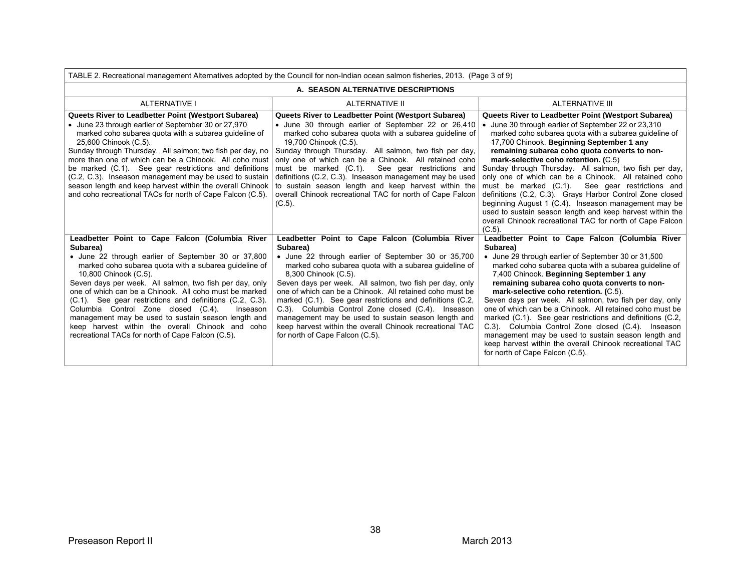| TABLE 2. Recreational management Alternatives adopted by the Council for non-Indian ocean salmon fisheries, 2013. (Page 3 of 9) | | |
|---|---|---|
| **A. SEASON ALTERNATIVE DESCRIPTIONS** | | |
| ALTERNATIVE I | ALTERNATIVE II | ALTERNATIVE III |
| **Queets River to Leadbetter Point (Westport Subarea)**<br>• June 23 through earlier of September 30 or 27,970 marked coho subarea quota with a subarea guideline of 25,600 Chinook (C.5).<br>Sunday through Thursday. All salmon; two fish per day, no more than one of which can be a Chinook. All coho must be marked (C.1). See gear restrictions and definitions (C.2, C.3). Inseason management may be used to sustain season length and keep harvest within the overall Chinook and coho recreational TACs for north of Cape Falcon (C.5). | **Queets River to Leadbetter Point (Westport Subarea)**<br>• June 30 through earlier of September 22 or 26,410 marked coho subarea quota with a subarea guideline of 19,700 Chinook (C.5).<br>Sunday through Thursday. All salmon, two fish per day, only one of which can be a Chinook. All retained coho must be marked (C.1). See gear restrictions and definitions (C.2, C.3). Inseason management may be used to sustain season length and keep harvest within the overall Chinook recreational TAC for north of Cape Falcon (C.5). | **Queets River to Leadbetter Point (Westport Subarea)**<br>• June 30 through earlier of September 22 or 23,310 marked coho subarea quota with a subarea guideline of 17,700 Chinook. **Beginning September 1 any remaining subarea coho quota converts to non-mark-selective coho retention. (**C.5)<br>Sunday through Thursday. All salmon, two fish per day, only one of which can be a Chinook. All retained coho must be marked (C.1). See gear restrictions and definitions (C.2, C.3). Grays Harbor Control Zone closed beginning August 1 (C.4). Inseason management may be used to sustain season length and keep harvest within the overall Chinook recreational TAC for north of Cape Falcon (C.5). |
| **Leadbetter Point to Cape Falcon (Columbia River Subarea)**<br>• June 22 through earlier of September 30 or 37,800 marked coho subarea quota with a subarea guideline of 10,800 Chinook (C.5).<br>Seven days per week. All salmon, two fish per day, only one of which can be a Chinook. All coho must be marked (C.1). See gear restrictions and definitions (C.2, C.3). Columbia Control Zone closed (C.4). Inseason management may be used to sustain season length and keep harvest within the overall Chinook and coho recreational TACs for north of Cape Falcon (C.5). | **Leadbetter Point to Cape Falcon (Columbia River Subarea)**<br>• June 22 through earlier of September 30 or 35,700 marked coho subarea quota with a subarea guideline of 8,300 Chinook (C.5).<br>Seven days per week. All salmon, two fish per day, only one of which can be a Chinook. All retained coho must be marked (C.1). See gear restrictions and definitions (C.2, C.3). Columbia Control Zone closed (C.4). Inseason management may be used to sustain season length and keep harvest within the overall Chinook recreational TAC for north of Cape Falcon (C.5). | **Leadbetter Point to Cape Falcon (Columbia River Subarea)**<br>• June 29 through earlier of September 30 or 31,500 marked coho subarea quota with a subarea guideline of 7,400 Chinook. **Beginning September 1 any remaining subarea coho quota converts to non-mark-selective coho retention. (**C.5).<br>Seven days per week. All salmon, two fish per day, only one of which can be a Chinook. All retained coho must be marked (C.1). See gear restrictions and definitions (C.2, C.3). Columbia Control Zone closed (C.4). Inseason management may be used to sustain season length and keep harvest within the overall Chinook recreational TAC for north of Cape Falcon (C.5). |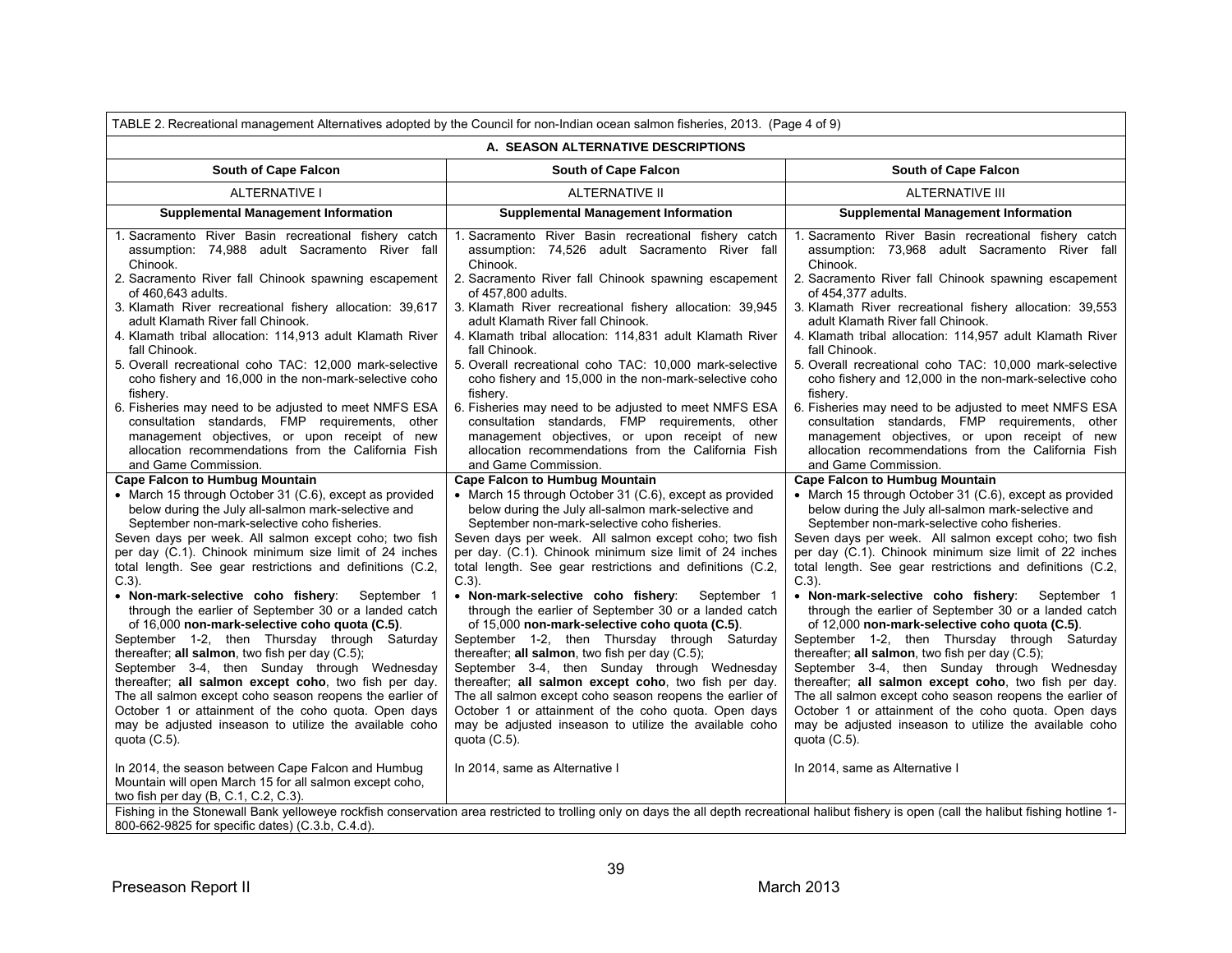TABLE 2. Recreational management Alternatives adopted by the Council for non-Indian ocean salmon fisheries, 2013. (Page 4 of 9)

| A. SEASON ALTERNATIVE DESCRIPTIONS | | |
|---|---|---|
| **South of Cape Falcon** | **South of Cape Falcon** | **South of Cape Falcon** |
| ALTERNATIVE I | ALTERNATIVE II | ALTERNATIVE III |
| **Supplemental Management Information** | **Supplemental Management Information** | **Supplemental Management Information** |
| 1. Sacramento River Basin recreational fishery catch assumption: 74,988 adult Sacramento River fall Chinook.<br>2. Sacramento River fall Chinook spawning escapement of 460,643 adults.<br>3. Klamath River recreational fishery allocation: 39,617 adult Klamath River fall Chinook.<br>4. Klamath tribal allocation: 114,913 adult Klamath River fall Chinook.<br>5. Overall recreational coho TAC: 12,000 mark-selective coho fishery and 16,000 in the non-mark-selective coho fishery.<br>6. Fisheries may need to be adjusted to meet NMFS ESA consultation standards, FMP requirements, other management objectives, or upon receipt of new allocation recommendations from the California Fish and Game Commission. | 1. Sacramento River Basin recreational fishery catch assumption: 74,526 adult Sacramento River fall Chinook.<br>2. Sacramento River fall Chinook spawning escapement of 457,800 adults.<br>3. Klamath River recreational fishery allocation: 39,945 adult Klamath River fall Chinook.<br>4. Klamath tribal allocation: 114,831 adult Klamath River fall Chinook.<br>5. Overall recreational coho TAC: 10,000 mark-selective coho fishery and 15,000 in the non-mark-selective coho fishery.<br>6. Fisheries may need to be adjusted to meet NMFS ESA consultation standards, FMP requirements, other management objectives, or upon receipt of new allocation recommendations from the California Fish and Game Commission. | 1. Sacramento River Basin recreational fishery catch assumption: 73,968 adult Sacramento River fall Chinook.<br>2. Sacramento River fall Chinook spawning escapement of 454,377 adults.<br>3. Klamath River recreational fishery allocation: 39,553 adult Klamath River fall Chinook.<br>4. Klamath tribal allocation: 114,957 adult Klamath River fall Chinook.<br>5. Overall recreational coho TAC: 10,000 mark-selective coho fishery and 12,000 in the non-mark-selective coho fishery.<br>6. Fisheries may need to be adjusted to meet NMFS ESA consultation standards, FMP requirements, other management objectives, or upon receipt of new allocation recommendations from the California Fish and Game Commission. |
| **Cape Falcon to Humbug Mountain**<br>• March 15 through October 31 (C.6), except as provided below during the July all-salmon mark-selective and September non-mark-selective coho fisheries.<br>Seven days per week. All salmon except coho; two fish per day (C.1). Chinook minimum size limit of 24 inches total length. See gear restrictions and definitions (C.2, C.3).<br>• **Non-mark-selective coho fishery**: September 1 through the earlier of September 30 or a landed catch of 16,000 **non-mark-selective coho quota (C.5)**.<br>September 1-2, then Thursday through Saturday thereafter; **all salmon**, two fish per day (C.5);<br>September 3-4, then Sunday through Wednesday thereafter; **all salmon except coho**, two fish per day. The all salmon except coho season reopens the earlier of October 1 or attainment of the coho quota. Open days may be adjusted inseason to utilize the available coho quota (C.5).<br><br>In 2014, the season between Cape Falcon and Humbug Mountain will open March 15 for all salmon except coho, two fish per day (B, C.1, C.2, C.3). | **Cape Falcon to Humbug Mountain**<br>• March 15 through October 31 (C.6), except as provided below during the July all-salmon mark-selective and September non-mark-selective coho fisheries.<br>Seven days per week. All salmon except coho; two fish per day. (C.1). Chinook minimum size limit of 24 inches total length. See gear restrictions and definitions (C.2, C.3).<br>• **Non-mark-selective coho fishery**: September 1 through the earlier of September 30 or a landed catch of 15,000 **non-mark-selective coho quota (C.5)**.<br>September 1-2, then Thursday through Saturday thereafter; **all salmon**, two fish per day (C.5);<br>September 3-4, then Sunday through Wednesday thereafter; **all salmon except coho**, two fish per day. The all salmon except coho season reopens the earlier of October 1 or attainment of the coho quota. Open days may be adjusted inseason to utilize the available coho quota (C.5).<br><br>In 2014, same as Alternative I | **Cape Falcon to Humbug Mountain**<br>• March 15 through October 31 (C.6), except as provided below during the July all-salmon mark-selective and September non-mark-selective coho fisheries.<br>Seven days per week. All salmon except coho; two fish per day (C.1). Chinook minimum size limit of 22 inches total length. See gear restrictions and definitions (C.2, C.3).<br>• **Non-mark-selective coho fishery**: September 1 through the earlier of September 30 or a landed catch of 12,000 **non-mark-selective coho quota (C.5)**.<br>September 1-2, then Thursday through Saturday thereafter; **all salmon**, two fish per day (C.5);<br>September 3-4, then Sunday through Wednesday thereafter; **all salmon except coho**, two fish per day. The all salmon except coho season reopens the earlier of October 1 or attainment of the coho quota. Open days may be adjusted inseason to utilize the available coho quota (C.5).<br><br>In 2014, same as Alternative I |
| Fishing in the Stonewall Bank yelloweye rockfish conservation area restricted to trolling only on days the all depth recreational halibut fishery is open (call the halibut fishing hotline 1-800-662-9825 for specific dates) (C.3.b, C.4.d). | | |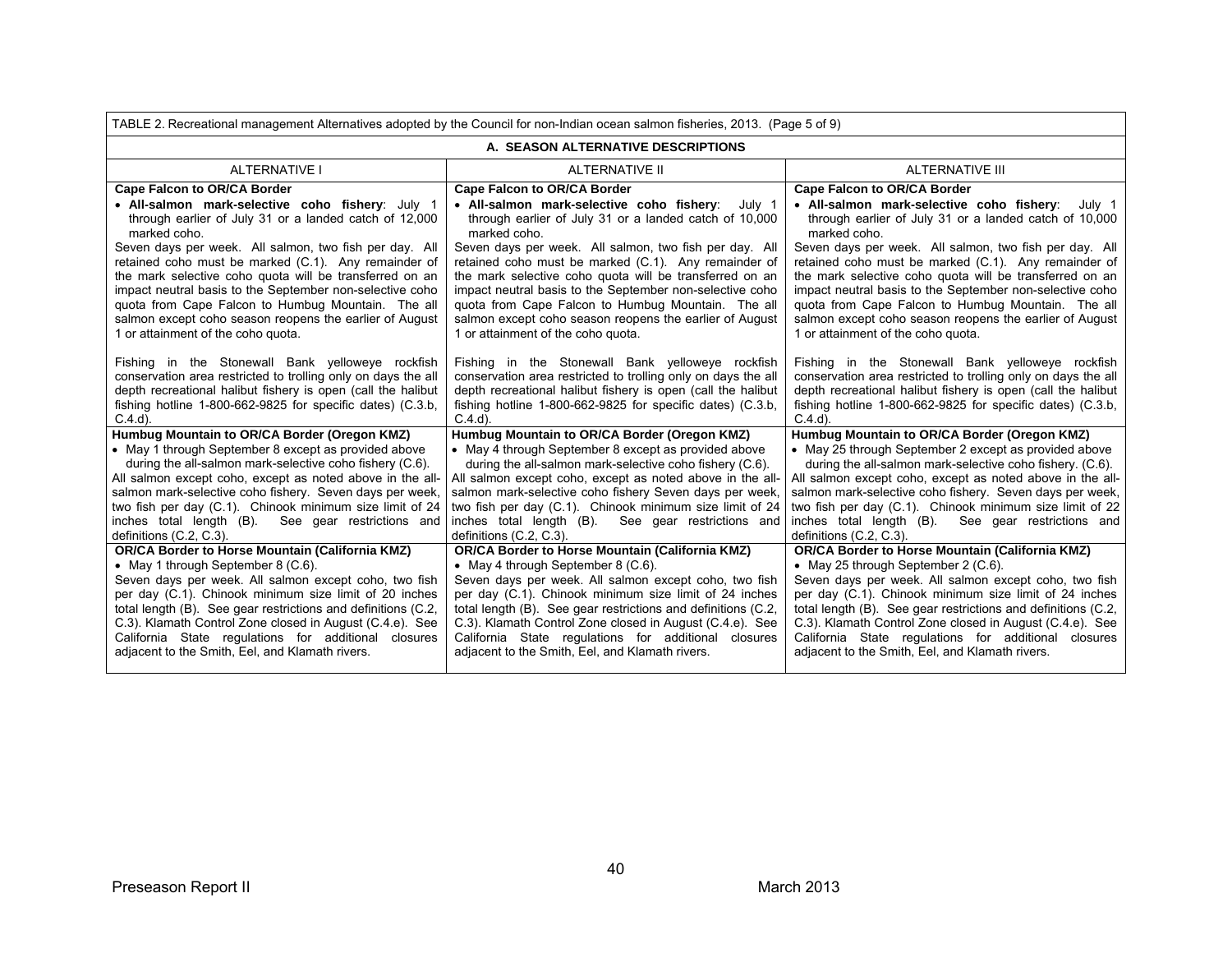TABLE 2. Recreational management Alternatives adopted by the Council for non-Indian ocean salmon fisheries, 2013. (Page 5 of 9)

| A. SEASON ALTERNATIVE DESCRIPTIONS | | |
|---|---|---|
| ALTERNATIVE I | ALTERNATIVE II | ALTERNATIVE III |
| **Cape Falcon to OR/CA Border**<br>• **All-salmon mark-selective coho fishery**: July 1 through earlier of July 31 or a landed catch of 12,000 marked coho.<br>Seven days per week. All salmon, two fish per day. All retained coho must be marked (C.1). Any remainder of the mark selective coho quota will be transferred on an impact neutral basis to the September non-selective coho quota from Cape Falcon to Humbug Mountain. The all salmon except coho season reopens the earlier of August 1 or attainment of the coho quota.<br><br>Fishing in the Stonewall Bank yelloweye rockfish conservation area restricted to trolling only on days the all depth recreational halibut fishery is open (call the halibut fishing hotline 1-800-662-9825 for specific dates) (C.3.b, C.4.d). | **Cape Falcon to OR/CA Border**<br>• **All-salmon mark-selective coho fishery**: July 1 through earlier of July 31 or a landed catch of 10,000 marked coho.<br>Seven days per week. All salmon, two fish per day. All retained coho must be marked (C.1). Any remainder of the mark selective coho quota will be transferred on an impact neutral basis to the September non-selective coho quota from Cape Falcon to Humbug Mountain. The all salmon except coho season reopens the earlier of August 1 or attainment of the coho quota.<br><br>Fishing in the Stonewall Bank yelloweye rockfish conservation area restricted to trolling only on days the all depth recreational halibut fishery is open (call the halibut fishing hotline 1-800-662-9825 for specific dates) (C.3.b, C.4.d). | **Cape Falcon to OR/CA Border**<br>• **All-salmon mark-selective coho fishery**: July 1 through earlier of July 31 or a landed catch of 10,000 marked coho.<br>Seven days per week. All salmon, two fish per day. All retained coho must be marked (C.1). Any remainder of the mark selective coho quota will be transferred on an impact neutral basis to the September non-selective coho quota from Cape Falcon to Humbug Mountain. The all salmon except coho season reopens the earlier of August 1 or attainment of the coho quota.<br><br>Fishing in the Stonewall Bank yelloweye rockfish conservation area restricted to trolling only on days the all depth recreational halibut fishery is open (call the halibut fishing hotline 1-800-662-9825 for specific dates) (C.3.b, C.4.d). |
| **Humbug Mountain to OR/CA Border (Oregon KMZ)**<br>• May 1 through September 8 except as provided above during the all-salmon mark-selective coho fishery (C.6).<br>All salmon except coho, except as noted above in the all-salmon mark-selective coho fishery. Seven days per week, two fish per day (C.1). Chinook minimum size limit of 24 inches total length (B). See gear restrictions and definitions (C.2, C.3). | **Humbug Mountain to OR/CA Border (Oregon KMZ)**<br>• May 4 through September 8 except as provided above during the all-salmon mark-selective coho fishery (C.6).<br>All salmon except coho, except as noted above in the all-salmon mark-selective coho fishery Seven days per week, two fish per day (C.1). Chinook minimum size limit of 24 inches total length (B). See gear restrictions and definitions (C.2, C.3). | **Humbug Mountain to OR/CA Border (Oregon KMZ)**<br>• May 25 through September 2 except as provided above during the all-salmon mark-selective coho fishery. (C.6).<br>All salmon except coho, except as noted above in the all-salmon mark-selective coho fishery. Seven days per week, two fish per day (C.1). Chinook minimum size limit of 22 inches total length (B). See gear restrictions and definitions (C.2, C.3). |
| **OR/CA Border to Horse Mountain (California KMZ)**<br>• May 1 through September 8 (C.6).<br>Seven days per week. All salmon except coho, two fish per day (C.1). Chinook minimum size limit of 20 inches total length (B). See gear restrictions and definitions (C.2, C.3). Klamath Control Zone closed in August (C.4.e). See California State regulations for additional closures adjacent to the Smith, Eel, and Klamath rivers. | **OR/CA Border to Horse Mountain (California KMZ)**<br>• May 4 through September 8 (C.6).<br>Seven days per week. All salmon except coho, two fish per day (C.1). Chinook minimum size limit of 24 inches total length (B). See gear restrictions and definitions (C.2, C.3). Klamath Control Zone closed in August (C.4.e). See California State regulations for additional closures adjacent to the Smith, Eel, and Klamath rivers. | **OR/CA Border to Horse Mountain (California KMZ)**<br>• May 25 through September 2 (C.6).<br>Seven days per week. All salmon except coho, two fish per day (C.1). Chinook minimum size limit of 24 inches total length (B). See gear restrictions and definitions (C.2, C.3). Klamath Control Zone closed in August (C.4.e). See California State regulations for additional closures adjacent to the Smith, Eel, and Klamath rivers. |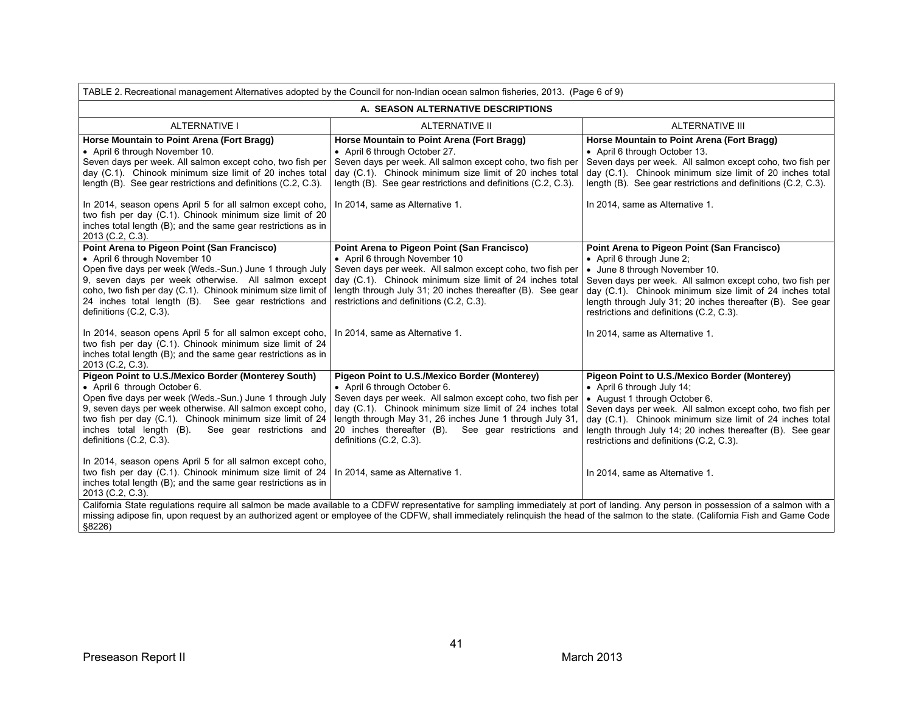TABLE 2. Recreational management Alternatives adopted by the Council for non-Indian ocean salmon fisheries, 2013. (Page 6 of 9)

**A. SEASON ALTERNATIVE DESCRIPTIONS**

| ALTERNATIVE I | ALTERNATIVE II | ALTERNATIVE III |
|---|---|---|
| **Horse Mountain to Point Arena (Fort Bragg)**<br>• April 6 through November 10.<br>Seven days per week. All salmon except coho, two fish per day (C.1). Chinook minimum size limit of 20 inches total length (B). See gear restrictions and definitions (C.2, C.3).<br><br>In 2014, season opens April 5 for all salmon except coho, two fish per day (C.1). Chinook minimum size limit of 20 inches total length (B); and the same gear restrictions as in 2013 (C.2, C.3). | **Horse Mountain to Point Arena (Fort Bragg)**<br>• April 6 through October 27.<br>Seven days per week. All salmon except coho, two fish per day (C.1). Chinook minimum size limit of 20 inches total length (B). See gear restrictions and definitions (C.2, C.3).<br><br>In 2014, same as Alternative 1. | **Horse Mountain to Point Arena (Fort Bragg)**<br>• April 6 through October 13.<br>Seven days per week. All salmon except coho, two fish per day (C.1). Chinook minimum size limit of 20 inches total length (B). See gear restrictions and definitions (C.2, C.3).<br><br>In 2014, same as Alternative 1. |
| **Point Arena to Pigeon Point (San Francisco)**<br>• April 6 through November 10<br>Open five days per week (Weds.-Sun.) June 1 through July 9, seven days per week otherwise. All salmon except coho, two fish per day (C.1). Chinook minimum size limit of 24 inches total length (B). See gear restrictions and definitions (C.2, C.3).<br><br>In 2014, season opens April 5 for all salmon except coho, two fish per day (C.1). Chinook minimum size limit of 24 inches total length (B); and the same gear restrictions as in 2013 (C.2, C.3). | **Point Arena to Pigeon Point (San Francisco)**<br>• April 6 through November 10<br>Seven days per week. All salmon except coho, two fish per day (C.1). Chinook minimum size limit of 24 inches total length through July 31; 20 inches thereafter (B). See gear restrictions and definitions (C.2, C.3).<br><br>In 2014, same as Alternative 1. | **Point Arena to Pigeon Point (San Francisco)**<br>• April 6 through June 2;<br>• June 8 through November 10.<br>Seven days per week. All salmon except coho, two fish per day (C.1). Chinook minimum size limit of 24 inches total length through July 31; 20 inches thereafter (B). See gear restrictions and definitions (C.2, C.3).<br><br>In 2014, same as Alternative 1. |
| **Pigeon Point to U.S./Mexico Border (Monterey South)**<br>• April 6 through October 6.<br>Open five days per week (Weds.-Sun.) June 1 through July 9, seven days per week otherwise. All salmon except coho, two fish per day (C.1). Chinook minimum size limit of 24 inches total length (B). See gear restrictions and definitions (C.2, C.3).<br><br>In 2014, season opens April 5 for all salmon except coho, two fish per day (C.1). Chinook minimum size limit of 24 inches total length (B); and the same gear restrictions as in 2013 (C.2, C.3). | **Pigeon Point to U.S./Mexico Border (Monterey)**<br>• April 6 through October 6.<br>Seven days per week. All salmon except coho, two fish per day (C.1). Chinook minimum size limit of 24 inches total length through May 31, 26 inches June 1 through July 31, 20 inches thereafter (B). See gear restrictions and definitions (C.2, C.3).<br><br>In 2014, same as Alternative 1. | **Pigeon Point to U.S./Mexico Border (Monterey)**<br>• April 6 through July 14;<br>• August 1 through October 6.<br>Seven days per week. All salmon except coho, two fish per day (C.1). Chinook minimum size limit of 24 inches total length through July 14; 20 inches thereafter (B). See gear restrictions and definitions (C.2, C.3).<br><br>In 2014, same as Alternative 1. |

California State regulations require all salmon be made available to a CDFW representative for sampling immediately at port of landing. Any person in possession of a salmon with a missing adipose fin, upon request by an authorized agent or employee of the CDFW, shall immediately relinquish the head of the salmon to the state. (California Fish and Game Code §8226)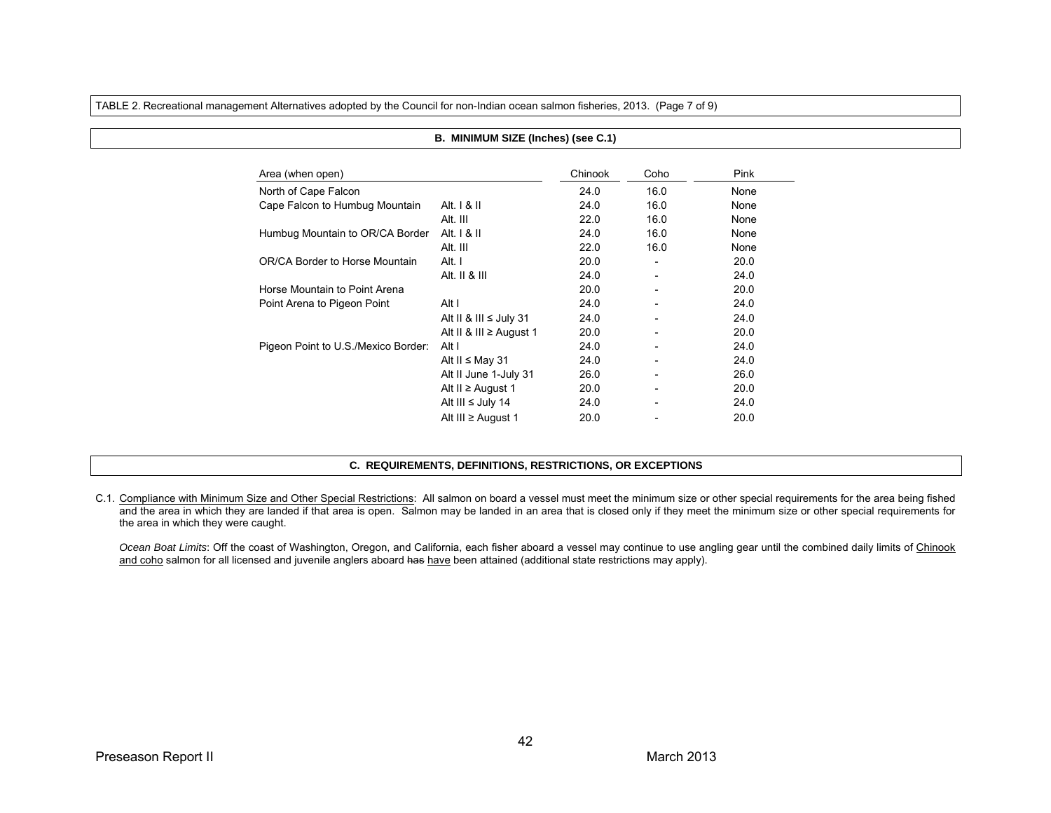TABLE 2. Recreational management Alternatives adopted by the Council for non-Indian ocean salmon fisheries, 2013. (Page 7 of 9)

**B. MINIMUM SIZE (Inches) (see C.1)**

| Area (when open) | | Chinook | Coho | Pink |
|---|---|---|---|---|
| North of Cape Falcon | | 24.0 | 16.0 | None |
| Cape Falcon to Humbug Mountain | Alt. I & II | 24.0 | 16.0 | None |
| | Alt. III | 22.0 | 16.0 | None |
| Humbug Mountain to OR/CA Border | Alt. I & II | 24.0 | 16.0 | None |
| | Alt. III | 22.0 | 16.0 | None |
| OR/CA Border to Horse Mountain | Alt. I | 20.0 | - | 20.0 |
| | Alt. II & III | 24.0 | - | 24.0 |
| Horse Mountain to Point Arena | | 20.0 | - | 20.0 |
| Point Arena to Pigeon Point | Alt I | 24.0 | - | 24.0 |
| | Alt II & III ≤ July 31 | 24.0 | - | 24.0 |
| | Alt II & III ≥ August 1 | 20.0 | - | 20.0 |
| Pigeon Point to U.S./Mexico Border: | Alt I | 24.0 | - | 24.0 |
| | Alt II ≤ May 31 | 24.0 | - | 24.0 |
| | Alt II June 1-July 31 | 26.0 | - | 26.0 |
| | Alt II ≥ August 1 | 20.0 | - | 20.0 |
| | Alt III ≤ July 14 | 24.0 | - | 24.0 |
| | Alt III ≥ August 1 | 20.0 | - | 20.0 |

**C. REQUIREMENTS, DEFINITIONS, RESTRICTIONS, OR EXCEPTIONS**

C.1. Compliance with Minimum Size and Other Special Restrictions: All salmon on board a vessel must meet the minimum size or other special requirements for the area being fished and the area in which they are landed if that area is open. Salmon may be landed in an area that is closed only if they meet the minimum size or other special requirements for the area in which they were caught.

*Ocean Boat Limits*: Off the coast of Washington, Oregon, and California, each fisher aboard a vessel may continue to use angling gear until the combined daily limits of Chinook and coho salmon for all licensed and juvenile anglers aboard ~~has~~ have been attained (additional state restrictions may apply).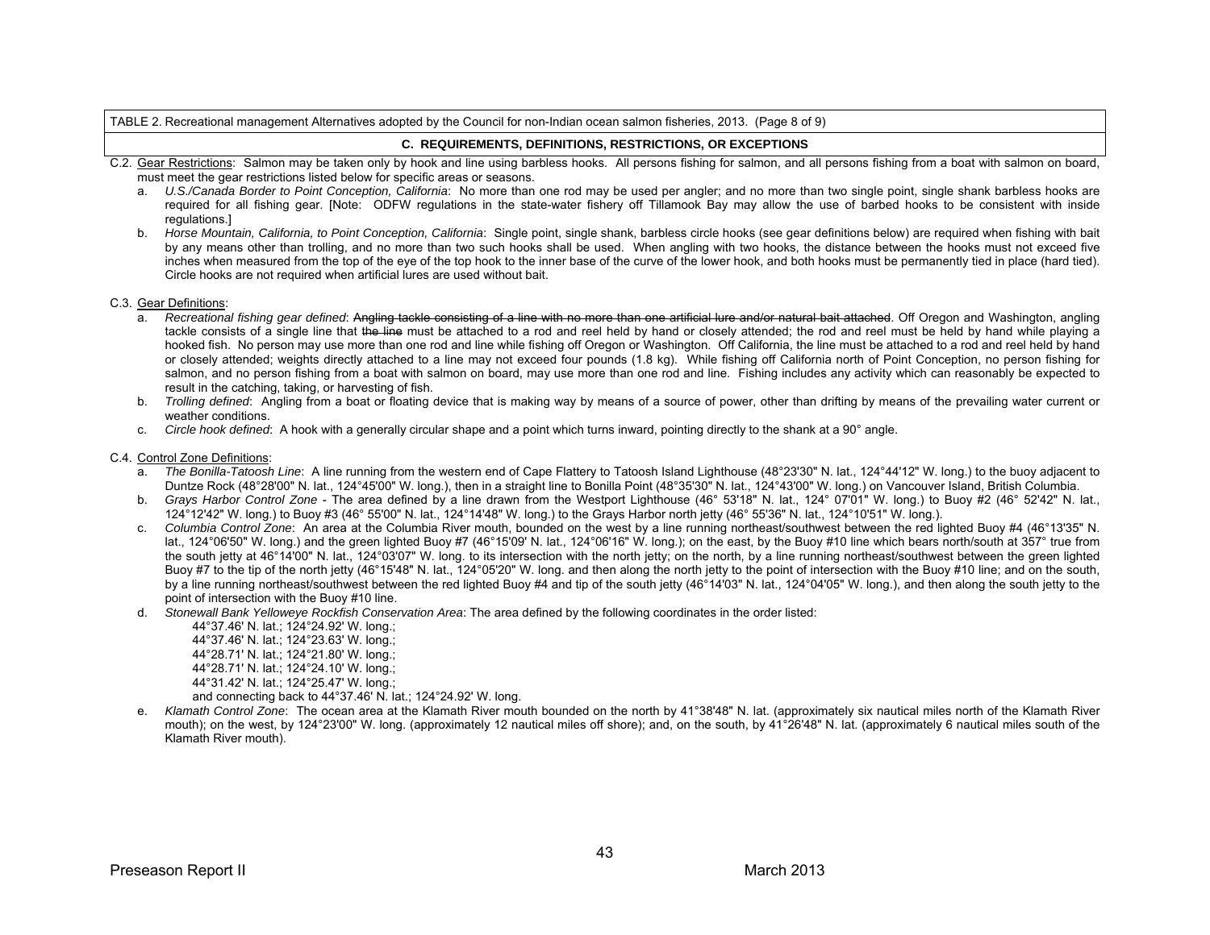TABLE 2. Recreational management Alternatives adopted by the Council for non-Indian ocean salmon fisheries, 2013. (Page 8 of 9)

**C. REQUIREMENTS, DEFINITIONS, RESTRICTIONS, OR EXCEPTIONS**

C.2. Gear Restrictions: Salmon may be taken only by hook and line using barbless hooks. All persons fishing for salmon, and all persons fishing from a boat with salmon on board, must meet the gear restrictions listed below for specific areas or seasons.

a. *U.S./Canada Border to Point Conception, California*: No more than one rod may be used per angler; and no more than two single point, single shank barbless hooks are required for all fishing gear. [Note: ODFW regulations in the state-water fishery off Tillamook Bay may allow the use of barbed hooks to be consistent with inside regulations.]

b. *Horse Mountain, California, to Point Conception, California*: Single point, single shank, barbless circle hooks (see gear definitions below) are required when fishing with bait by any means other than trolling, and no more than two such hooks shall be used. When angling with two hooks, the distance between the hooks must not exceed five inches when measured from the top of the eye of the top hook to the inner base of the curve of the lower hook, and both hooks must be permanently tied in place (hard tied). Circle hooks are not required when artificial lures are used without bait.

C.3. Gear Definitions:

a. *Recreational fishing gear defined*: ~~Angling tackle consisting of a line with no more than one artificial lure and/or natural bait attached~~. Off Oregon and Washington, angling tackle consists of a single line that ~~the line~~ must be attached to a rod and reel held by hand or closely attended; the rod and reel must be held by hand while playing a hooked fish. No person may use more than one rod and line while fishing off Oregon or Washington. Off California, the line must be attached to a rod and reel held by hand or closely attended; weights directly attached to a line may not exceed four pounds (1.8 kg). While fishing off California north of Point Conception, no person fishing for salmon, and no person fishing from a boat with salmon on board, may use more than one rod and line. Fishing includes any activity which can reasonably be expected to result in the catching, taking, or harvesting of fish.

b. *Trolling defined*: Angling from a boat or floating device that is making way by means of a source of power, other than drifting by means of the prevailing water current or weather conditions.

c. *Circle hook defined*: A hook with a generally circular shape and a point which turns inward, pointing directly to the shank at a 90° angle.

C.4. Control Zone Definitions:

a. *The Bonilla-Tatoosh Line*: A line running from the western end of Cape Flattery to Tatoosh Island Lighthouse (48°23'30" N. lat., 124°44'12" W. long.) to the buoy adjacent to Duntze Rock (48°28'00" N. lat., 124°45'00" W. long.), then in a straight line to Bonilla Point (48°35'30" N. lat., 124°43'00" W. long.) on Vancouver Island, British Columbia.

b. *Grays Harbor Control Zone* - The area defined by a line drawn from the Westport Lighthouse (46° 53'18" N. lat., 124° 07'01" W. long.) to Buoy #2 (46° 52'42" N. lat., 124°12'42" W. long.) to Buoy #3 (46° 55'00" N. lat., 124°14'48" W. long.) to the Grays Harbor north jetty (46° 55'36" N. lat., 124°10'51" W. long.).

c. *Columbia Control Zone*: An area at the Columbia River mouth, bounded on the west by a line running northeast/southwest between the red lighted Buoy #4 (46°13'35" N. lat., 124°06'50" W. long.) and the green lighted Buoy #7 (46°15'09' N. lat., 124°06'16" W. long.); on the east, by the Buoy #10 line which bears north/south at 357° true from the south jetty at 46°14'00" N. lat., 124°03'07" W. long. to its intersection with the north jetty; on the north, by a line running northeast/southwest between the green lighted Buoy #7 to the tip of the north jetty (46°15'48" N. lat., 124°05'20" W. long. and then along the north jetty to the point of intersection with the Buoy #10 line; and on the south, by a line running northeast/southwest between the red lighted Buoy #4 and tip of the south jetty (46°14'03" N. lat., 124°04'05" W. long.), and then along the south jetty to the point of intersection with the Buoy #10 line.

d. *Stonewall Bank Yelloweye Rockfish Conservation Area*: The area defined by the following coordinates in the order listed:

44°37.46' N. lat.; 124°24.92' W. long.;
44°37.46' N. lat.; 124°23.63' W. long.;
44°28.71' N. lat.; 124°21.80' W. long.;
44°28.71' N. lat.; 124°24.10' W. long.;
44°31.42' N. lat.; 124°25.47' W. long.;
and connecting back to 44°37.46' N. lat.; 124°24.92' W. long.

e. *Klamath Control Zone*: The ocean area at the Klamath River mouth bounded on the north by 41°38'48" N. lat. (approximately six nautical miles north of the Klamath River mouth); on the west, by 124°23'00" W. long. (approximately 12 nautical miles off shore); and, on the south, by 41°26'48" N. lat. (approximately 6 nautical miles south of the Klamath River mouth).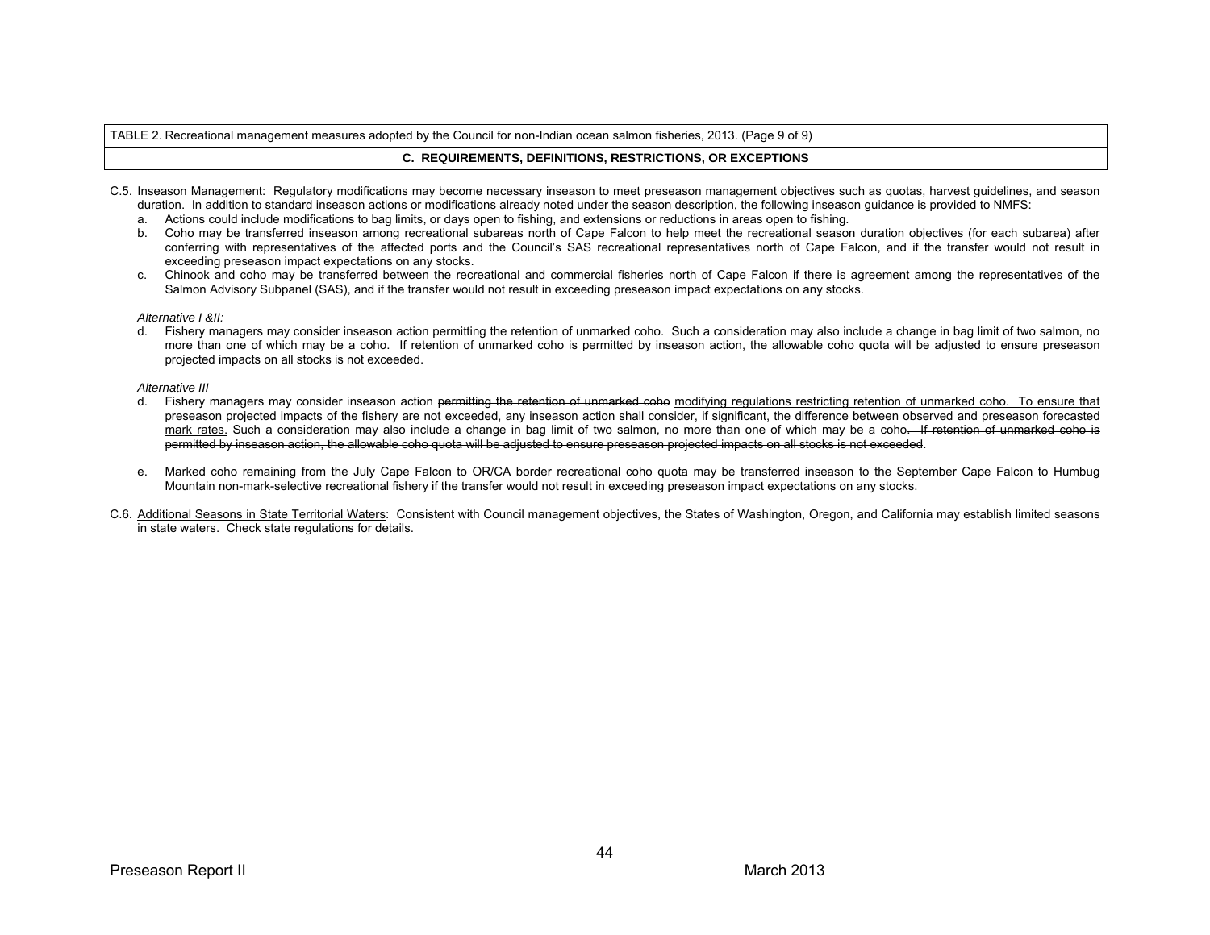TABLE 2. Recreational management measures adopted by the Council for non-Indian ocean salmon fisheries, 2013. (Page 9 of 9)

**C. REQUIREMENTS, DEFINITIONS, RESTRICTIONS, OR EXCEPTIONS**

C.5. Inseason Management: Regulatory modifications may become necessary inseason to meet preseason management objectives such as quotas, harvest guidelines, and season duration. In addition to standard inseason actions or modifications already noted under the season description, the following inseason guidance is provided to NMFS:

a. Actions could include modifications to bag limits, or days open to fishing, and extensions or reductions in areas open to fishing.

b. Coho may be transferred inseason among recreational subareas north of Cape Falcon to help meet the recreational season duration objectives (for each subarea) after conferring with representatives of the affected ports and the Council's SAS recreational representatives north of Cape Falcon, and if the transfer would not result in exceeding preseason impact expectations on any stocks.

c. Chinook and coho may be transferred between the recreational and commercial fisheries north of Cape Falcon if there is agreement among the representatives of the Salmon Advisory Subpanel (SAS), and if the transfer would not result in exceeding preseason impact expectations on any stocks.

*Alternative I &II:*

d. Fishery managers may consider inseason action permitting the retention of unmarked coho. Such a consideration may also include a change in bag limit of two salmon, no more than one of which may be a coho. If retention of unmarked coho is permitted by inseason action, the allowable coho quota will be adjusted to ensure preseason projected impacts on all stocks is not exceeded.

*Alternative III*

d. Fishery managers may consider inseason action ~~permitting the retention of unmarked coho~~ <u>modifying regulations restricting retention of unmarked coho. To ensure that preseason projected impacts of the fishery are not exceeded, any inseason action shall consider, if significant, the difference between observed and preseason forecasted mark rates.</u> Such a consideration may also include a change in bag limit of two salmon, no more than one of which may be a coho~~. If retention of unmarked coho is permitted by inseason action, the allowable coho quota will be adjusted to ensure preseason projected impacts on all stocks is not exceeded~~.

e. Marked coho remaining from the July Cape Falcon to OR/CA border recreational coho quota may be transferred inseason to the September Cape Falcon to Humbug Mountain non-mark-selective recreational fishery if the transfer would not result in exceeding preseason impact expectations on any stocks.

C.6. Additional Seasons in State Territorial Waters: Consistent with Council management objectives, the States of Washington, Oregon, and California may establish limited seasons in state waters. Check state regulations for details.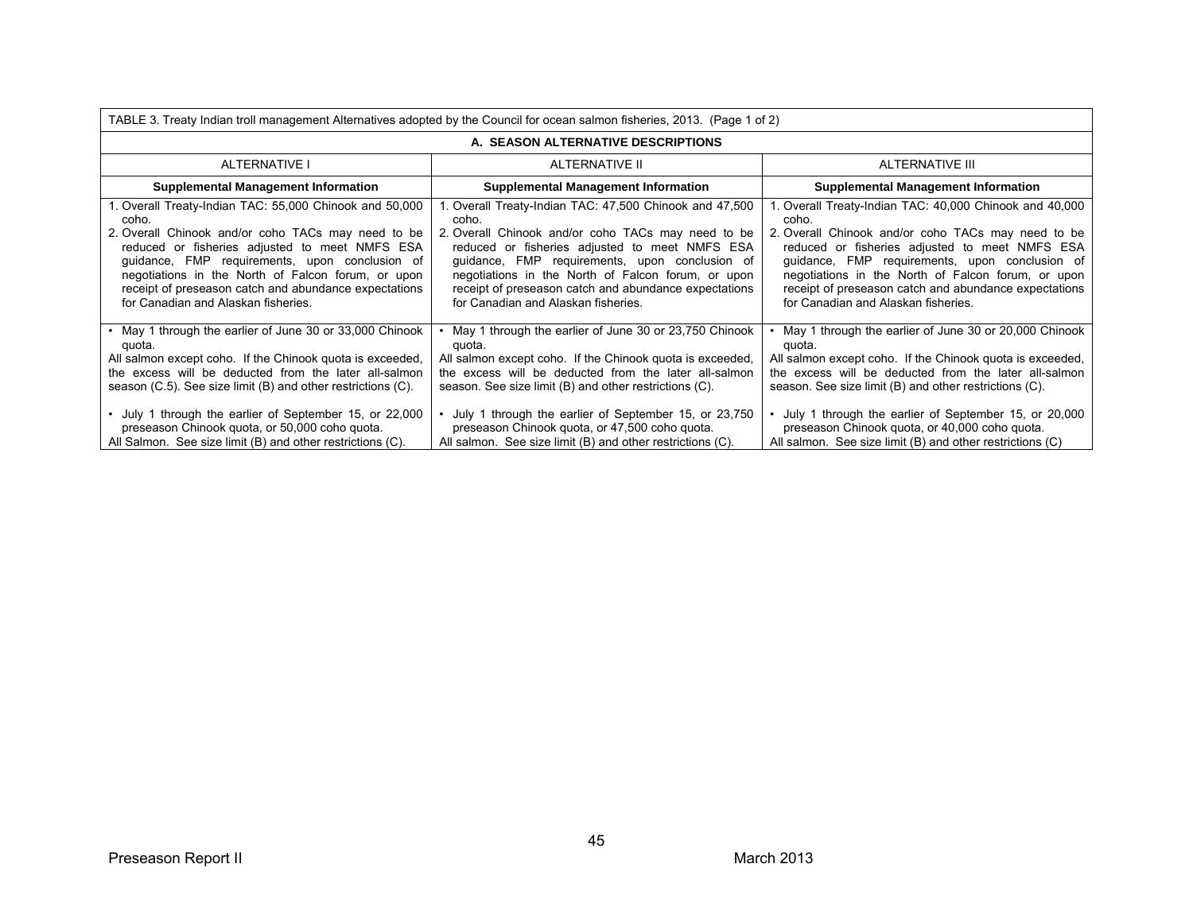| TABLE 3. Treaty Indian troll management Alternatives adopted by the Council for ocean salmon fisheries, 2013. (Page 1 of 2) | | |
|---|---|---|
| **A. SEASON ALTERNATIVE DESCRIPTIONS** | | |
| ALTERNATIVE I | ALTERNATIVE II | ALTERNATIVE III |
| **Supplemental Management Information** | **Supplemental Management Information** | **Supplemental Management Information** |
| 1. Overall Treaty-Indian TAC: 55,000 Chinook and 50,000 coho.<br>2. Overall Chinook and/or coho TACs may need to be reduced or fisheries adjusted to meet NMFS ESA guidance, FMP requirements, upon conclusion of negotiations in the North of Falcon forum, or upon receipt of preseason catch and abundance expectations for Canadian and Alaskan fisheries. | 1. Overall Treaty-Indian TAC: 47,500 Chinook and 47,500 coho.<br>2. Overall Chinook and/or coho TACs may need to be reduced or fisheries adjusted to meet NMFS ESA guidance, FMP requirements, upon conclusion of negotiations in the North of Falcon forum, or upon receipt of preseason catch and abundance expectations for Canadian and Alaskan fisheries. | 1. Overall Treaty-Indian TAC: 40,000 Chinook and 40,000 coho.<br>2. Overall Chinook and/or coho TACs may need to be reduced or fisheries adjusted to meet NMFS ESA guidance, FMP requirements, upon conclusion of negotiations in the North of Falcon forum, or upon receipt of preseason catch and abundance expectations for Canadian and Alaskan fisheries. |
| • May 1 through the earlier of June 30 or 33,000 Chinook quota.<br>All salmon except coho. If the Chinook quota is exceeded, the excess will be deducted from the later all-salmon season (C.5). See size limit (B) and other restrictions (C).<br><br>• July 1 through the earlier of September 15, or 22,000 preseason Chinook quota, or 50,000 coho quota.<br>All Salmon. See size limit (B) and other restrictions (C). | • May 1 through the earlier of June 30 or 23,750 Chinook quota.<br>All salmon except coho. If the Chinook quota is exceeded, the excess will be deducted from the later all-salmon season. See size limit (B) and other restrictions (C).<br><br>• July 1 through the earlier of September 15, or 23,750 preseason Chinook quota, or 47,500 coho quota.<br>All salmon. See size limit (B) and other restrictions (C). | • May 1 through the earlier of June 30 or 20,000 Chinook quota.<br>All salmon except coho. If the Chinook quota is exceeded, the excess will be deducted from the later all-salmon season. See size limit (B) and other restrictions (C).<br><br>• July 1 through the earlier of September 15, or 20,000 preseason Chinook quota, or 40,000 coho quota.<br>All salmon. See size limit (B) and other restrictions (C) |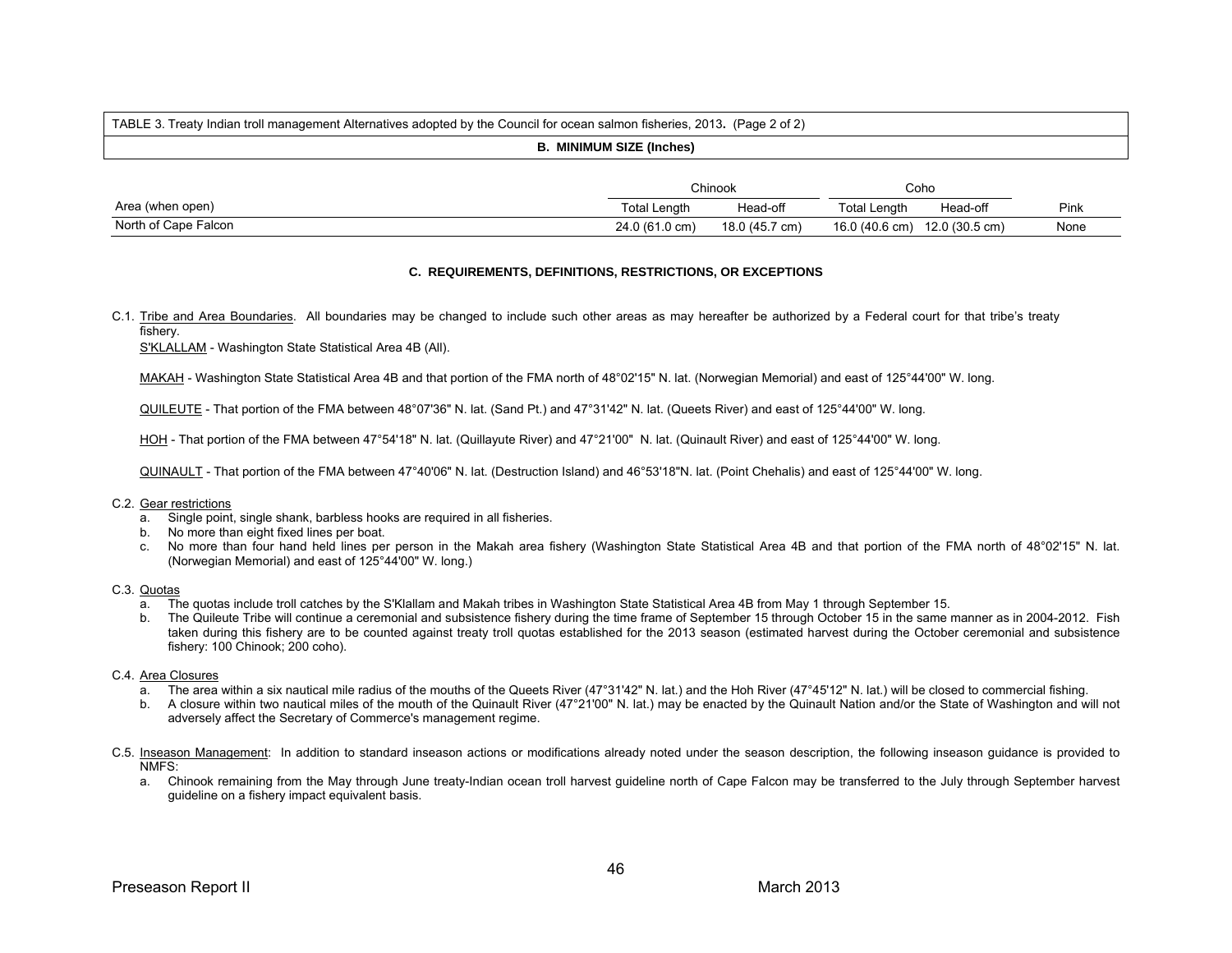TABLE 3. Treaty Indian troll management Alternatives adopted by the Council for ocean salmon fisheries, 2013. (Page 2 of 2)

**B. MINIMUM SIZE (Inches)**

| | Chinook | | Coho | | |
|---|---|---|---|---|---|
| Area (when open) | Total Length | Head-off | Total Length | Head-off | Pink |
| North of Cape Falcon | 24.0 (61.0 cm) | 18.0 (45.7 cm) | 16.0 (40.6 cm) | 12.0 (30.5 cm) | None |

**C. REQUIREMENTS, DEFINITIONS, RESTRICTIONS, OR EXCEPTIONS**

C.1. Tribe and Area Boundaries. All boundaries may be changed to include such other areas as may hereafter be authorized by a Federal court for that tribe's treaty fishery.

S'KLALLAM - Washington State Statistical Area 4B (All).

MAKAH - Washington State Statistical Area 4B and that portion of the FMA north of 48°02'15" N. lat. (Norwegian Memorial) and east of 125°44'00" W. long.

QUILEUTE - That portion of the FMA between 48°07'36" N. lat. (Sand Pt.) and 47°31'42" N. lat. (Queets River) and east of 125°44'00" W. long.

HOH - That portion of the FMA between 47°54'18" N. lat. (Quillayute River) and 47°21'00" N. lat. (Quinault River) and east of 125°44'00" W. long.

QUINAULT - That portion of the FMA between 47°40'06" N. lat. (Destruction Island) and 46°53'18"N. lat. (Point Chehalis) and east of 125°44'00" W. long.

C.2. Gear restrictions
   a. Single point, single shank, barbless hooks are required in all fisheries.
   b. No more than eight fixed lines per boat.
   c. No more than four hand held lines per person in the Makah area fishery (Washington State Statistical Area 4B and that portion of the FMA north of 48°02'15" N. lat. (Norwegian Memorial) and east of 125°44'00" W. long.)

C.3. Quotas
   a. The quotas include troll catches by the S'Klallam and Makah tribes in Washington State Statistical Area 4B from May 1 through September 15.
   b. The Quileute Tribe will continue a ceremonial and subsistence fishery during the time frame of September 15 through October 15 in the same manner as in 2004-2012. Fish taken during this fishery are to be counted against treaty troll quotas established for the 2013 season (estimated harvest during the October ceremonial and subsistence fishery: 100 Chinook; 200 coho).

C.4. Area Closures
   a. The area within a six nautical mile radius of the mouths of the Queets River (47°31'42" N. lat.) and the Hoh River (47°45'12" N. lat.) will be closed to commercial fishing.
   b. A closure within two nautical miles of the mouth of the Quinault River (47°21'00" N. lat.) may be enacted by the Quinault Nation and/or the State of Washington and will not adversely affect the Secretary of Commerce's management regime.

C.5. Inseason Management: In addition to standard inseason actions or modifications already noted under the season description, the following inseason guidance is provided to NMFS:
   a. Chinook remaining from the May through June treaty-Indian ocean troll harvest guideline north of Cape Falcon may be transferred to the July through September harvest guideline on a fishery impact equivalent basis.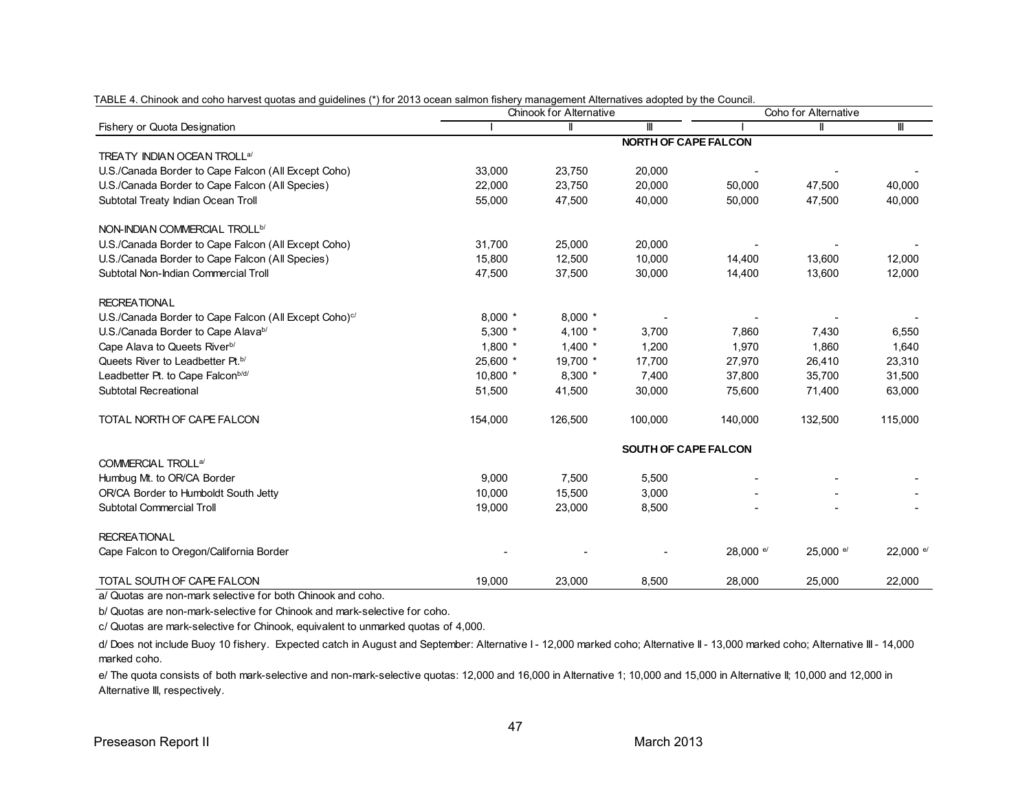TABLE 4. Chinook and coho harvest quotas and guidelines (*) for 2013 ocean salmon fishery management Alternatives adopted by the Council.

| Fishery or Quota Designation | Chinook for Alternative I | Chinook for Alternative II | Chinook for Alternative III | Coho for Alternative I | Coho for Alternative II | Coho for Alternative III |
|---|---|---|---|---|---|---|
| | | | **NORTH OF CAPE FALCON** | | | |
| TREATY INDIAN OCEAN TROLL[a/] | | | | | | |
| U.S./Canada Border to Cape Falcon (All Except Coho) | 33,000 | 23,750 | 20,000 | - | - | - |
| U.S./Canada Border to Cape Falcon (All Species) | 22,000 | 23,750 | 20,000 | 50,000 | 47,500 | 40,000 |
| Subtotal Treaty Indian Ocean Troll | 55,000 | 47,500 | 40,000 | 50,000 | 47,500 | 40,000 |
| NON-INDIAN COMMERCIAL TROLL[b/] | | | | | | |
| U.S./Canada Border to Cape Falcon (All Except Coho) | 31,700 | 25,000 | 20,000 | - | - | - |
| U.S./Canada Border to Cape Falcon (All Species) | 15,800 | 12,500 | 10,000 | 14,400 | 13,600 | 12,000 |
| Subtotal Non-Indian Commercial Troll | 47,500 | 37,500 | 30,000 | 14,400 | 13,600 | 12,000 |
| RECREATIONAL | | | | | | |
| U.S./Canada Border to Cape Falcon (All Except Coho)[c/] | 8,000 * | 8,000 * | - | - | - | - |
| U.S./Canada Border to Cape Alava[b/] | 5,300 * | 4,100 * | 3,700 | 7,860 | 7,430 | 6,550 |
| Cape Alava to Queets River[b/] | 1,800 * | 1,400 * | 1,200 | 1,970 | 1,860 | 1,640 |
| Queets River to Leadbetter Pt.[b/] | 25,600 * | 19,700 * | 17,700 | 27,970 | 26,410 | 23,310 |
| Leadbetter Pt. to Cape Falcon[b/d/] | 10,800 * | 8,300 * | 7,400 | 37,800 | 35,700 | 31,500 |
| Subtotal Recreational | 51,500 | 41,500 | 30,000 | 75,600 | 71,400 | 63,000 |
| TOTAL NORTH OF CAPE FALCON | 154,000 | 126,500 | 100,000 | 140,000 | 132,500 | 115,000 |
| | | | **SOUTH OF CAPE FALCON** | | | |
| COMMERCIAL TROLL[a/] | | | | | | |
| Humbug Mt. to OR/CA Border | 9,000 | 7,500 | 5,500 | - | - | - |
| OR/CA Border to Humboldt South Jetty | 10,000 | 15,500 | 3,000 | - | - | - |
| Subtotal Commercial Troll | 19,000 | 23,000 | 8,500 | - | - | - |
| RECREATIONAL | | | | | | |
| Cape Falcon to Oregon/California Border | - | - | - | 28,000 [e/] | 25,000 [e/] | 22,000 [e/] |
| TOTAL SOUTH OF CAPE FALCON | 19,000 | 23,000 | 8,500 | 28,000 | 25,000 | 22,000 |

a/ Quotas are non-mark selective for both Chinook and coho.

b/ Quotas are non-mark-selective for Chinook and mark-selective for coho.

c/ Quotas are mark-selective for Chinook, equivalent to unmarked quotas of 4,000.

d/ Does not include Buoy 10 fishery. Expected catch in August and September: Alternative I - 12,000 marked coho; Alternative II - 13,000 marked coho; Alternative III - 14,000 marked coho.

e/ The quota consists of both mark-selective and non-mark-selective quotas: 12,000 and 16,000 in Alternative 1; 10,000 and 15,000 in Alternative II; 10,000 and 12,000 in Alternative III, respectively.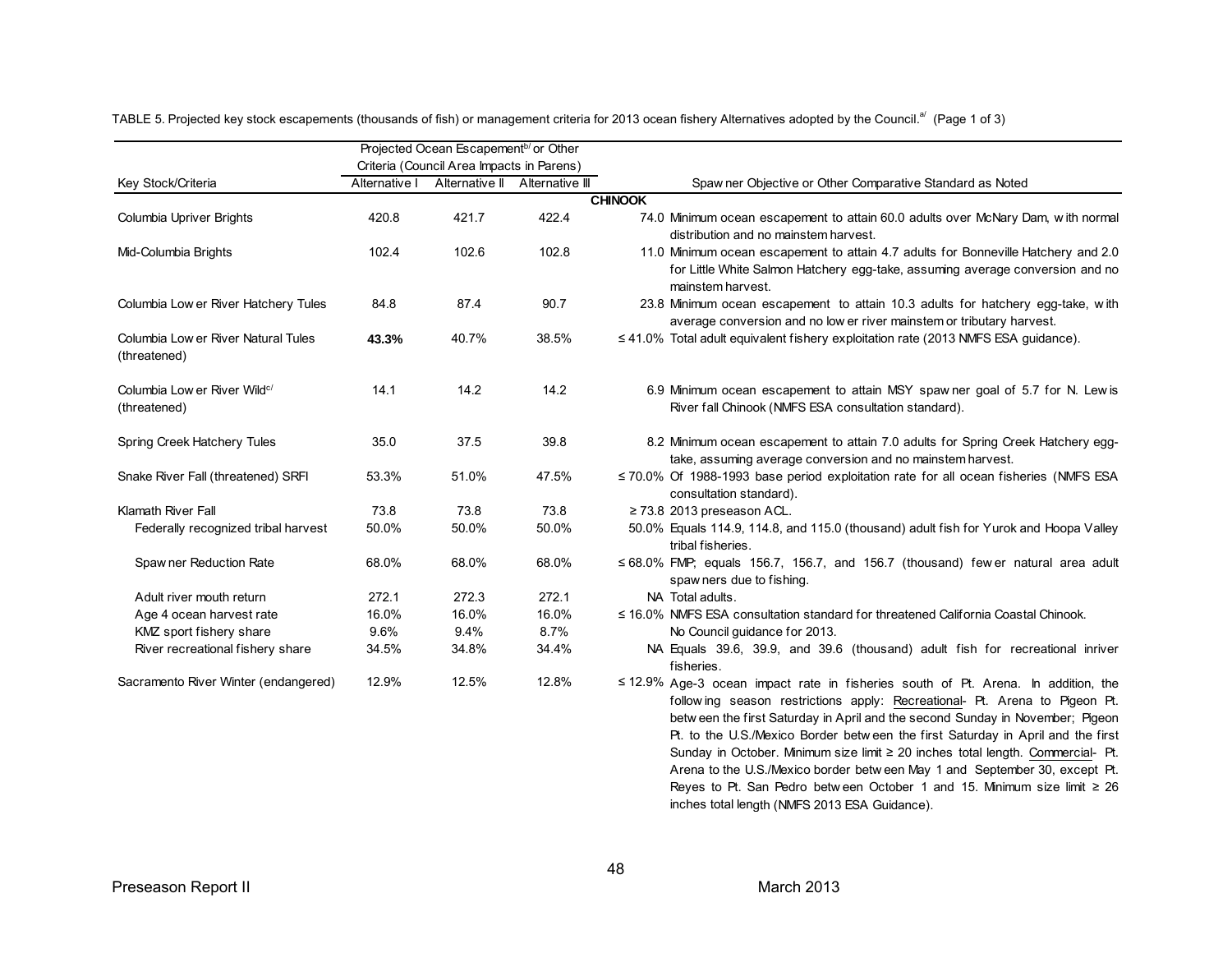TABLE 5. Projected key stock escapements (thousands of fish) or management criteria for 2013 ocean fishery Alternatives adopted by the Council.[a/] (Page 1 of 3)

| Key Stock/Criteria | Projected Ocean Escapement[b/] or Other Criteria (Council Area Impacts in Parens) | | | Spawner Objective or Other Comparative Standard as Noted |
|---|---|---|---|---|
| | Alternative I | Alternative II | Alternative III | |
| **CHINOOK** | | | | |
| Columbia Upriver Brights | 420.8 | 421.7 | 422.4 | 74.0 Minimum ocean escapement to attain 60.0 adults over McNary Dam, with normal distribution and no mainstem harvest. |
| Mid-Columbia Brights | 102.4 | 102.6 | 102.8 | 11.0 Minimum ocean escapement to attain 4.7 adults for Bonneville Hatchery and 2.0 for Little White Salmon Hatchery egg-take, assuming average conversion and no mainstem harvest. |
| Columbia Lower River Hatchery Tules | 84.8 | 87.4 | 90.7 | 23.8 Minimum ocean escapement to attain 10.3 adults for hatchery egg-take, with average conversion and no lower river mainstem or tributary harvest. |
| Columbia Lower River Natural Tules (threatened) | **43.3%** | 40.7% | 38.5% | ≤ 41.0% Total adult equivalent fishery exploitation rate (2013 NMFS ESA guidance). |
| Columbia Lower River Wild[c/] (threatened) | 14.1 | 14.2 | 14.2 | 6.9 Minimum ocean escapement to attain MSY spawner goal of 5.7 for N. Lewis River fall Chinook (NMFS ESA consultation standard). |
| Spring Creek Hatchery Tules | 35.0 | 37.5 | 39.8 | 8.2 Minimum ocean escapement to attain 7.0 adults for Spring Creek Hatchery egg-take, assuming average conversion and no mainstem harvest. |
| Snake River Fall (threatened) SRFI | 53.3% | 51.0% | 47.5% | ≤ 70.0% Of 1988-1993 base period exploitation rate for all ocean fisheries (NMFS ESA consultation standard). |
| Klamath River Fall | 73.8 | 73.8 | 73.8 | ≥ 73.8 2013 preseason ACL. |
| Federally recognized tribal harvest | 50.0% | 50.0% | 50.0% | 50.0% Equals 114.9, 114.8, and 115.0 (thousand) adult fish for Yurok and Hoopa Valley tribal fisheries. |
| Spawner Reduction Rate | 68.0% | 68.0% | 68.0% | ≤ 68.0% FMP; equals 156.7, 156.7, and 156.7 (thousand) fewer natural area adult spawners due to fishing. |
| Adult river mouth return | 272.1 | 272.3 | 272.1 | NA Total adults. |
| Age 4 ocean harvest rate | 16.0% | 16.0% | 16.0% | ≤ 16.0% NMFS ESA consultation standard for threatened California Coastal Chinook. |
| KMZ sport fishery share | 9.6% | 9.4% | 8.7% | No Council guidance for 2013. |
| River recreational fishery share | 34.5% | 34.8% | 34.4% | NA Equals 39.6, 39.9, and 39.6 (thousand) adult fish for recreational inriver fisheries. |
| Sacramento River Winter (endangered) | 12.9% | 12.5% | 12.8% | ≤ 12.9% Age-3 ocean impact rate in fisheries south of Pt. Arena. In addition, the following season restrictions apply: Recreational- Pt. Arena to Pigeon Pt. between the first Saturday in April and the second Sunday in November; Pigeon Pt. to the U.S./Mexico Border between the first Saturday in April and the first Sunday in October. Minimum size limit ≥ 20 inches total length. Commercial- Pt. Arena to the U.S./Mexico border between May 1 and September 30, except Pt. Reyes to Pt. San Pedro between October 1 and 15. Minimum size limit ≥ 26 inches total length (NMFS 2013 ESA Guidance). |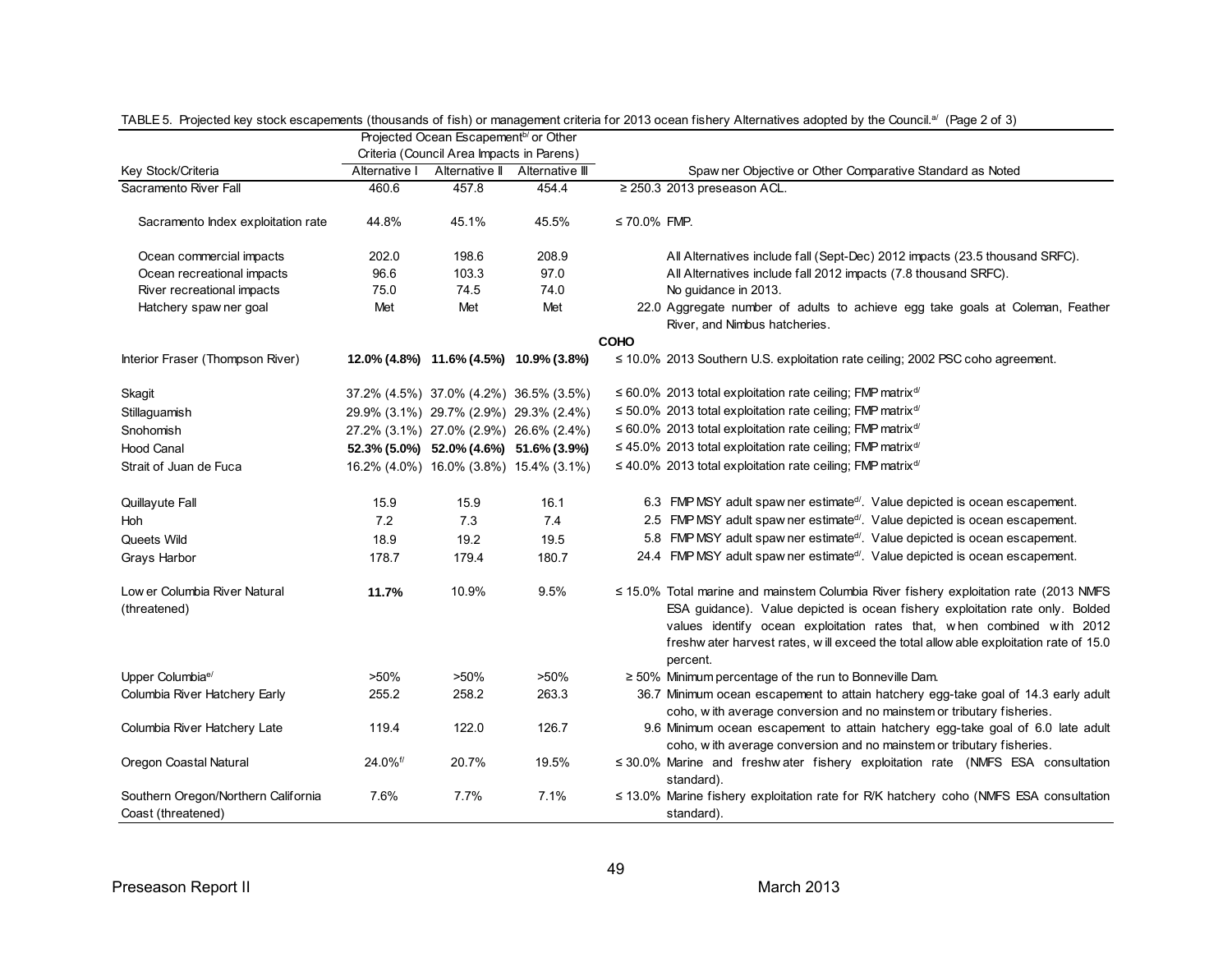TABLE 5. Projected key stock escapements (thousands of fish) or management criteria for 2013 ocean fishery Alternatives adopted by the Council.[a/] (Page 2 of 3)

| Key Stock/Criteria | Projected Ocean Escapement[b/] or Other Criteria (Council Area Impacts in Parens) | | | Spawner Objective or Other Comparative Standard as Noted | |
|---|---|---|---|---|---|
| | Alternative I | Alternative II | Alternative III | | |
| Sacramento River Fall | 460.6 | 457.8 | 454.4 | ≥ 250.3 | 2013 preseason ACL. |
| Sacramento Index exploitation rate | 44.8% | 45.1% | 45.5% | ≤ 70.0% | FMP. |
| Ocean commercial impacts | 202.0 | 198.6 | 208.9 | | All Alternatives include fall (Sept-Dec) 2012 impacts (23.5 thousand SRFC). |
| Ocean recreational impacts | 96.6 | 103.3 | 97.0 | | All Alternatives include fall 2012 impacts (7.8 thousand SRFC). |
| River recreational impacts | 75.0 | 74.5 | 74.0 | | No guidance in 2013. |
| Hatchery spawner goal | Met | Met | Met | 22.0 | Aggregate number of adults to achieve egg take goals at Coleman, Feather River, and Nimbus hatcheries. |
| **COHO** | | | | | |
| Interior Fraser (Thompson River) | **12.0% (4.8%)** | **11.6% (4.5%)** | **10.9% (3.8%)** | ≤ 10.0% | 2013 Southern U.S. exploitation rate ceiling; 2002 PSC coho agreement. |
| Skagit | 37.2% (4.5%) | 37.0% (4.2%) | 36.5% (3.5%) | ≤ 60.0% | 2013 total exploitation rate ceiling; FMP matrix[d/] |
| Stillaguamish | 29.9% (3.1%) | 29.7% (2.9%) | 29.3% (2.4%) | ≤ 50.0% | 2013 total exploitation rate ceiling; FMP matrix[d/] |
| Snohomish | 27.2% (3.1%) | 27.0% (2.9%) | 26.6% (2.4%) | ≤ 60.0% | 2013 total exploitation rate ceiling; FMP matrix[d/] |
| Hood Canal | **52.3% (5.0%)** | **52.0% (4.6%)** | **51.6% (3.9%)** | ≤ 45.0% | 2013 total exploitation rate ceiling; FMP matrix[d/] |
| Strait of Juan de Fuca | 16.2% (4.0%) | 16.0% (3.8%) | 15.4% (3.1%) | ≤ 40.0% | 2013 total exploitation rate ceiling; FMP matrix[d/] |
| Quillayute Fall | 15.9 | 15.9 | 16.1 | 6.3 | FMP MSY adult spawner estimate[d/]. Value depicted is ocean escapement. |
| Hoh | 7.2 | 7.3 | 7.4 | 2.5 | FMP MSY adult spawner estimate[d/]. Value depicted is ocean escapement. |
| Queets Wild | 18.9 | 19.2 | 19.5 | 5.8 | FMP MSY adult spawner estimate[d/]. Value depicted is ocean escapement. |
| Grays Harbor | 178.7 | 179.4 | 180.7 | 24.4 | FMP MSY adult spawner estimate[d/]. Value depicted is ocean escapement. |
| Lower Columbia River Natural (threatened) | **11.7%** | 10.9% | 9.5% | ≤ 15.0% | Total marine and mainstem Columbia River fishery exploitation rate (2013 NMFS ESA guidance). Value depicted is ocean fishery exploitation rate only. Bolded values identify ocean exploitation rates that, when combined with 2012 freshwater harvest rates, will exceed the total allowable exploitation rate of 15.0 percent. |
| Upper Columbia[e/] | >50% | >50% | >50% | ≥ 50% | Minimum percentage of the run to Bonneville Dam. |
| Columbia River Hatchery Early | 255.2 | 258.2 | 263.3 | 36.7 | Minimum ocean escapement to attain hatchery egg-take goal of 14.3 early adult coho, with average conversion and no mainstem or tributary fisheries. |
| Columbia River Hatchery Late | 119.4 | 122.0 | 126.7 | 9.6 | Minimum ocean escapement to attain hatchery egg-take goal of 6.0 late adult coho, with average conversion and no mainstem or tributary fisheries. |
| Oregon Coastal Natural | 24.0%[f/] | 20.7% | 19.5% | ≤ 30.0% | Marine and freshwater fishery exploitation rate (NMFS ESA consultation standard). |
| Southern Oregon/Northern California Coast (threatened) | 7.6% | 7.7% | 7.1% | ≤ 13.0% | Marine fishery exploitation rate for R/K hatchery coho (NMFS ESA consultation standard). |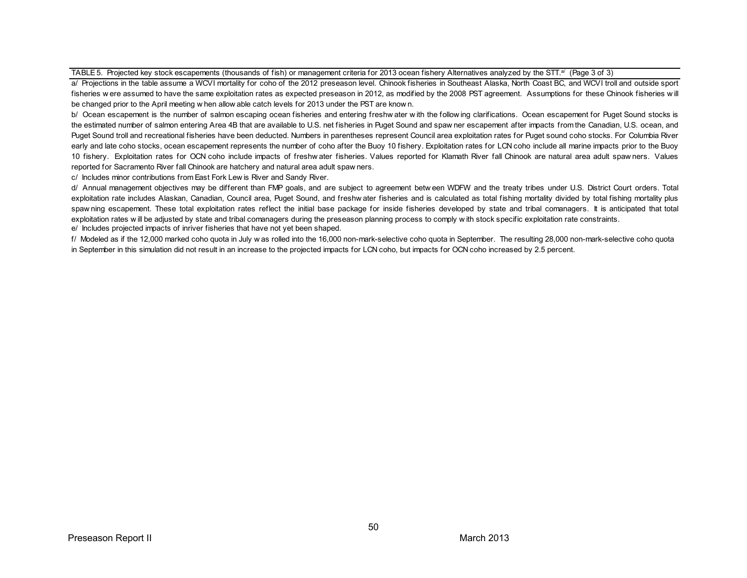TABLE 5. Projected key stock escapements (thousands of fish) or management criteria for 2013 ocean fishery Alternatives analyzed by the STT.[a/] (Page 3 of 3)

a/ Projections in the table assume a WCVI mortality for coho of the 2012 preseason level. Chinook fisheries in Southeast Alaska, North Coast BC, and WCVI troll and outside sport fisheries were assumed to have the same exploitation rates as expected preseason in 2012, as modified by the 2008 PST agreement. Assumptions for these Chinook fisheries will be changed prior to the April meeting when allowable catch levels for 2013 under the PST are known.

b/ Ocean escapement is the number of salmon escaping ocean fisheries and entering freshwater with the following clarifications. Ocean escapement for Puget Sound stocks is the estimated number of salmon entering Area 4B that are available to U.S. net fisheries in Puget Sound and spawner escapement after impacts from the Canadian, U.S. ocean, and Puget Sound troll and recreational fisheries have been deducted. Numbers in parentheses represent Council area exploitation rates for Puget sound coho stocks. For Columbia River early and late coho stocks, ocean escapement represents the number of coho after the Buoy 10 fishery. Exploitation rates for LCN coho include all marine impacts prior to the Buoy 10 fishery. Exploitation rates for OCN coho include impacts of freshwater fisheries. Values reported for Klamath River fall Chinook are natural area adult spawners. Values reported for Sacramento River fall Chinook are hatchery and natural area adult spawners.

c/ Includes minor contributions from East Fork Lewis River and Sandy River.

d/ Annual management objectives may be different than FMP goals, and are subject to agreement between WDFW and the treaty tribes under U.S. District Court orders. Total exploitation rate includes Alaskan, Canadian, Council area, Puget Sound, and freshwater fisheries and is calculated as total fishing mortality divided by total fishing mortality plus spawning escapement. These total exploitation rates reflect the initial base package for inside fisheries developed by state and tribal comanagers. It is anticipated that total exploitation rates will be adjusted by state and tribal comanagers during the preseason planning process to comply with stock specific exploitation rate constraints.

e/ Includes projected impacts of inriver fisheries that have not yet been shaped.

f/ Modeled as if the 12,000 marked coho quota in July was rolled into the 16,000 non-mark-selective coho quota in September. The resulting 28,000 non-mark-selective coho quota in September in this simulation did not result in an increase to the projected impacts for LCN coho, but impacts for OCN coho increased by 2.5 percent.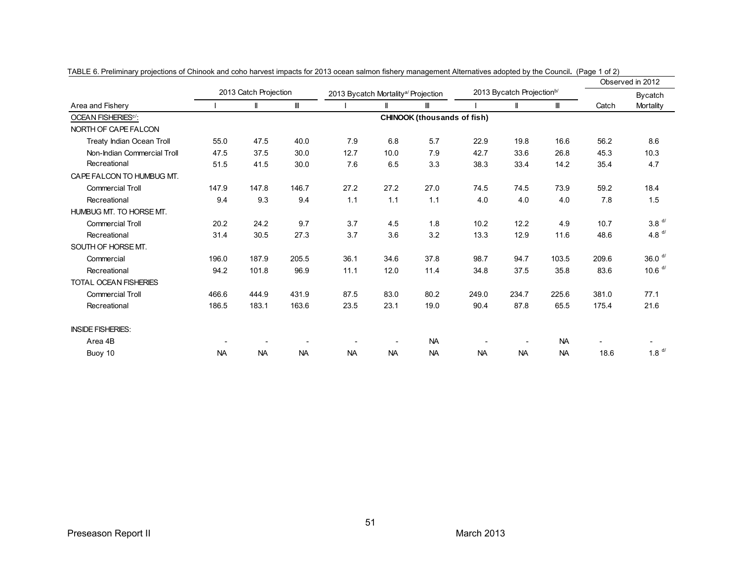TABLE 6. Preliminary projections of Chinook and coho harvest impacts for 2013 ocean salmon fishery management Alternatives adopted by the Council. (Page 1 of 2)

| | 2013 Catch Projection | | | 2013 Bycatch Mortality[a/] Projection | | | 2013 Bycatch Projection[b/] | | | Observed in 2012 | |
|---|---|---|---|---|---|---|---|---|---|---|---|
| Area and Fishery | I | II | III | I | II | III | I | II | III | Catch | Bycatch Mortality |
| OCEAN FISHERIES[c/]: | | | | | | CHINOOK (thousands of fish) | | | | | |
| NORTH OF CAPE FALCON | | | | | | | | | | | |
| Treaty Indian Ocean Troll | 55.0 | 47.5 | 40.0 | 7.9 | 6.8 | 5.7 | 22.9 | 19.8 | 16.6 | 56.2 | 8.6 |
| Non-Indian Commercial Troll | 47.5 | 37.5 | 30.0 | 12.7 | 10.0 | 7.9 | 42.7 | 33.6 | 26.8 | 45.3 | 10.3 |
| Recreational | 51.5 | 41.5 | 30.0 | 7.6 | 6.5 | 3.3 | 38.3 | 33.4 | 14.2 | 35.4 | 4.7 |
| CAPE FALCON TO HUMBUG MT. | | | | | | | | | | | |
| Commercial Troll | 147.9 | 147.8 | 146.7 | 27.2 | 27.2 | 27.0 | 74.5 | 74.5 | 73.9 | 59.2 | 18.4 |
| Recreational | 9.4 | 9.3 | 9.4 | 1.1 | 1.1 | 1.1 | 4.0 | 4.0 | 4.0 | 7.8 | 1.5 |
| HUMBUG MT. TO HORSE MT. | | | | | | | | | | | |
| Commercial Troll | 20.2 | 24.2 | 9.7 | 3.7 | 4.5 | 1.8 | 10.2 | 12.2 | 4.9 | 10.7 | 3.8 [d/] |
| Recreational | 31.4 | 30.5 | 27.3 | 3.7 | 3.6 | 3.2 | 13.3 | 12.9 | 11.6 | 48.6 | 4.8 [d/] |
| SOUTH OF HORSE MT. | | | | | | | | | | | |
| Commercial | 196.0 | 187.9 | 205.5 | 36.1 | 34.6 | 37.8 | 98.7 | 94.7 | 103.5 | 209.6 | 36.0 [d/] |
| Recreational | 94.2 | 101.8 | 96.9 | 11.1 | 12.0 | 11.4 | 34.8 | 37.5 | 35.8 | 83.6 | 10.6 [d/] |
| TOTAL OCEAN FISHERIES | | | | | | | | | | | |
| Commercial Troll | 466.6 | 444.9 | 431.9 | 87.5 | 83.0 | 80.2 | 249.0 | 234.7 | 225.6 | 381.0 | 77.1 |
| Recreational | 186.5 | 183.1 | 163.6 | 23.5 | 23.1 | 19.0 | 90.4 | 87.8 | 65.5 | 175.4 | 21.6 |
| INSIDE FISHERIES: | | | | | | | | | | | |
| Area 4B | - | - | - | - | - | NA | - | - | NA | - | - |
| Buoy 10 | NA | NA | NA | NA | NA | NA | NA | NA | NA | 18.6 | 1.8 [d/] |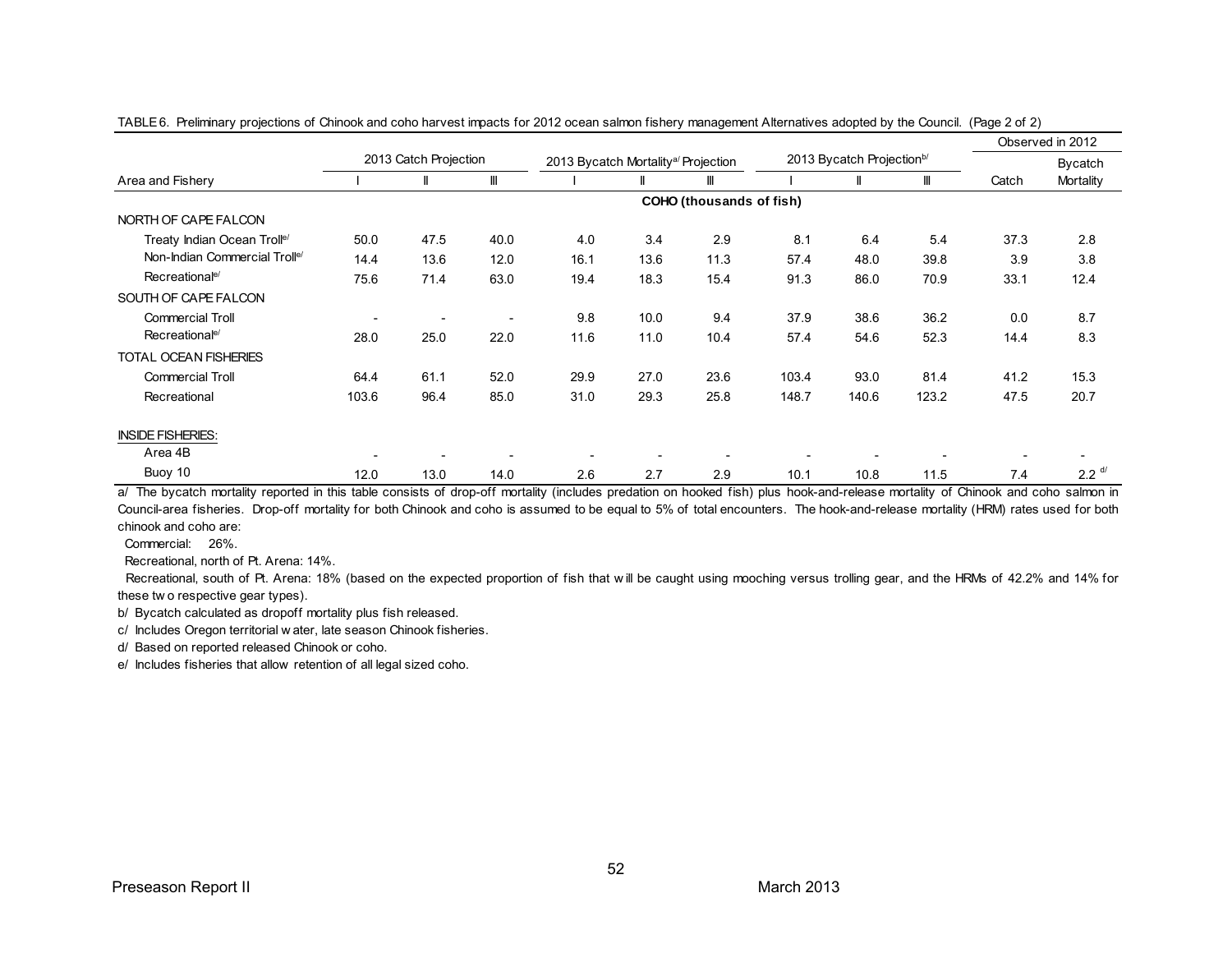TABLE 6. Preliminary projections of Chinook and coho harvest impacts for 2012 ocean salmon fishery management Alternatives adopted by the Council. (Page 2 of 2)

| | 2013 Catch Projection | | | 2013 Bycatch Mortality[a/] Projection | | | 2013 Bycatch Projection[b/] | | | Observed in 2012 | |
|---|---|---|---|---|---|---|---|---|---|---|---|
| Area and Fishery | I | II | III | I | II | III | I | II | III | Catch | Bycatch Mortality |
| | | | | | **COHO (thousands of fish)** | | | | | | |
| NORTH OF CAPE FALCON | | | | | | | | | | | |
| Treaty Indian Ocean Troll[e/] | 50.0 | 47.5 | 40.0 | 4.0 | 3.4 | 2.9 | 8.1 | 6.4 | 5.4 | 37.3 | 2.8 |
| Non-Indian Commercial Troll[e/] | 14.4 | 13.6 | 12.0 | 16.1 | 13.6 | 11.3 | 57.4 | 48.0 | 39.8 | 3.9 | 3.8 |
| Recreational[e/] | 75.6 | 71.4 | 63.0 | 19.4 | 18.3 | 15.4 | 91.3 | 86.0 | 70.9 | 33.1 | 12.4 |
| SOUTH OF CAPE FALCON | | | | | | | | | | | |
| Commercial Troll | - | - | - | 9.8 | 10.0 | 9.4 | 37.9 | 38.6 | 36.2 | 0.0 | 8.7 |
| Recreational[e/] | 28.0 | 25.0 | 22.0 | 11.6 | 11.0 | 10.4 | 57.4 | 54.6 | 52.3 | 14.4 | 8.3 |
| TOTAL OCEAN FISHERIES | | | | | | | | | | | |
| Commercial Troll | 64.4 | 61.1 | 52.0 | 29.9 | 27.0 | 23.6 | 103.4 | 93.0 | 81.4 | 41.2 | 15.3 |
| Recreational | 103.6 | 96.4 | 85.0 | 31.0 | 29.3 | 25.8 | 148.7 | 140.6 | 123.2 | 47.5 | 20.7 |
| INSIDE FISHERIES: | | | | | | | | | | | |
| Area 4B | - | - | - | - | - | - | - | - | - | - | - |
| Buoy 10 | 12.0 | 13.0 | 14.0 | 2.6 | 2.7 | 2.9 | 10.1 | 10.8 | 11.5 | 7.4 | 2.2 [d/] |

a/ The bycatch mortality reported in this table consists of drop-off mortality (includes predation on hooked fish) plus hook-and-release mortality of Chinook and coho salmon in Council-area fisheries. Drop-off mortality for both Chinook and coho is assumed to be equal to 5% of total encounters. The hook-and-release mortality (HRM) rates used for both chinook and coho are:

Commercial: 26%.

Recreational, north of Pt. Arena: 14%.

Recreational, south of Pt. Arena: 18% (based on the expected proportion of fish that will be caught using mooching versus trolling gear, and the HRMs of 42.2% and 14% for these two respective gear types).

b/ Bycatch calculated as dropoff mortality plus fish released.

c/ Includes Oregon territorial water, late season Chinook fisheries.

d/ Based on reported released Chinook or coho.

e/ Includes fisheries that allow retention of all legal sized coho.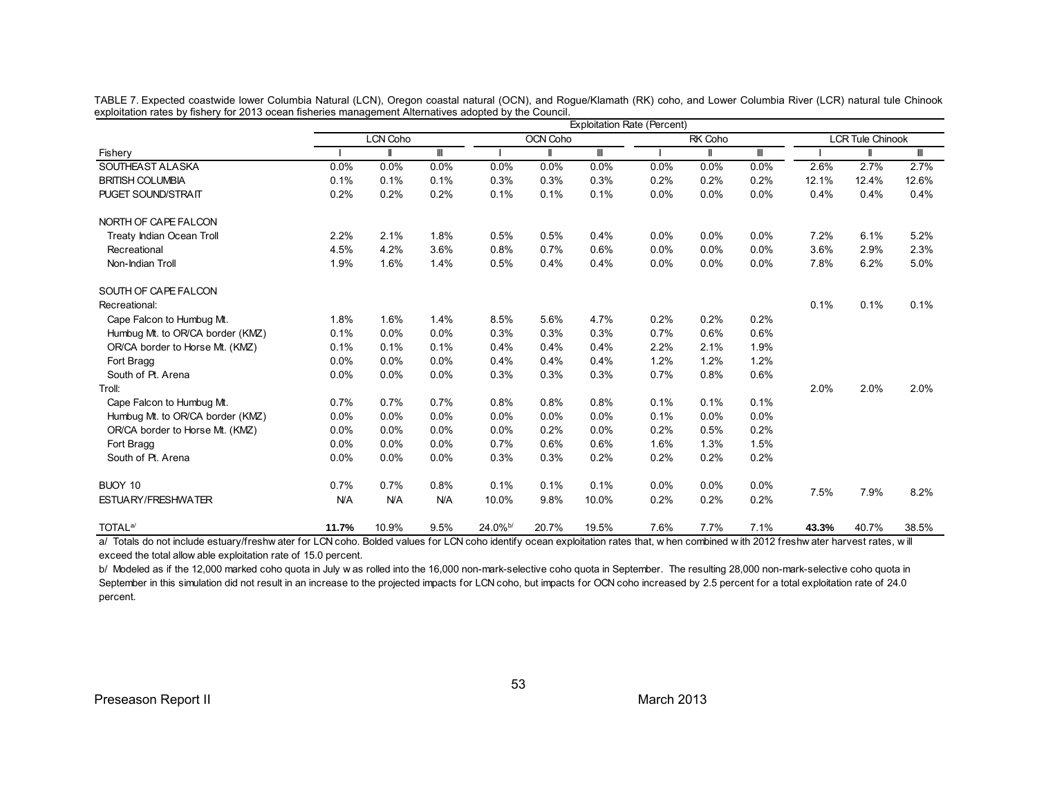TABLE 7. Expected coastwide lower Columbia Natural (LCN), Oregon coastal natural (OCN), and Rogue/Klamath (RK) coho, and Lower Columbia River (LCR) natural tule Chinook exploitation rates by fishery for 2013 ocean fisheries management Alternatives adopted by the Council.

| | Exploitation Rate (Percent) | | | | | | | | | | | |
|---|---|---|---|---|---|---|---|---|---|---|---|---|
| | LCN Coho | | | OCN Coho | | | RK Coho | | | LCR Tule Chinook | | |
| Fishery | I | II | III | I | II | III | I | II | III | I | II | III |
| SOUTHEAST ALASKA | 0.0% | 0.0% | 0.0% | 0.0% | 0.0% | 0.0% | 0.0% | 0.0% | 0.0% | 2.6% | 2.7% | 2.7% |
| BRITISH COLUMBIA | 0.1% | 0.1% | 0.1% | 0.3% | 0.3% | 0.3% | 0.2% | 0.2% | 0.2% | 12.1% | 12.4% | 12.6% |
| PUGET SOUND/STRAIT | 0.2% | 0.2% | 0.2% | 0.1% | 0.1% | 0.1% | 0.0% | 0.0% | 0.0% | 0.4% | 0.4% | 0.4% |
| NORTH OF CAPE FALCON | | | | | | | | | | | | |
| Treaty Indian Ocean Troll | 2.2% | 2.1% | 1.8% | 0.5% | 0.5% | 0.4% | 0.0% | 0.0% | 0.0% | 7.2% | 6.1% | 5.2% |
| Recreational | 4.5% | 4.2% | 3.6% | 0.8% | 0.7% | 0.6% | 0.0% | 0.0% | 0.0% | 3.6% | 2.9% | 2.3% |
| Non-Indian Troll | 1.9% | 1.6% | 1.4% | 0.5% | 0.4% | 0.4% | 0.0% | 0.0% | 0.0% | 7.8% | 6.2% | 5.0% |
| SOUTH OF CAPE FALCON | | | | | | | | | | | | |
| Recreational: | | | | | | | | | | 0.1% | 0.1% | 0.1% |
| Cape Falcon to Humbug Mt. | 1.8% | 1.6% | 1.4% | 8.5% | 5.6% | 4.7% | 0.2% | 0.2% | 0.2% | | | |
| Humbug Mt. to OR/CA border (KMZ) | 0.1% | 0.0% | 0.0% | 0.3% | 0.3% | 0.3% | 0.7% | 0.6% | 0.6% | | | |
| OR/CA border to Horse Mt. (KMZ) | 0.1% | 0.1% | 0.1% | 0.4% | 0.4% | 0.4% | 2.2% | 2.1% | 1.9% | | | |
| Fort Bragg | 0.0% | 0.0% | 0.0% | 0.4% | 0.4% | 0.4% | 1.2% | 1.2% | 1.2% | | | |
| South of Pt. Arena | 0.0% | 0.0% | 0.0% | 0.3% | 0.3% | 0.3% | 0.7% | 0.8% | 0.6% | | | |
| Troll: | | | | | | | | | | 2.0% | 2.0% | 2.0% |
| Cape Falcon to Humbug Mt. | 0.7% | 0.7% | 0.7% | 0.8% | 0.8% | 0.8% | 0.1% | 0.1% | 0.1% | | | |
| Humbug Mt. to OR/CA border (KMZ) | 0.0% | 0.0% | 0.0% | 0.0% | 0.0% | 0.0% | 0.1% | 0.0% | 0.0% | | | |
| OR/CA border to Horse Mt. (KMZ) | 0.0% | 0.0% | 0.0% | 0.0% | 0.2% | 0.0% | 0.2% | 0.5% | 0.2% | | | |
| Fort Bragg | 0.0% | 0.0% | 0.0% | 0.7% | 0.6% | 0.6% | 1.6% | 1.3% | 1.5% | | | |
| South of Pt. Arena | 0.0% | 0.0% | 0.0% | 0.3% | 0.3% | 0.2% | 0.2% | 0.2% | 0.2% | | | |
| BUOY 10 | 0.7% | 0.7% | 0.8% | 0.1% | 0.1% | 0.1% | 0.0% | 0.0% | 0.0% | 7.5% | 7.9% | 8.2% |
| ESTUARY/FRESHWATER | N/A | N/A | N/A | 10.0% | 9.8% | 10.0% | 0.2% | 0.2% | 0.2% | | | |
| TOTAL[a/] | **11.7%** | 10.9% | 9.5% | 24.0%[b/] | 20.7% | 19.5% | 7.6% | 7.7% | 7.1% | **43.3%** | 40.7% | 38.5% |

a/ Totals do not include estuary/freshwater for LCN coho. Bolded values for LCN coho identify ocean exploitation rates that, when combined with 2012 freshwater harvest rates, will exceed the total allowable exploitation rate of 15.0 percent.

b/ Modeled as if the 12,000 marked coho quota in July was rolled into the 16,000 non-mark-selective coho quota in September. The resulting 28,000 non-mark-selective coho quota in September in this simulation did not result in an increase to the projected impacts for LCN coho, but impacts for OCN coho increased by 2.5 percent for a total exploitation rate of 24.0 percent.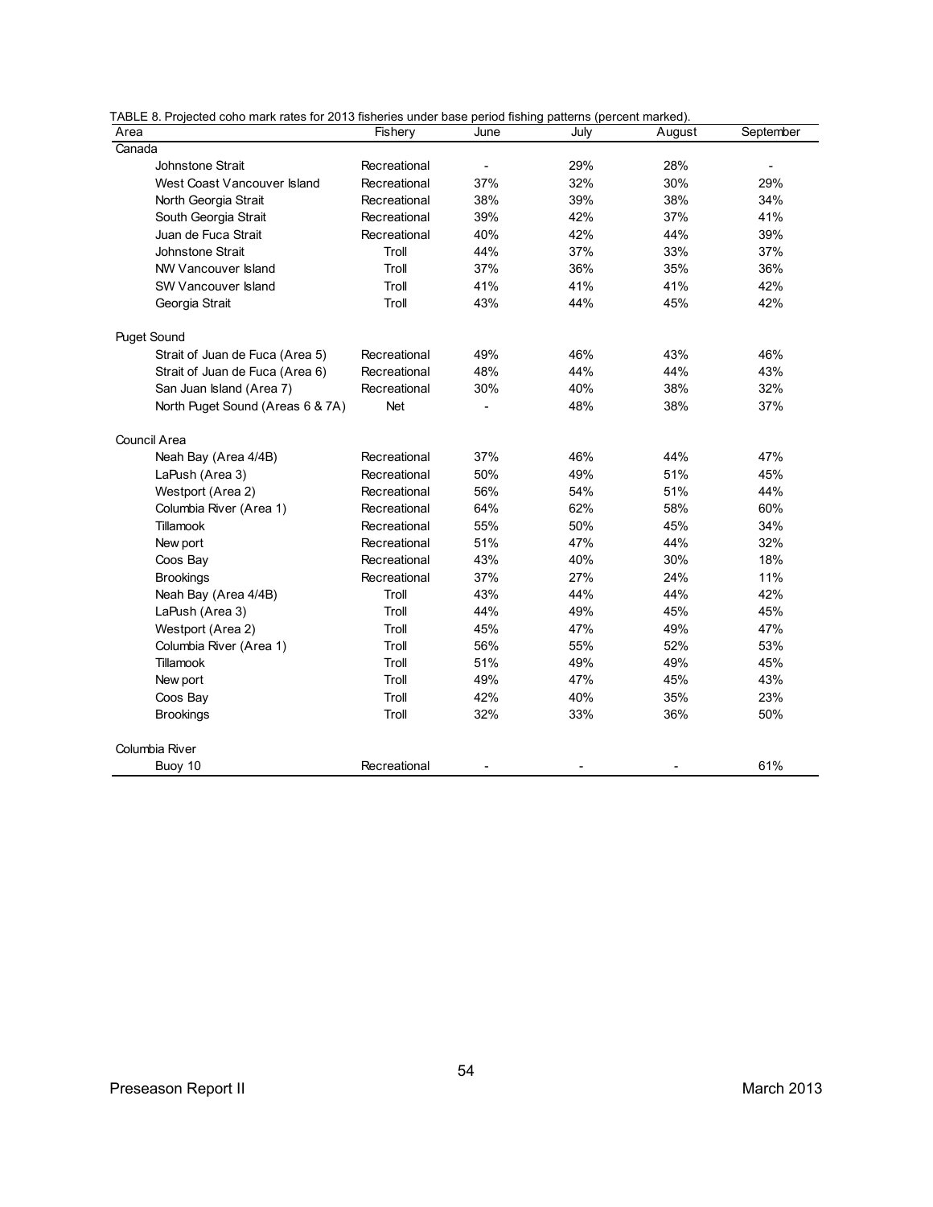TABLE 8. Projected coho mark rates for 2013 fisheries under base period fishing patterns (percent marked).

| Area | Fishery | June | July | August | September |
|---|---|---|---|---|---|
| Canada | | | | | |
| Johnstone Strait | Recreational | - | 29% | 28% | - |
| West Coast Vancouver Island | Recreational | 37% | 32% | 30% | 29% |
| North Georgia Strait | Recreational | 38% | 39% | 38% | 34% |
| South Georgia Strait | Recreational | 39% | 42% | 37% | 41% |
| Juan de Fuca Strait | Recreational | 40% | 42% | 44% | 39% |
| Johnstone Strait | Troll | 44% | 37% | 33% | 37% |
| NW Vancouver Island | Troll | 37% | 36% | 35% | 36% |
| SW Vancouver Island | Troll | 41% | 41% | 41% | 42% |
| Georgia Strait | Troll | 43% | 44% | 45% | 42% |
| Puget Sound | | | | | |
| Strait of Juan de Fuca (Area 5) | Recreational | 49% | 46% | 43% | 46% |
| Strait of Juan de Fuca (Area 6) | Recreational | 48% | 44% | 44% | 43% |
| San Juan Island (Area 7) | Recreational | 30% | 40% | 38% | 32% |
| North Puget Sound (Areas 6 & 7A) | Net | - | 48% | 38% | 37% |
| Council Area | | | | | |
| Neah Bay (Area 4/4B) | Recreational | 37% | 46% | 44% | 47% |
| LaPush (Area 3) | Recreational | 50% | 49% | 51% | 45% |
| Westport (Area 2) | Recreational | 56% | 54% | 51% | 44% |
| Columbia River (Area 1) | Recreational | 64% | 62% | 58% | 60% |
| Tillamook | Recreational | 55% | 50% | 45% | 34% |
| New port | Recreational | 51% | 47% | 44% | 32% |
| Coos Bay | Recreational | 43% | 40% | 30% | 18% |
| Brookings | Recreational | 37% | 27% | 24% | 11% |
| Neah Bay (Area 4/4B) | Troll | 43% | 44% | 44% | 42% |
| LaPush (Area 3) | Troll | 44% | 49% | 45% | 45% |
| Westport (Area 2) | Troll | 45% | 47% | 49% | 47% |
| Columbia River (Area 1) | Troll | 56% | 55% | 52% | 53% |
| Tillamook | Troll | 51% | 49% | 49% | 45% |
| New port | Troll | 49% | 47% | 45% | 43% |
| Coos Bay | Troll | 42% | 40% | 35% | 23% |
| Brookings | Troll | 32% | 33% | 36% | 50% |
| Columbia River | | | | | |
| Buoy 10 | Recreational | - | - | - | 61% |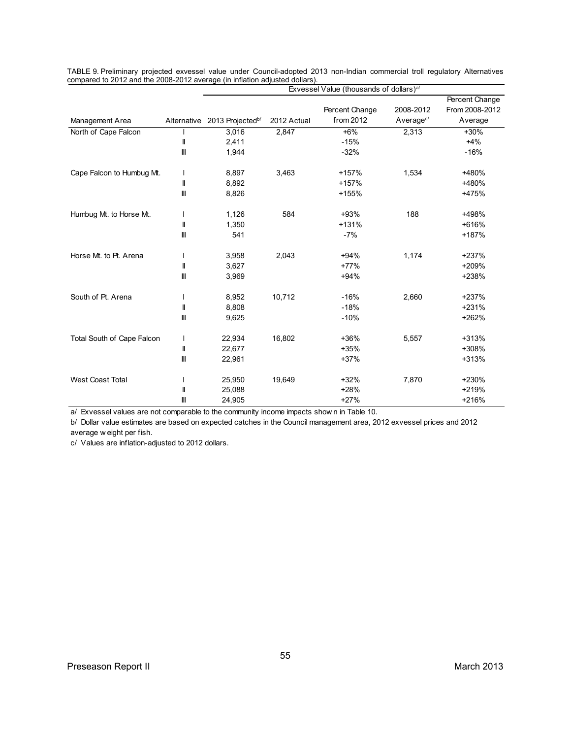TABLE 9. Preliminary projected exvessel value under Council-adopted 2013 non-Indian commercial troll regulatory Alternatives compared to 2012 and the 2008-2012 average (in inflation adjusted dollars).

| | | Exvessel Value (thousands of dollars)[a/] | | | | |
|---|---|---|---|---|---|---|
| Management Area | Alternative | 2013 Projected[b/] | 2012 Actual | Percent Change from 2012 | 2008-2012 Average[c/] | Percent Change From 2008-2012 Average |
| North of Cape Falcon | I | 3,016 | 2,847 | +6% | 2,313 | +30% |
| | II | 2,411 | | -15% | | +4% |
| | III | 1,944 | | -32% | | -16% |
| Cape Falcon to Humbug Mt. | I | 8,897 | 3,463 | +157% | 1,534 | +480% |
| | II | 8,892 | | +157% | | +480% |
| | III | 8,826 | | +155% | | +475% |
| Humbug Mt. to Horse Mt. | I | 1,126 | 584 | +93% | 188 | +498% |
| | II | 1,350 | | +131% | | +616% |
| | III | 541 | | -7% | | +187% |
| Horse Mt. to Pt. Arena | I | 3,958 | 2,043 | +94% | 1,174 | +237% |
| | II | 3,627 | | +77% | | +209% |
| | III | 3,969 | | +94% | | +238% |
| South of Pt. Arena | I | 8,952 | 10,712 | -16% | 2,660 | +237% |
| | II | 8,808 | | -18% | | +231% |
| | III | 9,625 | | -10% | | +262% |
| Total South of Cape Falcon | I | 22,934 | 16,802 | +36% | 5,557 | +313% |
| | II | 22,677 | | +35% | | +308% |
| | III | 22,961 | | +37% | | +313% |
| West Coast Total | I | 25,950 | 19,649 | +32% | 7,870 | +230% |
| | II | 25,088 | | +28% | | +219% |
| | III | 24,905 | | +27% | | +216% |

a/ Exvessel values are not comparable to the community income impacts shown in Table 10.

b/ Dollar value estimates are based on expected catches in the Council management area, 2012 exvessel prices and 2012 average weight per fish.

c/ Values are inflation-adjusted to 2012 dollars.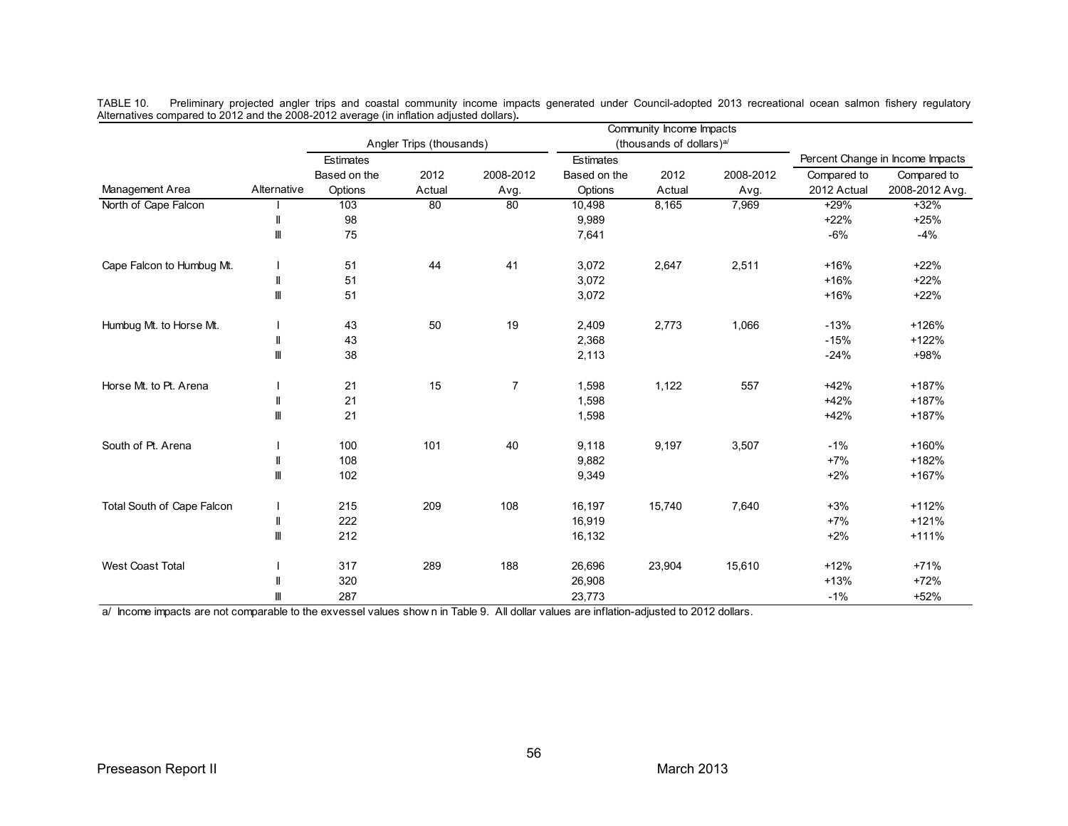TABLE 10. Preliminary projected angler trips and coastal community income impacts generated under Council-adopted 2013 recreational ocean salmon fishery regulatory Alternatives compared to 2012 and the 2008-2012 average (in inflation adjusted dollars).

| | | Angler Trips (thousands) | | | Community Income Impacts (thousands of dollars)[a/] | | | Percent Change in Income Impacts | |
|---|---|---|---|---|---|---|---|---|---|
| Management Area | Alternative | Estimates Based on the Options | 2012 Actual | 2008-2012 Avg. | Estimates Based on the Options | 2012 Actual | 2008-2012 Avg. | Compared to 2012 Actual | Compared to 2008-2012 Avg. |
| North of Cape Falcon | I | 103 | 80 | 80 | 10,498 | 8,165 | 7,969 | +29% | +32% |
| | II | 98 | | | 9,989 | | | +22% | +25% |
| | III | 75 | | | 7,641 | | | -6% | -4% |
| Cape Falcon to Humbug Mt. | I | 51 | 44 | 41 | 3,072 | 2,647 | 2,511 | +16% | +22% |
| | II | 51 | | | 3,072 | | | +16% | +22% |
| | III | 51 | | | 3,072 | | | +16% | +22% |
| Humbug Mt. to Horse Mt. | I | 43 | 50 | 19 | 2,409 | 2,773 | 1,066 | -13% | +126% |
| | II | 43 | | | 2,368 | | | -15% | +122% |
| | III | 38 | | | 2,113 | | | -24% | +98% |
| Horse Mt. to Pt. Arena | I | 21 | 15 | 7 | 1,598 | 1,122 | 557 | +42% | +187% |
| | II | 21 | | | 1,598 | | | +42% | +187% |
| | III | 21 | | | 1,598 | | | +42% | +187% |
| South of Pt. Arena | I | 100 | 101 | 40 | 9,118 | 9,197 | 3,507 | -1% | +160% |
| | II | 108 | | | 9,882 | | | +7% | +182% |
| | III | 102 | | | 9,349 | | | +2% | +167% |
| Total South of Cape Falcon | I | 215 | 209 | 108 | 16,197 | 15,740 | 7,640 | +3% | +112% |
| | II | 222 | | | 16,919 | | | +7% | +121% |
| | III | 212 | | | 16,132 | | | +2% | +111% |
| West Coast Total | I | 317 | 289 | 188 | 26,696 | 23,904 | 15,610 | +12% | +71% |
| | II | 320 | | | 26,908 | | | +13% | +72% |
| | III | 287 | | | 23,773 | | | -1% | +52% |

a/ Income impacts are not comparable to the exvessel values shown in Table 9. All dollar values are inflation-adjusted to 2012 dollars.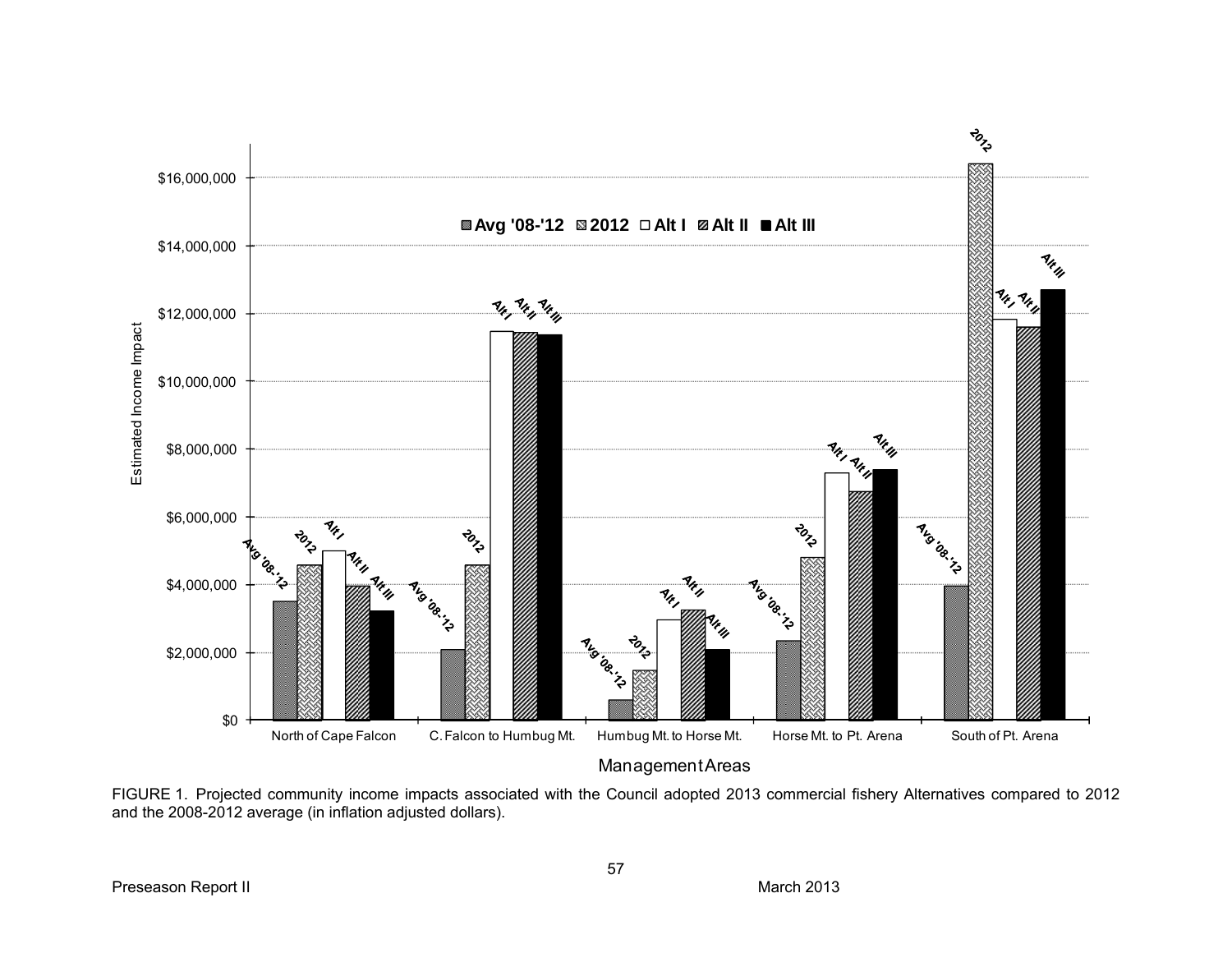FIGURE 1. Projected community income impacts associated with the Council adopted 2013 commercial fishery Alternatives compared to 2012 and the 2008-2012 average (in inflation adjusted dollars).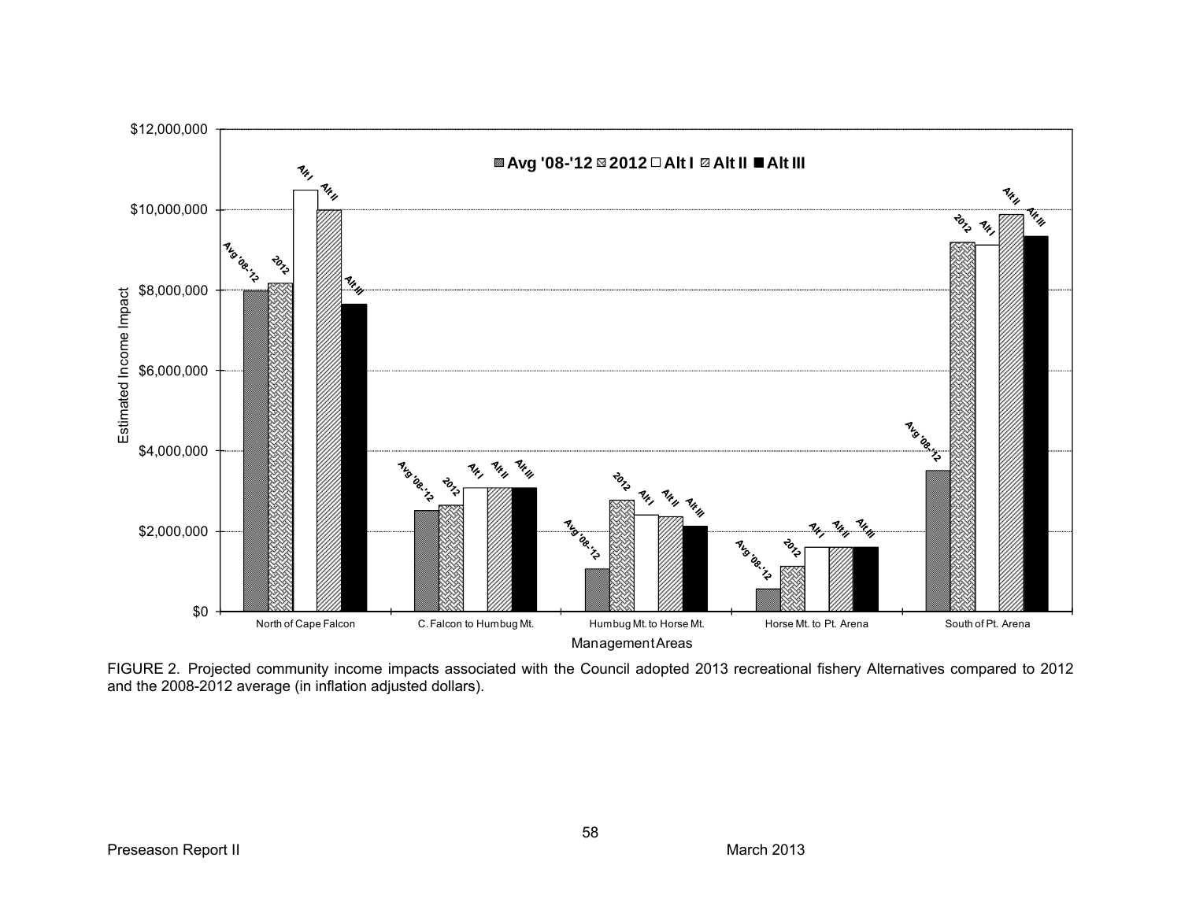FIGURE 2. Projected community income impacts associated with the Council adopted 2013 recreational fishery Alternatives compared to 2012 and the 2008-2012 average (in inflation adjusted dollars).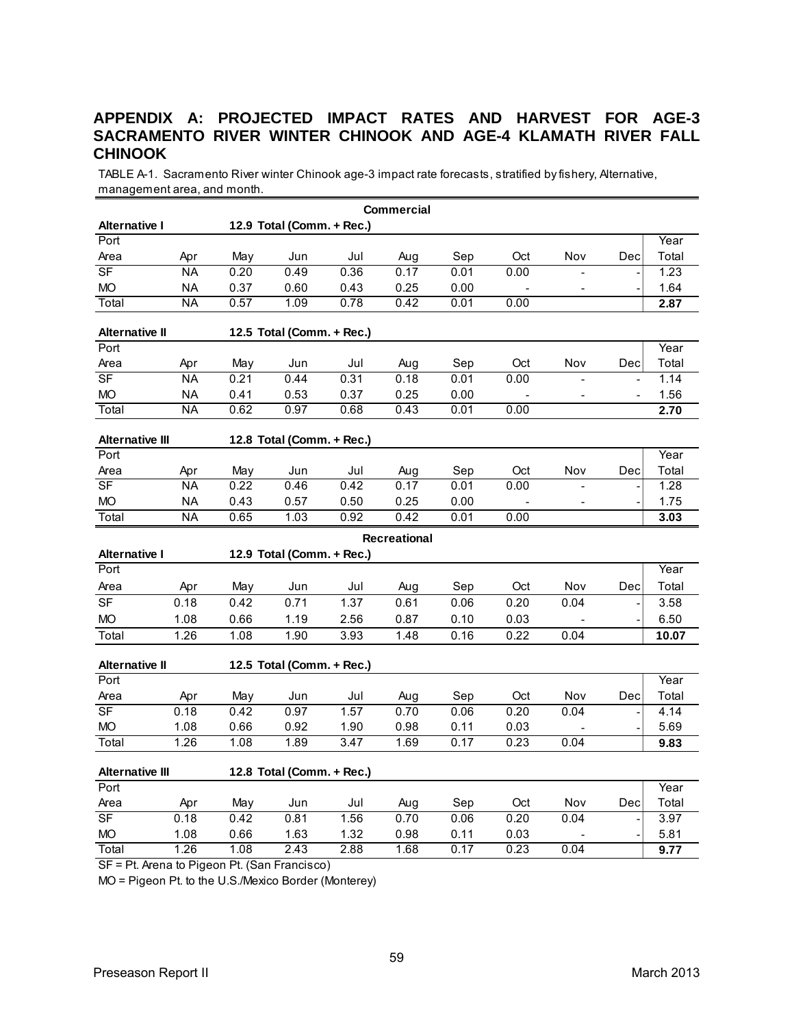# APPENDIX A: PROJECTED IMPACT RATES AND HARVEST FOR AGE-3 SACRAMENTO RIVER WINTER CHINOOK AND AGE-4 KLAMATH RIVER FALL CHINOOK

TABLE A-1. Sacramento River winter Chinook age-3 impact rate forecasts, stratified by fishery, Alternative, management area, and month.

**Commercial**

| Alternative I | | 12.9 Total (Comm. + Rec.) | | | | | | | | |
|---|---|---|---|---|---|---|---|---|---|---|
| Port Area | Apr | May | Jun | Jul | Aug | Sep | Oct | Nov | Dec | Year Total |
| SF | NA | 0.20 | 0.49 | 0.36 | 0.17 | 0.01 | 0.00 | - | - | 1.23 |
| MO | NA | 0.37 | 0.60 | 0.43 | 0.25 | 0.00 | - | - | - | 1.64 |
| Total | NA | 0.57 | 1.09 | 0.78 | 0.42 | 0.01 | 0.00 | | | **2.87** |

| Alternative II | | 12.5 Total (Comm. + Rec.) | | | | | | | | |
|---|---|---|---|---|---|---|---|---|---|---|
| Port Area | Apr | May | Jun | Jul | Aug | Sep | Oct | Nov | Dec | Year Total |
| SF | NA | 0.21 | 0.44 | 0.31 | 0.18 | 0.01 | 0.00 | - | - | 1.14 |
| MO | NA | 0.41 | 0.53 | 0.37 | 0.25 | 0.00 | - | - | - | 1.56 |
| Total | NA | 0.62 | 0.97 | 0.68 | 0.43 | 0.01 | 0.00 | | | **2.70** |

| Alternative III | | 12.8 Total (Comm. + Rec.) | | | | | | | | |
|---|---|---|---|---|---|---|---|---|---|---|
| Port Area | Apr | May | Jun | Jul | Aug | Sep | Oct | Nov | Dec | Year Total |
| SF | NA | 0.22 | 0.46 | 0.42 | 0.17 | 0.01 | 0.00 | - | - | 1.28 |
| MO | NA | 0.43 | 0.57 | 0.50 | 0.25 | 0.00 | - | - | - | 1.75 |
| Total | NA | 0.65 | 1.03 | 0.92 | 0.42 | 0.01 | 0.00 | | | **3.03** |

**Recreational**

| Alternative I | | 12.9 Total (Comm. + Rec.) | | | | | | | | |
|---|---|---|---|---|---|---|---|---|---|---|
| Port Area | Apr | May | Jun | Jul | Aug | Sep | Oct | Nov | Dec | Year Total |
| SF | 0.18 | 0.42 | 0.71 | 1.37 | 0.61 | 0.06 | 0.20 | 0.04 | - | 3.58 |
| MO | 1.08 | 0.66 | 1.19 | 2.56 | 0.87 | 0.10 | 0.03 | - | - | 6.50 |
| Total | 1.26 | 1.08 | 1.90 | 3.93 | 1.48 | 0.16 | 0.22 | 0.04 | | **10.07** |

| Alternative II | | 12.5 Total (Comm. + Rec.) | | | | | | | | |
|---|---|---|---|---|---|---|---|---|---|---|
| Port Area | Apr | May | Jun | Jul | Aug | Sep | Oct | Nov | Dec | Year Total |
| SF | 0.18 | 0.42 | 0.97 | 1.57 | 0.70 | 0.06 | 0.20 | 0.04 | - | 4.14 |
| MO | 1.08 | 0.66 | 0.92 | 1.90 | 0.98 | 0.11 | 0.03 | - | - | 5.69 |
| Total | 1.26 | 1.08 | 1.89 | 3.47 | 1.69 | 0.17 | 0.23 | 0.04 | | **9.83** |

| Alternative III | | 12.8 Total (Comm. + Rec.) | | | | | | | | |
|---|---|---|---|---|---|---|---|---|---|---|
| Port Area | Apr | May | Jun | Jul | Aug | Sep | Oct | Nov | Dec | Year Total |
| SF | 0.18 | 0.42 | 0.81 | 1.56 | 0.70 | 0.06 | 0.20 | 0.04 | - | 3.97 |
| MO | 1.08 | 0.66 | 1.63 | 1.32 | 0.98 | 0.11 | 0.03 | - | - | 5.81 |
| Total | 1.26 | 1.08 | 2.43 | 2.88 | 1.68 | 0.17 | 0.23 | 0.04 | | **9.77** |

SF = Pt. Arena to Pigeon Pt. (San Francisco)

MO = Pigeon Pt. to the U.S./Mexico Border (Monterey)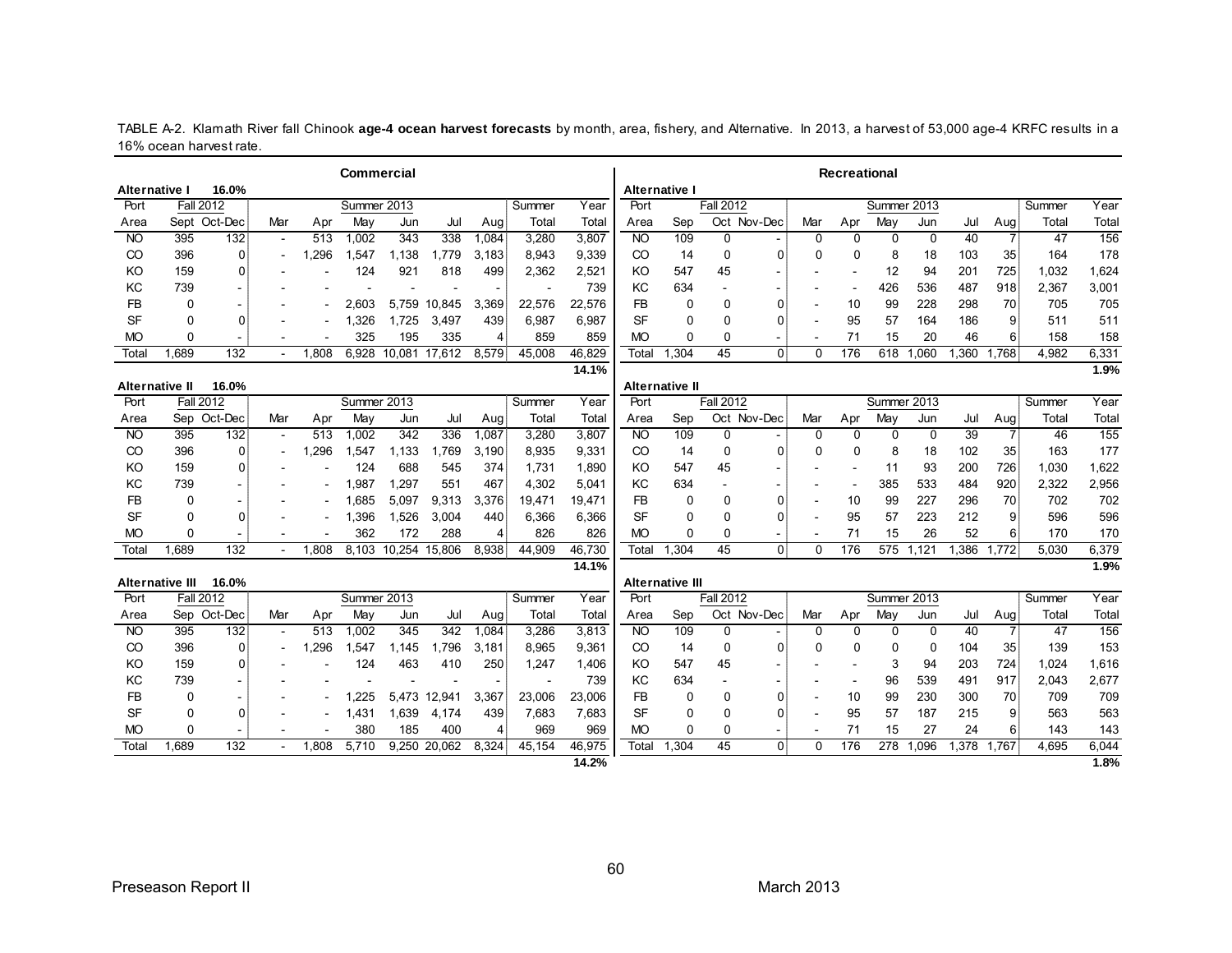TABLE A-2. Klamath River fall Chinook **age-4 ocean harvest forecasts** by month, area, fishery, and Alternative. In 2013, a harvest of 53,000 age-4 KRFC results in a 16% ocean harvest rate.

## Commercial

**Alternative I 16.0%**

| Port | Fall 2012 | | Summer 2013 | | | | | | | Summer | Year |
|---|---|---|---|---|---|---|---|---|---|---|---|
| Area | Sept | Oct-Dec | Mar | Apr | May | Jun | Jul | Aug | | Total | Total |
| NO | 395 | 132 | - | 513 | 1,002 | 343 | 338 | 1,084 | | 3,280 | 3,807 |
| CO | 396 | 0 | - | 1,296 | 1,547 | 1,138 | 1,779 | 3,183 | | 8,943 | 9,339 |
| KO | 159 | 0 | - | - | 124 | 921 | 818 | 499 | | 2,362 | 2,521 |
| KC | 739 | - | - | - | - | - | - | - | | - | 739 |
| FB | 0 | - | - | - | 2,603 | 5,759 | 10,845 | 3,369 | | 22,576 | 22,576 |
| SF | 0 | 0 | - | - | 1,326 | 1,725 | 3,497 | 439 | | 6,987 | 6,987 |
| MO | 0 | - | - | - | 325 | 195 | 335 | 4 | | 859 | 859 |
| Total | 1,689 | 132 | - | 1,808 | 6,928 | 10,081 | 17,612 | 8,579 | | 45,008 | 46,829 |
| | | | | | | | | | | | **14.1%** |

**Alternative II 16.0%**

| Port | Fall 2012 | | Summer 2013 | | | | | | | Summer | Year |
|---|---|---|---|---|---|---|---|---|---|---|---|
| Area | Sep | Oct-Dec | Mar | Apr | May | Jun | Jul | Aug | | Total | Total |
| NO | 395 | 132 | - | 513 | 1,002 | 342 | 336 | 1,087 | | 3,280 | 3,807 |
| CO | 396 | 0 | - | 1,296 | 1,547 | 1,133 | 1,769 | 3,190 | | 8,935 | 9,331 |
| KO | 159 | 0 | - | - | 124 | 688 | 545 | 374 | | 1,731 | 1,890 |
| KC | 739 | - | - | - | 1,987 | 1,297 | 551 | 467 | | 4,302 | 5,041 |
| FB | 0 | - | - | - | 1,685 | 5,097 | 9,313 | 3,376 | | 19,471 | 19,471 |
| SF | 0 | 0 | - | - | 1,396 | 1,526 | 3,004 | 440 | | 6,366 | 6,366 |
| MO | 0 | - | - | - | 362 | 172 | 288 | 4 | | 826 | 826 |
| Total | 1,689 | 132 | - | 1,808 | 8,103 | 10,254 | 15,806 | 8,938 | | 44,909 | 46,730 |
| | | | | | | | | | | | **14.1%** |

**Alternative III 16.0%**

| Port | Fall 2012 | | Summer 2013 | | | | | | | Summer | Year |
|---|---|---|---|---|---|---|---|---|---|---|---|
| Area | Sep | Oct-Dec | Mar | Apr | May | Jun | Jul | Aug | | Total | Total |
| NO | 395 | 132 | - | 513 | 1,002 | 345 | 342 | 1,084 | | 3,286 | 3,813 |
| CO | 396 | 0 | - | 1,296 | 1,547 | 1,145 | 1,796 | 3,181 | | 8,965 | 9,361 |
| KO | 159 | 0 | - | - | 124 | 463 | 410 | 250 | | 1,247 | 1,406 |
| KC | 739 | - | - | - | - | - | - | - | | - | 739 |
| FB | 0 | - | - | - | 1,225 | 5,473 | 12,941 | 3,367 | | 23,006 | 23,006 |
| SF | 0 | 0 | - | - | 1,431 | 1,639 | 4,174 | 439 | | 7,683 | 7,683 |
| MO | 0 | - | - | - | 380 | 185 | 400 | 4 | | 969 | 969 |
| Total | 1,689 | 132 | - | 1,808 | 5,710 | 9,250 | 20,062 | 8,324 | | 45,154 | 46,975 |
| | | | | | | | | | | | **14.2%** |

## Recreational

**Alternative I**

| Port | Fall 2012 | | | Summer 2013 | | | | | | Summer | Year |
|---|---|---|---|---|---|---|---|---|---|---|---|
| Area | Sep | Oct | Nov-Dec | Mar | Apr | May | Jun | Jul | Aug | Total | Total |
| NO | 109 | 0 | - | 0 | 0 | 0 | 0 | 40 | 7 | 47 | 156 |
| CO | 14 | 0 | 0 | 0 | 0 | 8 | 18 | 103 | 35 | 164 | 178 |
| KO | 547 | 45 | - | - | - | 12 | 94 | 201 | 725 | 1,032 | 1,624 |
| KC | 634 | - | - | - | - | 426 | 536 | 487 | 918 | 2,367 | 3,001 |
| FB | 0 | 0 | 0 | - | 10 | 99 | 228 | 298 | 70 | 705 | 705 |
| SF | 0 | 0 | 0 | - | 95 | 57 | 164 | 186 | 9 | 511 | 511 |
| MO | 0 | 0 | - | - | 71 | 15 | 20 | 46 | 6 | 158 | 158 |
| Total | 1,304 | 45 | 0 | 0 | 176 | 618 | 1,060 | 1,360 | 1,768 | 4,982 | 6,331 |
| | | | | | | | | | | | **1.9%** |

**Alternative II**

| Port | Fall 2012 | | | Summer 2013 | | | | | | Summer | Year |
|---|---|---|---|---|---|---|---|---|---|---|---|
| Area | Sep | Oct | Nov-Dec | Mar | Apr | May | Jun | Jul | Aug | Total | Total |
| NO | 109 | 0 | - | 0 | 0 | 0 | 0 | 39 | 7 | 46 | 155 |
| CO | 14 | 0 | 0 | 0 | 0 | 8 | 18 | 102 | 35 | 163 | 177 |
| KO | 547 | 45 | - | - | - | 11 | 93 | 200 | 726 | 1,030 | 1,622 |
| KC | 634 | - | - | - | - | 385 | 533 | 484 | 920 | 2,322 | 2,956 |
| FB | 0 | 0 | 0 | - | 10 | 99 | 227 | 296 | 70 | 702 | 702 |
| SF | 0 | 0 | 0 | - | 95 | 57 | 223 | 212 | 9 | 596 | 596 |
| MO | 0 | 0 | - | - | 71 | 15 | 26 | 52 | 6 | 170 | 170 |
| Total | 1,304 | 45 | 0 | 0 | 176 | 575 | 1,121 | 1,386 | 1,772 | 5,030 | 6,379 |
| | | | | | | | | | | | **1.9%** |

**Alternative III**

| Port | Fall 2012 | | | Summer 2013 | | | | | | Summer | Year |
|---|---|---|---|---|---|---|---|---|---|---|---|
| Area | Sep | Oct | Nov-Dec | Mar | Apr | May | Jun | Jul | Aug | Total | Total |
| NO | 109 | 0 | - | 0 | 0 | 0 | 0 | 40 | 7 | 47 | 156 |
| CO | 14 | 0 | 0 | 0 | 0 | 0 | 0 | 104 | 35 | 139 | 153 |
| KO | 547 | 45 | - | - | - | 3 | 94 | 203 | 724 | 1,024 | 1,616 |
| KC | 634 | - | - | - | - | 96 | 539 | 491 | 917 | 2,043 | 2,677 |
| FB | 0 | 0 | 0 | - | 10 | 99 | 230 | 300 | 70 | 709 | 709 |
| SF | 0 | 0 | 0 | - | 95 | 57 | 187 | 215 | 9 | 563 | 563 |
| MO | 0 | 0 | - | - | 71 | 15 | 27 | 24 | 6 | 143 | 143 |
| Total | 1,304 | 45 | 0 | 0 | 176 | 278 | 1,096 | 1,378 | 1,767 | 4,695 | 6,044 |
| | | | | | | | | | | | **1.8%** |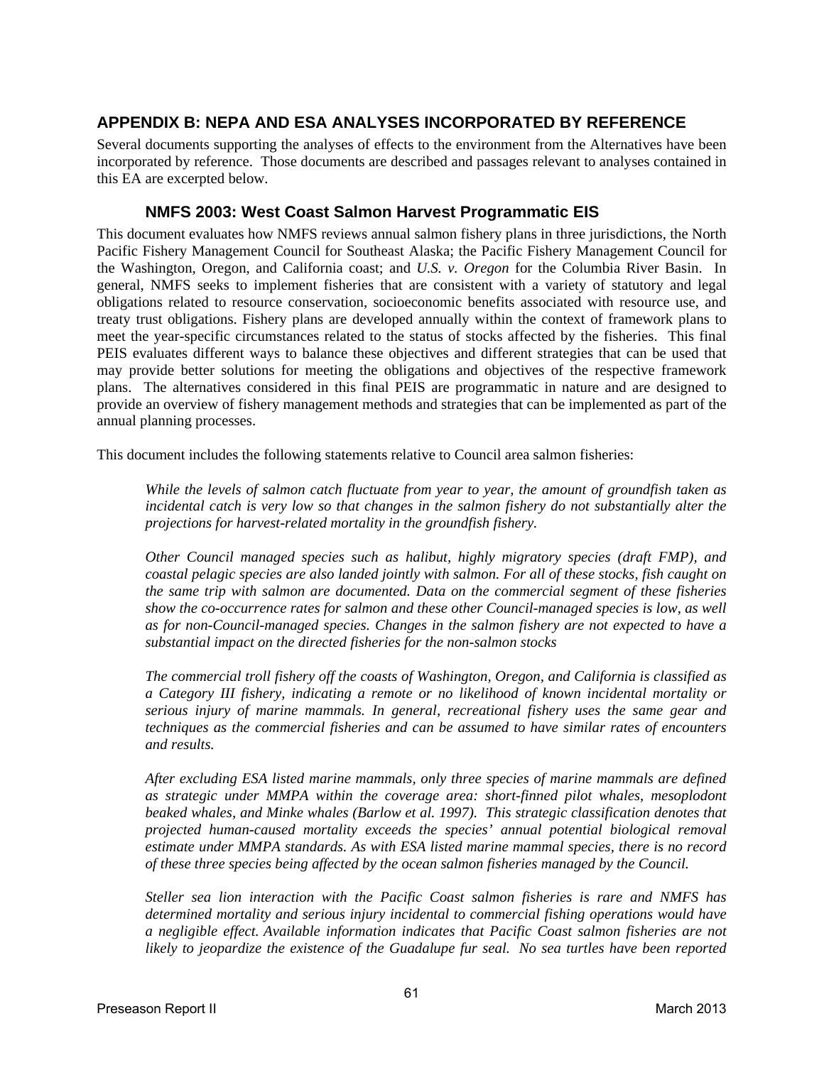## APPENDIX B: NEPA AND ESA ANALYSES INCORPORATED BY REFERENCE

Several documents supporting the analyses of effects to the environment from the Alternatives have been incorporated by reference. Those documents are described and passages relevant to analyses contained in this EA are excerpted below.

### NMFS 2003: West Coast Salmon Harvest Programmatic EIS

This document evaluates how NMFS reviews annual salmon fishery plans in three jurisdictions, the North Pacific Fishery Management Council for Southeast Alaska; the Pacific Fishery Management Council for the Washington, Oregon, and California coast; and *U.S. v. Oregon* for the Columbia River Basin. In general, NMFS seeks to implement fisheries that are consistent with a variety of statutory and legal obligations related to resource conservation, socioeconomic benefits associated with resource use, and treaty trust obligations. Fishery plans are developed annually within the context of framework plans to meet the year-specific circumstances related to the status of stocks affected by the fisheries. This final PEIS evaluates different ways to balance these objectives and different strategies that can be used that may provide better solutions for meeting the obligations and objectives of the respective framework plans. The alternatives considered in this final PEIS are programmatic in nature and are designed to provide an overview of fishery management methods and strategies that can be implemented as part of the annual planning processes.

This document includes the following statements relative to Council area salmon fisheries:

> *While the levels of salmon catch fluctuate from year to year, the amount of groundfish taken as incidental catch is very low so that changes in the salmon fishery do not substantially alter the projections for harvest-related mortality in the groundfish fishery.*
>
> *Other Council managed species such as halibut, highly migratory species (draft FMP), and coastal pelagic species are also landed jointly with salmon. For all of these stocks, fish caught on the same trip with salmon are documented. Data on the commercial segment of these fisheries show the co-occurrence rates for salmon and these other Council-managed species is low, as well as for non-Council-managed species. Changes in the salmon fishery are not expected to have a substantial impact on the directed fisheries for the non-salmon stocks*
>
> *The commercial troll fishery off the coasts of Washington, Oregon, and California is classified as a Category III fishery, indicating a remote or no likelihood of known incidental mortality or serious injury of marine mammals. In general, recreational fishery uses the same gear and techniques as the commercial fisheries and can be assumed to have similar rates of encounters and results.*
>
> *After excluding ESA listed marine mammals, only three species of marine mammals are defined as strategic under MMPA within the coverage area: short-finned pilot whales, mesoplodont beaked whales, and Minke whales (Barlow et al. 1997). This strategic classification denotes that projected human-caused mortality exceeds the species' annual potential biological removal estimate under MMPA standards. As with ESA listed marine mammal species, there is no record of these three species being affected by the ocean salmon fisheries managed by the Council.*
>
> *Steller sea lion interaction with the Pacific Coast salmon fisheries is rare and NMFS has determined mortality and serious injury incidental to commercial fishing operations would have a negligible effect. Available information indicates that Pacific Coast salmon fisheries are not likely to jeopardize the existence of the Guadalupe fur seal. No sea turtles have been reported*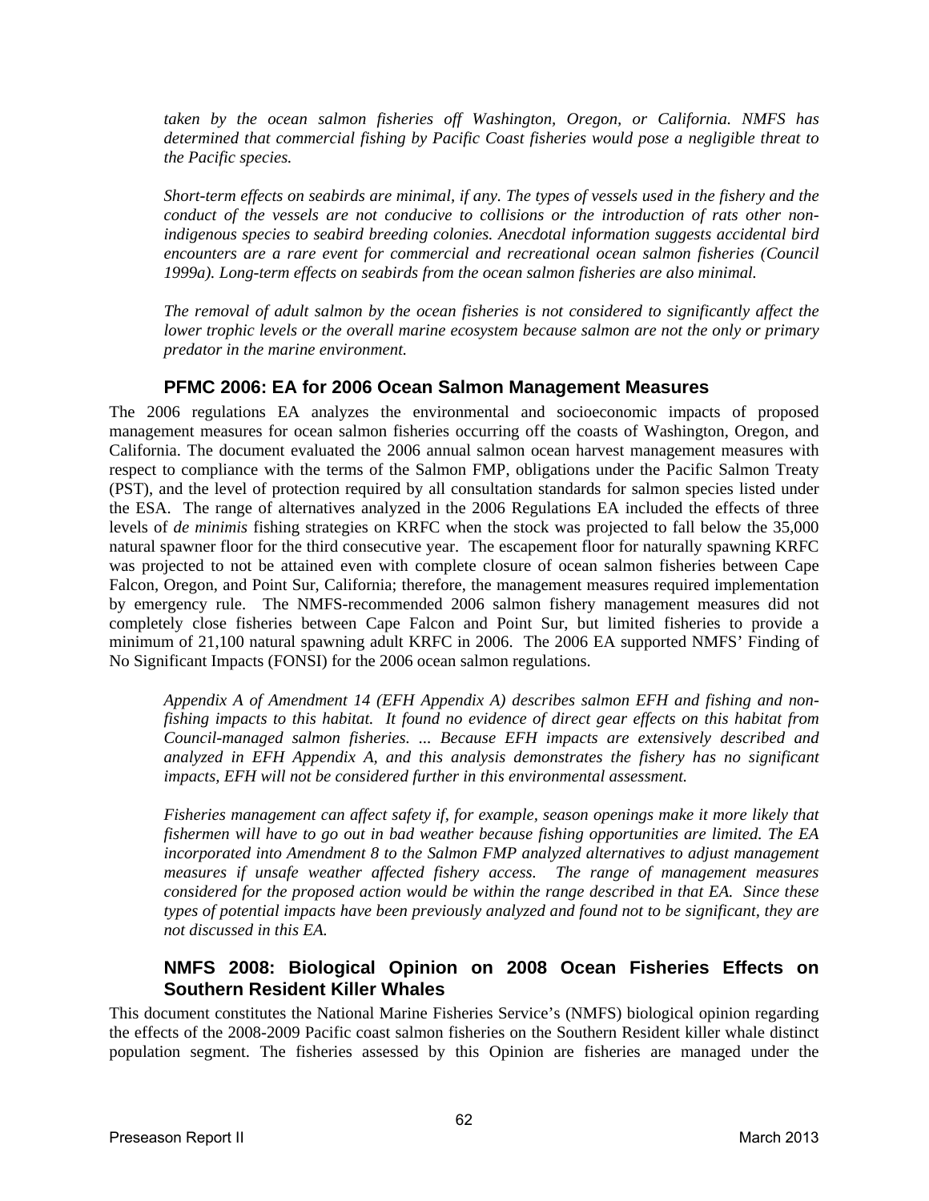*taken by the ocean salmon fisheries off Washington, Oregon, or California. NMFS has determined that commercial fishing by Pacific Coast fisheries would pose a negligible threat to the Pacific species.*

*Short-term effects on seabirds are minimal, if any. The types of vessels used in the fishery and the conduct of the vessels are not conducive to collisions or the introduction of rats other non-indigenous species to seabird breeding colonies. Anecdotal information suggests accidental bird encounters are a rare event for commercial and recreational ocean salmon fisheries (Council 1999a). Long-term effects on seabirds from the ocean salmon fisheries are also minimal.*

*The removal of adult salmon by the ocean fisheries is not considered to significantly affect the lower trophic levels or the overall marine ecosystem because salmon are not the only or primary predator in the marine environment.*

### PFMC 2006: EA for 2006 Ocean Salmon Management Measures

The 2006 regulations EA analyzes the environmental and socioeconomic impacts of proposed management measures for ocean salmon fisheries occurring off the coasts of Washington, Oregon, and California. The document evaluated the 2006 annual salmon ocean harvest management measures with respect to compliance with the terms of the Salmon FMP, obligations under the Pacific Salmon Treaty (PST), and the level of protection required by all consultation standards for salmon species listed under the ESA. The range of alternatives analyzed in the 2006 Regulations EA included the effects of three levels of *de minimis* fishing strategies on KRFC when the stock was projected to fall below the 35,000 natural spawner floor for the third consecutive year. The escapement floor for naturally spawning KRFC was projected to not be attained even with complete closure of ocean salmon fisheries between Cape Falcon, Oregon, and Point Sur, California; therefore, the management measures required implementation by emergency rule. The NMFS-recommended 2006 salmon fishery management measures did not completely close fisheries between Cape Falcon and Point Sur, but limited fisheries to provide a minimum of 21,100 natural spawning adult KRFC in 2006. The 2006 EA supported NMFS' Finding of No Significant Impacts (FONSI) for the 2006 ocean salmon regulations.

*Appendix A of Amendment 14 (EFH Appendix A) describes salmon EFH and fishing and non-fishing impacts to this habitat. It found no evidence of direct gear effects on this habitat from Council-managed salmon fisheries. ... Because EFH impacts are extensively described and analyzed in EFH Appendix A, and this analysis demonstrates the fishery has no significant impacts, EFH will not be considered further in this environmental assessment.*

*Fisheries management can affect safety if, for example, season openings make it more likely that fishermen will have to go out in bad weather because fishing opportunities are limited. The EA incorporated into Amendment 8 to the Salmon FMP analyzed alternatives to adjust management measures if unsafe weather affected fishery access. The range of management measures considered for the proposed action would be within the range described in that EA. Since these types of potential impacts have been previously analyzed and found not to be significant, they are not discussed in this EA.*

### NMFS 2008: Biological Opinion on 2008 Ocean Fisheries Effects on Southern Resident Killer Whales

This document constitutes the National Marine Fisheries Service's (NMFS) biological opinion regarding the effects of the 2008-2009 Pacific coast salmon fisheries on the Southern Resident killer whale distinct population segment. The fisheries assessed by this Opinion are fisheries are managed under the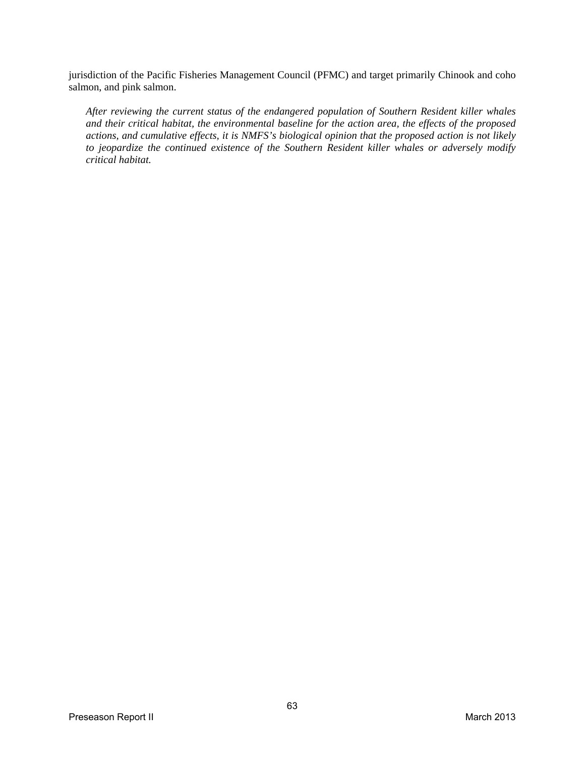jurisdiction of the Pacific Fisheries Management Council (PFMC) and target primarily Chinook and coho salmon, and pink salmon.

> *After reviewing the current status of the endangered population of Southern Resident killer whales and their critical habitat, the environmental baseline for the action area, the effects of the proposed actions, and cumulative effects, it is NMFS's biological opinion that the proposed action is not likely to jeopardize the continued existence of the Southern Resident killer whales or adversely modify critical habitat.*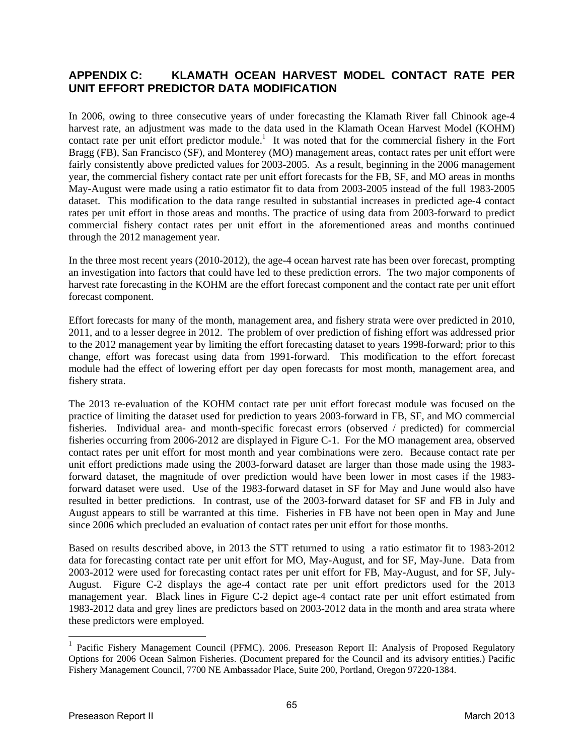## APPENDIX C: KLAMATH OCEAN HARVEST MODEL CONTACT RATE PER UNIT EFFORT PREDICTOR DATA MODIFICATION

In 2006, owing to three consecutive years of under forecasting the Klamath River fall Chinook age-4 harvest rate, an adjustment was made to the data used in the Klamath Ocean Harvest Model (KOHM) contact rate per unit effort predictor module.[1] It was noted that for the commercial fishery in the Fort Bragg (FB), San Francisco (SF), and Monterey (MO) management areas, contact rates per unit effort were fairly consistently above predicted values for 2003-2005. As a result, beginning in the 2006 management year, the commercial fishery contact rate per unit effort forecasts for the FB, SF, and MO areas in months May-August were made using a ratio estimator fit to data from 2003-2005 instead of the full 1983-2005 dataset. This modification to the data range resulted in substantial increases in predicted age-4 contact rates per unit effort in those areas and months. The practice of using data from 2003-forward to predict commercial fishery contact rates per unit effort in the aforementioned areas and months continued through the 2012 management year.

In the three most recent years (2010-2012), the age-4 ocean harvest rate has been over forecast, prompting an investigation into factors that could have led to these prediction errors. The two major components of harvest rate forecasting in the KOHM are the effort forecast component and the contact rate per unit effort forecast component.

Effort forecasts for many of the month, management area, and fishery strata were over predicted in 2010, 2011, and to a lesser degree in 2012. The problem of over prediction of fishing effort was addressed prior to the 2012 management year by limiting the effort forecasting dataset to years 1998-forward; prior to this change, effort was forecast using data from 1991-forward. This modification to the effort forecast module had the effect of lowering effort per day open forecasts for most month, management area, and fishery strata.

The 2013 re-evaluation of the KOHM contact rate per unit effort forecast module was focused on the practice of limiting the dataset used for prediction to years 2003-forward in FB, SF, and MO commercial fisheries. Individual area- and month-specific forecast errors (observed / predicted) for commercial fisheries occurring from 2006-2012 are displayed in Figure C-1. For the MO management area, observed contact rates per unit effort for most month and year combinations were zero. Because contact rate per unit effort predictions made using the 2003-forward dataset are larger than those made using the 1983-forward dataset, the magnitude of over prediction would have been lower in most cases if the 1983-forward dataset were used. Use of the 1983-forward dataset in SF for May and June would also have resulted in better predictions. In contrast, use of the 2003-forward dataset for SF and FB in July and August appears to still be warranted at this time. Fisheries in FB have not been open in May and June since 2006 which precluded an evaluation of contact rates per unit effort for those months.

Based on results described above, in 2013 the STT returned to using a ratio estimator fit to 1983-2012 data for forecasting contact rate per unit effort for MO, May-August, and for SF, May-June. Data from 2003-2012 were used for forecasting contact rates per unit effort for FB, May-August, and for SF, July-August. Figure C-2 displays the age-4 contact rate per unit effort predictors used for the 2013 management year. Black lines in Figure C-2 depict age-4 contact rate per unit effort estimated from 1983-2012 data and grey lines are predictors based on 2003-2012 data in the month and area strata where these predictors were employed.

---

[1] Pacific Fishery Management Council (PFMC). 2006. Preseason Report II: Analysis of Proposed Regulatory Options for 2006 Ocean Salmon Fisheries. (Document prepared for the Council and its advisory entities.) Pacific Fishery Management Council, 7700 NE Ambassador Place, Suite 200, Portland, Oregon 97220-1384.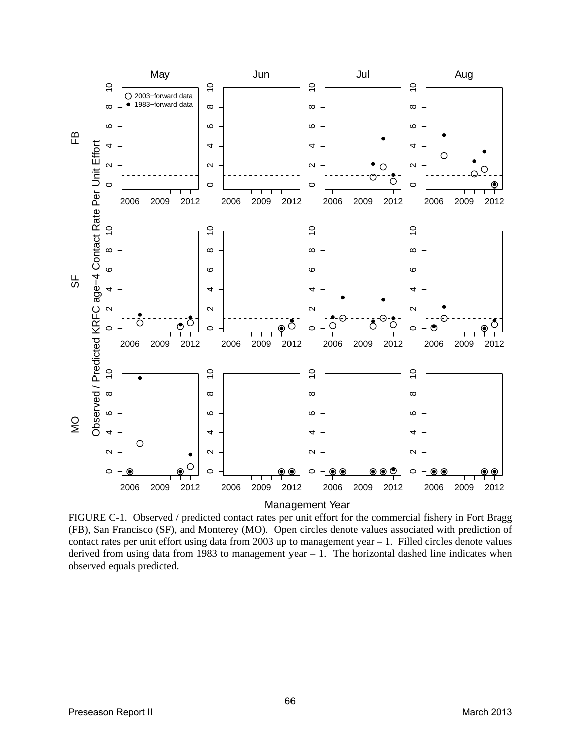FIGURE C-1. Observed / predicted contact rates per unit effort for the commercial fishery in Fort Bragg (FB), San Francisco (SF), and Monterey (MO). Open circles denote values associated with prediction of contact rates per unit effort using data from 2003 up to management year – 1. Filled circles denote values derived from using data from 1983 to management year – 1. The horizontal dashed line indicates when observed equals predicted.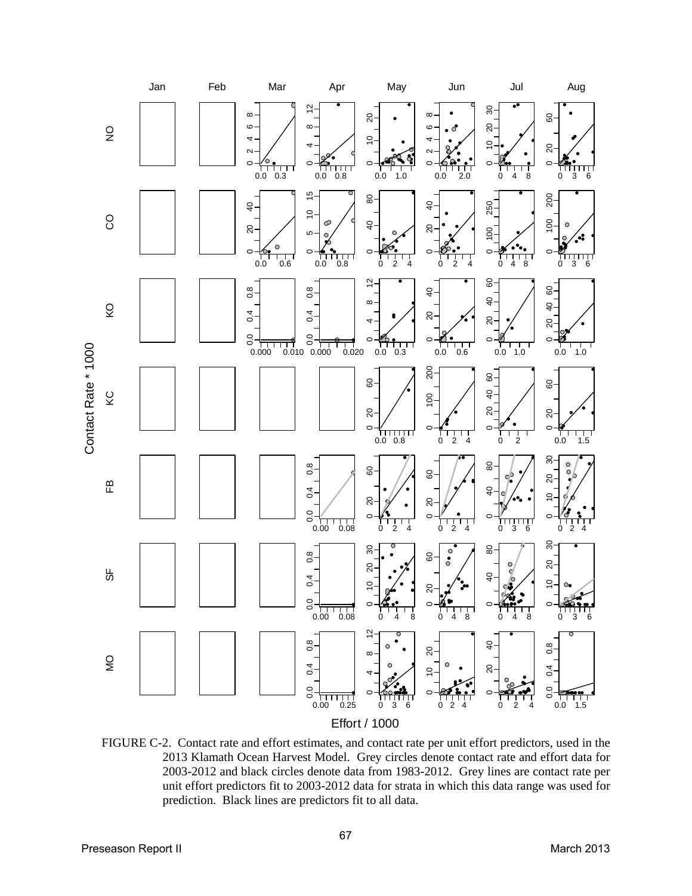FIGURE C-2. Contact rate and effort estimates, and contact rate per unit effort predictors, used in the 2013 Klamath Ocean Harvest Model. Grey circles denote contact rate and effort data for 2003-2012 and black circles denote data from 1983-2012. Grey lines are contact rate per unit effort predictors fit to 2003-2012 data for strata in which this data range was used for prediction. Black lines are predictors fit to all data.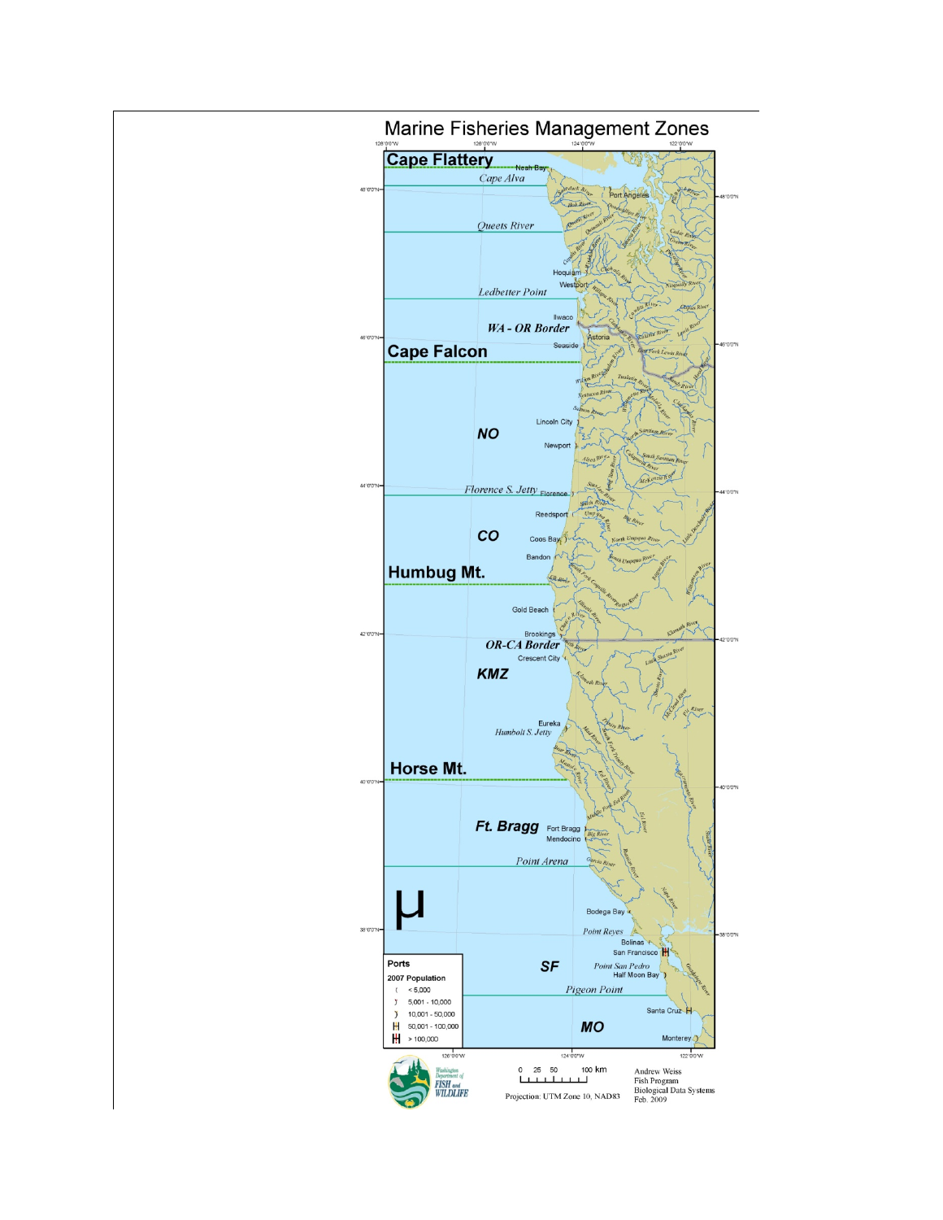# Marine Fisheries Management Zones

Cape Flattery
Neah Bay
Cape Alva
Port Angeles
Queets River
Hoquiam
Westport
Ledbetter Point
Ilwaco
WA - OR Border
Astoria
Seaside
Cape Falcon
Lincoln City
NO
Newport
Florence S. Jetty
Florence
Reedsport
CO
Coos Bay
Bandon
Humbug Mt.
Gold Beach
Brookings
OR-CA Border
Crescent City
KMZ
Eureka
Humbolt S. Jetty
Horse Mt.
Ft. Bragg
Fort Bragg
Mendocino
Point Arena
Bodega Bay
Point Reyes
Bolinas
San Francisco
SF
Point San Pedro
Half Moon Bay
Pigeon Point
Santa Cruz
MO
Monterey

128°0'0"W 126°0'0"W 124°0'0"W 122°0'0"W
48°0'0"N
46°0'0"N
44°0'0"N
42°0'0"N
40°0'0"N
38°0'0"N

Ports
2007 Population
< 5,000
5,001 - 10,000
10,001 - 50,000
50,001 - 100,000
> 100,000

Washington Department of FISH and WILDLIFE

0 25 50 100 km

Projection: UTM Zone 10, NAD83

Andrew Weiss
Fish Program
Biological Data Systems
Feb. 2009